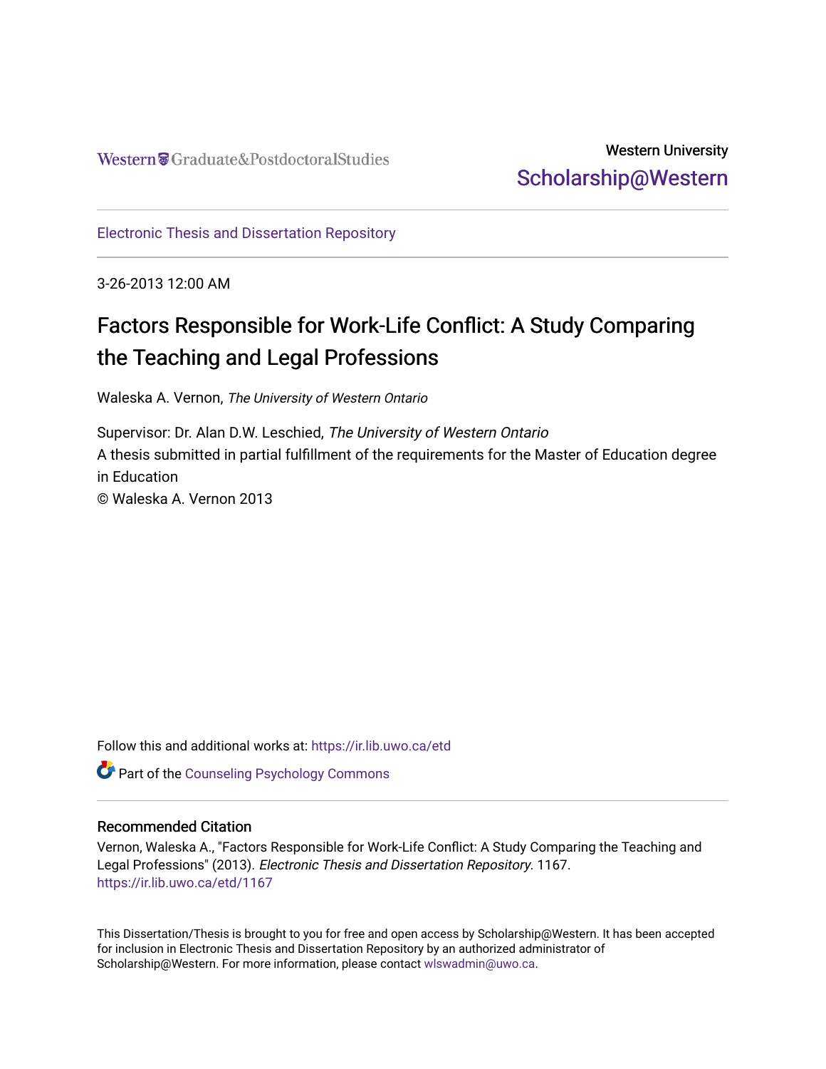Western Graduate&PostdoctoralStudies

Western University
Scholarship@Western

Electronic Thesis and Dissertation Repository

3-26-2013 12:00 AM

# Factors Responsible for Work-Life Conflict: A Study Comparing the Teaching and Legal Professions

Waleska A. Vernon, *The University of Western Ontario*

Supervisor: Dr. Alan D.W. Leschied, *The University of Western Ontario*
A thesis submitted in partial fulfillment of the requirements for the Master of Education degree in Education
© Waleska A. Vernon 2013

Follow this and additional works at: https://ir.lib.uwo.ca/etd

Part of the Counseling Psychology Commons

## Recommended Citation

Vernon, Waleska A., "Factors Responsible for Work-Life Conflict: A Study Comparing the Teaching and Legal Professions" (2013). *Electronic Thesis and Dissertation Repository*. 1167.
https://ir.lib.uwo.ca/etd/1167

This Dissertation/Thesis is brought to you for free and open access by Scholarship@Western. It has been accepted for inclusion in Electronic Thesis and Dissertation Repository by an authorized administrator of Scholarship@Western. For more information, please contact wlswadmin@uwo.ca.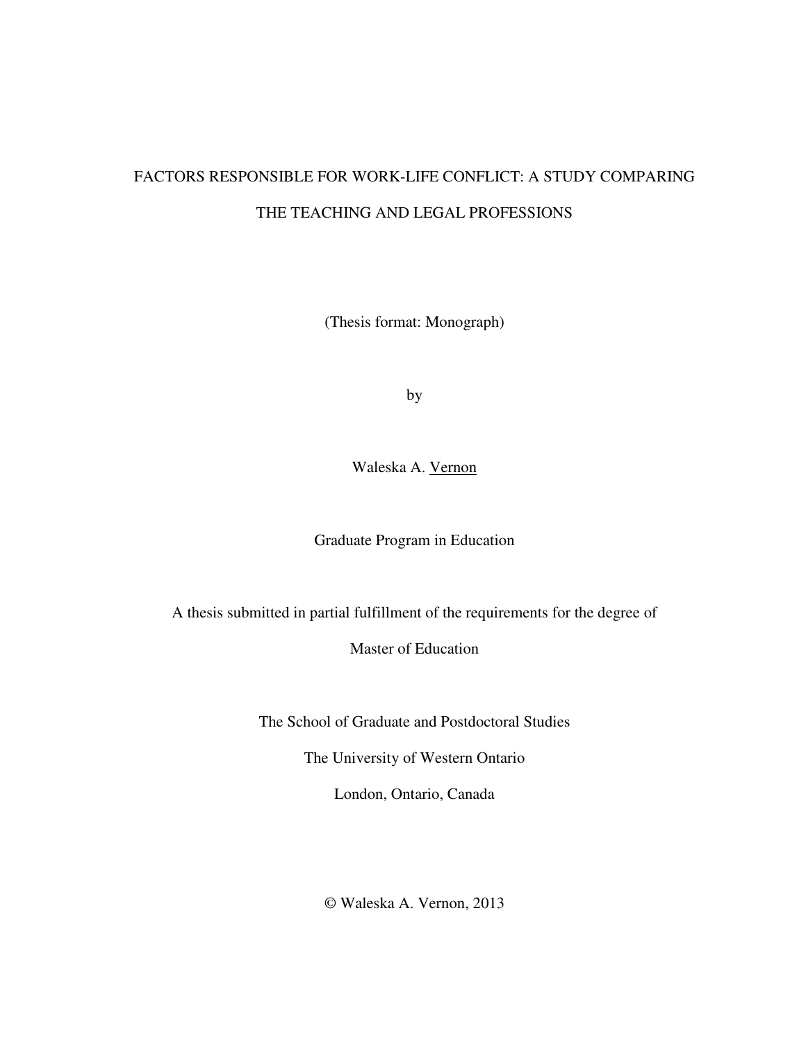# FACTORS RESPONSIBLE FOR WORK-LIFE CONFLICT: A STUDY COMPARING THE TEACHING AND LEGAL PROFESSIONS

(Thesis format: Monograph)

by

Waleska A. Vernon

Graduate Program in Education

A thesis submitted in partial fulfillment of the requirements for the degree of

Master of Education

The School of Graduate and Postdoctoral Studies

The University of Western Ontario

London, Ontario, Canada

© Waleska A. Vernon, 2013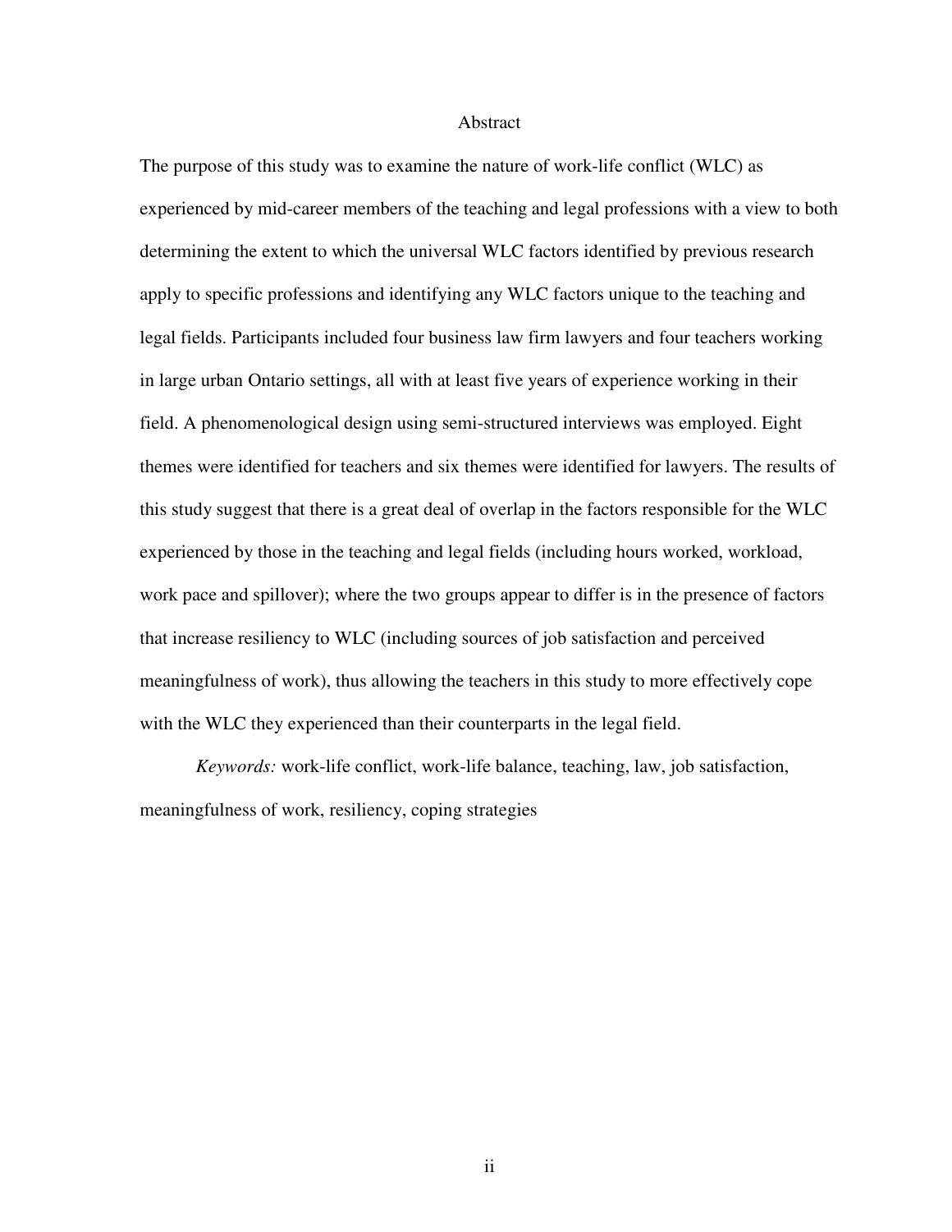# Abstract

The purpose of this study was to examine the nature of work-life conflict (WLC) as experienced by mid-career members of the teaching and legal professions with a view to both determining the extent to which the universal WLC factors identified by previous research apply to specific professions and identifying any WLC factors unique to the teaching and legal fields. Participants included four business law firm lawyers and four teachers working in large urban Ontario settings, all with at least five years of experience working in their field. A phenomenological design using semi-structured interviews was employed. Eight themes were identified for teachers and six themes were identified for lawyers. The results of this study suggest that there is a great deal of overlap in the factors responsible for the WLC experienced by those in the teaching and legal fields (including hours worked, workload, work pace and spillover); where the two groups appear to differ is in the presence of factors that increase resiliency to WLC (including sources of job satisfaction and perceived meaningfulness of work), thus allowing the teachers in this study to more effectively cope with the WLC they experienced than their counterparts in the legal field.

*Keywords:* work-life conflict, work-life balance, teaching, law, job satisfaction, meaningfulness of work, resiliency, coping strategies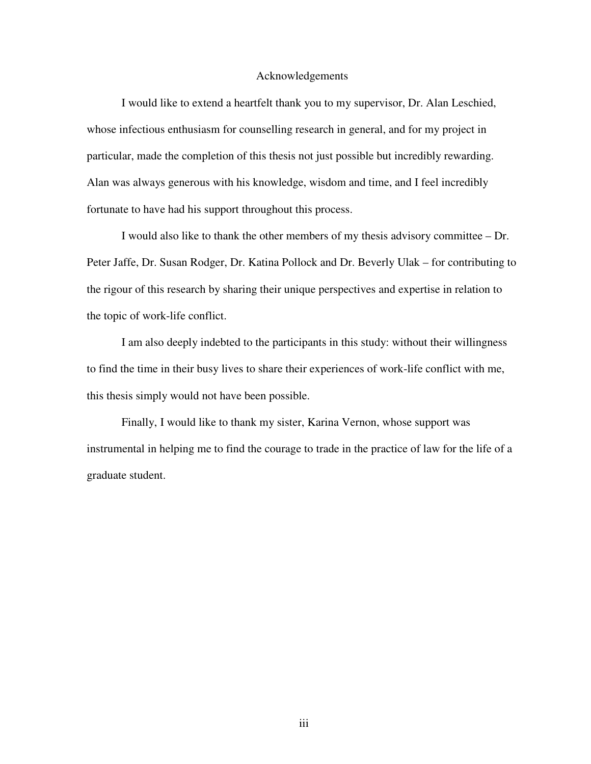# Acknowledgements

I would like to extend a heartfelt thank you to my supervisor, Dr. Alan Leschied, whose infectious enthusiasm for counselling research in general, and for my project in particular, made the completion of this thesis not just possible but incredibly rewarding. Alan was always generous with his knowledge, wisdom and time, and I feel incredibly fortunate to have had his support throughout this process.

I would also like to thank the other members of my thesis advisory committee – Dr. Peter Jaffe, Dr. Susan Rodger, Dr. Katina Pollock and Dr. Beverly Ulak – for contributing to the rigour of this research by sharing their unique perspectives and expertise in relation to the topic of work-life conflict.

I am also deeply indebted to the participants in this study: without their willingness to find the time in their busy lives to share their experiences of work-life conflict with me, this thesis simply would not have been possible.

Finally, I would like to thank my sister, Karina Vernon, whose support was instrumental in helping me to find the courage to trade in the practice of law for the life of a graduate student.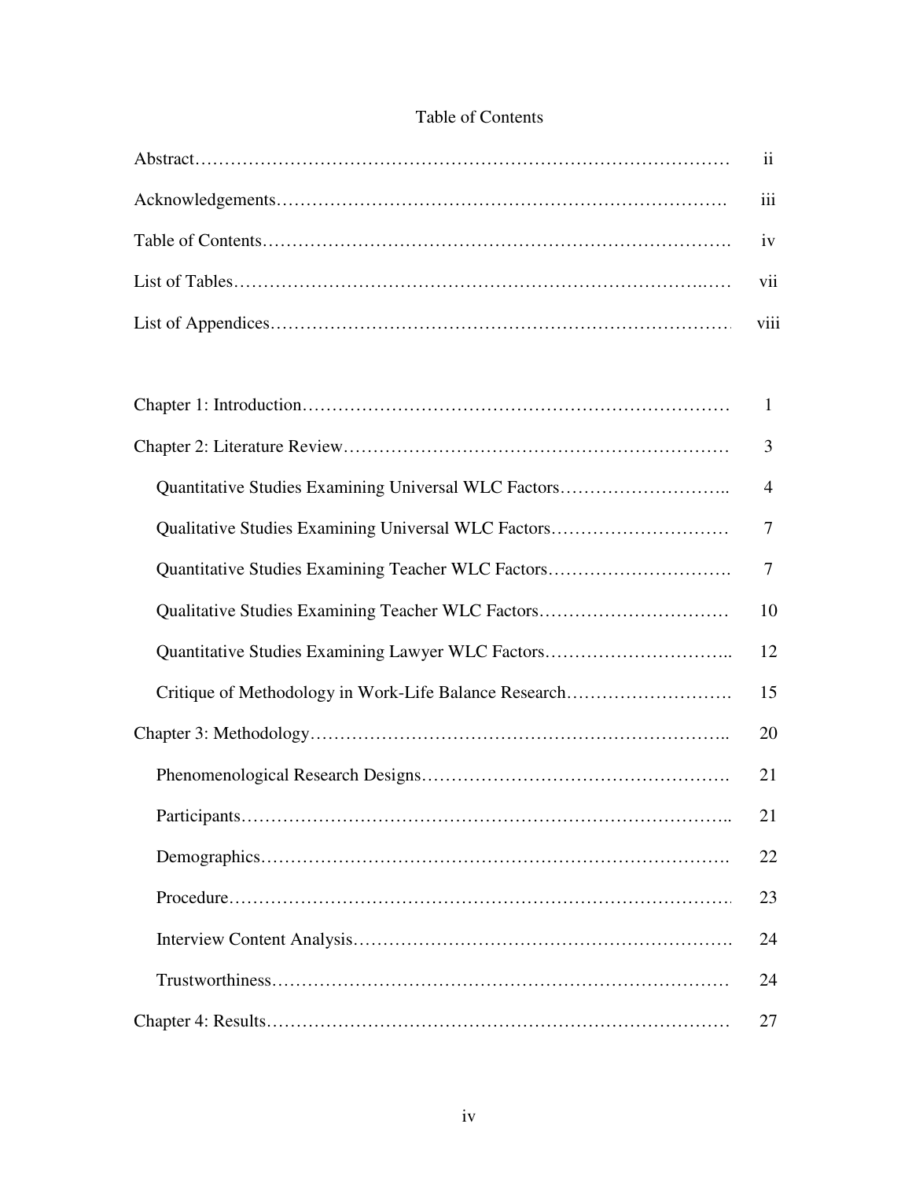# Table of Contents

| | |
|---|---|
| Abstract | ii |
| Acknowledgements | iii |
| Table of Contents | iv |
| List of Tables | vii |
| List of Appendices | viii |

| | |
|---|---|
| Chapter 1: Introduction | 1 |
| Chapter 2: Literature Review | 3 |
| Quantitative Studies Examining Universal WLC Factors | 4 |
| Qualitative Studies Examining Universal WLC Factors | 7 |
| Quantitative Studies Examining Teacher WLC Factors | 7 |
| Qualitative Studies Examining Teacher WLC Factors | 10 |
| Quantitative Studies Examining Lawyer WLC Factors | 12 |
| Critique of Methodology in Work-Life Balance Research | 15 |
| Chapter 3: Methodology | 20 |
| Phenomenological Research Designs | 21 |
| Participants | 21 |
| Demographics | 22 |
| Procedure | 23 |
| Interview Content Analysis | 24 |
| Trustworthiness | 24 |
| Chapter 4: Results | 27 |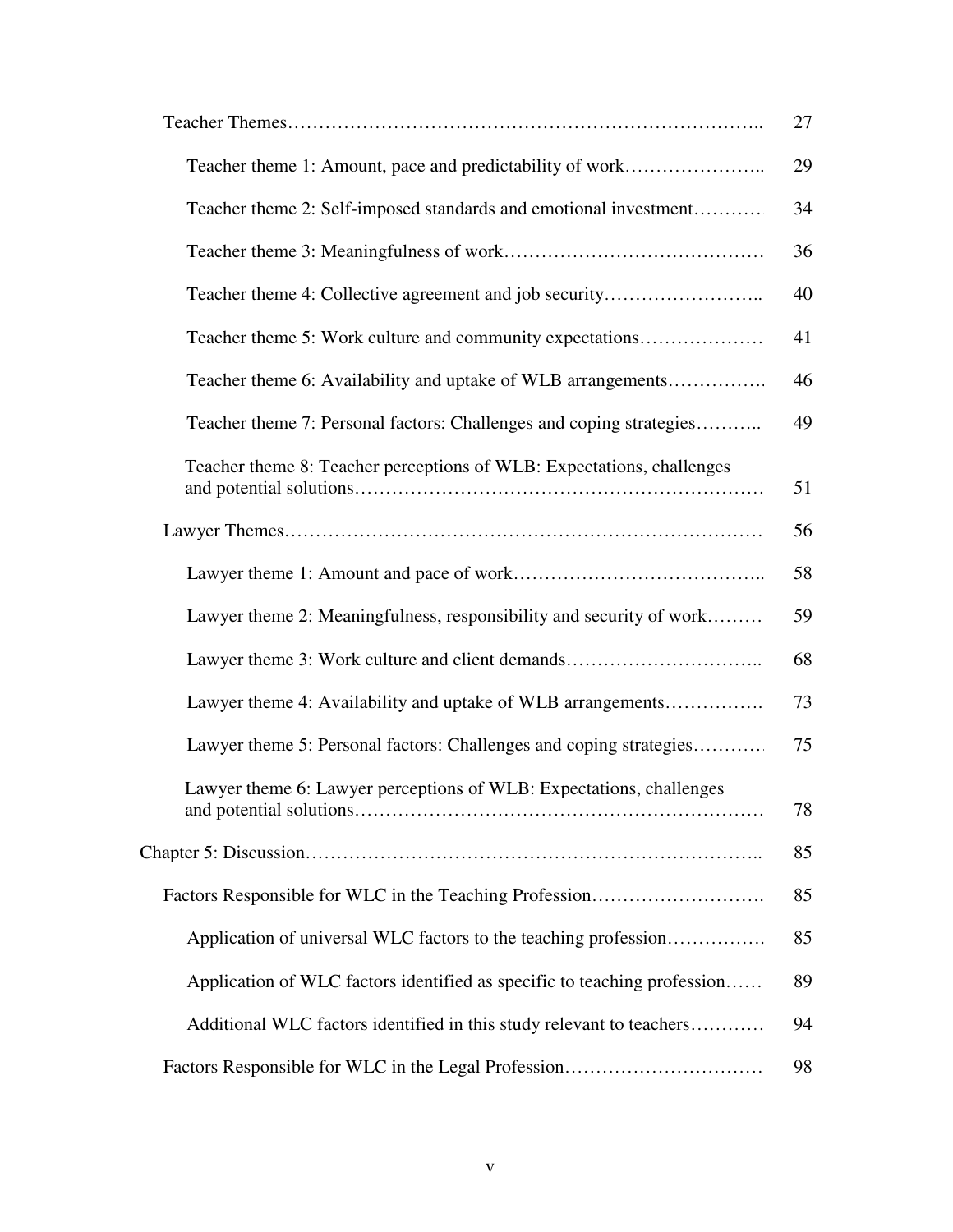Teacher Themes………………………………………………………………….. 27

Teacher theme 1: Amount, pace and predictability of work………………….. 29

Teacher theme 2: Self-imposed standards and emotional investment………… 34

Teacher theme 3: Meaningfulness of work…………………………………… 36

Teacher theme 4: Collective agreement and job security…………………….. 40

Teacher theme 5: Work culture and community expectations………………… 41

Teacher theme 6: Availability and uptake of WLB arrangements……………. 46

Teacher theme 7: Personal factors: Challenges and coping strategies……….. 49

Teacher theme 8: Teacher perceptions of WLB: Expectations, challenges and potential solutions………………………………………………………… 51

Lawyer Themes…………………………………………………………………… 56

Lawyer theme 1: Amount and pace of work………………………………….. 58

Lawyer theme 2: Meaningfulness, responsibility and security of work……… 59

Lawyer theme 3: Work culture and client demands………………………….. 68

Lawyer theme 4: Availability and uptake of WLB arrangements……………. 73

Lawyer theme 5: Personal factors: Challenges and coping strategies………… 75

Lawyer theme 6: Lawyer perceptions of WLB: Expectations, challenges and potential solutions………………………………………………………… 78

Chapter 5: Discussion……………………………………………………………….. 85

Factors Responsible for WLC in the Teaching Profession………………………. 85

Application of universal WLC factors to the teaching profession……………. 85

Application of WLC factors identified as specific to teaching profession…… 89

Additional WLC factors identified in this study relevant to teachers………… 94

Factors Responsible for WLC in the Legal Profession…………………………. 98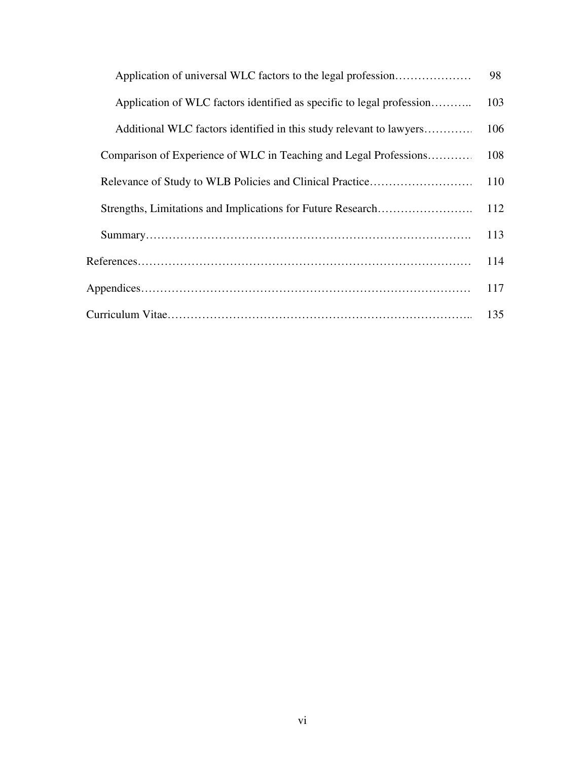| | |
|---|---|
| Application of universal WLC factors to the legal profession………………… | 98 |
| Application of WLC factors identified as specific to legal profession……….. | 103 |
| Additional WLC factors identified in this study relevant to lawyers…………. | 106 |
| Comparison of Experience of WLC in Teaching and Legal Professions………… | 108 |
| Relevance of Study to WLB Policies and Clinical Practice………………………. | 110 |
| Strengths, Limitations and Implications for Future Research……………………. | 112 |
| Summary………………………………………………………………………. | 113 |
| References……………………………………………………………………… | 114 |
| Appendices……………………………………………………………………… | 117 |
| Curriculum Vitae……………………………………………………………….. | 135 |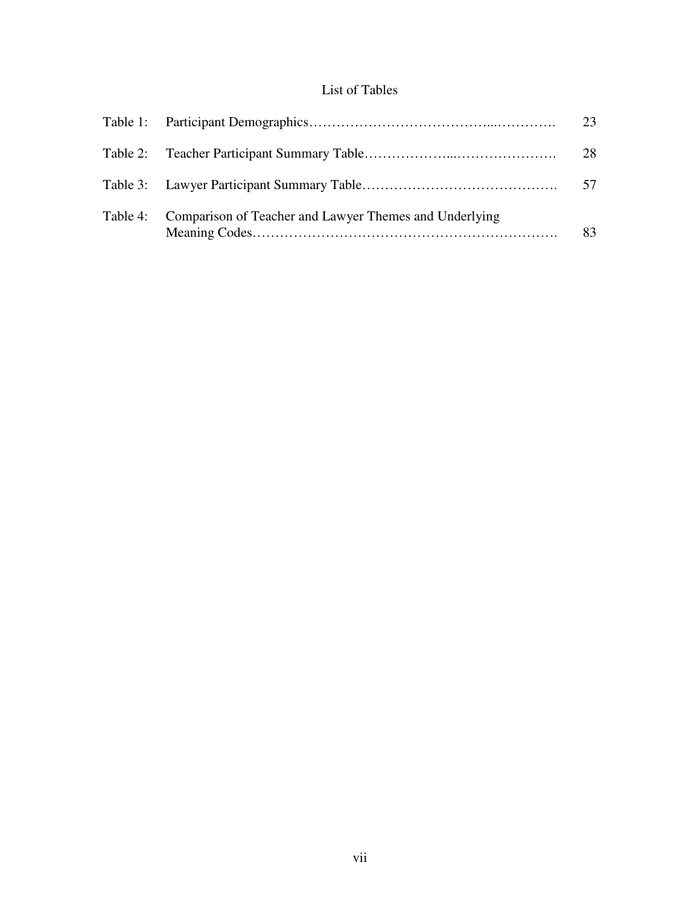# List of Tables

Table 1: Participant Demographics…………………………………...…………. 23

Table 2: Teacher Participant Summary Table………………...…………………. 28

Table 3: Lawyer Participant Summary Table……………………………………. 57

Table 4: Comparison of Teacher and Lawyer Themes and Underlying Meaning Codes………………………………………………………………. 83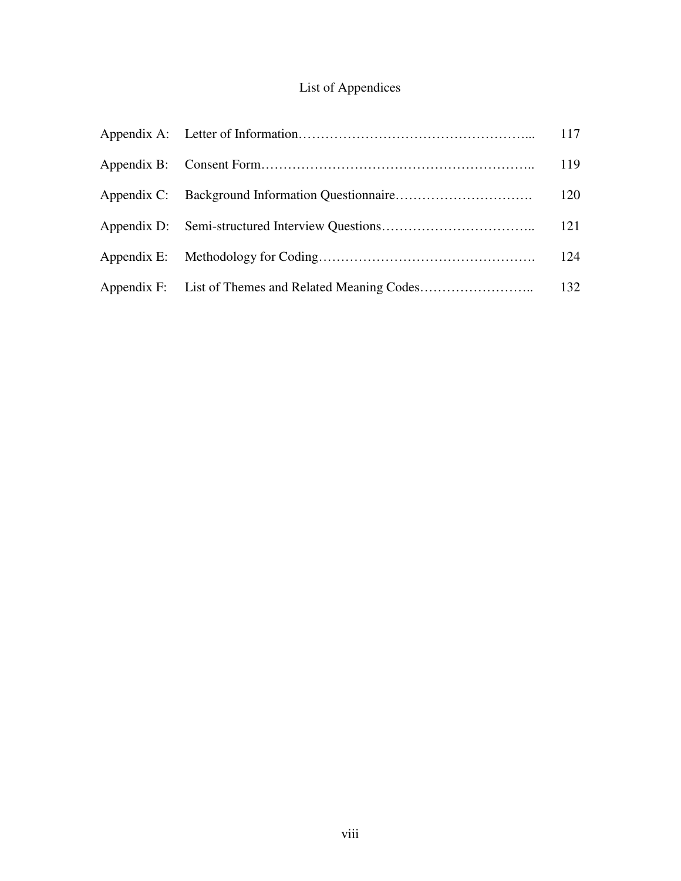# List of Appendices

| | | |
|---|---|---|
| Appendix A: | Letter of Information | 117 |
| Appendix B: | Consent Form | 119 |
| Appendix C: | Background Information Questionnaire | 120 |
| Appendix D: | Semi-structured Interview Questions | 121 |
| Appendix E: | Methodology for Coding | 124 |
| Appendix F: | List of Themes and Related Meaning Codes | 132 |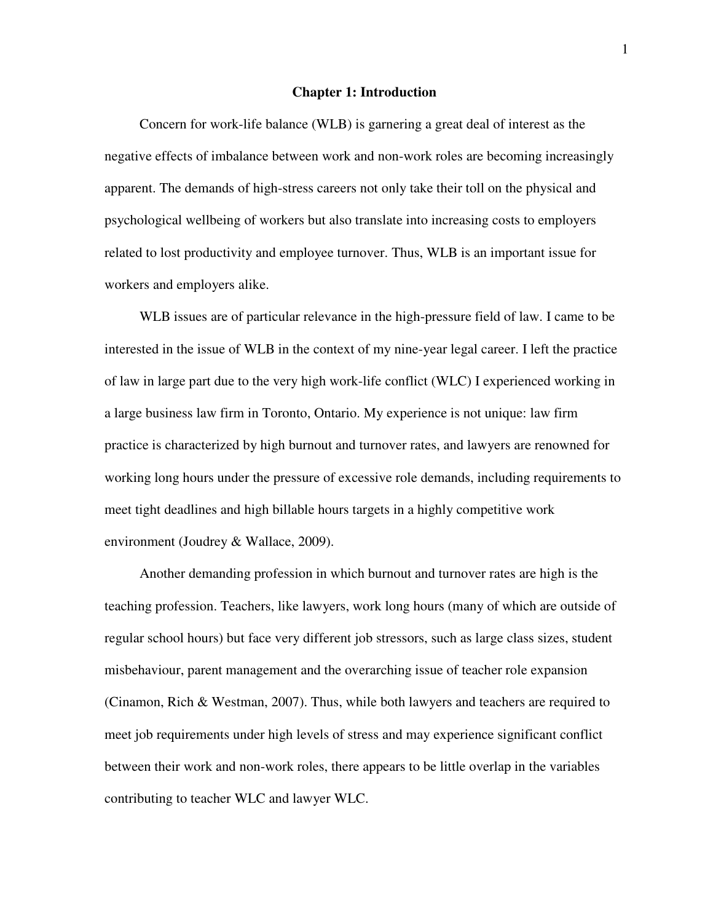# Chapter 1: Introduction

Concern for work-life balance (WLB) is garnering a great deal of interest as the negative effects of imbalance between work and non-work roles are becoming increasingly apparent. The demands of high-stress careers not only take their toll on the physical and psychological wellbeing of workers but also translate into increasing costs to employers related to lost productivity and employee turnover. Thus, WLB is an important issue for workers and employers alike.

WLB issues are of particular relevance in the high-pressure field of law. I came to be interested in the issue of WLB in the context of my nine-year legal career. I left the practice of law in large part due to the very high work-life conflict (WLC) I experienced working in a large business law firm in Toronto, Ontario. My experience is not unique: law firm practice is characterized by high burnout and turnover rates, and lawyers are renowned for working long hours under the pressure of excessive role demands, including requirements to meet tight deadlines and high billable hours targets in a highly competitive work environment (Joudrey & Wallace, 2009).

Another demanding profession in which burnout and turnover rates are high is the teaching profession. Teachers, like lawyers, work long hours (many of which are outside of regular school hours) but face very different job stressors, such as large class sizes, student misbehaviour, parent management and the overarching issue of teacher role expansion (Cinamon, Rich & Westman, 2007). Thus, while both lawyers and teachers are required to meet job requirements under high levels of stress and may experience significant conflict between their work and non-work roles, there appears to be little overlap in the variables contributing to teacher WLC and lawyer WLC.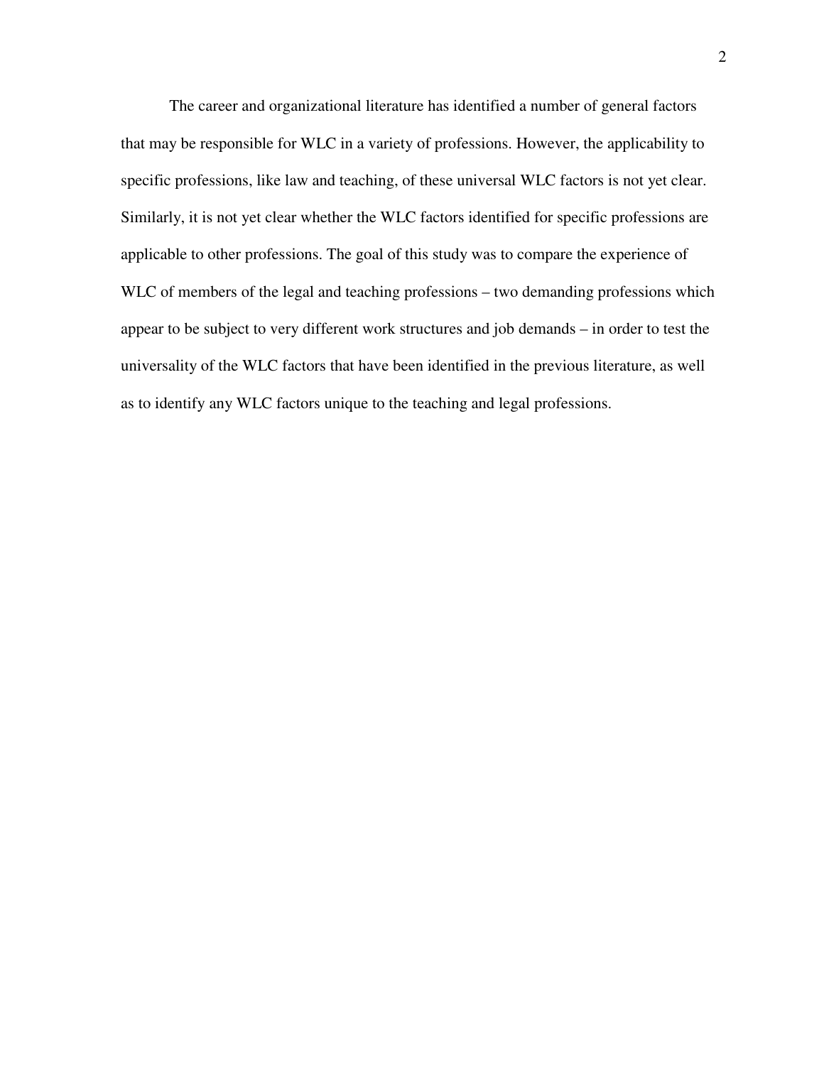The career and organizational literature has identified a number of general factors that may be responsible for WLC in a variety of professions. However, the applicability to specific professions, like law and teaching, of these universal WLC factors is not yet clear. Similarly, it is not yet clear whether the WLC factors identified for specific professions are applicable to other professions. The goal of this study was to compare the experience of WLC of members of the legal and teaching professions – two demanding professions which appear to be subject to very different work structures and job demands – in order to test the universality of the WLC factors that have been identified in the previous literature, as well as to identify any WLC factors unique to the teaching and legal professions.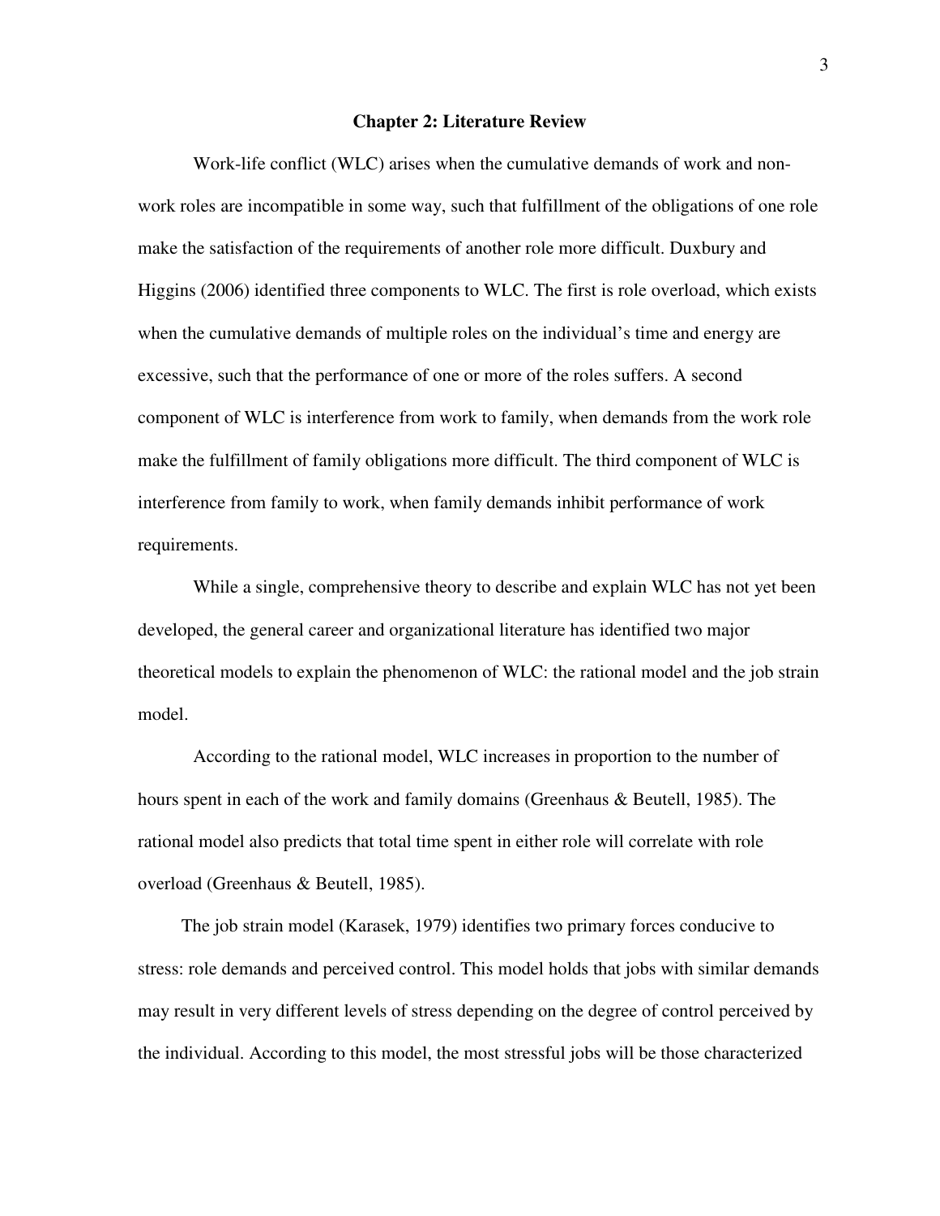## Chapter 2: Literature Review

Work-life conflict (WLC) arises when the cumulative demands of work and non-work roles are incompatible in some way, such that fulfillment of the obligations of one role make the satisfaction of the requirements of another role more difficult. Duxbury and Higgins (2006) identified three components to WLC. The first is role overload, which exists when the cumulative demands of multiple roles on the individual's time and energy are excessive, such that the performance of one or more of the roles suffers. A second component of WLC is interference from work to family, when demands from the work role make the fulfillment of family obligations more difficult. The third component of WLC is interference from family to work, when family demands inhibit performance of work requirements.

While a single, comprehensive theory to describe and explain WLC has not yet been developed, the general career and organizational literature has identified two major theoretical models to explain the phenomenon of WLC: the rational model and the job strain model.

According to the rational model, WLC increases in proportion to the number of hours spent in each of the work and family domains (Greenhaus & Beutell, 1985). The rational model also predicts that total time spent in either role will correlate with role overload (Greenhaus & Beutell, 1985).

The job strain model (Karasek, 1979) identifies two primary forces conducive to stress: role demands and perceived control. This model holds that jobs with similar demands may result in very different levels of stress depending on the degree of control perceived by the individual. According to this model, the most stressful jobs will be those characterized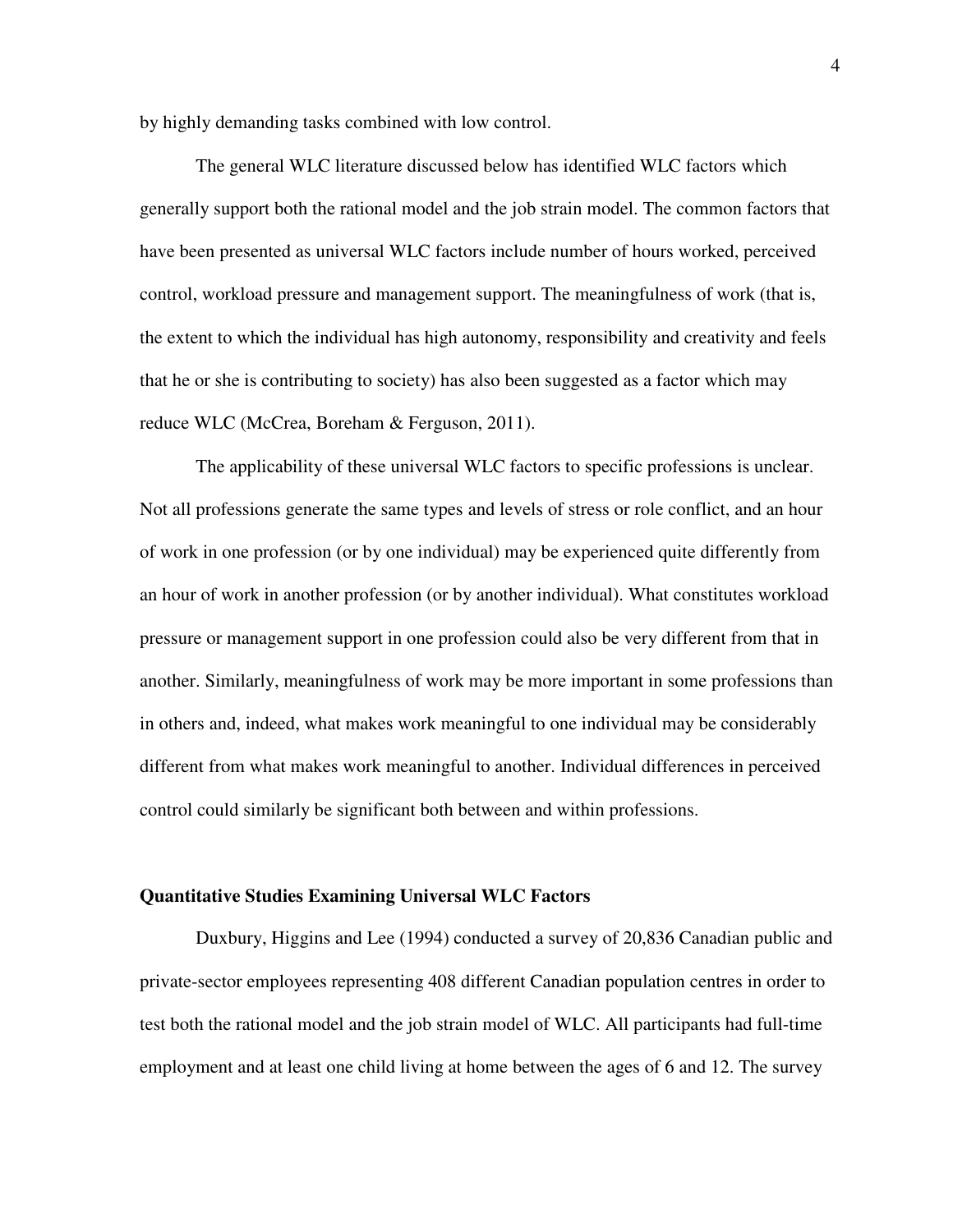by highly demanding tasks combined with low control.

The general WLC literature discussed below has identified WLC factors which generally support both the rational model and the job strain model. The common factors that have been presented as universal WLC factors include number of hours worked, perceived control, workload pressure and management support. The meaningfulness of work (that is, the extent to which the individual has high autonomy, responsibility and creativity and feels that he or she is contributing to society) has also been suggested as a factor which may reduce WLC (McCrea, Boreham & Ferguson, 2011).

The applicability of these universal WLC factors to specific professions is unclear. Not all professions generate the same types and levels of stress or role conflict, and an hour of work in one profession (or by one individual) may be experienced quite differently from an hour of work in another profession (or by another individual). What constitutes workload pressure or management support in one profession could also be very different from that in another. Similarly, meaningfulness of work may be more important in some professions than in others and, indeed, what makes work meaningful to one individual may be considerably different from what makes work meaningful to another. Individual differences in perceived control could similarly be significant both between and within professions.

**Quantitative Studies Examining Universal WLC Factors**

Duxbury, Higgins and Lee (1994) conducted a survey of 20,836 Canadian public and private-sector employees representing 408 different Canadian population centres in order to test both the rational model and the job strain model of WLC. All participants had full-time employment and at least one child living at home between the ages of 6 and 12. The survey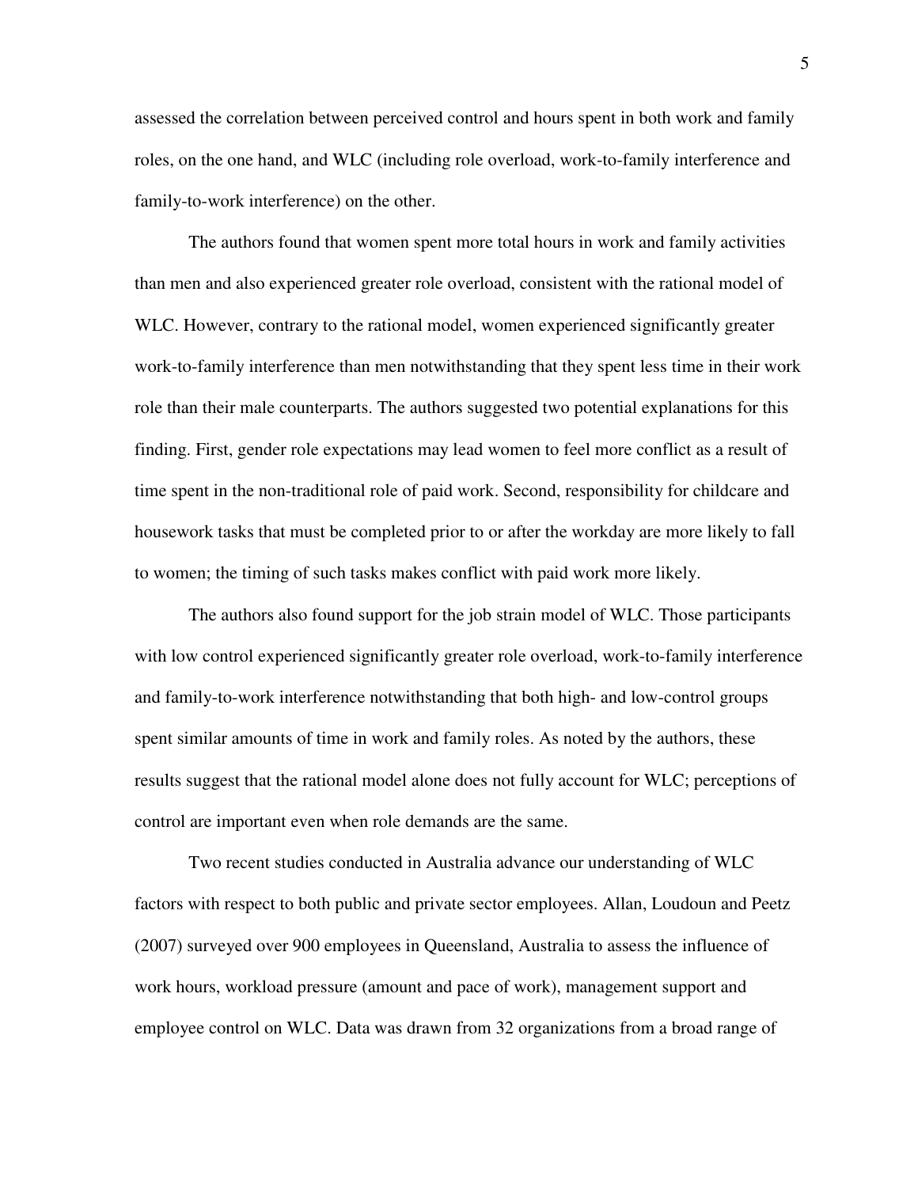assessed the correlation between perceived control and hours spent in both work and family roles, on the one hand, and WLC (including role overload, work-to-family interference and family-to-work interference) on the other.

The authors found that women spent more total hours in work and family activities than men and also experienced greater role overload, consistent with the rational model of WLC. However, contrary to the rational model, women experienced significantly greater work-to-family interference than men notwithstanding that they spent less time in their work role than their male counterparts. The authors suggested two potential explanations for this finding. First, gender role expectations may lead women to feel more conflict as a result of time spent in the non-traditional role of paid work. Second, responsibility for childcare and housework tasks that must be completed prior to or after the workday are more likely to fall to women; the timing of such tasks makes conflict with paid work more likely.

The authors also found support for the job strain model of WLC. Those participants with low control experienced significantly greater role overload, work-to-family interference and family-to-work interference notwithstanding that both high- and low-control groups spent similar amounts of time in work and family roles. As noted by the authors, these results suggest that the rational model alone does not fully account for WLC; perceptions of control are important even when role demands are the same.

Two recent studies conducted in Australia advance our understanding of WLC factors with respect to both public and private sector employees. Allan, Loudoun and Peetz (2007) surveyed over 900 employees in Queensland, Australia to assess the influence of work hours, workload pressure (amount and pace of work), management support and employee control on WLC. Data was drawn from 32 organizations from a broad range of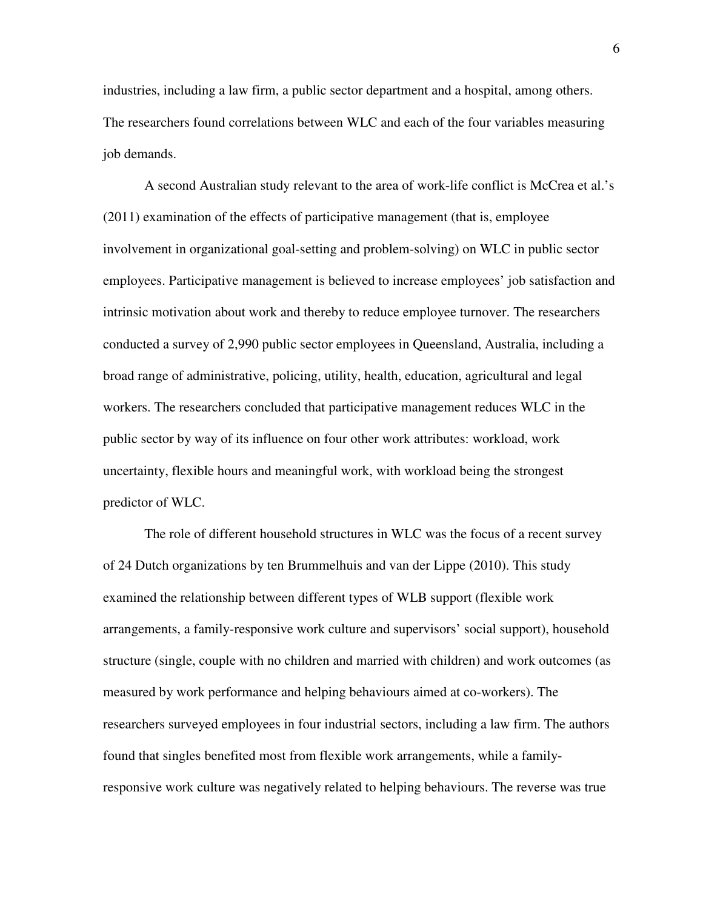industries, including a law firm, a public sector department and a hospital, among others. The researchers found correlations between WLC and each of the four variables measuring job demands.

A second Australian study relevant to the area of work-life conflict is McCrea et al.'s (2011) examination of the effects of participative management (that is, employee involvement in organizational goal-setting and problem-solving) on WLC in public sector employees. Participative management is believed to increase employees' job satisfaction and intrinsic motivation about work and thereby to reduce employee turnover. The researchers conducted a survey of 2,990 public sector employees in Queensland, Australia, including a broad range of administrative, policing, utility, health, education, agricultural and legal workers. The researchers concluded that participative management reduces WLC in the public sector by way of its influence on four other work attributes: workload, work uncertainty, flexible hours and meaningful work, with workload being the strongest predictor of WLC.

The role of different household structures in WLC was the focus of a recent survey of 24 Dutch organizations by ten Brummelhuis and van der Lippe (2010). This study examined the relationship between different types of WLB support (flexible work arrangements, a family-responsive work culture and supervisors' social support), household structure (single, couple with no children and married with children) and work outcomes (as measured by work performance and helping behaviours aimed at co-workers). The researchers surveyed employees in four industrial sectors, including a law firm. The authors found that singles benefited most from flexible work arrangements, while a family-responsive work culture was negatively related to helping behaviours. The reverse was true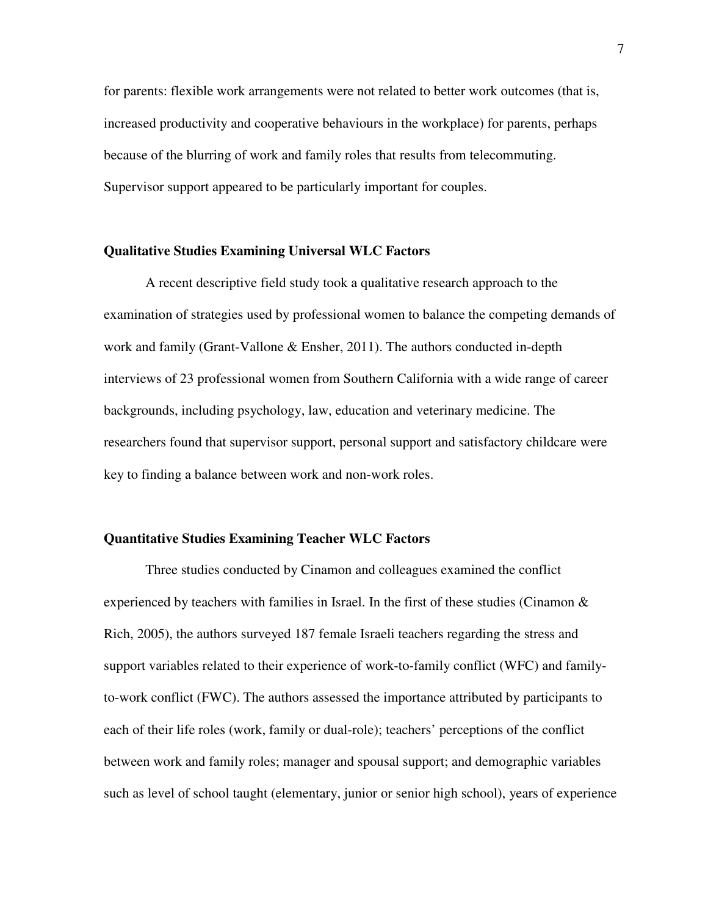for parents: flexible work arrangements were not related to better work outcomes (that is, increased productivity and cooperative behaviours in the workplace) for parents, perhaps because of the blurring of work and family roles that results from telecommuting. Supervisor support appeared to be particularly important for couples.

## Qualitative Studies Examining Universal WLC Factors

A recent descriptive field study took a qualitative research approach to the examination of strategies used by professional women to balance the competing demands of work and family (Grant-Vallone & Ensher, 2011). The authors conducted in-depth interviews of 23 professional women from Southern California with a wide range of career backgrounds, including psychology, law, education and veterinary medicine. The researchers found that supervisor support, personal support and satisfactory childcare were key to finding a balance between work and non-work roles.

## Quantitative Studies Examining Teacher WLC Factors

Three studies conducted by Cinamon and colleagues examined the conflict experienced by teachers with families in Israel. In the first of these studies (Cinamon & Rich, 2005), the authors surveyed 187 female Israeli teachers regarding the stress and support variables related to their experience of work-to-family conflict (WFC) and family-to-work conflict (FWC). The authors assessed the importance attributed by participants to each of their life roles (work, family or dual-role); teachers' perceptions of the conflict between work and family roles; manager and spousal support; and demographic variables such as level of school taught (elementary, junior or senior high school), years of experience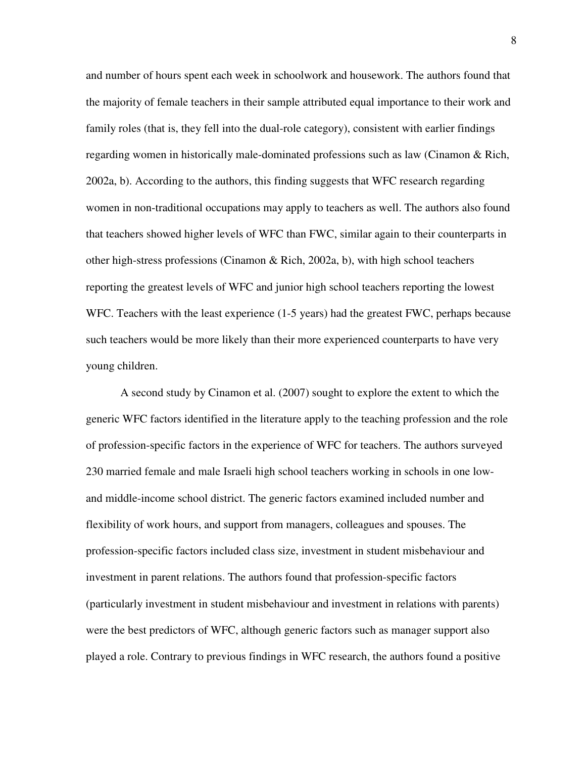and number of hours spent each week in schoolwork and housework. The authors found that the majority of female teachers in their sample attributed equal importance to their work and family roles (that is, they fell into the dual-role category), consistent with earlier findings regarding women in historically male-dominated professions such as law (Cinamon & Rich, 2002a, b). According to the authors, this finding suggests that WFC research regarding women in non-traditional occupations may apply to teachers as well. The authors also found that teachers showed higher levels of WFC than FWC, similar again to their counterparts in other high-stress professions (Cinamon & Rich, 2002a, b), with high school teachers reporting the greatest levels of WFC and junior high school teachers reporting the lowest WFC. Teachers with the least experience (1-5 years) had the greatest FWC, perhaps because such teachers would be more likely than their more experienced counterparts to have very young children.

A second study by Cinamon et al. (2007) sought to explore the extent to which the generic WFC factors identified in the literature apply to the teaching profession and the role of profession-specific factors in the experience of WFC for teachers. The authors surveyed 230 married female and male Israeli high school teachers working in schools in one low- and middle-income school district. The generic factors examined included number and flexibility of work hours, and support from managers, colleagues and spouses. The profession-specific factors included class size, investment in student misbehaviour and investment in parent relations. The authors found that profession-specific factors (particularly investment in student misbehaviour and investment in relations with parents) were the best predictors of WFC, although generic factors such as manager support also played a role. Contrary to previous findings in WFC research, the authors found a positive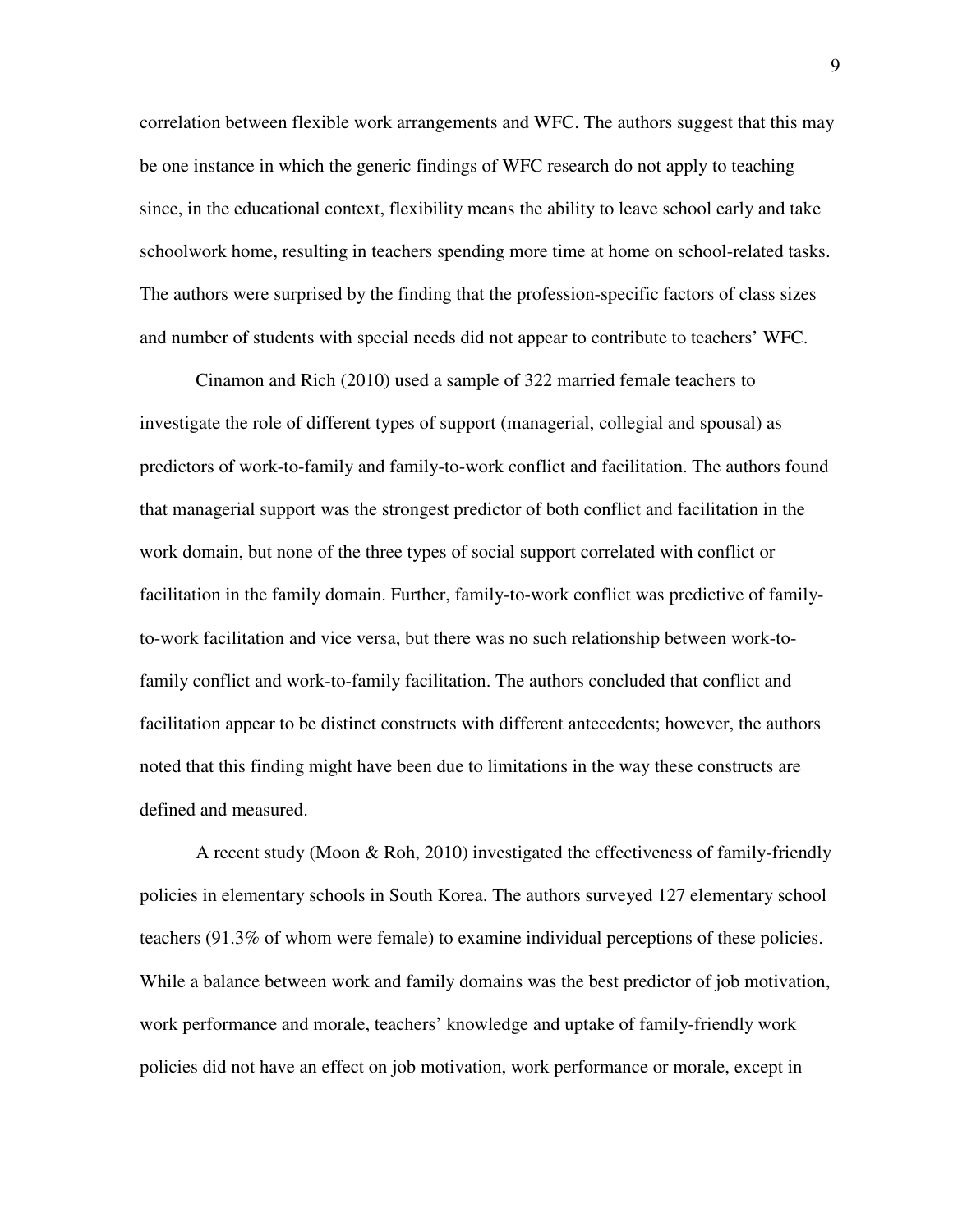correlation between flexible work arrangements and WFC. The authors suggest that this may be one instance in which the generic findings of WFC research do not apply to teaching since, in the educational context, flexibility means the ability to leave school early and take schoolwork home, resulting in teachers spending more time at home on school-related tasks. The authors were surprised by the finding that the profession-specific factors of class sizes and number of students with special needs did not appear to contribute to teachers' WFC.

Cinamon and Rich (2010) used a sample of 322 married female teachers to investigate the role of different types of support (managerial, collegial and spousal) as predictors of work-to-family and family-to-work conflict and facilitation. The authors found that managerial support was the strongest predictor of both conflict and facilitation in the work domain, but none of the three types of social support correlated with conflict or facilitation in the family domain. Further, family-to-work conflict was predictive of family-to-work facilitation and vice versa, but there was no such relationship between work-to-family conflict and work-to-family facilitation. The authors concluded that conflict and facilitation appear to be distinct constructs with different antecedents; however, the authors noted that this finding might have been due to limitations in the way these constructs are defined and measured.

A recent study (Moon & Roh, 2010) investigated the effectiveness of family-friendly policies in elementary schools in South Korea. The authors surveyed 127 elementary school teachers (91.3% of whom were female) to examine individual perceptions of these policies. While a balance between work and family domains was the best predictor of job motivation, work performance and morale, teachers' knowledge and uptake of family-friendly work policies did not have an effect on job motivation, work performance or morale, except in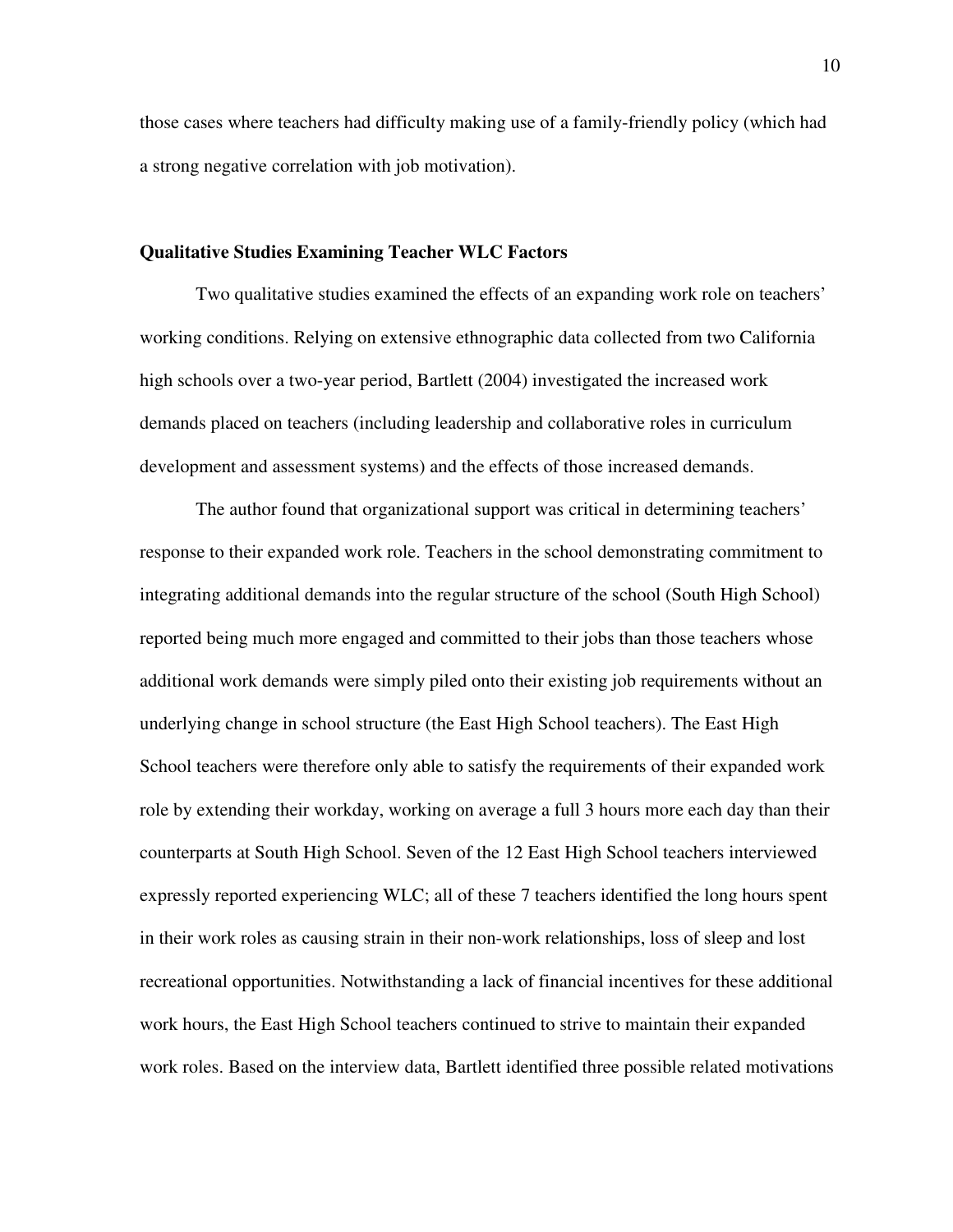those cases where teachers had difficulty making use of a family-friendly policy (which had a strong negative correlation with job motivation).

### Qualitative Studies Examining Teacher WLC Factors

Two qualitative studies examined the effects of an expanding work role on teachers' working conditions. Relying on extensive ethnographic data collected from two California high schools over a two-year period, Bartlett (2004) investigated the increased work demands placed on teachers (including leadership and collaborative roles in curriculum development and assessment systems) and the effects of those increased demands.

The author found that organizational support was critical in determining teachers' response to their expanded work role. Teachers in the school demonstrating commitment to integrating additional demands into the regular structure of the school (South High School) reported being much more engaged and committed to their jobs than those teachers whose additional work demands were simply piled onto their existing job requirements without an underlying change in school structure (the East High School teachers). The East High School teachers were therefore only able to satisfy the requirements of their expanded work role by extending their workday, working on average a full 3 hours more each day than their counterparts at South High School. Seven of the 12 East High School teachers interviewed expressly reported experiencing WLC; all of these 7 teachers identified the long hours spent in their work roles as causing strain in their non-work relationships, loss of sleep and lost recreational opportunities. Notwithstanding a lack of financial incentives for these additional work hours, the East High School teachers continued to strive to maintain their expanded work roles. Based on the interview data, Bartlett identified three possible related motivations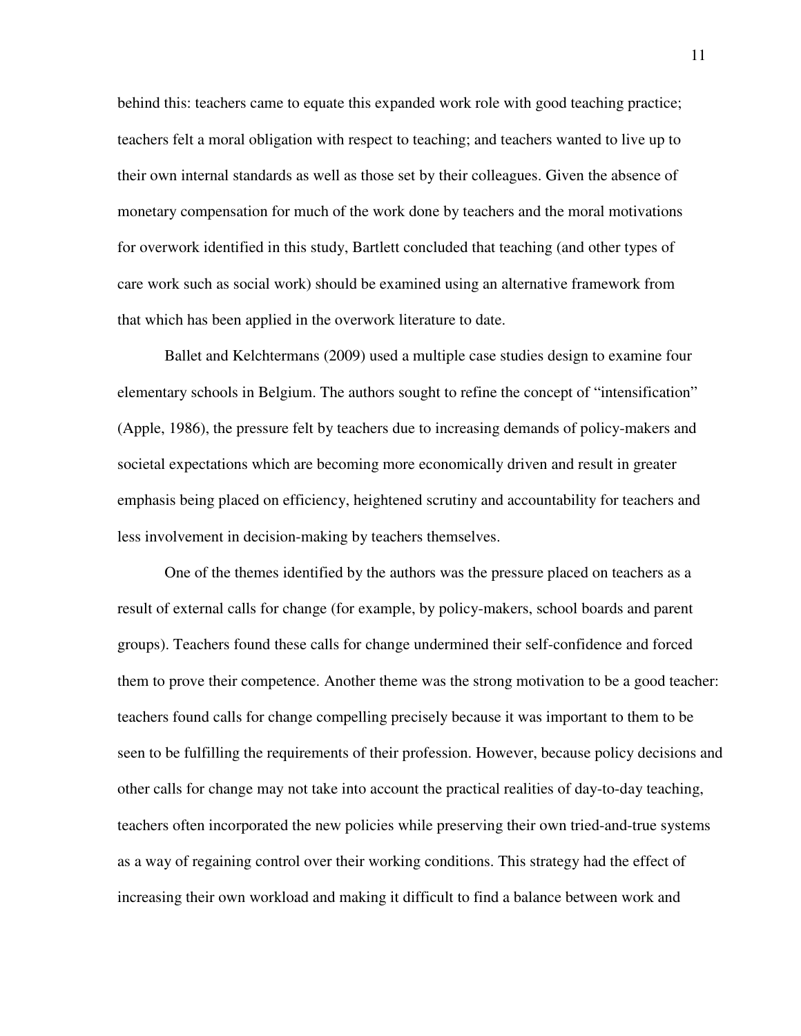behind this: teachers came to equate this expanded work role with good teaching practice; teachers felt a moral obligation with respect to teaching; and teachers wanted to live up to their own internal standards as well as those set by their colleagues. Given the absence of monetary compensation for much of the work done by teachers and the moral motivations for overwork identified in this study, Bartlett concluded that teaching (and other types of care work such as social work) should be examined using an alternative framework from that which has been applied in the overwork literature to date.

Ballet and Kelchtermans (2009) used a multiple case studies design to examine four elementary schools in Belgium. The authors sought to refine the concept of "intensification" (Apple, 1986), the pressure felt by teachers due to increasing demands of policy-makers and societal expectations which are becoming more economically driven and result in greater emphasis being placed on efficiency, heightened scrutiny and accountability for teachers and less involvement in decision-making by teachers themselves.

One of the themes identified by the authors was the pressure placed on teachers as a result of external calls for change (for example, by policy-makers, school boards and parent groups). Teachers found these calls for change undermined their self-confidence and forced them to prove their competence. Another theme was the strong motivation to be a good teacher: teachers found calls for change compelling precisely because it was important to them to be seen to be fulfilling the requirements of their profession. However, because policy decisions and other calls for change may not take into account the practical realities of day-to-day teaching, teachers often incorporated the new policies while preserving their own tried-and-true systems as a way of regaining control over their working conditions. This strategy had the effect of increasing their own workload and making it difficult to find a balance between work and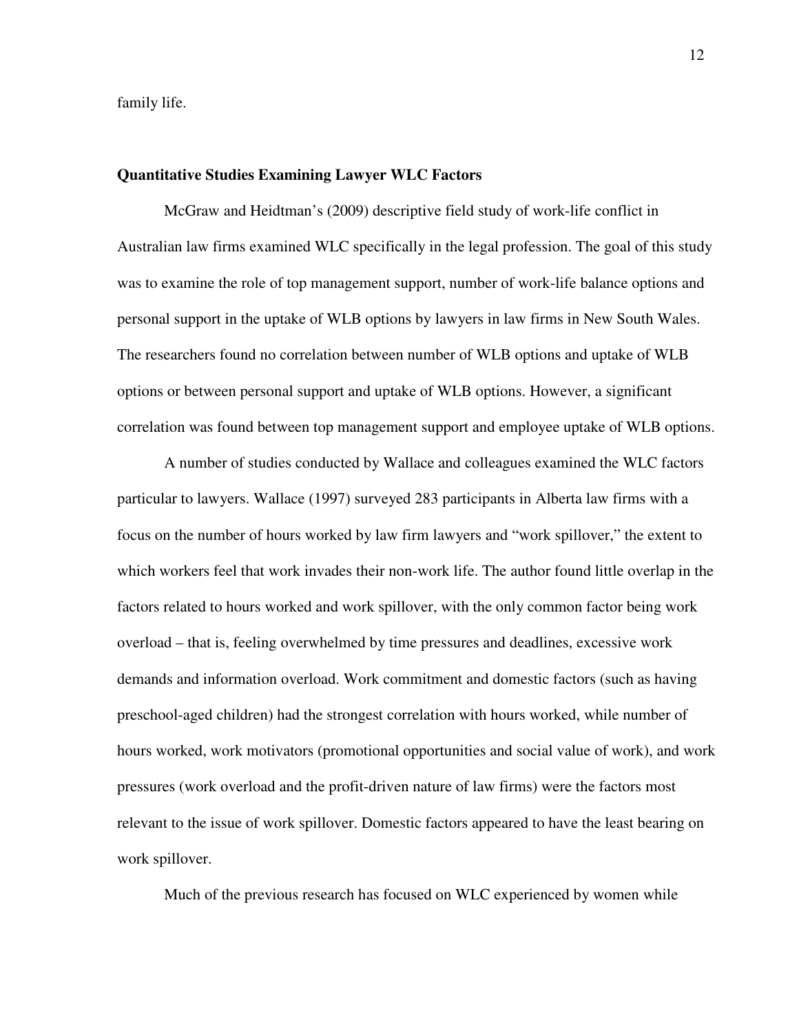family life.

### Quantitative Studies Examining Lawyer WLC Factors

McGraw and Heidtman's (2009) descriptive field study of work-life conflict in Australian law firms examined WLC specifically in the legal profession. The goal of this study was to examine the role of top management support, number of work-life balance options and personal support in the uptake of WLB options by lawyers in law firms in New South Wales. The researchers found no correlation between number of WLB options and uptake of WLB options or between personal support and uptake of WLB options. However, a significant correlation was found between top management support and employee uptake of WLB options.

A number of studies conducted by Wallace and colleagues examined the WLC factors particular to lawyers. Wallace (1997) surveyed 283 participants in Alberta law firms with a focus on the number of hours worked by law firm lawyers and "work spillover," the extent to which workers feel that work invades their non-work life. The author found little overlap in the factors related to hours worked and work spillover, with the only common factor being work overload – that is, feeling overwhelmed by time pressures and deadlines, excessive work demands and information overload. Work commitment and domestic factors (such as having preschool-aged children) had the strongest correlation with hours worked, while number of hours worked, work motivators (promotional opportunities and social value of work), and work pressures (work overload and the profit-driven nature of law firms) were the factors most relevant to the issue of work spillover. Domestic factors appeared to have the least bearing on work spillover.

Much of the previous research has focused on WLC experienced by women while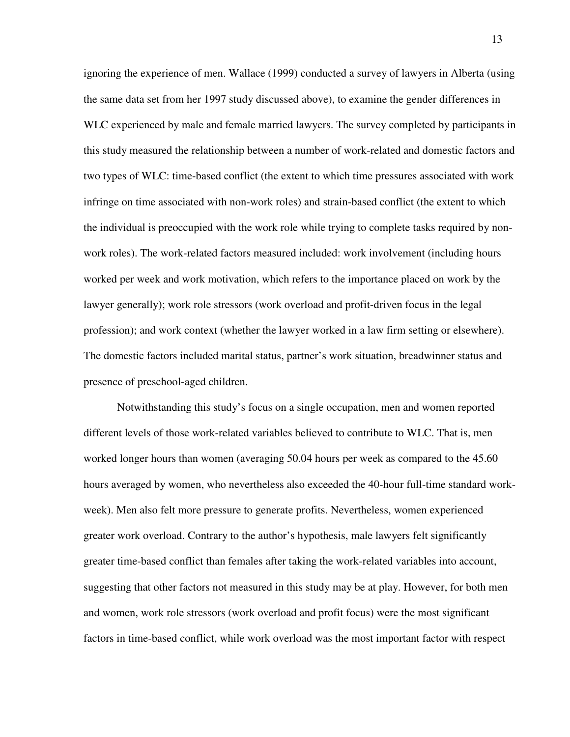ignoring the experience of men. Wallace (1999) conducted a survey of lawyers in Alberta (using the same data set from her 1997 study discussed above), to examine the gender differences in WLC experienced by male and female married lawyers. The survey completed by participants in this study measured the relationship between a number of work-related and domestic factors and two types of WLC: time-based conflict (the extent to which time pressures associated with work infringe on time associated with non-work roles) and strain-based conflict (the extent to which the individual is preoccupied with the work role while trying to complete tasks required by non-work roles). The work-related factors measured included: work involvement (including hours worked per week and work motivation, which refers to the importance placed on work by the lawyer generally); work role stressors (work overload and profit-driven focus in the legal profession); and work context (whether the lawyer worked in a law firm setting or elsewhere). The domestic factors included marital status, partner's work situation, breadwinner status and presence of preschool-aged children.

Notwithstanding this study's focus on a single occupation, men and women reported different levels of those work-related variables believed to contribute to WLC. That is, men worked longer hours than women (averaging 50.04 hours per week as compared to the 45.60 hours averaged by women, who nevertheless also exceeded the 40-hour full-time standard work-week). Men also felt more pressure to generate profits. Nevertheless, women experienced greater work overload. Contrary to the author's hypothesis, male lawyers felt significantly greater time-based conflict than females after taking the work-related variables into account, suggesting that other factors not measured in this study may be at play. However, for both men and women, work role stressors (work overload and profit focus) were the most significant factors in time-based conflict, while work overload was the most important factor with respect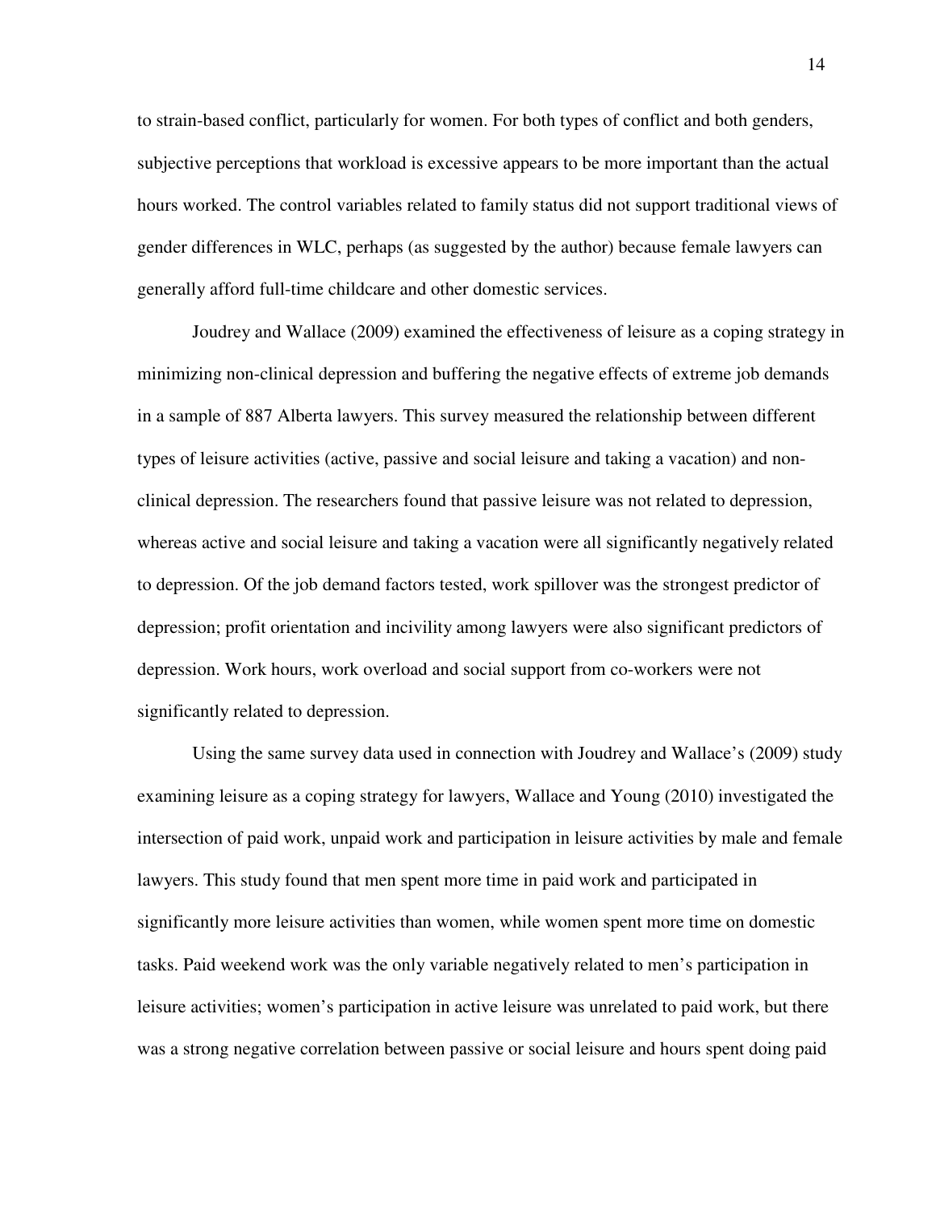to strain-based conflict, particularly for women. For both types of conflict and both genders, subjective perceptions that workload is excessive appears to be more important than the actual hours worked. The control variables related to family status did not support traditional views of gender differences in WLC, perhaps (as suggested by the author) because female lawyers can generally afford full-time childcare and other domestic services.

Joudrey and Wallace (2009) examined the effectiveness of leisure as a coping strategy in minimizing non-clinical depression and buffering the negative effects of extreme job demands in a sample of 887 Alberta lawyers. This survey measured the relationship between different types of leisure activities (active, passive and social leisure and taking a vacation) and non-clinical depression. The researchers found that passive leisure was not related to depression, whereas active and social leisure and taking a vacation were all significantly negatively related to depression. Of the job demand factors tested, work spillover was the strongest predictor of depression; profit orientation and incivility among lawyers were also significant predictors of depression. Work hours, work overload and social support from co-workers were not significantly related to depression.

Using the same survey data used in connection with Joudrey and Wallace's (2009) study examining leisure as a coping strategy for lawyers, Wallace and Young (2010) investigated the intersection of paid work, unpaid work and participation in leisure activities by male and female lawyers. This study found that men spent more time in paid work and participated in significantly more leisure activities than women, while women spent more time on domestic tasks. Paid weekend work was the only variable negatively related to men's participation in leisure activities; women's participation in active leisure was unrelated to paid work, but there was a strong negative correlation between passive or social leisure and hours spent doing paid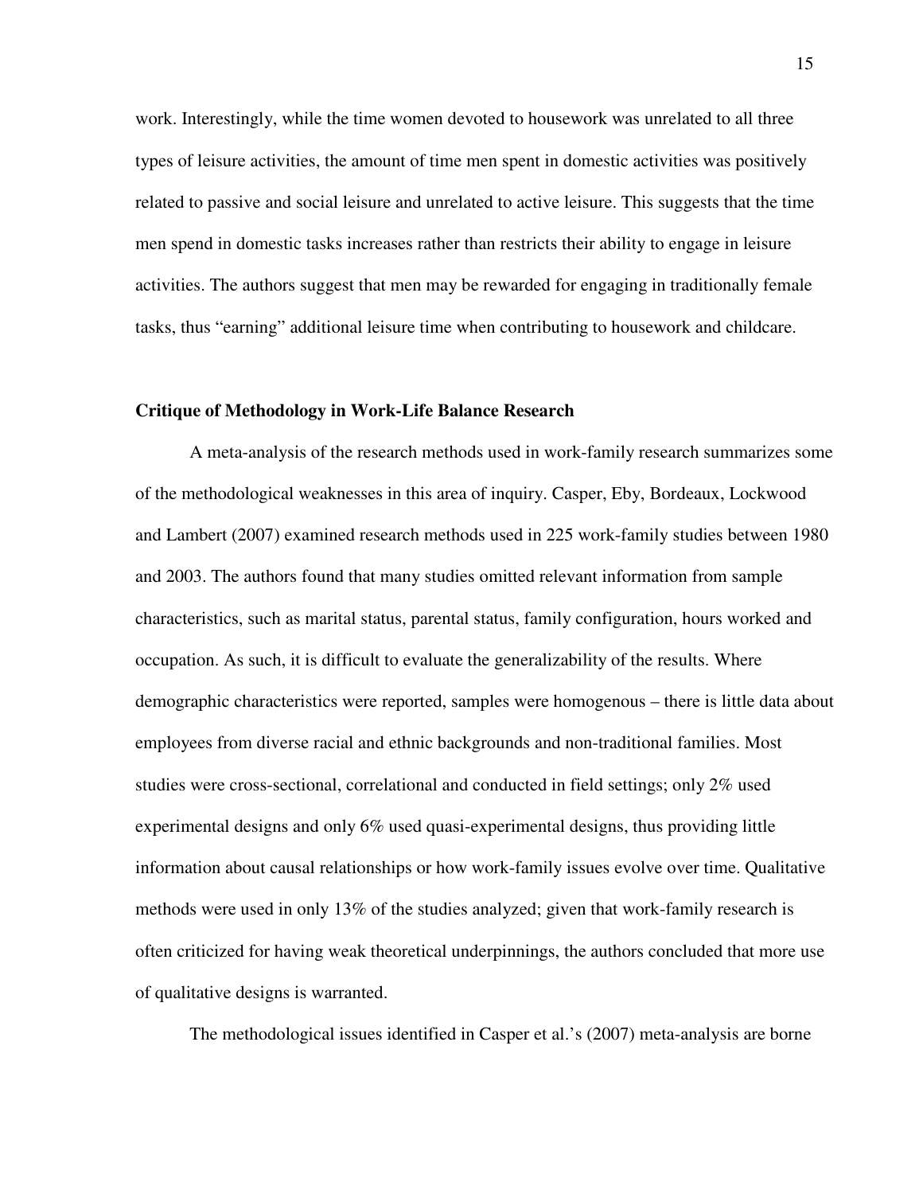work. Interestingly, while the time women devoted to housework was unrelated to all three types of leisure activities, the amount of time men spent in domestic activities was positively related to passive and social leisure and unrelated to active leisure. This suggests that the time men spend in domestic tasks increases rather than restricts their ability to engage in leisure activities. The authors suggest that men may be rewarded for engaging in traditionally female tasks, thus "earning" additional leisure time when contributing to housework and childcare.

**Critique of Methodology in Work-Life Balance Research**

A meta-analysis of the research methods used in work-family research summarizes some of the methodological weaknesses in this area of inquiry. Casper, Eby, Bordeaux, Lockwood and Lambert (2007) examined research methods used in 225 work-family studies between 1980 and 2003. The authors found that many studies omitted relevant information from sample characteristics, such as marital status, parental status, family configuration, hours worked and occupation. As such, it is difficult to evaluate the generalizability of the results. Where demographic characteristics were reported, samples were homogenous – there is little data about employees from diverse racial and ethnic backgrounds and non-traditional families. Most studies were cross-sectional, correlational and conducted in field settings; only 2% used experimental designs and only 6% used quasi-experimental designs, thus providing little information about causal relationships or how work-family issues evolve over time. Qualitative methods were used in only 13% of the studies analyzed; given that work-family research is often criticized for having weak theoretical underpinnings, the authors concluded that more use of qualitative designs is warranted.

The methodological issues identified in Casper et al.'s (2007) meta-analysis are borne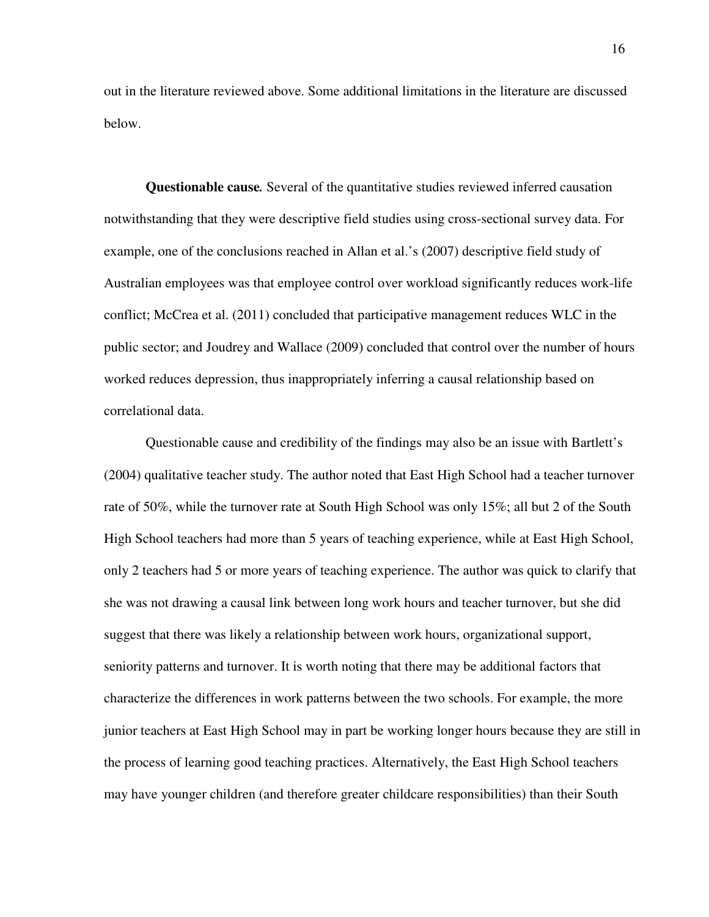out in the literature reviewed above. Some additional limitations in the literature are discussed below.

**Questionable cause.** Several of the quantitative studies reviewed inferred causation notwithstanding that they were descriptive field studies using cross-sectional survey data. For example, one of the conclusions reached in Allan et al.'s (2007) descriptive field study of Australian employees was that employee control over workload significantly reduces work-life conflict; McCrea et al. (2011) concluded that participative management reduces WLC in the public sector; and Joudrey and Wallace (2009) concluded that control over the number of hours worked reduces depression, thus inappropriately inferring a causal relationship based on correlational data.

Questionable cause and credibility of the findings may also be an issue with Bartlett's (2004) qualitative teacher study. The author noted that East High School had a teacher turnover rate of 50%, while the turnover rate at South High School was only 15%; all but 2 of the South High School teachers had more than 5 years of teaching experience, while at East High School, only 2 teachers had 5 or more years of teaching experience. The author was quick to clarify that she was not drawing a causal link between long work hours and teacher turnover, but she did suggest that there was likely a relationship between work hours, organizational support, seniority patterns and turnover. It is worth noting that there may be additional factors that characterize the differences in work patterns between the two schools. For example, the more junior teachers at East High School may in part be working longer hours because they are still in the process of learning good teaching practices. Alternatively, the East High School teachers may have younger children (and therefore greater childcare responsibilities) than their South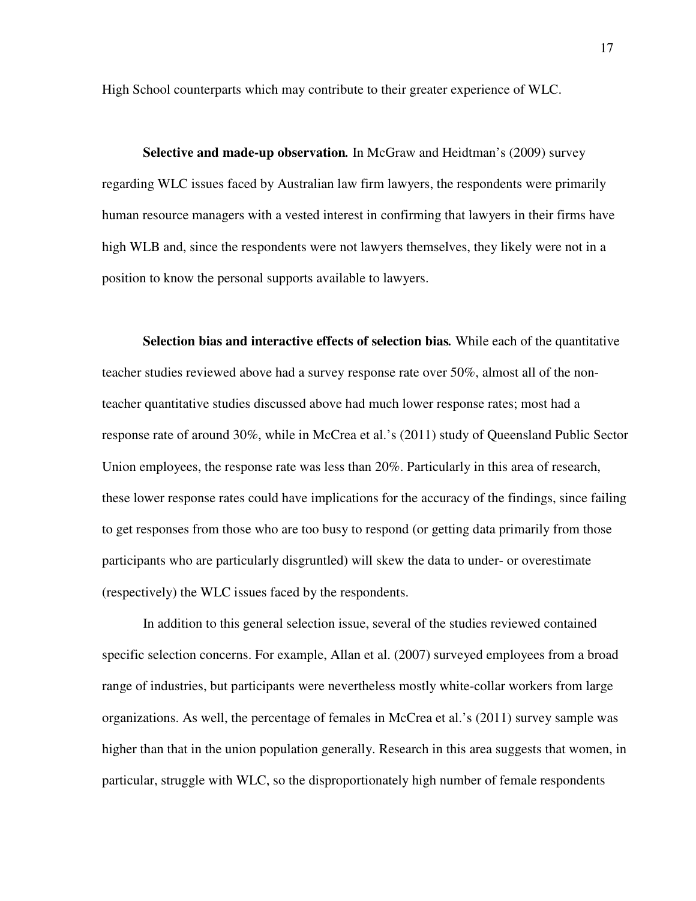High School counterparts which may contribute to their greater experience of WLC.

**Selective and made-up observation.** In McGraw and Heidtman's (2009) survey regarding WLC issues faced by Australian law firm lawyers, the respondents were primarily human resource managers with a vested interest in confirming that lawyers in their firms have high WLB and, since the respondents were not lawyers themselves, they likely were not in a position to know the personal supports available to lawyers.

**Selection bias and interactive effects of selection bias.** While each of the quantitative teacher studies reviewed above had a survey response rate over 50%, almost all of the non-teacher quantitative studies discussed above had much lower response rates; most had a response rate of around 30%, while in McCrea et al.'s (2011) study of Queensland Public Sector Union employees, the response rate was less than 20%. Particularly in this area of research, these lower response rates could have implications for the accuracy of the findings, since failing to get responses from those who are too busy to respond (or getting data primarily from those participants who are particularly disgruntled) will skew the data to under- or overestimate (respectively) the WLC issues faced by the respondents.

In addition to this general selection issue, several of the studies reviewed contained specific selection concerns. For example, Allan et al. (2007) surveyed employees from a broad range of industries, but participants were nevertheless mostly white-collar workers from large organizations. As well, the percentage of females in McCrea et al.'s (2011) survey sample was higher than that in the union population generally. Research in this area suggests that women, in particular, struggle with WLC, so the disproportionately high number of female respondents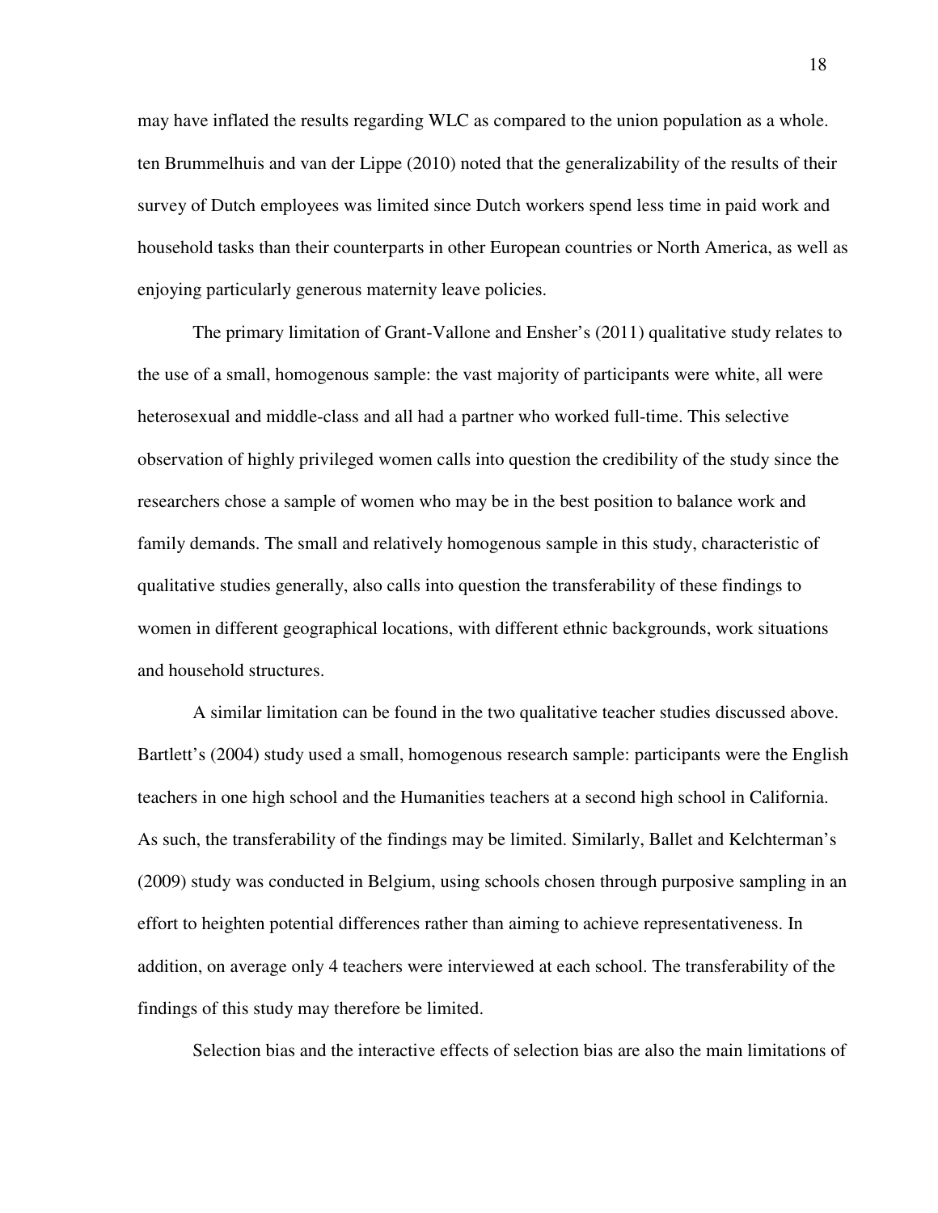may have inflated the results regarding WLC as compared to the union population as a whole. ten Brummelhuis and van der Lippe (2010) noted that the generalizability of the results of their survey of Dutch employees was limited since Dutch workers spend less time in paid work and household tasks than their counterparts in other European countries or North America, as well as enjoying particularly generous maternity leave policies.

The primary limitation of Grant-Vallone and Ensher's (2011) qualitative study relates to the use of a small, homogenous sample: the vast majority of participants were white, all were heterosexual and middle-class and all had a partner who worked full-time. This selective observation of highly privileged women calls into question the credibility of the study since the researchers chose a sample of women who may be in the best position to balance work and family demands. The small and relatively homogenous sample in this study, characteristic of qualitative studies generally, also calls into question the transferability of these findings to women in different geographical locations, with different ethnic backgrounds, work situations and household structures.

A similar limitation can be found in the two qualitative teacher studies discussed above. Bartlett's (2004) study used a small, homogenous research sample: participants were the English teachers in one high school and the Humanities teachers at a second high school in California. As such, the transferability of the findings may be limited. Similarly, Ballet and Kelchterman's (2009) study was conducted in Belgium, using schools chosen through purposive sampling in an effort to heighten potential differences rather than aiming to achieve representativeness. In addition, on average only 4 teachers were interviewed at each school. The transferability of the findings of this study may therefore be limited.

Selection bias and the interactive effects of selection bias are also the main limitations of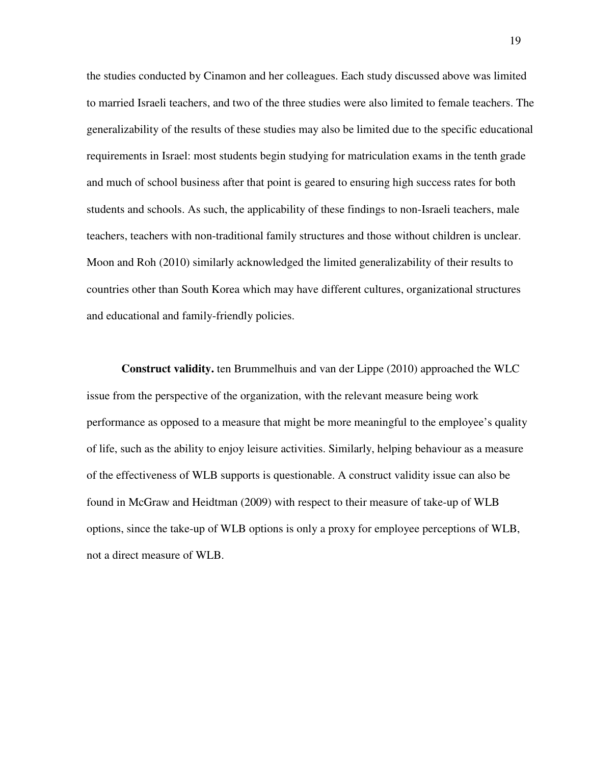the studies conducted by Cinamon and her colleagues. Each study discussed above was limited to married Israeli teachers, and two of the three studies were also limited to female teachers. The generalizability of the results of these studies may also be limited due to the specific educational requirements in Israel: most students begin studying for matriculation exams in the tenth grade and much of school business after that point is geared to ensuring high success rates for both students and schools. As such, the applicability of these findings to non-Israeli teachers, male teachers, teachers with non-traditional family structures and those without children is unclear. Moon and Roh (2010) similarly acknowledged the limited generalizability of their results to countries other than South Korea which may have different cultures, organizational structures and educational and family-friendly policies.

**Construct validity.** ten Brummelhuis and van der Lippe (2010) approached the WLC issue from the perspective of the organization, with the relevant measure being work performance as opposed to a measure that might be more meaningful to the employee's quality of life, such as the ability to enjoy leisure activities. Similarly, helping behaviour as a measure of the effectiveness of WLB supports is questionable. A construct validity issue can also be found in McGraw and Heidtman (2009) with respect to their measure of take-up of WLB options, since the take-up of WLB options is only a proxy for employee perceptions of WLB, not a direct measure of WLB.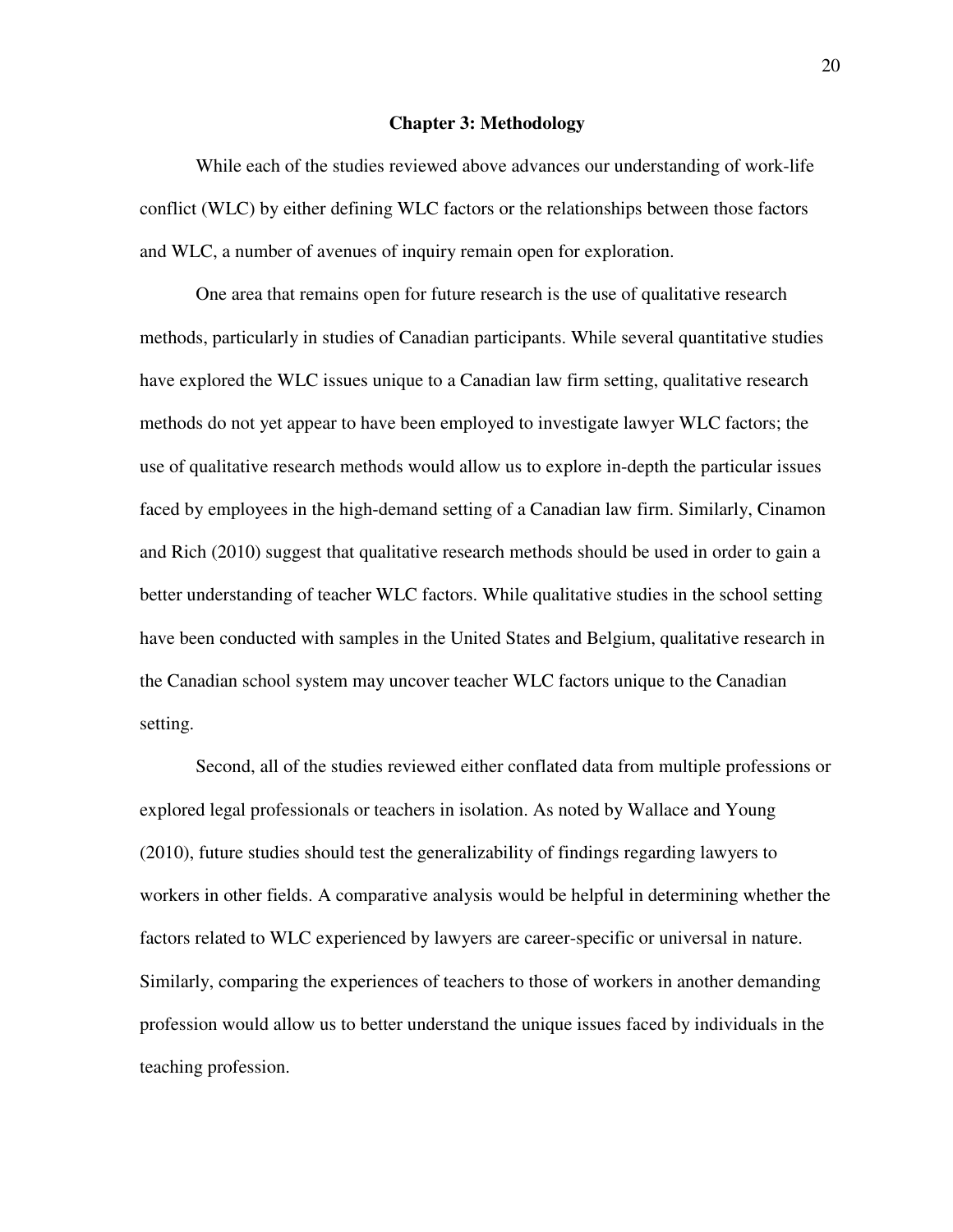# Chapter 3: Methodology

While each of the studies reviewed above advances our understanding of work-life conflict (WLC) by either defining WLC factors or the relationships between those factors and WLC, a number of avenues of inquiry remain open for exploration.

One area that remains open for future research is the use of qualitative research methods, particularly in studies of Canadian participants. While several quantitative studies have explored the WLC issues unique to a Canadian law firm setting, qualitative research methods do not yet appear to have been employed to investigate lawyer WLC factors; the use of qualitative research methods would allow us to explore in-depth the particular issues faced by employees in the high-demand setting of a Canadian law firm. Similarly, Cinamon and Rich (2010) suggest that qualitative research methods should be used in order to gain a better understanding of teacher WLC factors. While qualitative studies in the school setting have been conducted with samples in the United States and Belgium, qualitative research in the Canadian school system may uncover teacher WLC factors unique to the Canadian setting.

Second, all of the studies reviewed either conflated data from multiple professions or explored legal professionals or teachers in isolation. As noted by Wallace and Young (2010), future studies should test the generalizability of findings regarding lawyers to workers in other fields. A comparative analysis would be helpful in determining whether the factors related to WLC experienced by lawyers are career-specific or universal in nature. Similarly, comparing the experiences of teachers to those of workers in another demanding profession would allow us to better understand the unique issues faced by individuals in the teaching profession.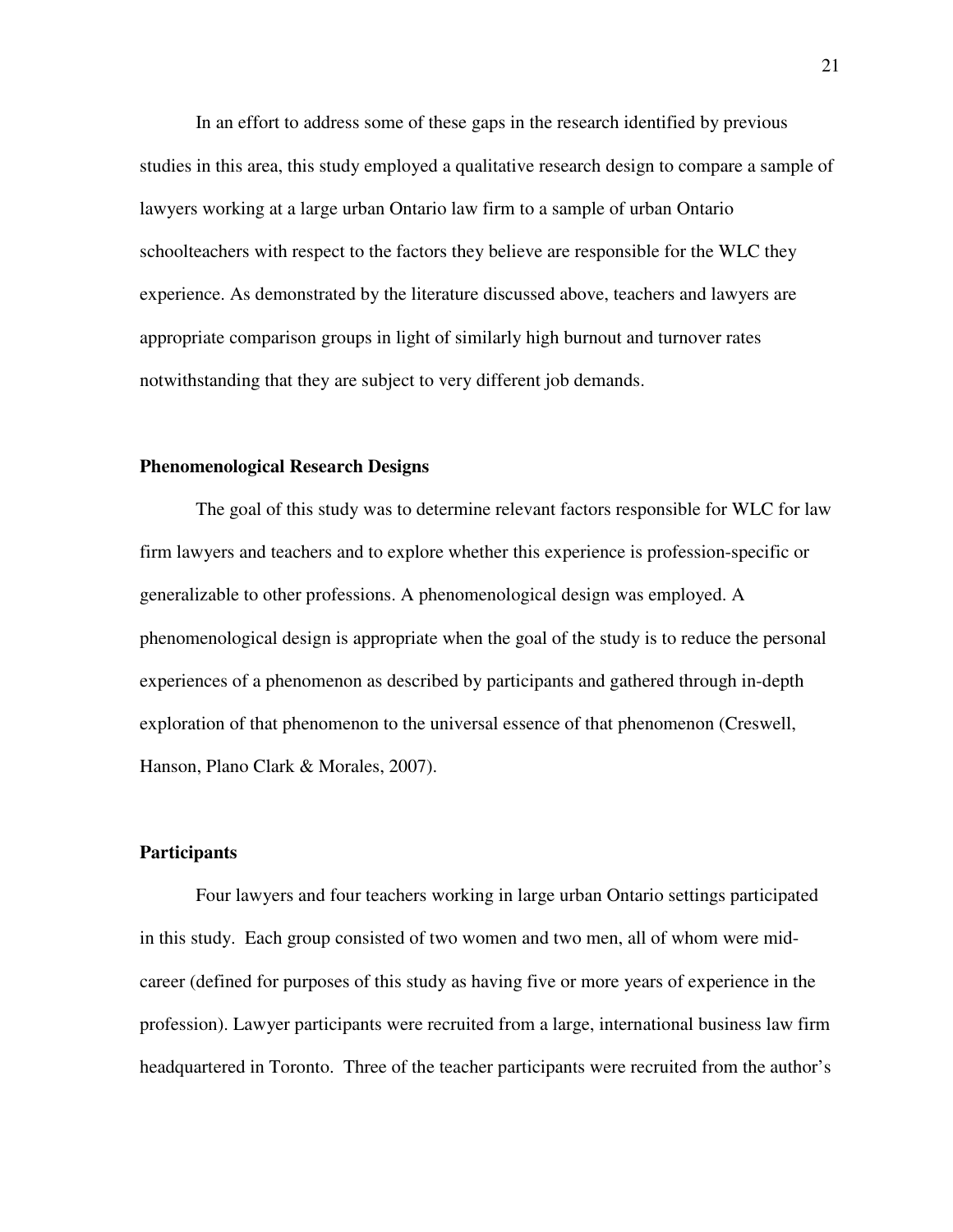In an effort to address some of these gaps in the research identified by previous studies in this area, this study employed a qualitative research design to compare a sample of lawyers working at a large urban Ontario law firm to a sample of urban Ontario schoolteachers with respect to the factors they believe are responsible for the WLC they experience. As demonstrated by the literature discussed above, teachers and lawyers are appropriate comparison groups in light of similarly high burnout and turnover rates notwithstanding that they are subject to very different job demands.

## Phenomenological Research Designs

The goal of this study was to determine relevant factors responsible for WLC for law firm lawyers and teachers and to explore whether this experience is profession-specific or generalizable to other professions. A phenomenological design was employed. A phenomenological design is appropriate when the goal of the study is to reduce the personal experiences of a phenomenon as described by participants and gathered through in-depth exploration of that phenomenon to the universal essence of that phenomenon (Creswell, Hanson, Plano Clark & Morales, 2007).

## Participants

Four lawyers and four teachers working in large urban Ontario settings participated in this study. Each group consisted of two women and two men, all of whom were mid-career (defined for purposes of this study as having five or more years of experience in the profession). Lawyer participants were recruited from a large, international business law firm headquartered in Toronto. Three of the teacher participants were recruited from the author's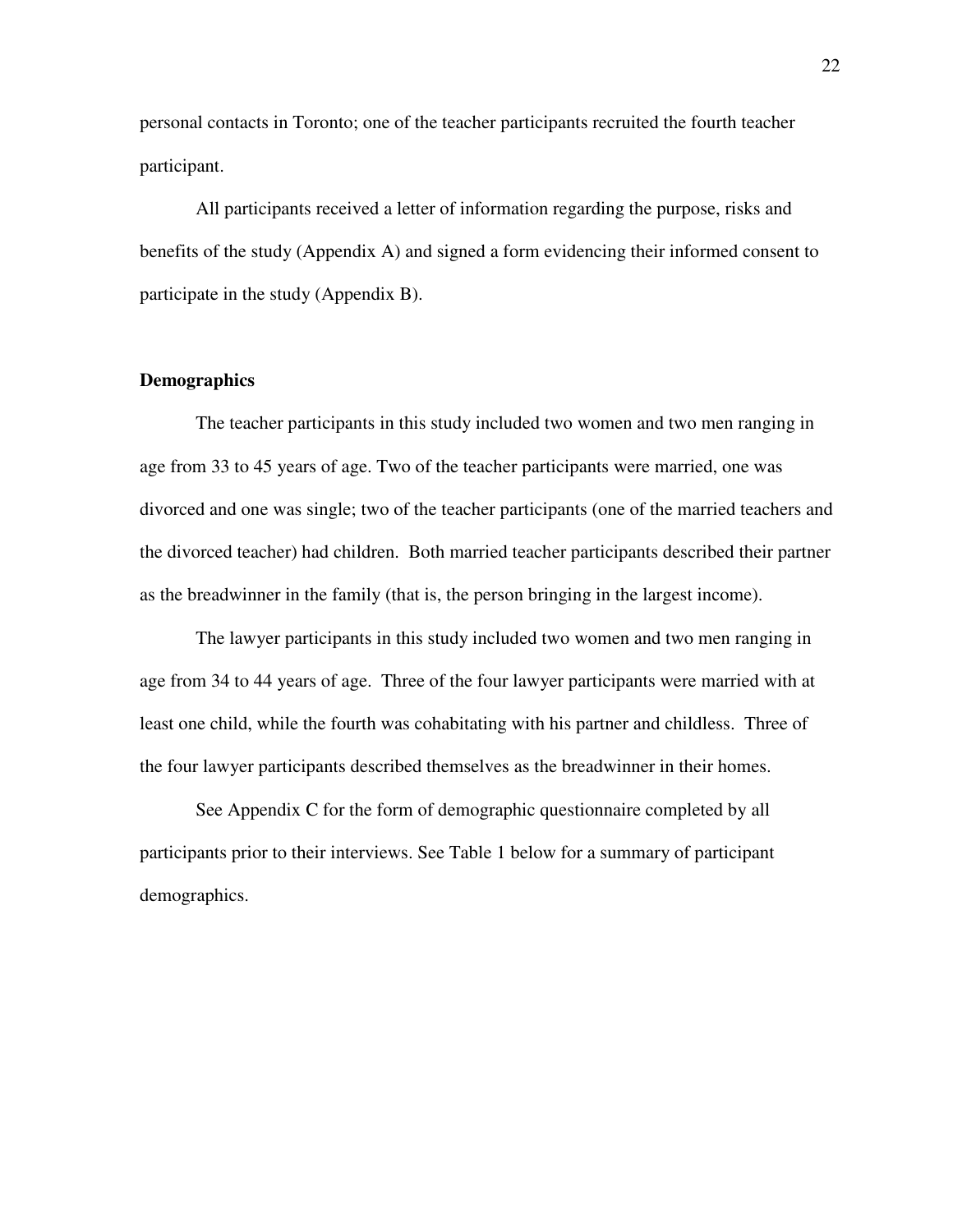personal contacts in Toronto; one of the teacher participants recruited the fourth teacher participant.

All participants received a letter of information regarding the purpose, risks and benefits of the study (Appendix A) and signed a form evidencing their informed consent to participate in the study (Appendix B).

**Demographics**

The teacher participants in this study included two women and two men ranging in age from 33 to 45 years of age. Two of the teacher participants were married, one was divorced and one was single; two of the teacher participants (one of the married teachers and the divorced teacher) had children. Both married teacher participants described their partner as the breadwinner in the family (that is, the person bringing in the largest income).

The lawyer participants in this study included two women and two men ranging in age from 34 to 44 years of age. Three of the four lawyer participants were married with at least one child, while the fourth was cohabitating with his partner and childless. Three of the four lawyer participants described themselves as the breadwinner in their homes.

See Appendix C for the form of demographic questionnaire completed by all participants prior to their interviews. See Table 1 below for a summary of participant demographics.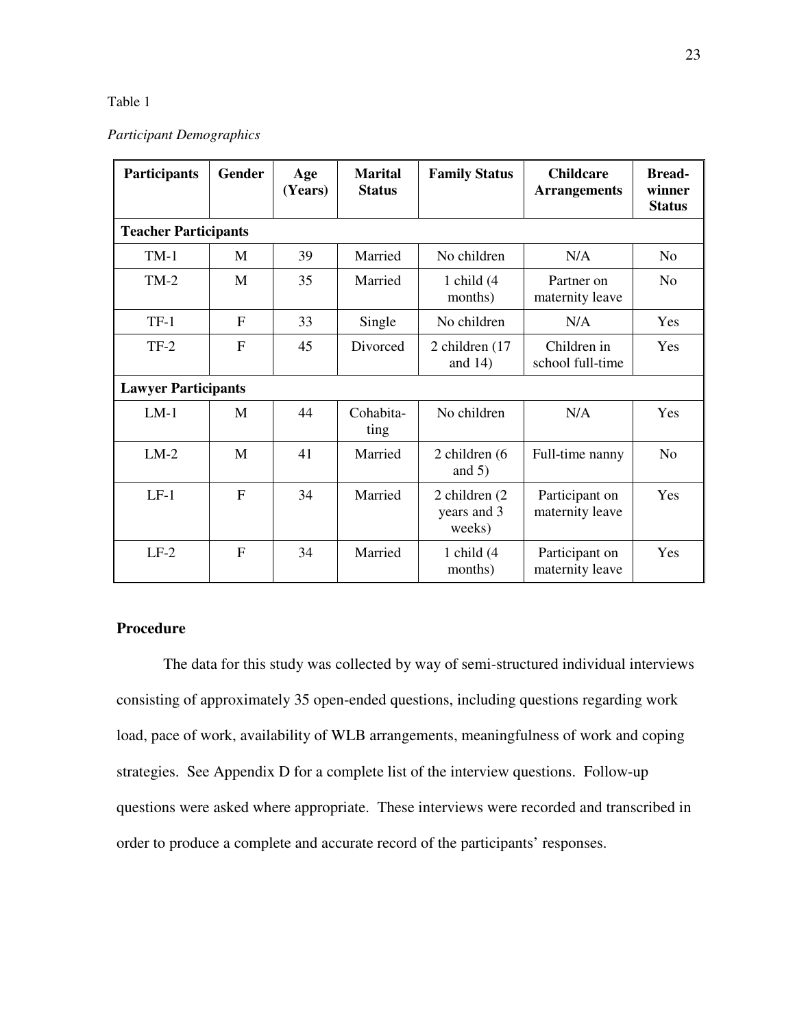Table 1

*Participant Demographics*

| Participants | Gender | Age (Years) | Marital Status | Family Status | Childcare Arrangements | Bread-winner Status |
|---|---|---|---|---|---|---|
| **Teacher Participants** | | | | | | |
| TM-1 | M | 39 | Married | No children | N/A | No |
| TM-2 | M | 35 | Married | 1 child (4 months) | Partner on maternity leave | No |
| TF-1 | F | 33 | Single | No children | N/A | Yes |
| TF-2 | F | 45 | Divorced | 2 children (17 and 14) | Children in school full-time | Yes |
| **Lawyer Participants** | | | | | | |
| LM-1 | M | 44 | Cohabita-ting | No children | N/A | Yes |
| LM-2 | M | 41 | Married | 2 children (6 and 5) | Full-time nanny | No |
| LF-1 | F | 34 | Married | 2 children (2 years and 3 weeks) | Participant on maternity leave | Yes |
| LF-2 | F | 34 | Married | 1 child (4 months) | Participant on maternity leave | Yes |

## Procedure

The data for this study was collected by way of semi-structured individual interviews consisting of approximately 35 open-ended questions, including questions regarding work load, pace of work, availability of WLB arrangements, meaningfulness of work and coping strategies. See Appendix D for a complete list of the interview questions. Follow-up questions were asked where appropriate. These interviews were recorded and transcribed in order to produce a complete and accurate record of the participants' responses.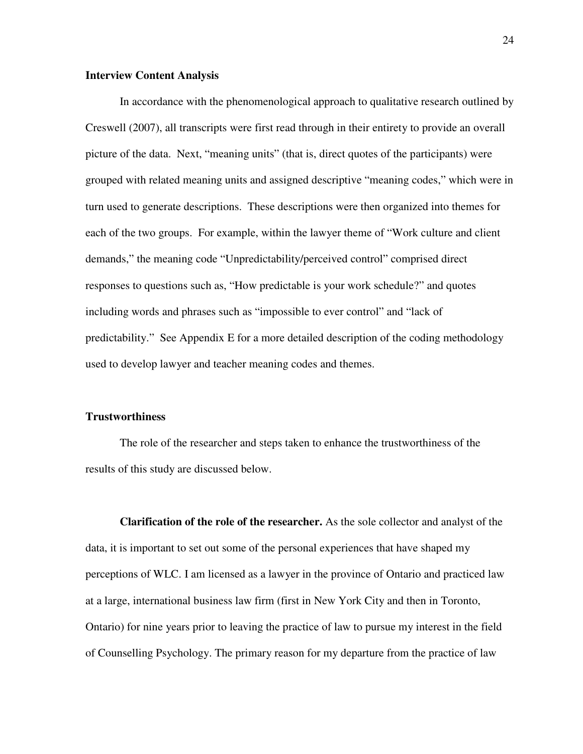## Interview Content Analysis

In accordance with the phenomenological approach to qualitative research outlined by Creswell (2007), all transcripts were first read through in their entirety to provide an overall picture of the data. Next, "meaning units" (that is, direct quotes of the participants) were grouped with related meaning units and assigned descriptive "meaning codes," which were in turn used to generate descriptions. These descriptions were then organized into themes for each of the two groups. For example, within the lawyer theme of "Work culture and client demands," the meaning code "Unpredictability/perceived control" comprised direct responses to questions such as, "How predictable is your work schedule?" and quotes including words and phrases such as "impossible to ever control" and "lack of predictability." See Appendix E for a more detailed description of the coding methodology used to develop lawyer and teacher meaning codes and themes.

## Trustworthiness

The role of the researcher and steps taken to enhance the trustworthiness of the results of this study are discussed below.

**Clarification of the role of the researcher.** As the sole collector and analyst of the data, it is important to set out some of the personal experiences that have shaped my perceptions of WLC. I am licensed as a lawyer in the province of Ontario and practiced law at a large, international business law firm (first in New York City and then in Toronto, Ontario) for nine years prior to leaving the practice of law to pursue my interest in the field of Counselling Psychology. The primary reason for my departure from the practice of law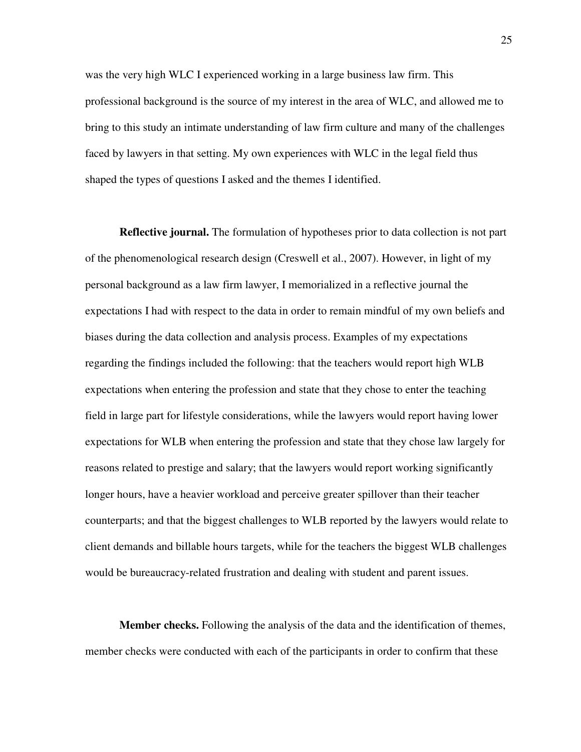was the very high WLC I experienced working in a large business law firm. This professional background is the source of my interest in the area of WLC, and allowed me to bring to this study an intimate understanding of law firm culture and many of the challenges faced by lawyers in that setting. My own experiences with WLC in the legal field thus shaped the types of questions I asked and the themes I identified.

**Reflective journal.** The formulation of hypotheses prior to data collection is not part of the phenomenological research design (Creswell et al., 2007). However, in light of my personal background as a law firm lawyer, I memorialized in a reflective journal the expectations I had with respect to the data in order to remain mindful of my own beliefs and biases during the data collection and analysis process. Examples of my expectations regarding the findings included the following: that the teachers would report high WLB expectations when entering the profession and state that they chose to enter the teaching field in large part for lifestyle considerations, while the lawyers would report having lower expectations for WLB when entering the profession and state that they chose law largely for reasons related to prestige and salary; that the lawyers would report working significantly longer hours, have a heavier workload and perceive greater spillover than their teacher counterparts; and that the biggest challenges to WLB reported by the lawyers would relate to client demands and billable hours targets, while for the teachers the biggest WLB challenges would be bureaucracy-related frustration and dealing with student and parent issues.

**Member checks.** Following the analysis of the data and the identification of themes, member checks were conducted with each of the participants in order to confirm that these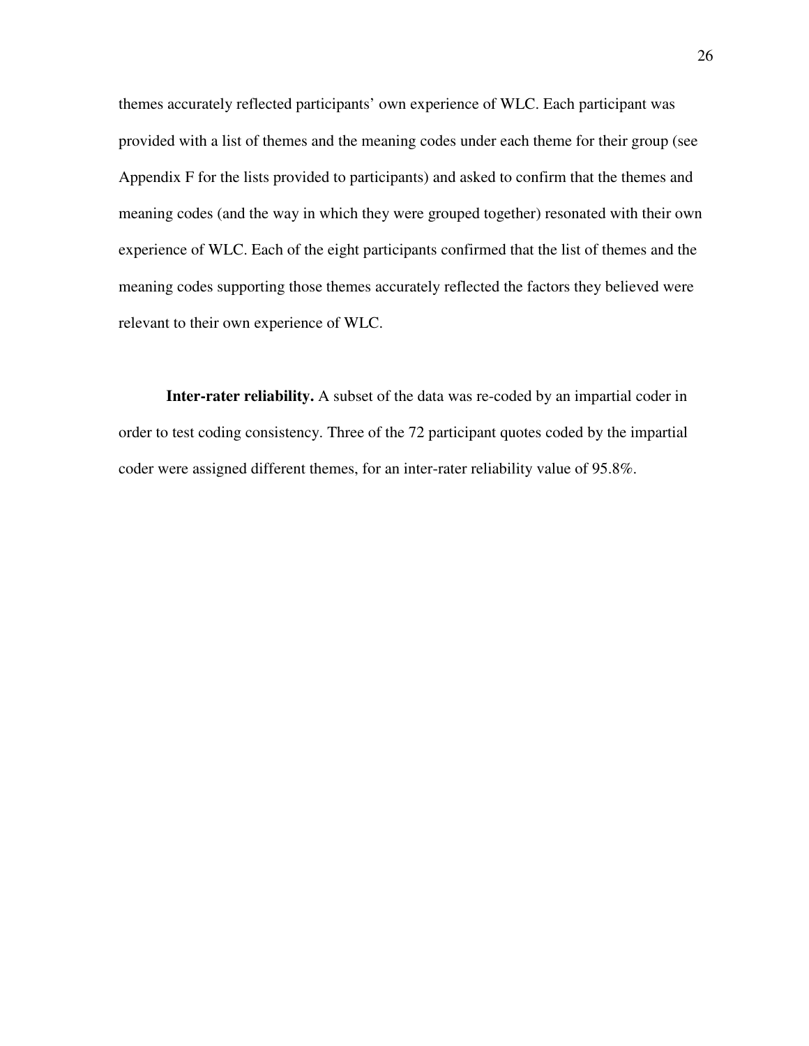themes accurately reflected participants' own experience of WLC. Each participant was provided with a list of themes and the meaning codes under each theme for their group (see Appendix F for the lists provided to participants) and asked to confirm that the themes and meaning codes (and the way in which they were grouped together) resonated with their own experience of WLC. Each of the eight participants confirmed that the list of themes and the meaning codes supporting those themes accurately reflected the factors they believed were relevant to their own experience of WLC.

**Inter-rater reliability.** A subset of the data was re-coded by an impartial coder in order to test coding consistency. Three of the 72 participant quotes coded by the impartial coder were assigned different themes, for an inter-rater reliability value of 95.8%.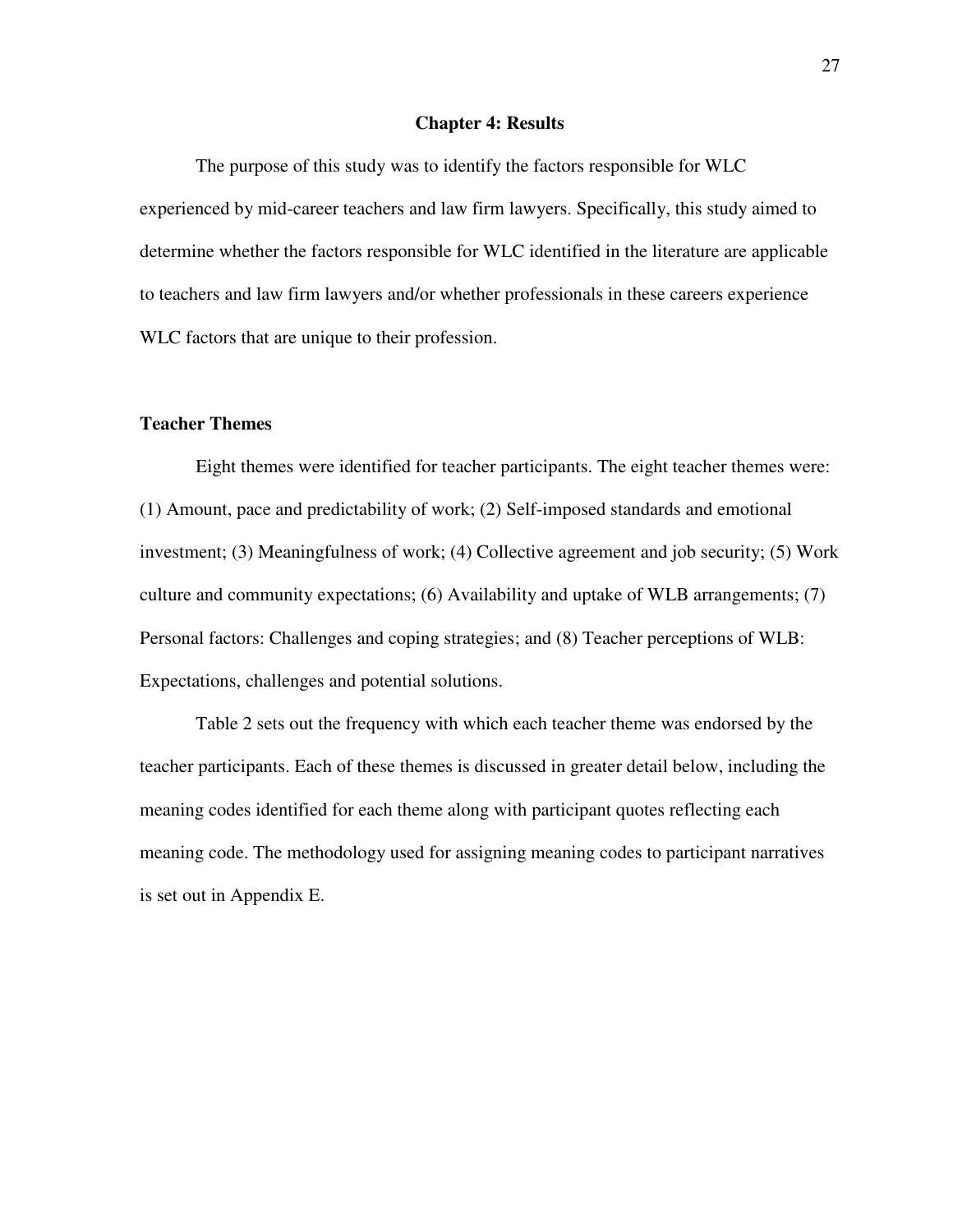# Chapter 4: Results

The purpose of this study was to identify the factors responsible for WLC experienced by mid-career teachers and law firm lawyers. Specifically, this study aimed to determine whether the factors responsible for WLC identified in the literature are applicable to teachers and law firm lawyers and/or whether professionals in these careers experience WLC factors that are unique to their profession.

## Teacher Themes

Eight themes were identified for teacher participants. The eight teacher themes were: (1) Amount, pace and predictability of work; (2) Self-imposed standards and emotional investment; (3) Meaningfulness of work; (4) Collective agreement and job security; (5) Work culture and community expectations; (6) Availability and uptake of WLB arrangements; (7) Personal factors: Challenges and coping strategies; and (8) Teacher perceptions of WLB: Expectations, challenges and potential solutions.

Table 2 sets out the frequency with which each teacher theme was endorsed by the teacher participants. Each of these themes is discussed in greater detail below, including the meaning codes identified for each theme along with participant quotes reflecting each meaning code. The methodology used for assigning meaning codes to participant narratives is set out in Appendix E.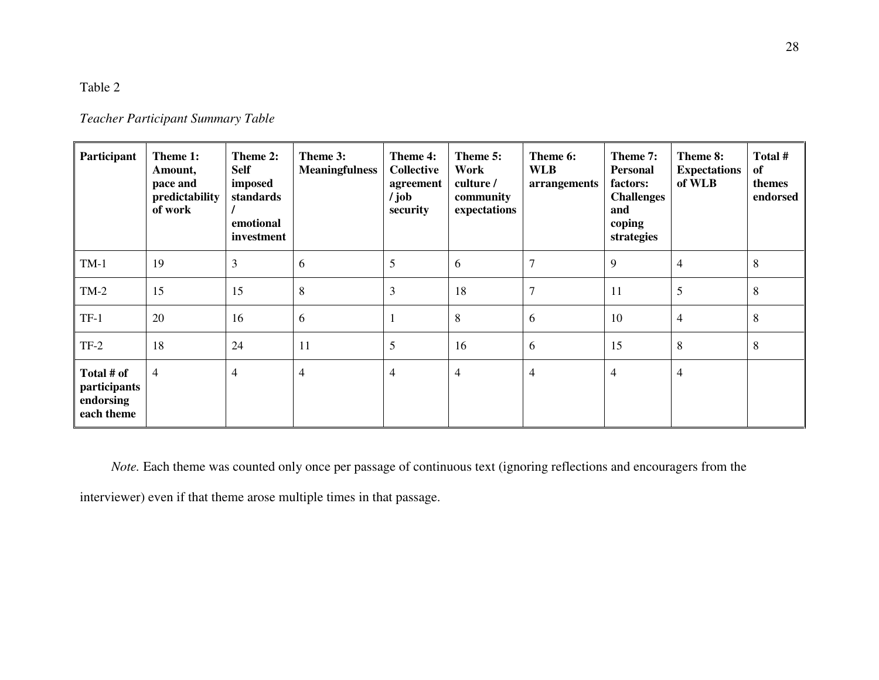Table 2

*Teacher Participant Summary Table*

| Participant | Theme 1: Amount, pace and predictability of work | Theme 2: Self imposed standards / emotional investment | Theme 3: Meaningfulness | Theme 4: Collective agreement / job security | Theme 5: Work culture / community expectations | Theme 6: WLB arrangements | Theme 7: Personal factors: Challenges and coping strategies | Theme 8: Expectations of WLB | Total # of themes endorsed |
|---|---|---|---|---|---|---|---|---|---|
| TM-1 | 19 | 3 | 6 | 5 | 6 | 7 | 9 | 4 | 8 |
| TM-2 | 15 | 15 | 8 | 3 | 18 | 7 | 11 | 5 | 8 |
| TF-1 | 20 | 16 | 6 | 1 | 8 | 6 | 10 | 4 | 8 |
| TF-2 | 18 | 24 | 11 | 5 | 16 | 6 | 15 | 8 | 8 |
| **Total # of participants endorsing each theme** | 4 | 4 | 4 | 4 | 4 | 4 | 4 | 4 | |

*Note.* Each theme was counted only once per passage of continuous text (ignoring reflections and encouragers from the interviewer) even if that theme arose multiple times in that passage.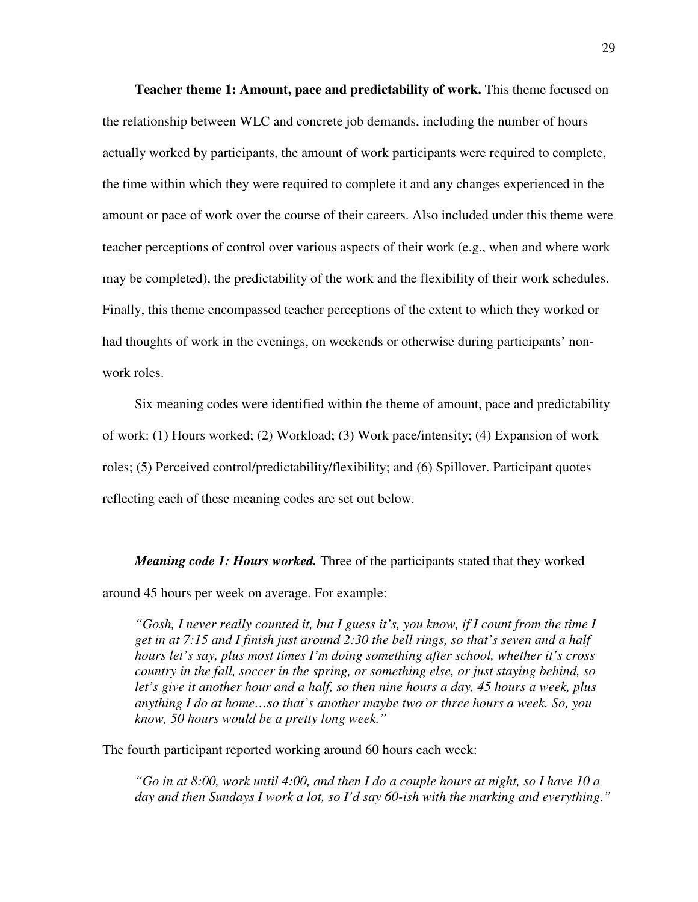**Teacher theme 1: Amount, pace and predictability of work.** This theme focused on the relationship between WLC and concrete job demands, including the number of hours actually worked by participants, the amount of work participants were required to complete, the time within which they were required to complete it and any changes experienced in the amount or pace of work over the course of their careers. Also included under this theme were teacher perceptions of control over various aspects of their work (e.g., when and where work may be completed), the predictability of the work and the flexibility of their work schedules. Finally, this theme encompassed teacher perceptions of the extent to which they worked or had thoughts of work in the evenings, on weekends or otherwise during participants' non-work roles.

Six meaning codes were identified within the theme of amount, pace and predictability of work: (1) Hours worked; (2) Workload; (3) Work pace/intensity; (4) Expansion of work roles; (5) Perceived control/predictability/flexibility; and (6) Spillover. Participant quotes reflecting each of these meaning codes are set out below.

***Meaning code 1: Hours worked.*** Three of the participants stated that they worked around 45 hours per week on average. For example:

> *"Gosh, I never really counted it, but I guess it's, you know, if I count from the time I get in at 7:15 and I finish just around 2:30 the bell rings, so that's seven and a half hours let's say, plus most times I'm doing something after school, whether it's cross country in the fall, soccer in the spring, or something else, or just staying behind, so let's give it another hour and a half, so then nine hours a day, 45 hours a week, plus anything I do at home…so that's another maybe two or three hours a week. So, you know, 50 hours would be a pretty long week."*

The fourth participant reported working around 60 hours each week:

> *"Go in at 8:00, work until 4:00, and then I do a couple hours at night, so I have 10 a day and then Sundays I work a lot, so I'd say 60-ish with the marking and everything."*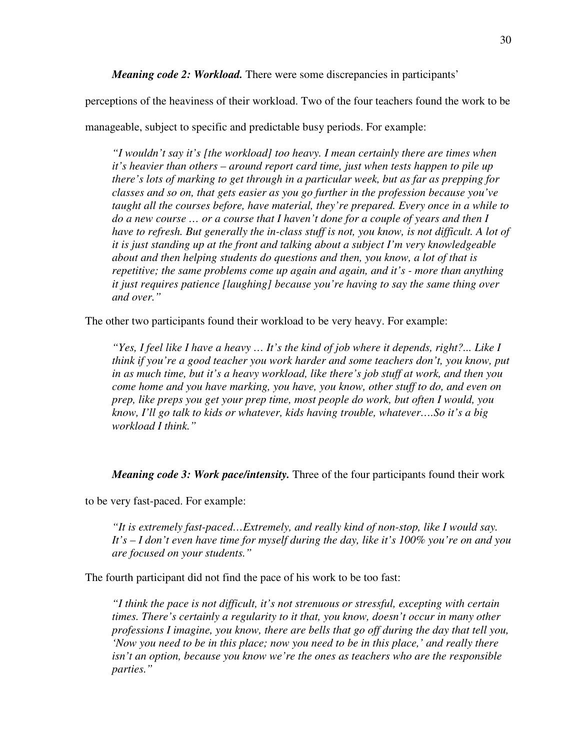***Meaning code 2: Workload.*** There were some discrepancies in participants' perceptions of the heaviness of their workload. Two of the four teachers found the work to be manageable, subject to specific and predictable busy periods. For example:

> *"I wouldn't say it's [the workload] too heavy. I mean certainly there are times when it's heavier than others – around report card time, just when tests happen to pile up there's lots of marking to get through in a particular week, but as far as prepping for classes and so on, that gets easier as you go further in the profession because you've taught all the courses before, have material, they're prepared. Every once in a while to do a new course … or a course that I haven't done for a couple of years and then I have to refresh. But generally the in-class stuff is not, you know, is not difficult. A lot of it is just standing up at the front and talking about a subject I'm very knowledgeable about and then helping students do questions and then, you know, a lot of that is repetitive; the same problems come up again and again, and it's - more than anything it just requires patience [laughing] because you're having to say the same thing over and over."*

The other two participants found their workload to be very heavy. For example:

> *"Yes, I feel like I have a heavy … It's the kind of job where it depends, right?... Like I think if you're a good teacher you work harder and some teachers don't, you know, put in as much time, but it's a heavy workload, like there's job stuff at work, and then you come home and you have marking, you have, you know, other stuff to do, and even on prep, like preps you get your prep time, most people do work, but often I would, you know, I'll go talk to kids or whatever, kids having trouble, whatever….So it's a big workload I think."*

***Meaning code 3: Work pace/intensity.*** Three of the four participants found their work to be very fast-paced. For example:

> *"It is extremely fast-paced…Extremely, and really kind of non-stop, like I would say. It's – I don't even have time for myself during the day, like it's 100% you're on and you are focused on your students."*

The fourth participant did not find the pace of his work to be too fast:

> *"I think the pace is not difficult, it's not strenuous or stressful, excepting with certain times. There's certainly a regularity to it that, you know, doesn't occur in many other professions I imagine, you know, there are bells that go off during the day that tell you, 'Now you need to be in this place; now you need to be in this place,' and really there isn't an option, because you know we're the ones as teachers who are the responsible parties."*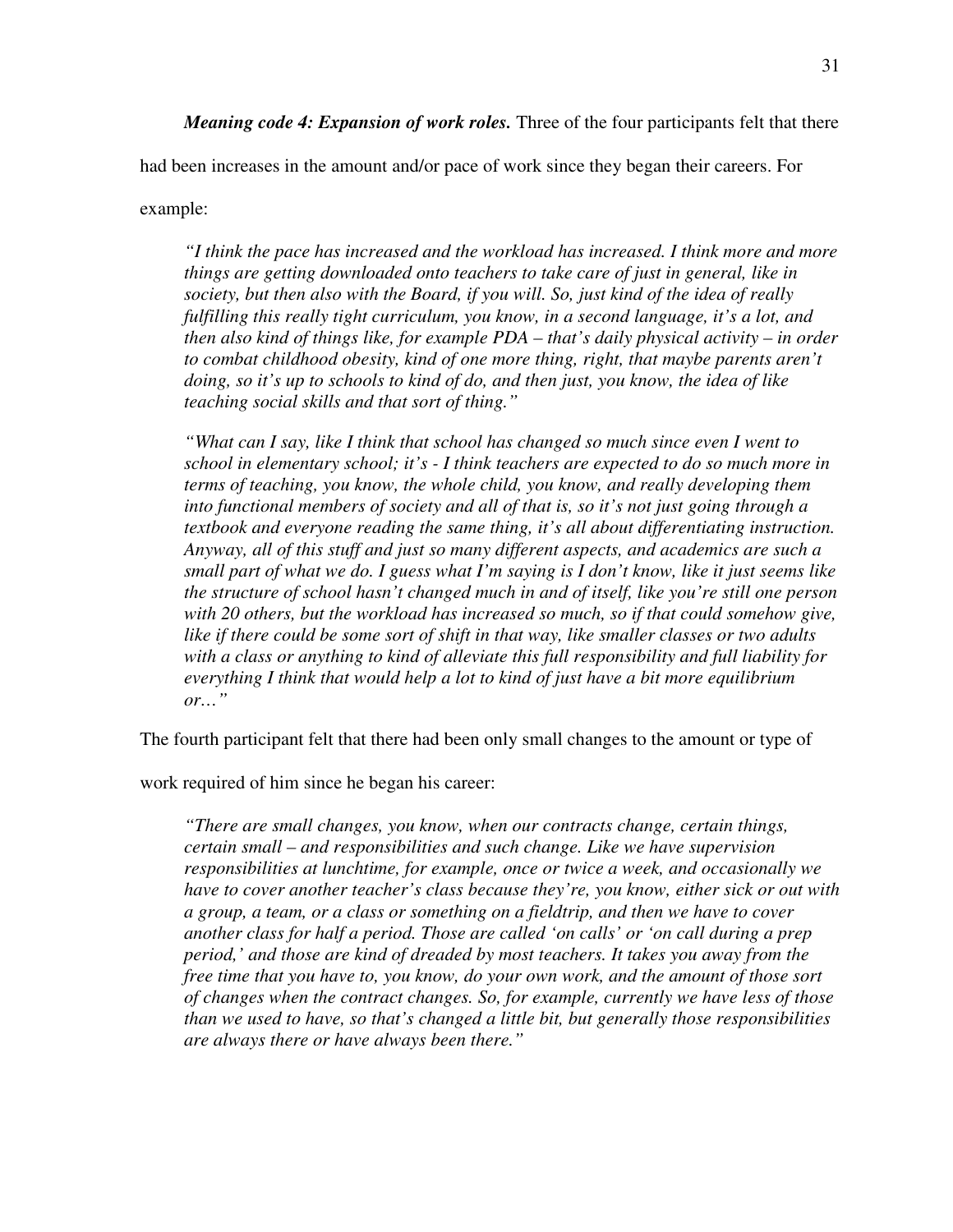***Meaning code 4: Expansion of work roles.*** Three of the four participants felt that there had been increases in the amount and/or pace of work since they began their careers. For example:

> *"I think the pace has increased and the workload has increased. I think more and more things are getting downloaded onto teachers to take care of just in general, like in society, but then also with the Board, if you will. So, just kind of the idea of really fulfilling this really tight curriculum, you know, in a second language, it's a lot, and then also kind of things like, for example PDA – that's daily physical activity – in order to combat childhood obesity, kind of one more thing, right, that maybe parents aren't doing, so it's up to schools to kind of do, and then just, you know, the idea of like teaching social skills and that sort of thing."*

> *"What can I say, like I think that school has changed so much since even I went to school in elementary school; it's - I think teachers are expected to do so much more in terms of teaching, you know, the whole child, you know, and really developing them into functional members of society and all of that is, so it's not just going through a textbook and everyone reading the same thing, it's all about differentiating instruction. Anyway, all of this stuff and just so many different aspects, and academics are such a small part of what we do. I guess what I'm saying is I don't know, like it just seems like the structure of school hasn't changed much in and of itself, like you're still one person with 20 others, but the workload has increased so much, so if that could somehow give, like if there could be some sort of shift in that way, like smaller classes or two adults with a class or anything to kind of alleviate this full responsibility and full liability for everything I think that would help a lot to kind of just have a bit more equilibrium or…"*

The fourth participant felt that there had been only small changes to the amount or type of work required of him since he began his career:

> *"There are small changes, you know, when our contracts change, certain things, certain small – and responsibilities and such change. Like we have supervision responsibilities at lunchtime, for example, once or twice a week, and occasionally we have to cover another teacher's class because they're, you know, either sick or out with a group, a team, or a class or something on a fieldtrip, and then we have to cover another class for half a period. Those are called 'on calls' or 'on call during a prep period,' and those are kind of dreaded by most teachers. It takes you away from the free time that you have to, you know, do your own work, and the amount of those sort of changes when the contract changes. So, for example, currently we have less of those than we used to have, so that's changed a little bit, but generally those responsibilities are always there or have always been there."*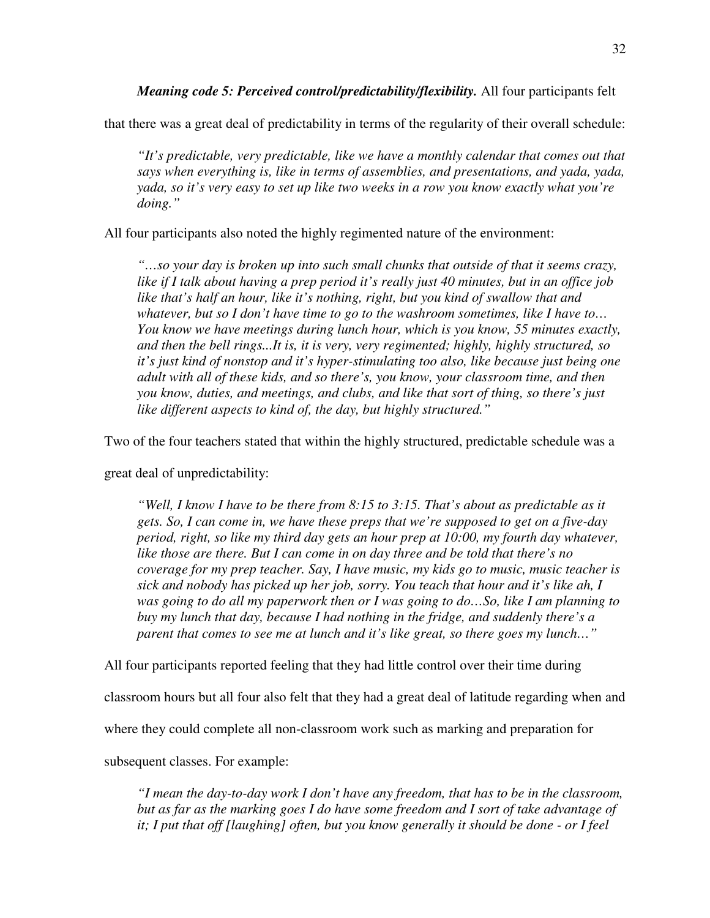***Meaning code 5: Perceived control/predictability/flexibility.*** All four participants felt that there was a great deal of predictability in terms of the regularity of their overall schedule:

> *"It's predictable, very predictable, like we have a monthly calendar that comes out that says when everything is, like in terms of assemblies, and presentations, and yada, yada, yada, so it's very easy to set up like two weeks in a row you know exactly what you're doing."*

All four participants also noted the highly regimented nature of the environment:

> *"…so your day is broken up into such small chunks that outside of that it seems crazy, like if I talk about having a prep period it's really just 40 minutes, but in an office job like that's half an hour, like it's nothing, right, but you kind of swallow that and whatever, but so I don't have time to go to the washroom sometimes, like I have to… You know we have meetings during lunch hour, which is you know, 55 minutes exactly, and then the bell rings...It is, it is very, very regimented; highly, highly structured, so it's just kind of nonstop and it's hyper-stimulating too also, like because just being one adult with all of these kids, and so there's, you know, your classroom time, and then you know, duties, and meetings, and clubs, and like that sort of thing, so there's just like different aspects to kind of, the day, but highly structured."*

Two of the four teachers stated that within the highly structured, predictable schedule was a great deal of unpredictability:

> *"Well, I know I have to be there from 8:15 to 3:15. That's about as predictable as it gets. So, I can come in, we have these preps that we're supposed to get on a five-day period, right, so like my third day gets an hour prep at 10:00, my fourth day whatever, like those are there. But I can come in on day three and be told that there's no coverage for my prep teacher. Say, I have music, my kids go to music, music teacher is sick and nobody has picked up her job, sorry. You teach that hour and it's like ah, I was going to do all my paperwork then or I was going to do…So, like I am planning to buy my lunch that day, because I had nothing in the fridge, and suddenly there's a parent that comes to see me at lunch and it's like great, so there goes my lunch…"*

All four participants reported feeling that they had little control over their time during classroom hours but all four also felt that they had a great deal of latitude regarding when and where they could complete all non-classroom work such as marking and preparation for subsequent classes. For example:

> *"I mean the day-to-day work I don't have any freedom, that has to be in the classroom, but as far as the marking goes I do have some freedom and I sort of take advantage of it; I put that off [laughing] often, but you know generally it should be done - or I feel*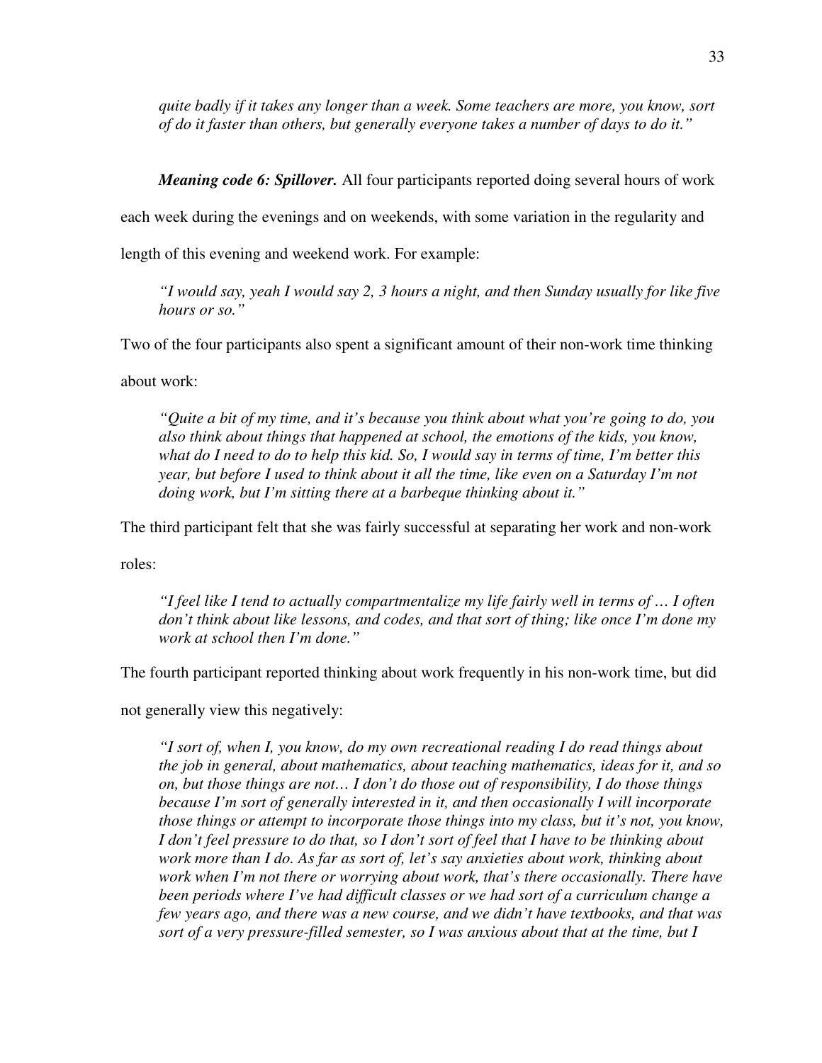*quite badly if it takes any longer than a week. Some teachers are more, you know, sort of do it faster than others, but generally everyone takes a number of days to do it."*

***Meaning code 6: Spillover.*** All four participants reported doing several hours of work each week during the evenings and on weekends, with some variation in the regularity and length of this evening and weekend work. For example:

> *"I would say, yeah I would say 2, 3 hours a night, and then Sunday usually for like five hours or so."*

Two of the four participants also spent a significant amount of their non-work time thinking about work:

> *"Quite a bit of my time, and it's because you think about what you're going to do, you also think about things that happened at school, the emotions of the kids, you know, what do I need to do to help this kid. So, I would say in terms of time, I'm better this year, but before I used to think about it all the time, like even on a Saturday I'm not doing work, but I'm sitting there at a barbeque thinking about it."*

The third participant felt that she was fairly successful at separating her work and non-work roles:

> *"I feel like I tend to actually compartmentalize my life fairly well in terms of … I often don't think about like lessons, and codes, and that sort of thing; like once I'm done my work at school then I'm done."*

The fourth participant reported thinking about work frequently in his non-work time, but did not generally view this negatively:

> *"I sort of, when I, you know, do my own recreational reading I do read things about the job in general, about mathematics, about teaching mathematics, ideas for it, and so on, but those things are not… I don't do those out of responsibility, I do those things because I'm sort of generally interested in it, and then occasionally I will incorporate those things or attempt to incorporate those things into my class, but it's not, you know, I don't feel pressure to do that, so I don't sort of feel that I have to be thinking about work more than I do. As far as sort of, let's say anxieties about work, thinking about work when I'm not there or worrying about work, that's there occasionally. There have been periods where I've had difficult classes or we had sort of a curriculum change a few years ago, and there was a new course, and we didn't have textbooks, and that was sort of a very pressure-filled semester, so I was anxious about that at the time, but I*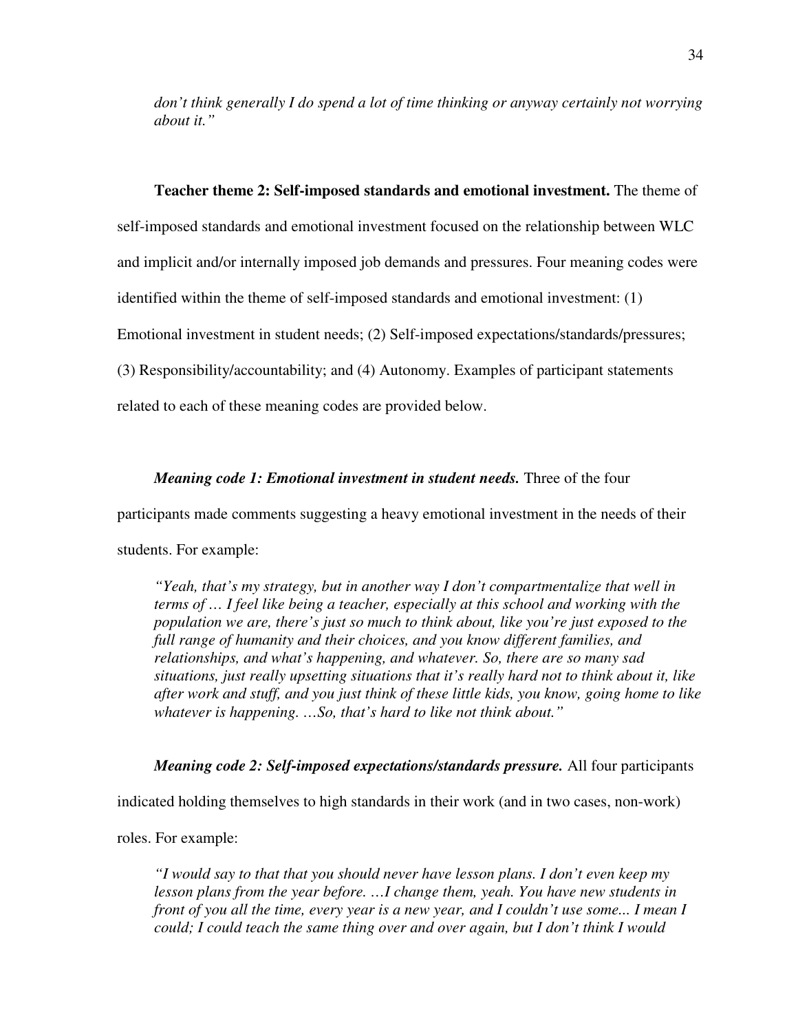*don't think generally I do spend a lot of time thinking or anyway certainly not worrying about it."*

**Teacher theme 2: Self-imposed standards and emotional investment.** The theme of self-imposed standards and emotional investment focused on the relationship between WLC and implicit and/or internally imposed job demands and pressures. Four meaning codes were identified within the theme of self-imposed standards and emotional investment: (1) Emotional investment in student needs; (2) Self-imposed expectations/standards/pressures; (3) Responsibility/accountability; and (4) Autonomy. Examples of participant statements related to each of these meaning codes are provided below.

***Meaning code 1: Emotional investment in student needs.*** Three of the four participants made comments suggesting a heavy emotional investment in the needs of their students. For example:

> *"Yeah, that's my strategy, but in another way I don't compartmentalize that well in terms of … I feel like being a teacher, especially at this school and working with the population we are, there's just so much to think about, like you're just exposed to the full range of humanity and their choices, and you know different families, and relationships, and what's happening, and whatever. So, there are so many sad situations, just really upsetting situations that it's really hard not to think about it, like after work and stuff, and you just think of these little kids, you know, going home to like whatever is happening. …So, that's hard to like not think about."*

***Meaning code 2: Self-imposed expectations/standards pressure.*** All four participants indicated holding themselves to high standards in their work (and in two cases, non-work) roles. For example:

> *"I would say to that that you should never have lesson plans. I don't even keep my lesson plans from the year before. …I change them, yeah. You have new students in front of you all the time, every year is a new year, and I couldn't use some... I mean I could; I could teach the same thing over and over again, but I don't think I would*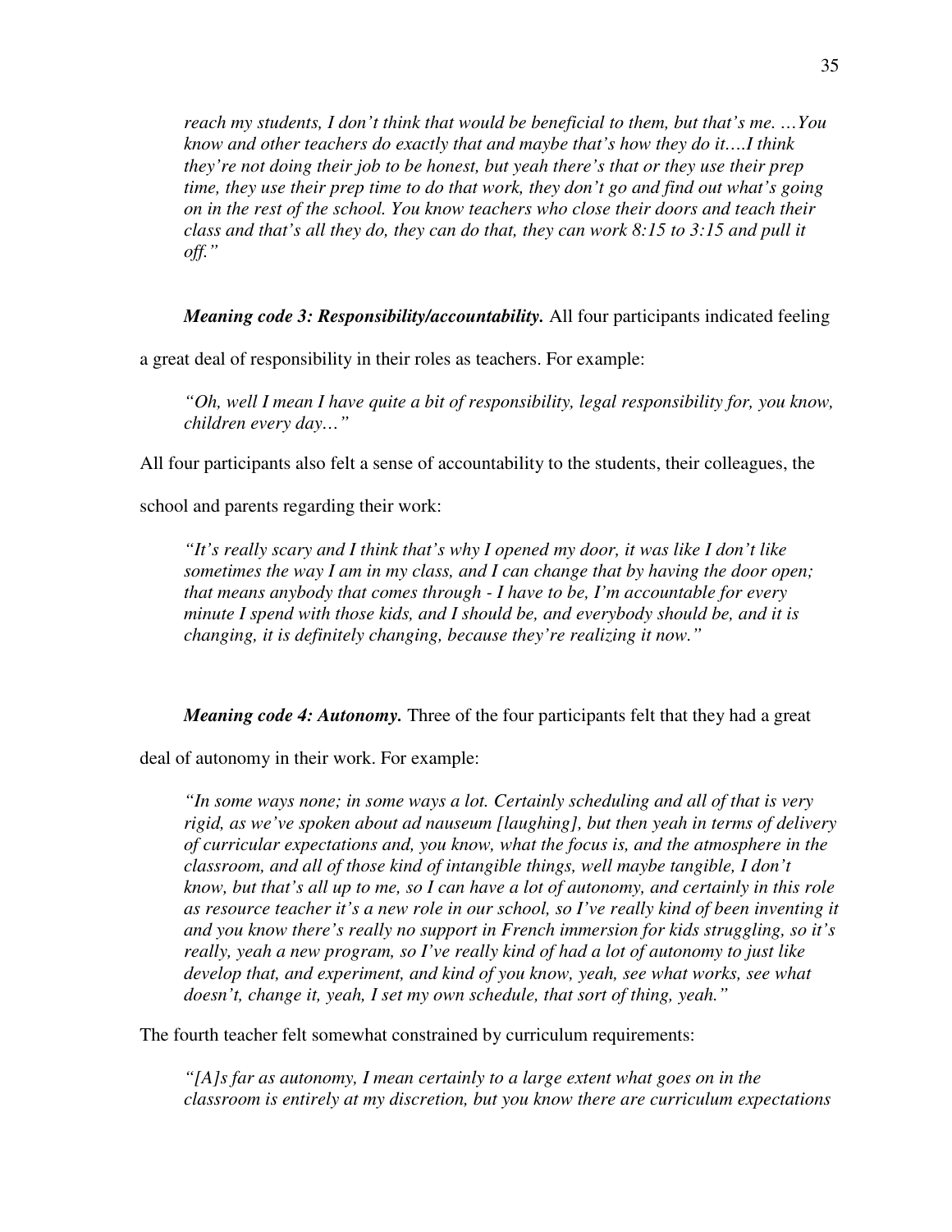*reach my students, I don't think that would be beneficial to them, but that's me. …You know and other teachers do exactly that and maybe that's how they do it….I think they're not doing their job to be honest, but yeah there's that or they use their prep time, they use their prep time to do that work, they don't go and find out what's going on in the rest of the school. You know teachers who close their doors and teach their class and that's all they do, they can do that, they can work 8:15 to 3:15 and pull it off."*

***Meaning code 3: Responsibility/accountability.*** All four participants indicated feeling a great deal of responsibility in their roles as teachers. For example:

*"Oh, well I mean I have quite a bit of responsibility, legal responsibility for, you know, children every day…"*

All four participants also felt a sense of accountability to the students, their colleagues, the school and parents regarding their work:

*"It's really scary and I think that's why I opened my door, it was like I don't like sometimes the way I am in my class, and I can change that by having the door open; that means anybody that comes through - I have to be, I'm accountable for every minute I spend with those kids, and I should be, and everybody should be, and it is changing, it is definitely changing, because they're realizing it now."*

***Meaning code 4: Autonomy.*** Three of the four participants felt that they had a great deal of autonomy in their work. For example:

*"In some ways none; in some ways a lot. Certainly scheduling and all of that is very rigid, as we've spoken about ad nauseum [laughing], but then yeah in terms of delivery of curricular expectations and, you know, what the focus is, and the atmosphere in the classroom, and all of those kind of intangible things, well maybe tangible, I don't know, but that's all up to me, so I can have a lot of autonomy, and certainly in this role as resource teacher it's a new role in our school, so I've really kind of been inventing it and you know there's really no support in French immersion for kids struggling, so it's really, yeah a new program, so I've really kind of had a lot of autonomy to just like develop that, and experiment, and kind of you know, yeah, see what works, see what doesn't, change it, yeah, I set my own schedule, that sort of thing, yeah."*

The fourth teacher felt somewhat constrained by curriculum requirements:

*"[A]s far as autonomy, I mean certainly to a large extent what goes on in the classroom is entirely at my discretion, but you know there are curriculum expectations*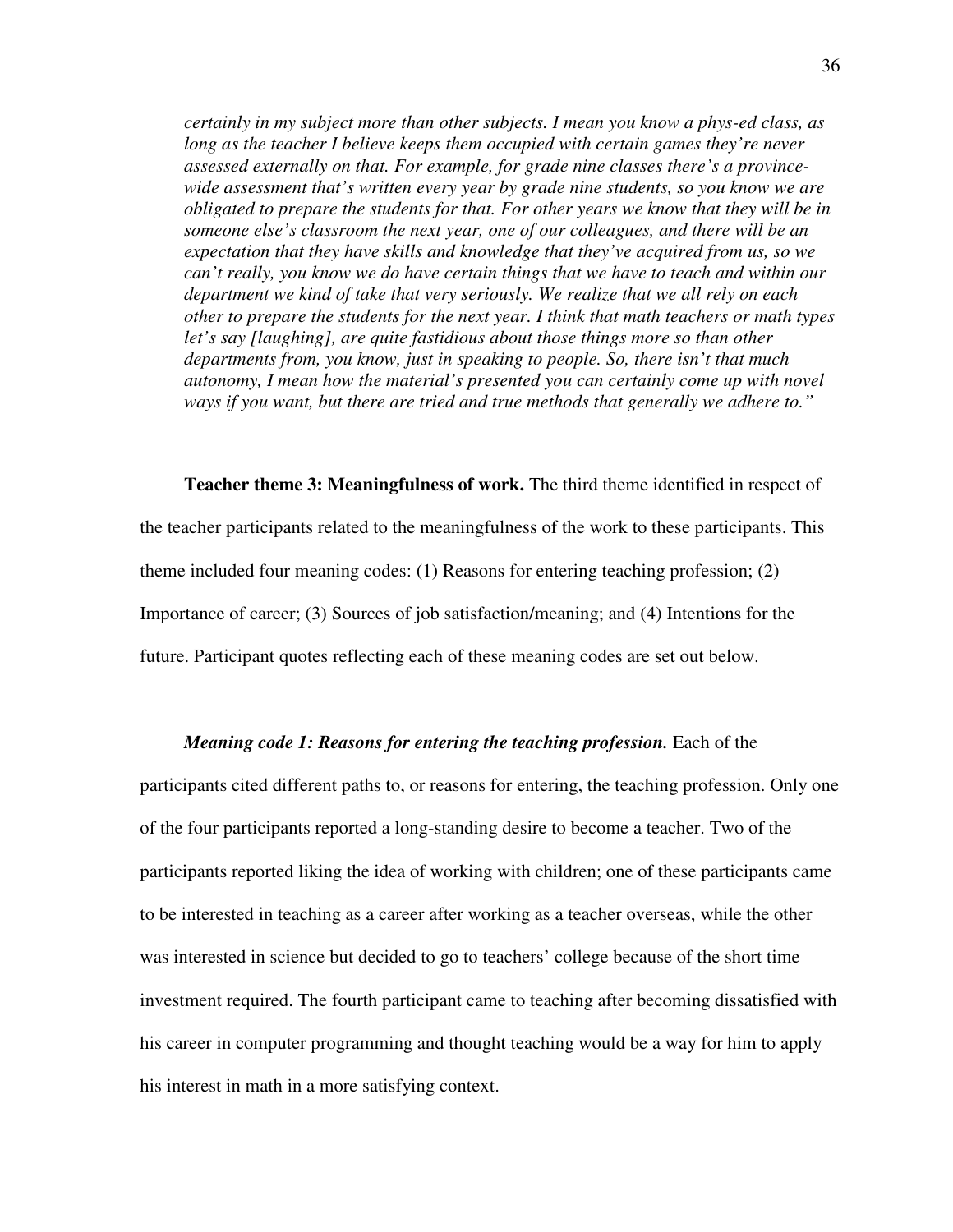*certainly in my subject more than other subjects. I mean you know a phys-ed class, as long as the teacher I believe keeps them occupied with certain games they're never assessed externally on that. For example, for grade nine classes there's a province-wide assessment that's written every year by grade nine students, so you know we are obligated to prepare the students for that. For other years we know that they will be in someone else's classroom the next year, one of our colleagues, and there will be an expectation that they have skills and knowledge that they've acquired from us, so we can't really, you know we do have certain things that we have to teach and within our department we kind of take that very seriously. We realize that we all rely on each other to prepare the students for the next year. I think that math teachers or math types let's say [laughing], are quite fastidious about those things more so than other departments from, you know, just in speaking to people. So, there isn't that much autonomy, I mean how the material's presented you can certainly come up with novel ways if you want, but there are tried and true methods that generally we adhere to."*

**Teacher theme 3: Meaningfulness of work.** The third theme identified in respect of the teacher participants related to the meaningfulness of the work to these participants. This theme included four meaning codes: (1) Reasons for entering teaching profession; (2) Importance of career; (3) Sources of job satisfaction/meaning; and (4) Intentions for the future. Participant quotes reflecting each of these meaning codes are set out below.

***Meaning code 1: Reasons for entering the teaching profession.*** Each of the participants cited different paths to, or reasons for entering, the teaching profession. Only one of the four participants reported a long-standing desire to become a teacher. Two of the participants reported liking the idea of working with children; one of these participants came to be interested in teaching as a career after working as a teacher overseas, while the other was interested in science but decided to go to teachers' college because of the short time investment required. The fourth participant came to teaching after becoming dissatisfied with his career in computer programming and thought teaching would be a way for him to apply his interest in math in a more satisfying context.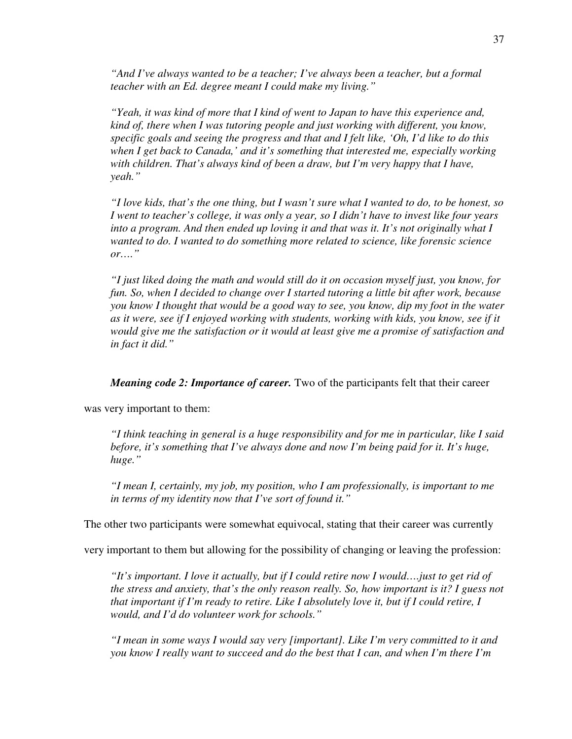*"And I've always wanted to be a teacher; I've always been a teacher, but a formal teacher with an Ed. degree meant I could make my living."*

*"Yeah, it was kind of more that I kind of went to Japan to have this experience and, kind of, there when I was tutoring people and just working with different, you know, specific goals and seeing the progress and that and I felt like, 'Oh, I'd like to do this when I get back to Canada,' and it's something that interested me, especially working with children. That's always kind of been a draw, but I'm very happy that I have, yeah."*

*"I love kids, that's the one thing, but I wasn't sure what I wanted to do, to be honest, so I went to teacher's college, it was only a year, so I didn't have to invest like four years into a program. And then ended up loving it and that was it. It's not originally what I wanted to do. I wanted to do something more related to science, like forensic science or…."*

*"I just liked doing the math and would still do it on occasion myself just, you know, for fun. So, when I decided to change over I started tutoring a little bit after work, because you know I thought that would be a good way to see, you know, dip my foot in the water as it were, see if I enjoyed working with students, working with kids, you know, see if it would give me the satisfaction or it would at least give me a promise of satisfaction and in fact it did."*

***Meaning code 2: Importance of career.*** Two of the participants felt that their career was very important to them:

*"I think teaching in general is a huge responsibility and for me in particular, like I said before, it's something that I've always done and now I'm being paid for it. It's huge, huge."*

*"I mean I, certainly, my job, my position, who I am professionally, is important to me in terms of my identity now that I've sort of found it."*

The other two participants were somewhat equivocal, stating that their career was currently very important to them but allowing for the possibility of changing or leaving the profession:

*"It's important. I love it actually, but if I could retire now I would….just to get rid of the stress and anxiety, that's the only reason really. So, how important is it? I guess not that important if I'm ready to retire. Like I absolutely love it, but if I could retire, I would, and I'd do volunteer work for schools."*

*"I mean in some ways I would say very [important]. Like I'm very committed to it and you know I really want to succeed and do the best that I can, and when I'm there I'm*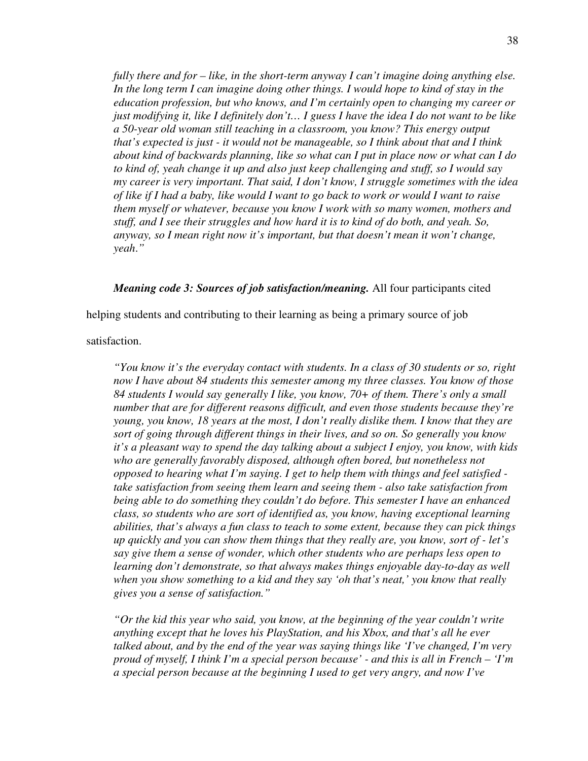*fully there and for – like, in the short-term anyway I can't imagine doing anything else. In the long term I can imagine doing other things. I would hope to kind of stay in the education profession, but who knows, and I'm certainly open to changing my career or just modifying it, like I definitely don't… I guess I have the idea I do not want to be like a 50-year old woman still teaching in a classroom, you know? This energy output that's expected is just - it would not be manageable, so I think about that and I think about kind of backwards planning, like so what can I put in place now or what can I do to kind of, yeah change it up and also just keep challenging and stuff, so I would say my career is very important. That said, I don't know, I struggle sometimes with the idea of like if I had a baby, like would I want to go back to work or would I want to raise them myself or whatever, because you know I work with so many women, mothers and stuff, and I see their struggles and how hard it is to kind of do both, and yeah. So, anyway, so I mean right now it's important, but that doesn't mean it won't change, yeah."*

***Meaning code 3: Sources of job satisfaction/meaning.*** All four participants cited helping students and contributing to their learning as being a primary source of job satisfaction.

*"You know it's the everyday contact with students. In a class of 30 students or so, right now I have about 84 students this semester among my three classes. You know of those 84 students I would say generally I like, you know, 70+ of them. There's only a small number that are for different reasons difficult, and even those students because they're young, you know, 18 years at the most, I don't really dislike them. I know that they are sort of going through different things in their lives, and so on. So generally you know it's a pleasant way to spend the day talking about a subject I enjoy, you know, with kids who are generally favorably disposed, although often bored, but nonetheless not opposed to hearing what I'm saying. I get to help them with things and feel satisfied - take satisfaction from seeing them learn and seeing them - also take satisfaction from being able to do something they couldn't do before. This semester I have an enhanced class, so students who are sort of identified as, you know, having exceptional learning abilities, that's always a fun class to teach to some extent, because they can pick things up quickly and you can show them things that they really are, you know, sort of - let's say give them a sense of wonder, which other students who are perhaps less open to learning don't demonstrate, so that always makes things enjoyable day-to-day as well when you show something to a kid and they say 'oh that's neat,' you know that really gives you a sense of satisfaction."*

*"Or the kid this year who said, you know, at the beginning of the year couldn't write anything except that he loves his PlayStation, and his Xbox, and that's all he ever talked about, and by the end of the year was saying things like 'I've changed, I'm very proud of myself, I think I'm a special person because' - and this is all in French – 'I'm a special person because at the beginning I used to get very angry, and now I've*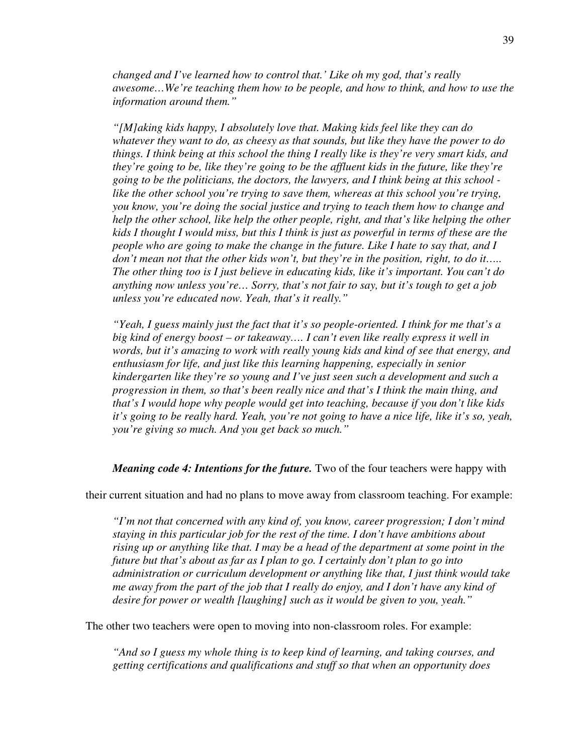*changed and I've learned how to control that.' Like oh my god, that's really awesome…We're teaching them how to be people, and how to think, and how to use the information around them."*

*"[M]aking kids happy, I absolutely love that. Making kids feel like they can do whatever they want to do, as cheesy as that sounds, but like they have the power to do things. I think being at this school the thing I really like is they're very smart kids, and they're going to be, like they're going to be the affluent kids in the future, like they're going to be the politicians, the doctors, the lawyers, and I think being at this school - like the other school you're trying to save them, whereas at this school you're trying, you know, you're doing the social justice and trying to teach them how to change and help the other school, like help the other people, right, and that's like helping the other kids I thought I would miss, but this I think is just as powerful in terms of these are the people who are going to make the change in the future. Like I hate to say that, and I don't mean not that the other kids won't, but they're in the position, right, to do it….. The other thing too is I just believe in educating kids, like it's important. You can't do anything now unless you're… Sorry, that's not fair to say, but it's tough to get a job unless you're educated now. Yeah, that's it really."*

*"Yeah, I guess mainly just the fact that it's so people-oriented. I think for me that's a big kind of energy boost – or takeaway…. I can't even like really express it well in words, but it's amazing to work with really young kids and kind of see that energy, and enthusiasm for life, and just like this learning happening, especially in senior kindergarten like they're so young and I've just seen such a development and such a progression in them, so that's been really nice and that's I think the main thing, and that's I would hope why people would get into teaching, because if you don't like kids it's going to be really hard. Yeah, you're not going to have a nice life, like it's so, yeah, you're giving so much. And you get back so much."*

***Meaning code 4: Intentions for the future.*** Two of the four teachers were happy with their current situation and had no plans to move away from classroom teaching. For example:

*"I'm not that concerned with any kind of, you know, career progression; I don't mind staying in this particular job for the rest of the time. I don't have ambitions about rising up or anything like that. I may be a head of the department at some point in the future but that's about as far as I plan to go. I certainly don't plan to go into administration or curriculum development or anything like that, I just think would take me away from the part of the job that I really do enjoy, and I don't have any kind of desire for power or wealth [laughing] such as it would be given to you, yeah."*

The other two teachers were open to moving into non-classroom roles. For example:

*"And so I guess my whole thing is to keep kind of learning, and taking courses, and getting certifications and qualifications and stuff so that when an opportunity does*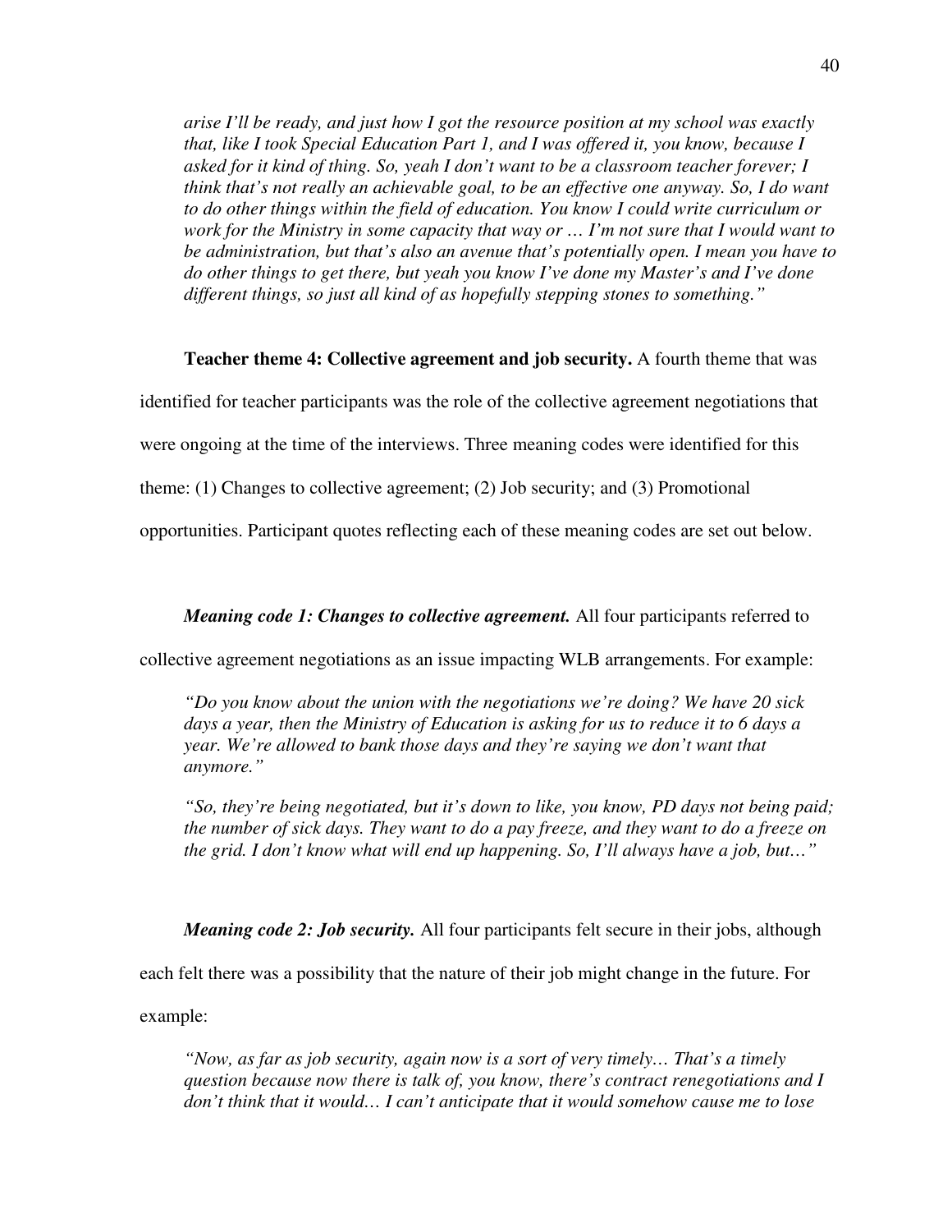*arise I'll be ready, and just how I got the resource position at my school was exactly that, like I took Special Education Part 1, and I was offered it, you know, because I asked for it kind of thing. So, yeah I don't want to be a classroom teacher forever; I think that's not really an achievable goal, to be an effective one anyway. So, I do want to do other things within the field of education. You know I could write curriculum or work for the Ministry in some capacity that way or … I'm not sure that I would want to be administration, but that's also an avenue that's potentially open. I mean you have to do other things to get there, but yeah you know I've done my Master's and I've done different things, so just all kind of as hopefully stepping stones to something."*

**Teacher theme 4: Collective agreement and job security.** A fourth theme that was identified for teacher participants was the role of the collective agreement negotiations that were ongoing at the time of the interviews. Three meaning codes were identified for this theme: (1) Changes to collective agreement; (2) Job security; and (3) Promotional opportunities. Participant quotes reflecting each of these meaning codes are set out below.

***Meaning code 1: Changes to collective agreement.*** All four participants referred to collective agreement negotiations as an issue impacting WLB arrangements. For example:

*"Do you know about the union with the negotiations we're doing? We have 20 sick days a year, then the Ministry of Education is asking for us to reduce it to 6 days a year. We're allowed to bank those days and they're saying we don't want that anymore."*

*"So, they're being negotiated, but it's down to like, you know, PD days not being paid; the number of sick days. They want to do a pay freeze, and they want to do a freeze on the grid. I don't know what will end up happening. So, I'll always have a job, but…"*

***Meaning code 2: Job security.*** All four participants felt secure in their jobs, although each felt there was a possibility that the nature of their job might change in the future. For example:

*"Now, as far as job security, again now is a sort of very timely… That's a timely question because now there is talk of, you know, there's contract renegotiations and I don't think that it would… I can't anticipate that it would somehow cause me to lose*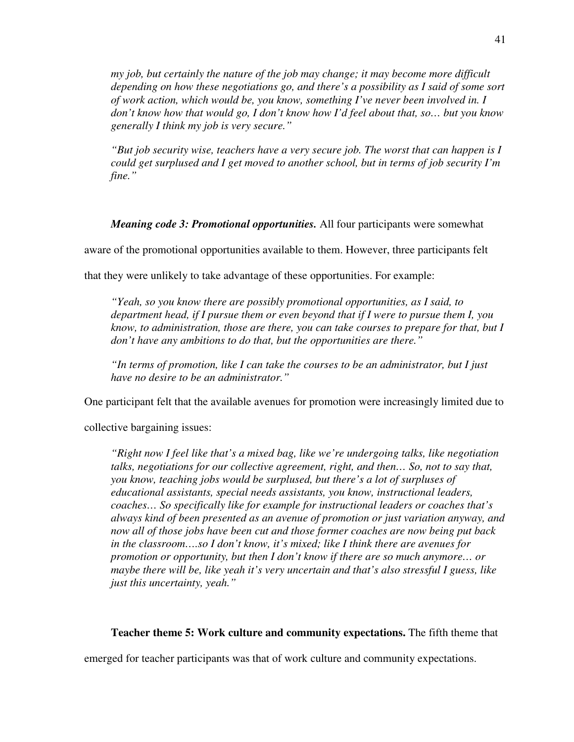*my job, but certainly the nature of the job may change; it may become more difficult depending on how these negotiations go, and there's a possibility as I said of some sort of work action, which would be, you know, something I've never been involved in. I don't know how that would go, I don't know how I'd feel about that, so… but you know generally I think my job is very secure."*

*"But job security wise, teachers have a very secure job. The worst that can happen is I could get surplused and I get moved to another school, but in terms of job security I'm fine."*

***Meaning code 3: Promotional opportunities.*** All four participants were somewhat aware of the promotional opportunities available to them. However, three participants felt that they were unlikely to take advantage of these opportunities. For example:

*"Yeah, so you know there are possibly promotional opportunities, as I said, to department head, if I pursue them or even beyond that if I were to pursue them I, you know, to administration, those are there, you can take courses to prepare for that, but I don't have any ambitions to do that, but the opportunities are there."*

*"In terms of promotion, like I can take the courses to be an administrator, but I just have no desire to be an administrator."*

One participant felt that the available avenues for promotion were increasingly limited due to collective bargaining issues:

*"Right now I feel like that's a mixed bag, like we're undergoing talks, like negotiation talks, negotiations for our collective agreement, right, and then… So, not to say that, you know, teaching jobs would be surplused, but there's a lot of surpluses of educational assistants, special needs assistants, you know, instructional leaders, coaches… So specifically like for example for instructional leaders or coaches that's always kind of been presented as an avenue of promotion or just variation anyway, and now all of those jobs have been cut and those former coaches are now being put back in the classroom….so I don't know, it's mixed; like I think there are avenues for promotion or opportunity, but then I don't know if there are so much anymore… or maybe there will be, like yeah it's very uncertain and that's also stressful I guess, like just this uncertainty, yeah."*

**Teacher theme 5: Work culture and community expectations.** The fifth theme that emerged for teacher participants was that of work culture and community expectations.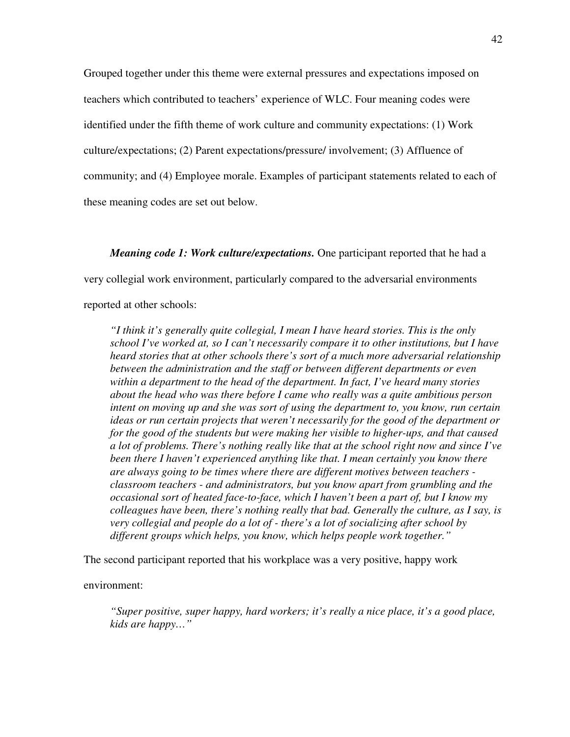Grouped together under this theme were external pressures and expectations imposed on teachers which contributed to teachers' experience of WLC. Four meaning codes were identified under the fifth theme of work culture and community expectations: (1) Work culture/expectations; (2) Parent expectations/pressure/ involvement; (3) Affluence of community; and (4) Employee morale. Examples of participant statements related to each of these meaning codes are set out below.

***Meaning code 1: Work culture/expectations.*** One participant reported that he had a very collegial work environment, particularly compared to the adversarial environments reported at other schools:

> *"I think it's generally quite collegial, I mean I have heard stories. This is the only school I've worked at, so I can't necessarily compare it to other institutions, but I have heard stories that at other schools there's sort of a much more adversarial relationship between the administration and the staff or between different departments or even within a department to the head of the department. In fact, I've heard many stories about the head who was there before I came who really was a quite ambitious person intent on moving up and she was sort of using the department to, you know, run certain ideas or run certain projects that weren't necessarily for the good of the department or for the good of the students but were making her visible to higher-ups, and that caused a lot of problems. There's nothing really like that at the school right now and since I've been there I haven't experienced anything like that. I mean certainly you know there are always going to be times where there are different motives between teachers - classroom teachers - and administrators, but you know apart from grumbling and the occasional sort of heated face-to-face, which I haven't been a part of, but I know my colleagues have been, there's nothing really that bad. Generally the culture, as I say, is very collegial and people do a lot of - there's a lot of socializing after school by different groups which helps, you know, which helps people work together."*

The second participant reported that his workplace was a very positive, happy work environment:

> *"Super positive, super happy, hard workers; it's really a nice place, it's a good place, kids are happy…"*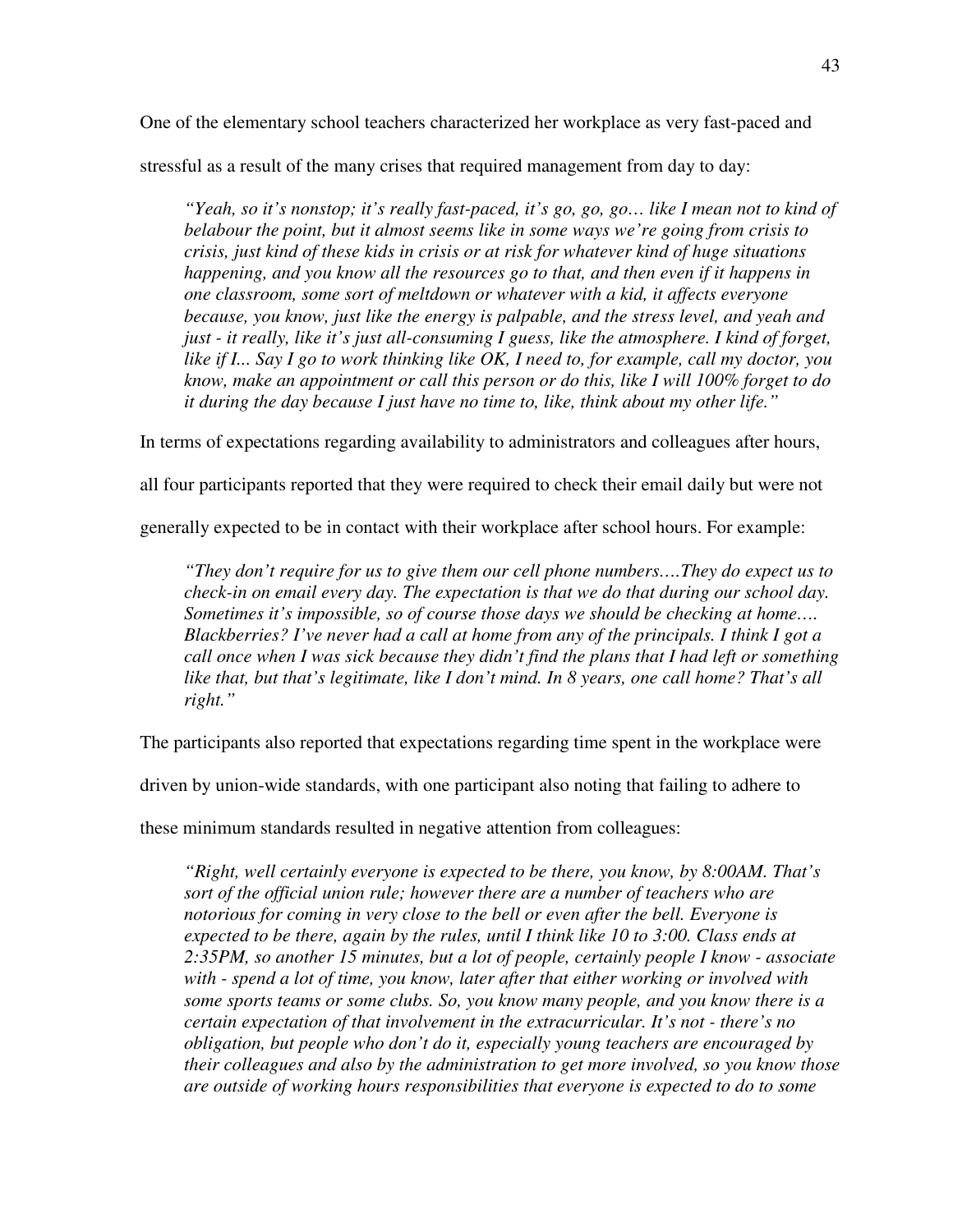One of the elementary school teachers characterized her workplace as very fast-paced and stressful as a result of the many crises that required management from day to day:

> *"Yeah, so it's nonstop; it's really fast-paced, it's go, go, go… like I mean not to kind of belabour the point, but it almost seems like in some ways we're going from crisis to crisis, just kind of these kids in crisis or at risk for whatever kind of huge situations happening, and you know all the resources go to that, and then even if it happens in one classroom, some sort of meltdown or whatever with a kid, it affects everyone because, you know, just like the energy is palpable, and the stress level, and yeah and just - it really, like it's just all-consuming I guess, like the atmosphere. I kind of forget, like if I... Say I go to work thinking like OK, I need to, for example, call my doctor, you know, make an appointment or call this person or do this, like I will 100% forget to do it during the day because I just have no time to, like, think about my other life."*

In terms of expectations regarding availability to administrators and colleagues after hours, all four participants reported that they were required to check their email daily but were not generally expected to be in contact with their workplace after school hours. For example:

> *"They don't require for us to give them our cell phone numbers….They do expect us to check-in on email every day. The expectation is that we do that during our school day. Sometimes it's impossible, so of course those days we should be checking at home…. Blackberries? I've never had a call at home from any of the principals. I think I got a call once when I was sick because they didn't find the plans that I had left or something like that, but that's legitimate, like I don't mind. In 8 years, one call home? That's all right."*

The participants also reported that expectations regarding time spent in the workplace were driven by union-wide standards, with one participant also noting that failing to adhere to these minimum standards resulted in negative attention from colleagues:

> *"Right, well certainly everyone is expected to be there, you know, by 8:00AM. That's sort of the official union rule; however there are a number of teachers who are notorious for coming in very close to the bell or even after the bell. Everyone is expected to be there, again by the rules, until I think like 10 to 3:00. Class ends at 2:35PM, so another 15 minutes, but a lot of people, certainly people I know - associate with - spend a lot of time, you know, later after that either working or involved with some sports teams or some clubs. So, you know many people, and you know there is a certain expectation of that involvement in the extracurricular. It's not - there's no obligation, but people who don't do it, especially young teachers are encouraged by their colleagues and also by the administration to get more involved, so you know those are outside of working hours responsibilities that everyone is expected to do to some*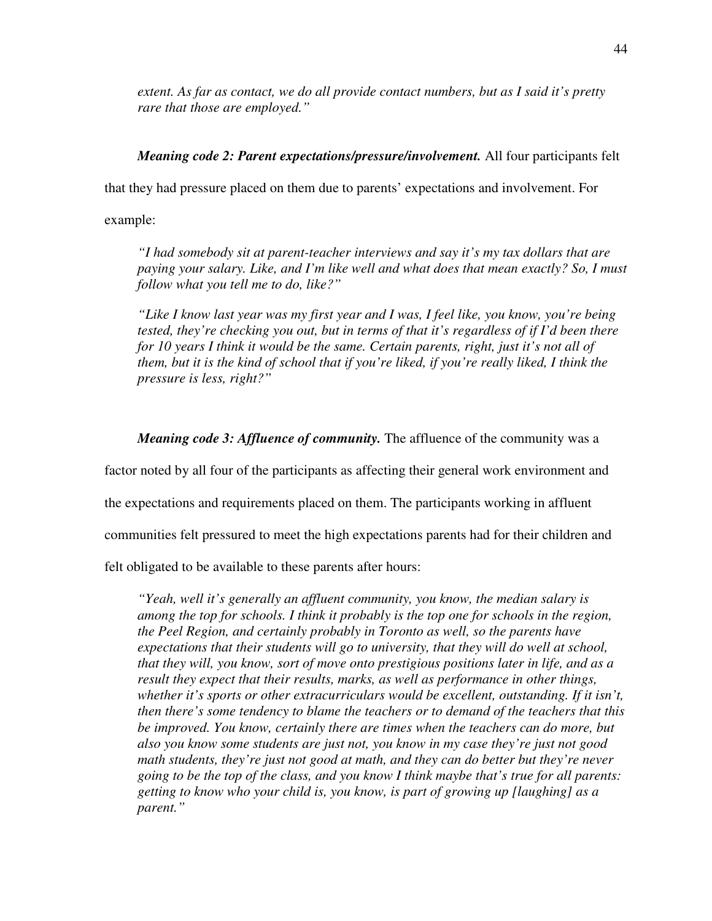*extent. As far as contact, we do all provide contact numbers, but as I said it's pretty rare that those are employed."*

***Meaning code 2: Parent expectations/pressure/involvement.*** All four participants felt that they had pressure placed on them due to parents' expectations and involvement. For example:

> *"I had somebody sit at parent-teacher interviews and say it's my tax dollars that are paying your salary. Like, and I'm like well and what does that mean exactly? So, I must follow what you tell me to do, like?"*

> *"Like I know last year was my first year and I was, I feel like, you know, you're being tested, they're checking you out, but in terms of that it's regardless of if I'd been there for 10 years I think it would be the same. Certain parents, right, just it's not all of them, but it is the kind of school that if you're liked, if you're really liked, I think the pressure is less, right?"*

***Meaning code 3: Affluence of community.*** The affluence of the community was a factor noted by all four of the participants as affecting their general work environment and the expectations and requirements placed on them. The participants working in affluent communities felt pressured to meet the high expectations parents had for their children and felt obligated to be available to these parents after hours:

> *"Yeah, well it's generally an affluent community, you know, the median salary is among the top for schools. I think it probably is the top one for schools in the region, the Peel Region, and certainly probably in Toronto as well, so the parents have expectations that their students will go to university, that they will do well at school, that they will, you know, sort of move onto prestigious positions later in life, and as a result they expect that their results, marks, as well as performance in other things, whether it's sports or other extracurriculars would be excellent, outstanding. If it isn't, then there's some tendency to blame the teachers or to demand of the teachers that this be improved. You know, certainly there are times when the teachers can do more, but also you know some students are just not, you know in my case they're just not good math students, they're just not good at math, and they can do better but they're never going to be the top of the class, and you know I think maybe that's true for all parents: getting to know who your child is, you know, is part of growing up [laughing] as a parent."*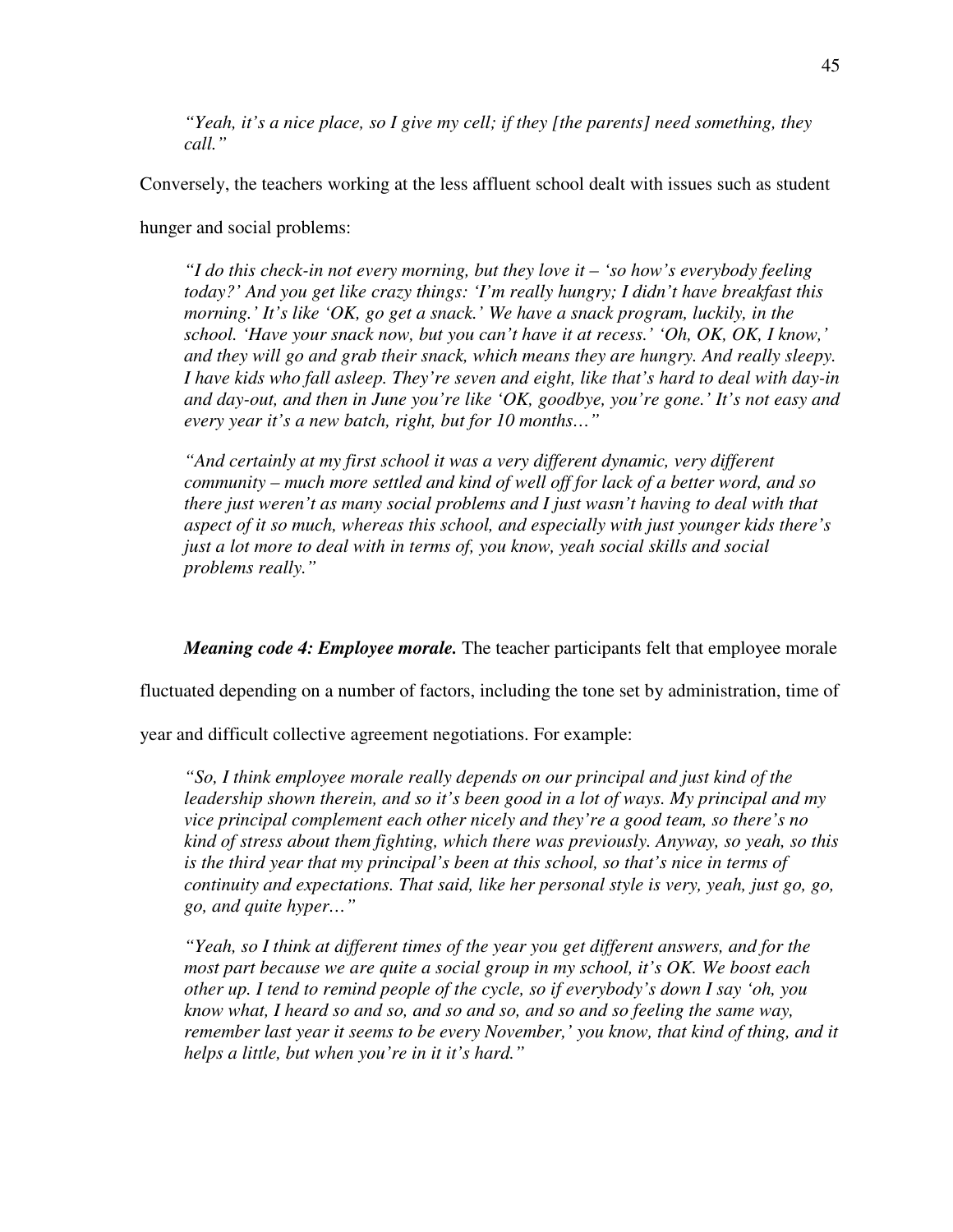*"Yeah, it's a nice place, so I give my cell; if they [the parents] need something, they call."*

Conversely, the teachers working at the less affluent school dealt with issues such as student hunger and social problems:

*"I do this check-in not every morning, but they love it – 'so how's everybody feeling today?' And you get like crazy things: 'I'm really hungry; I didn't have breakfast this morning.' It's like 'OK, go get a snack.' We have a snack program, luckily, in the school. 'Have your snack now, but you can't have it at recess.' 'Oh, OK, OK, I know,' and they will go and grab their snack, which means they are hungry. And really sleepy. I have kids who fall asleep. They're seven and eight, like that's hard to deal with day-in and day-out, and then in June you're like 'OK, goodbye, you're gone.' It's not easy and every year it's a new batch, right, but for 10 months…"*

*"And certainly at my first school it was a very different dynamic, very different community – much more settled and kind of well off for lack of a better word, and so there just weren't as many social problems and I just wasn't having to deal with that aspect of it so much, whereas this school, and especially with just younger kids there's just a lot more to deal with in terms of, you know, yeah social skills and social problems really."*

***Meaning code 4: Employee morale.*** The teacher participants felt that employee morale fluctuated depending on a number of factors, including the tone set by administration, time of year and difficult collective agreement negotiations. For example:

*"So, I think employee morale really depends on our principal and just kind of the leadership shown therein, and so it's been good in a lot of ways. My principal and my vice principal complement each other nicely and they're a good team, so there's no kind of stress about them fighting, which there was previously. Anyway, so yeah, so this is the third year that my principal's been at this school, so that's nice in terms of continuity and expectations. That said, like her personal style is very, yeah, just go, go, go, and quite hyper…"*

*"Yeah, so I think at different times of the year you get different answers, and for the most part because we are quite a social group in my school, it's OK. We boost each other up. I tend to remind people of the cycle, so if everybody's down I say 'oh, you know what, I heard so and so, and so and so, and so and so feeling the same way, remember last year it seems to be every November,' you know, that kind of thing, and it helps a little, but when you're in it it's hard."*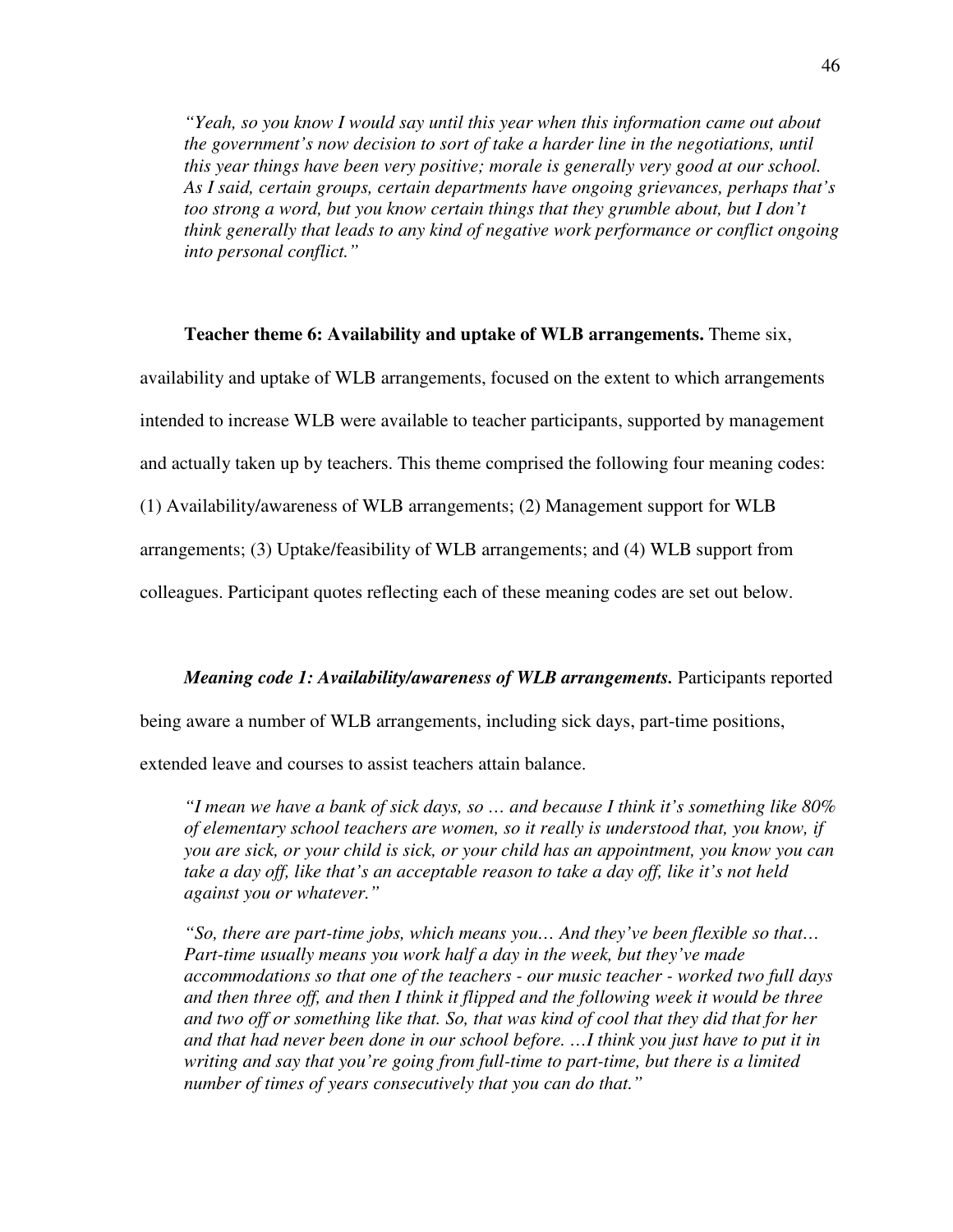*"Yeah, so you know I would say until this year when this information came out about the government's now decision to sort of take a harder line in the negotiations, until this year things have been very positive; morale is generally very good at our school. As I said, certain groups, certain departments have ongoing grievances, perhaps that's too strong a word, but you know certain things that they grumble about, but I don't think generally that leads to any kind of negative work performance or conflict ongoing into personal conflict."*

**Teacher theme 6: Availability and uptake of WLB arrangements.** Theme six, availability and uptake of WLB arrangements, focused on the extent to which arrangements intended to increase WLB were available to teacher participants, supported by management and actually taken up by teachers. This theme comprised the following four meaning codes: (1) Availability/awareness of WLB arrangements; (2) Management support for WLB arrangements; (3) Uptake/feasibility of WLB arrangements; and (4) WLB support from colleagues. Participant quotes reflecting each of these meaning codes are set out below.

***Meaning code 1: Availability/awareness of WLB arrangements.*** Participants reported being aware a number of WLB arrangements, including sick days, part-time positions, extended leave and courses to assist teachers attain balance.

*"I mean we have a bank of sick days, so … and because I think it's something like 80% of elementary school teachers are women, so it really is understood that, you know, if you are sick, or your child is sick, or your child has an appointment, you know you can take a day off, like that's an acceptable reason to take a day off, like it's not held against you or whatever."*

*"So, there are part-time jobs, which means you… And they've been flexible so that… Part-time usually means you work half a day in the week, but they've made accommodations so that one of the teachers - our music teacher - worked two full days and then three off, and then I think it flipped and the following week it would be three and two off or something like that. So, that was kind of cool that they did that for her and that had never been done in our school before. …I think you just have to put it in writing and say that you're going from full-time to part-time, but there is a limited number of times of years consecutively that you can do that."*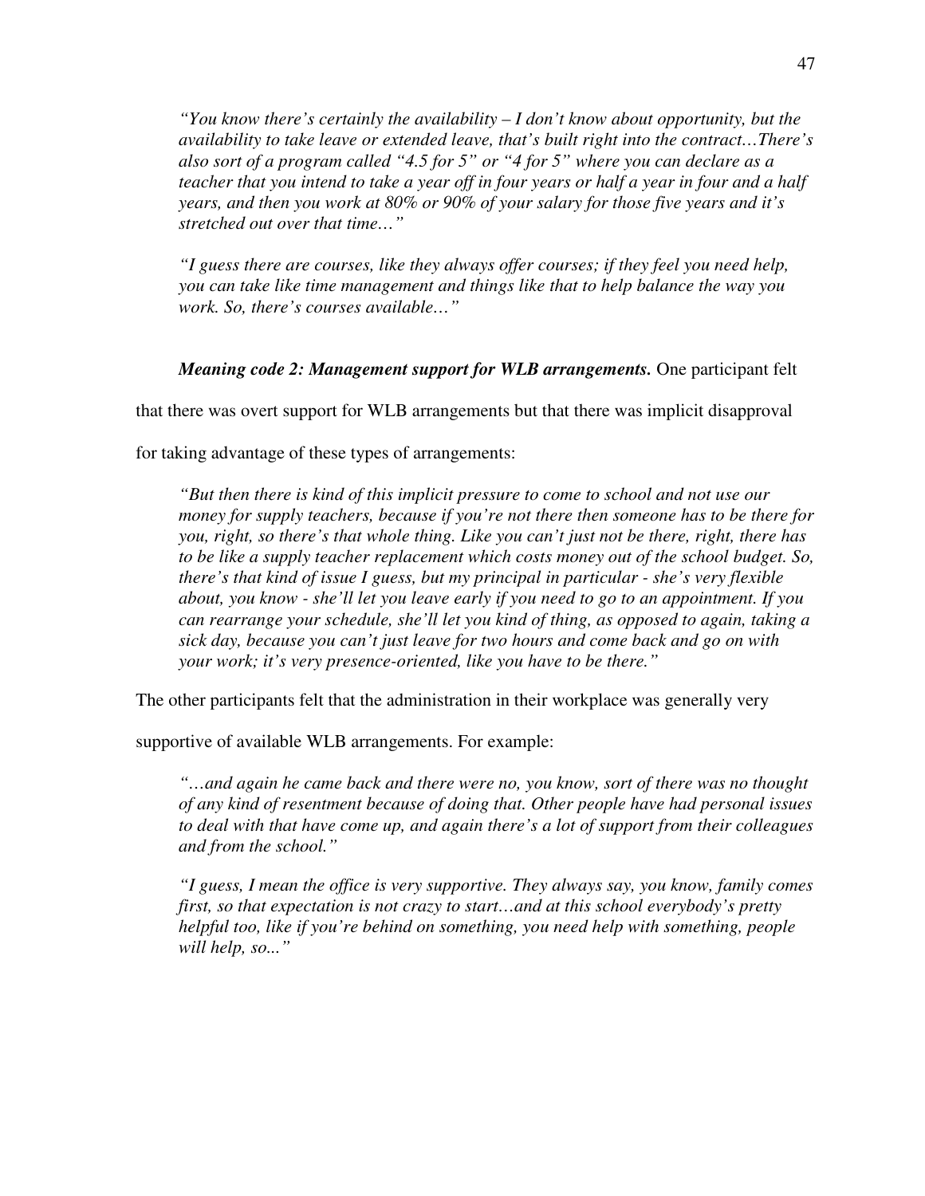*"You know there's certainly the availability – I don't know about opportunity, but the availability to take leave or extended leave, that's built right into the contract…There's also sort of a program called "4.5 for 5" or "4 for 5" where you can declare as a teacher that you intend to take a year off in four years or half a year in four and a half years, and then you work at 80% or 90% of your salary for those five years and it's stretched out over that time…"*

*"I guess there are courses, like they always offer courses; if they feel you need help, you can take like time management and things like that to help balance the way you work. So, there's courses available…"*

***Meaning code 2: Management support for WLB arrangements.*** One participant felt that there was overt support for WLB arrangements but that there was implicit disapproval for taking advantage of these types of arrangements:

*"But then there is kind of this implicit pressure to come to school and not use our money for supply teachers, because if you're not there then someone has to be there for you, right, so there's that whole thing. Like you can't just not be there, right, there has to be like a supply teacher replacement which costs money out of the school budget. So, there's that kind of issue I guess, but my principal in particular - she's very flexible about, you know - she'll let you leave early if you need to go to an appointment. If you can rearrange your schedule, she'll let you kind of thing, as opposed to again, taking a sick day, because you can't just leave for two hours and come back and go on with your work; it's very presence-oriented, like you have to be there."*

The other participants felt that the administration in their workplace was generally very supportive of available WLB arrangements. For example:

*"…and again he came back and there were no, you know, sort of there was no thought of any kind of resentment because of doing that. Other people have had personal issues to deal with that have come up, and again there's a lot of support from their colleagues and from the school."*

*"I guess, I mean the office is very supportive. They always say, you know, family comes first, so that expectation is not crazy to start…and at this school everybody's pretty helpful too, like if you're behind on something, you need help with something, people will help, so..."*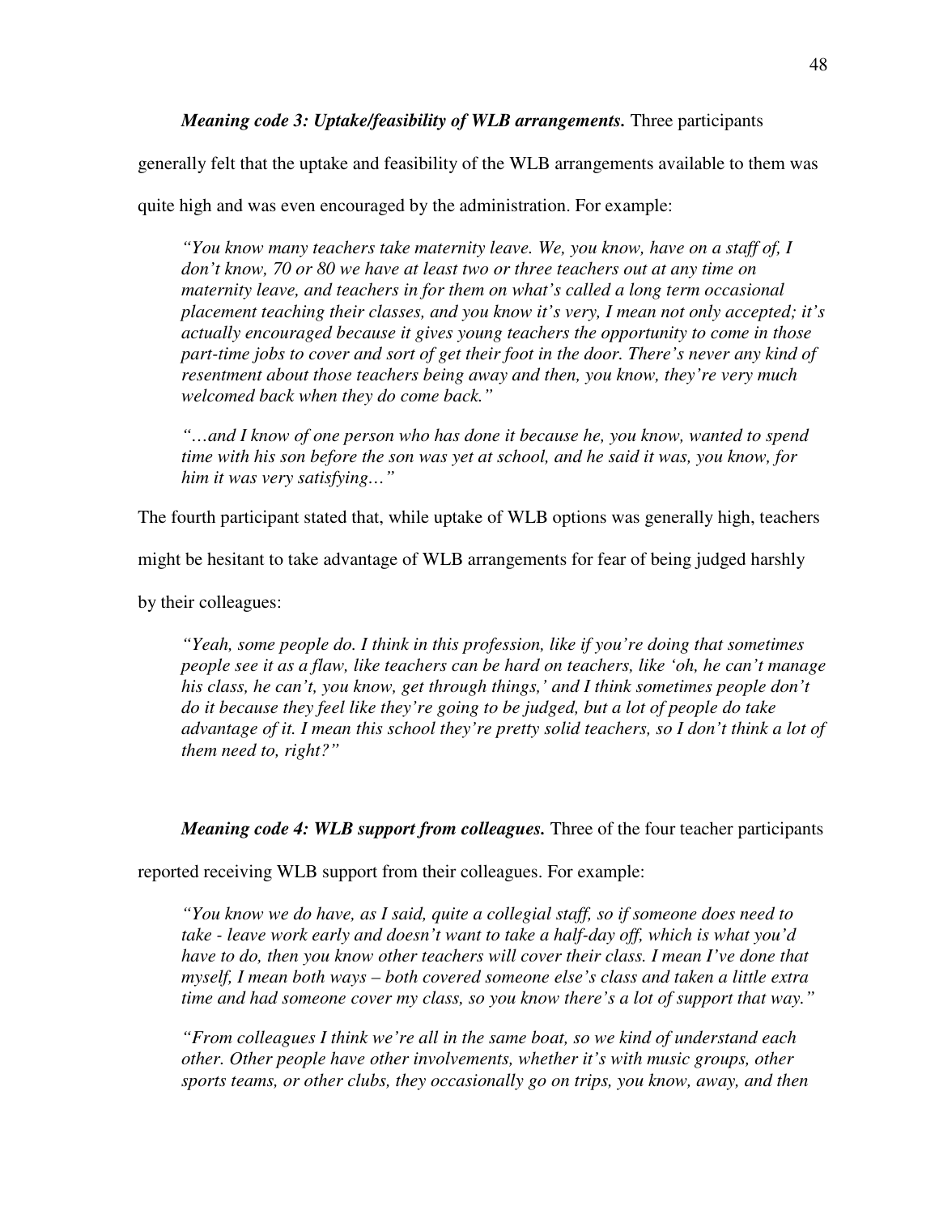***Meaning code 3: Uptake/feasibility of WLB arrangements.*** Three participants generally felt that the uptake and feasibility of the WLB arrangements available to them was quite high and was even encouraged by the administration. For example:

> *"You know many teachers take maternity leave. We, you know, have on a staff of, I don't know, 70 or 80 we have at least two or three teachers out at any time on maternity leave, and teachers in for them on what's called a long term occasional placement teaching their classes, and you know it's very, I mean not only accepted; it's actually encouraged because it gives young teachers the opportunity to come in those part-time jobs to cover and sort of get their foot in the door. There's never any kind of resentment about those teachers being away and then, you know, they're very much welcomed back when they do come back."*

> *"…and I know of one person who has done it because he, you know, wanted to spend time with his son before the son was yet at school, and he said it was, you know, for him it was very satisfying…"*

The fourth participant stated that, while uptake of WLB options was generally high, teachers might be hesitant to take advantage of WLB arrangements for fear of being judged harshly by their colleagues:

> *"Yeah, some people do. I think in this profession, like if you're doing that sometimes people see it as a flaw, like teachers can be hard on teachers, like 'oh, he can't manage his class, he can't, you know, get through things,' and I think sometimes people don't do it because they feel like they're going to be judged, but a lot of people do take advantage of it. I mean this school they're pretty solid teachers, so I don't think a lot of them need to, right?"*

***Meaning code 4: WLB support from colleagues.*** Three of the four teacher participants reported receiving WLB support from their colleagues. For example:

> *"You know we do have, as I said, quite a collegial staff, so if someone does need to take - leave work early and doesn't want to take a half-day off, which is what you'd have to do, then you know other teachers will cover their class. I mean I've done that myself, I mean both ways – both covered someone else's class and taken a little extra time and had someone cover my class, so you know there's a lot of support that way."*

> *"From colleagues I think we're all in the same boat, so we kind of understand each other. Other people have other involvements, whether it's with music groups, other sports teams, or other clubs, they occasionally go on trips, you know, away, and then*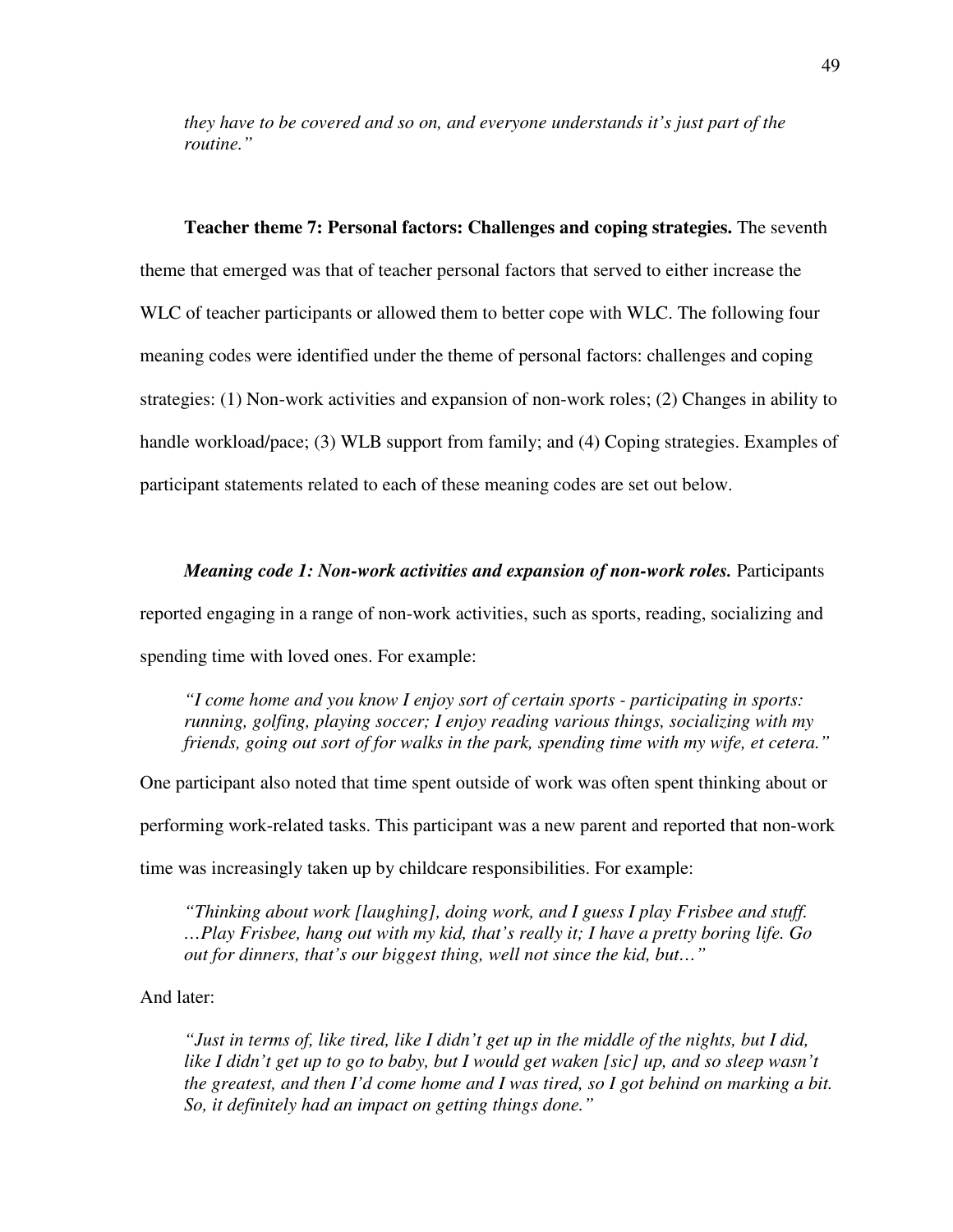> *they have to be covered and so on, and everyone understands it's just part of the routine."*

**Teacher theme 7: Personal factors: Challenges and coping strategies.** The seventh theme that emerged was that of teacher personal factors that served to either increase the WLC of teacher participants or allowed them to better cope with WLC. The following four meaning codes were identified under the theme of personal factors: challenges and coping strategies: (1) Non-work activities and expansion of non-work roles; (2) Changes in ability to handle workload/pace; (3) WLB support from family; and (4) Coping strategies. Examples of participant statements related to each of these meaning codes are set out below.

***Meaning code 1: Non-work activities and expansion of non-work roles.*** Participants reported engaging in a range of non-work activities, such as sports, reading, socializing and spending time with loved ones. For example:

> *"I come home and you know I enjoy sort of certain sports - participating in sports: running, golfing, playing soccer; I enjoy reading various things, socializing with my friends, going out sort of for walks in the park, spending time with my wife, et cetera."*

One participant also noted that time spent outside of work was often spent thinking about or performing work-related tasks. This participant was a new parent and reported that non-work time was increasingly taken up by childcare responsibilities. For example:

> *"Thinking about work [laughing], doing work, and I guess I play Frisbee and stuff. …Play Frisbee, hang out with my kid, that's really it; I have a pretty boring life. Go out for dinners, that's our biggest thing, well not since the kid, but…"*

And later:

> *"Just in terms of, like tired, like I didn't get up in the middle of the nights, but I did, like I didn't get up to go to baby, but I would get waken [sic] up, and so sleep wasn't the greatest, and then I'd come home and I was tired, so I got behind on marking a bit. So, it definitely had an impact on getting things done."*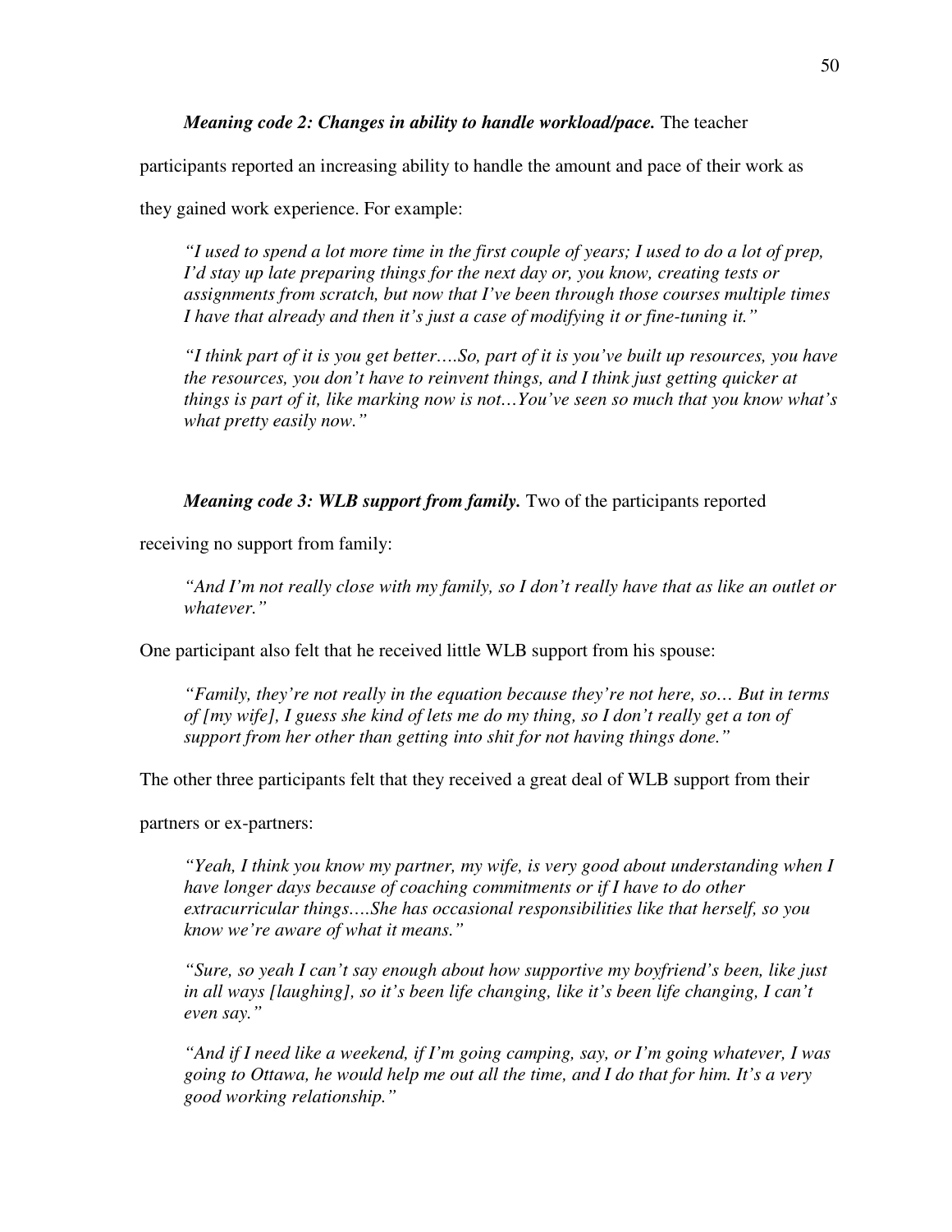***Meaning code 2: Changes in ability to handle workload/pace.*** The teacher participants reported an increasing ability to handle the amount and pace of their work as they gained work experience. For example:

> *"I used to spend a lot more time in the first couple of years; I used to do a lot of prep, I'd stay up late preparing things for the next day or, you know, creating tests or assignments from scratch, but now that I've been through those courses multiple times I have that already and then it's just a case of modifying it or fine-tuning it."*

> *"I think part of it is you get better….So, part of it is you've built up resources, you have the resources, you don't have to reinvent things, and I think just getting quicker at things is part of it, like marking now is not…You've seen so much that you know what's what pretty easily now."*

***Meaning code 3: WLB support from family.*** Two of the participants reported receiving no support from family:

> *"And I'm not really close with my family, so I don't really have that as like an outlet or whatever."*

One participant also felt that he received little WLB support from his spouse:

> *"Family, they're not really in the equation because they're not here, so… But in terms of [my wife], I guess she kind of lets me do my thing, so I don't really get a ton of support from her other than getting into shit for not having things done."*

The other three participants felt that they received a great deal of WLB support from their partners or ex-partners:

> *"Yeah, I think you know my partner, my wife, is very good about understanding when I have longer days because of coaching commitments or if I have to do other extracurricular things….She has occasional responsibilities like that herself, so you know we're aware of what it means."*

> *"Sure, so yeah I can't say enough about how supportive my boyfriend's been, like just in all ways [laughing], so it's been life changing, like it's been life changing, I can't even say."*

> *"And if I need like a weekend, if I'm going camping, say, or I'm going whatever, I was going to Ottawa, he would help me out all the time, and I do that for him. It's a very good working relationship."*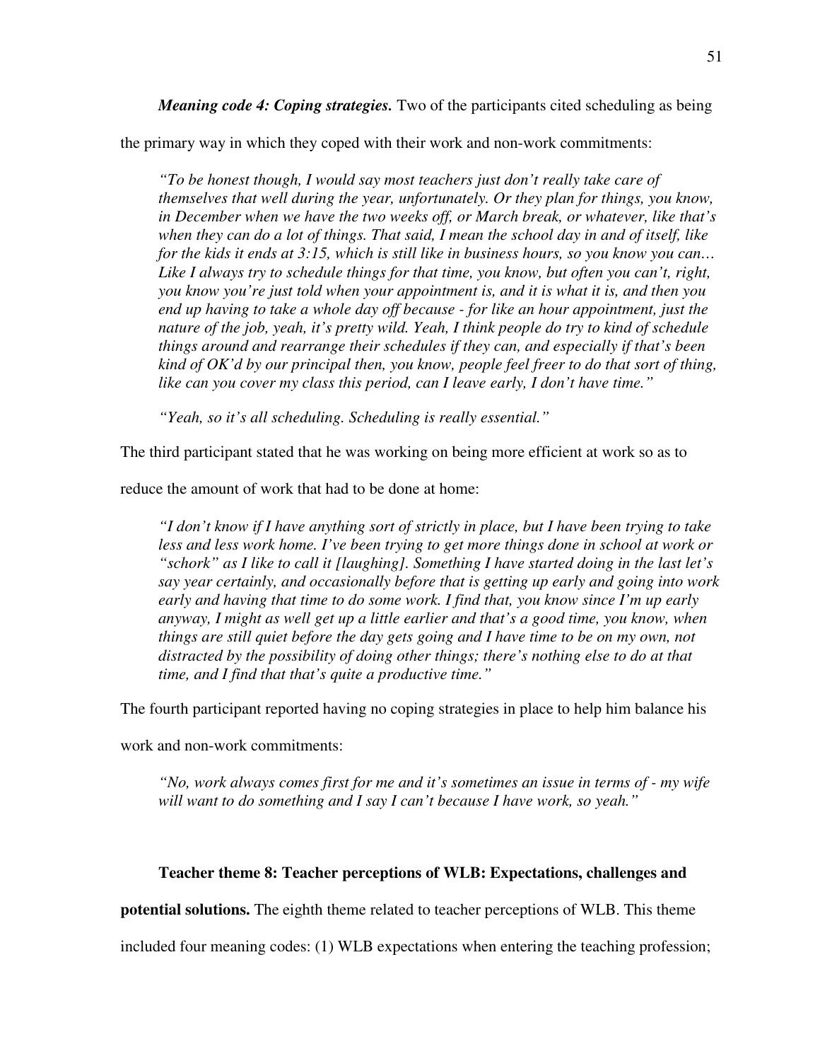***Meaning code 4: Coping strategies.*** Two of the participants cited scheduling as being the primary way in which they coped with their work and non-work commitments:

> *"To be honest though, I would say most teachers just don't really take care of themselves that well during the year, unfortunately. Or they plan for things, you know, in December when we have the two weeks off, or March break, or whatever, like that's when they can do a lot of things. That said, I mean the school day in and of itself, like for the kids it ends at 3:15, which is still like in business hours, so you know you can… Like I always try to schedule things for that time, you know, but often you can't, right, you know you're just told when your appointment is, and it is what it is, and then you end up having to take a whole day off because - for like an hour appointment, just the nature of the job, yeah, it's pretty wild. Yeah, I think people do try to kind of schedule things around and rearrange their schedules if they can, and especially if that's been kind of OK'd by our principal then, you know, people feel freer to do that sort of thing, like can you cover my class this period, can I leave early, I don't have time."*
>
> *"Yeah, so it's all scheduling. Scheduling is really essential."*

The third participant stated that he was working on being more efficient at work so as to reduce the amount of work that had to be done at home:

> *"I don't know if I have anything sort of strictly in place, but I have been trying to take less and less work home. I've been trying to get more things done in school at work or "schork" as I like to call it [laughing]. Something I have started doing in the last let's say year certainly, and occasionally before that is getting up early and going into work early and having that time to do some work. I find that, you know since I'm up early anyway, I might as well get up a little earlier and that's a good time, you know, when things are still quiet before the day gets going and I have time to be on my own, not distracted by the possibility of doing other things; there's nothing else to do at that time, and I find that that's quite a productive time."*

The fourth participant reported having no coping strategies in place to help him balance his work and non-work commitments:

> *"No, work always comes first for me and it's sometimes an issue in terms of - my wife will want to do something and I say I can't because I have work, so yeah."*

**Teacher theme 8: Teacher perceptions of WLB: Expectations, challenges and potential solutions.** The eighth theme related to teacher perceptions of WLB. This theme included four meaning codes: (1) WLB expectations when entering the teaching profession;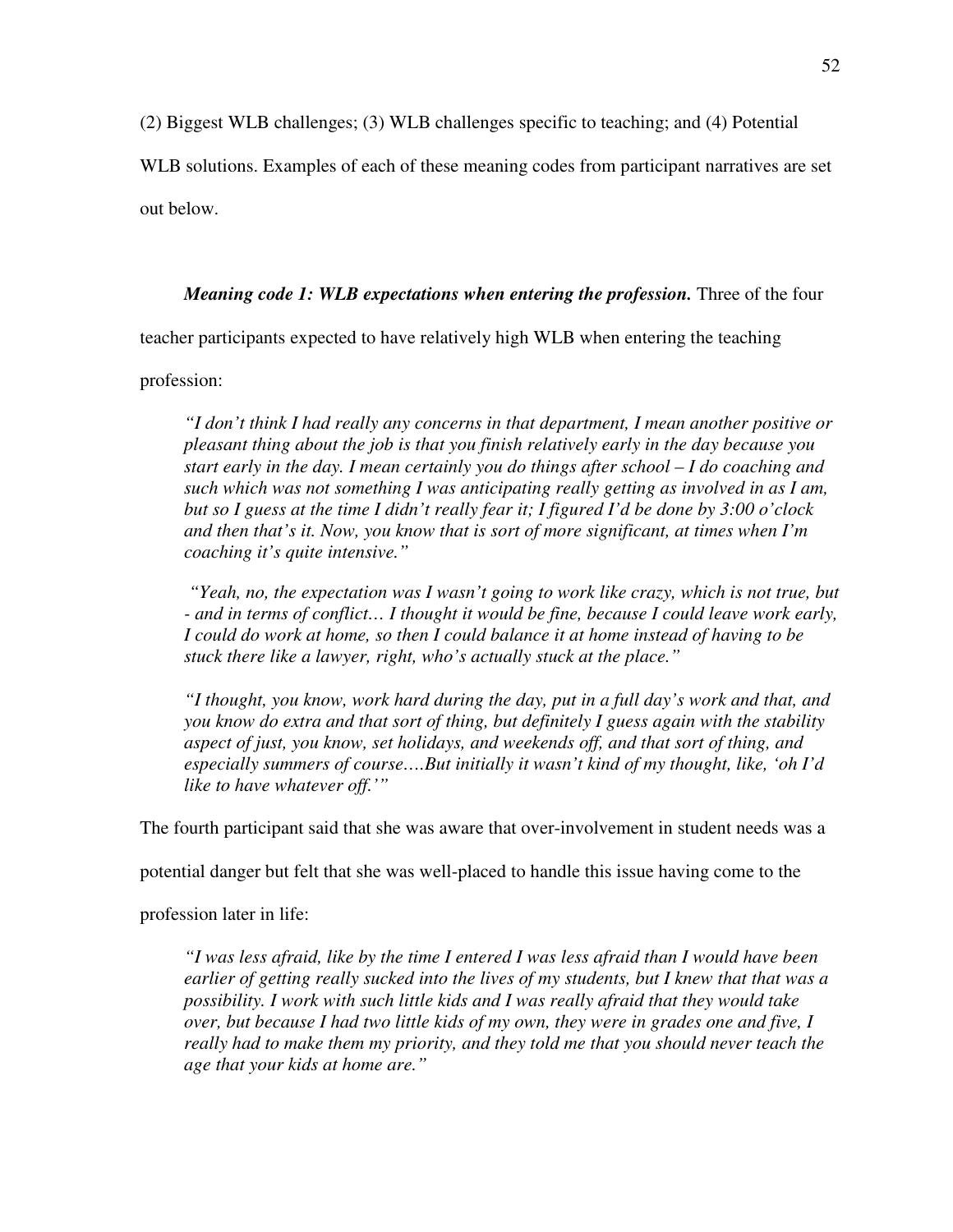(2) Biggest WLB challenges; (3) WLB challenges specific to teaching; and (4) Potential WLB solutions. Examples of each of these meaning codes from participant narratives are set out below.

***Meaning code 1: WLB expectations when entering the profession.*** Three of the four teacher participants expected to have relatively high WLB when entering the teaching profession:

> *"I don't think I had really any concerns in that department, I mean another positive or pleasant thing about the job is that you finish relatively early in the day because you start early in the day. I mean certainly you do things after school – I do coaching and such which was not something I was anticipating really getting as involved in as I am, but so I guess at the time I didn't really fear it; I figured I'd be done by 3:00 o'clock and then that's it. Now, you know that is sort of more significant, at times when I'm coaching it's quite intensive."*
>
> *"Yeah, no, the expectation was I wasn't going to work like crazy, which is not true, but - and in terms of conflict… I thought it would be fine, because I could leave work early, I could do work at home, so then I could balance it at home instead of having to be stuck there like a lawyer, right, who's actually stuck at the place."*
>
> *"I thought, you know, work hard during the day, put in a full day's work and that, and you know do extra and that sort of thing, but definitely I guess again with the stability aspect of just, you know, set holidays, and weekends off, and that sort of thing, and especially summers of course….But initially it wasn't kind of my thought, like, 'oh I'd like to have whatever off.'"*

The fourth participant said that she was aware that over-involvement in student needs was a potential danger but felt that she was well-placed to handle this issue having come to the profession later in life:

> *"I was less afraid, like by the time I entered I was less afraid than I would have been earlier of getting really sucked into the lives of my students, but I knew that that was a possibility. I work with such little kids and I was really afraid that they would take over, but because I had two little kids of my own, they were in grades one and five, I really had to make them my priority, and they told me that you should never teach the age that your kids at home are."*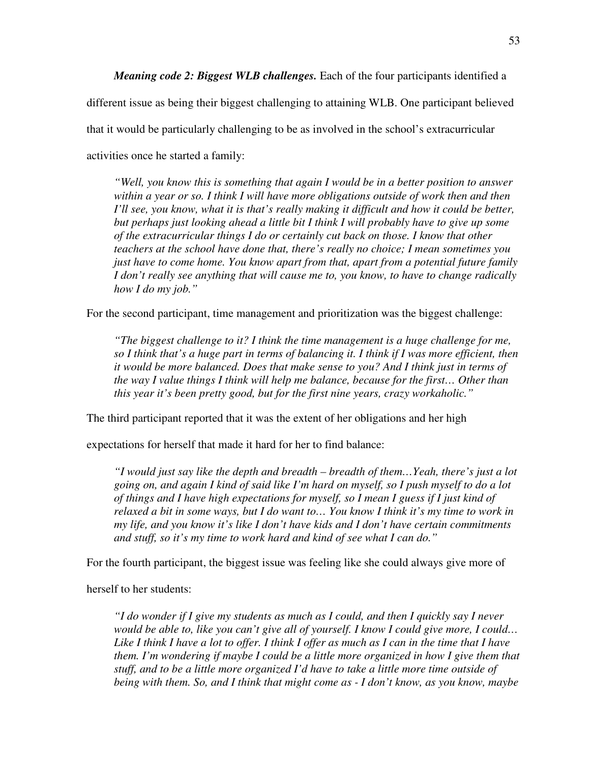***Meaning code 2: Biggest WLB challenges.*** Each of the four participants identified a different issue as being their biggest challenging to attaining WLB. One participant believed that it would be particularly challenging to be as involved in the school's extracurricular activities once he started a family:

> *"Well, you know this is something that again I would be in a better position to answer within a year or so. I think I will have more obligations outside of work then and then I'll see, you know, what it is that's really making it difficult and how it could be better, but perhaps just looking ahead a little bit I think I will probably have to give up some of the extracurricular things I do or certainly cut back on those. I know that other teachers at the school have done that, there's really no choice; I mean sometimes you just have to come home. You know apart from that, apart from a potential future family I don't really see anything that will cause me to, you know, to have to change radically how I do my job."*

For the second participant, time management and prioritization was the biggest challenge:

> *"The biggest challenge to it? I think the time management is a huge challenge for me, so I think that's a huge part in terms of balancing it. I think if I was more efficient, then it would be more balanced. Does that make sense to you? And I think just in terms of the way I value things I think will help me balance, because for the first… Other than this year it's been pretty good, but for the first nine years, crazy workaholic."*

The third participant reported that it was the extent of her obligations and her high expectations for herself that made it hard for her to find balance:

> *"I would just say like the depth and breadth – breadth of them…Yeah, there's just a lot going on, and again I kind of said like I'm hard on myself, so I push myself to do a lot of things and I have high expectations for myself, so I mean I guess if I just kind of relaxed a bit in some ways, but I do want to… You know I think it's my time to work in my life, and you know it's like I don't have kids and I don't have certain commitments and stuff, so it's my time to work hard and kind of see what I can do."*

For the fourth participant, the biggest issue was feeling like she could always give more of herself to her students:

> *"I do wonder if I give my students as much as I could, and then I quickly say I never would be able to, like you can't give all of yourself. I know I could give more, I could… Like I think I have a lot to offer. I think I offer as much as I can in the time that I have them. I'm wondering if maybe I could be a little more organized in how I give them that stuff, and to be a little more organized I'd have to take a little more time outside of being with them. So, and I think that might come as - I don't know, as you know, maybe*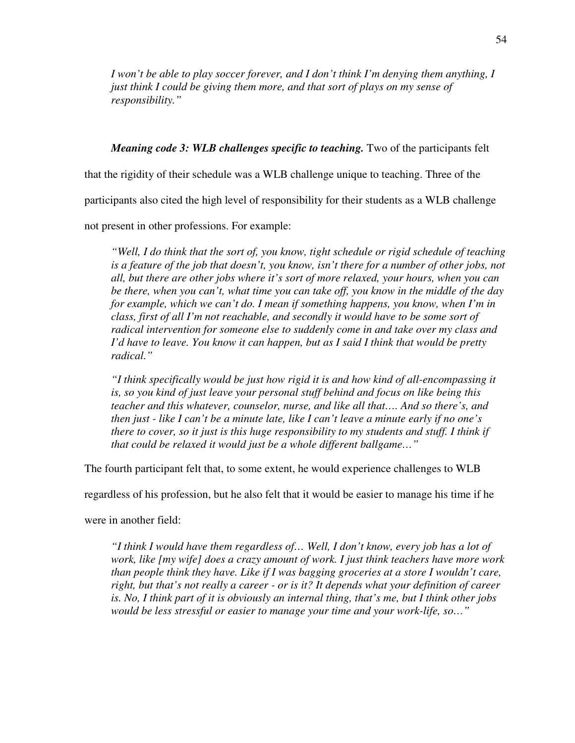*I won't be able to play soccer forever, and I don't think I'm denying them anything, I just think I could be giving them more, and that sort of plays on my sense of responsibility."*

***Meaning code 3: WLB challenges specific to teaching.*** Two of the participants felt that the rigidity of their schedule was a WLB challenge unique to teaching. Three of the participants also cited the high level of responsibility for their students as a WLB challenge not present in other professions. For example:

*"Well, I do think that the sort of, you know, tight schedule or rigid schedule of teaching is a feature of the job that doesn't, you know, isn't there for a number of other jobs, not all, but there are other jobs where it's sort of more relaxed, your hours, when you can be there, when you can't, what time you can take off, you know in the middle of the day for example, which we can't do. I mean if something happens, you know, when I'm in class, first of all I'm not reachable, and secondly it would have to be some sort of radical intervention for someone else to suddenly come in and take over my class and I'd have to leave. You know it can happen, but as I said I think that would be pretty radical."*

*"I think specifically would be just how rigid it is and how kind of all-encompassing it is, so you kind of just leave your personal stuff behind and focus on like being this teacher and this whatever, counselor, nurse, and like all that…. And so there's, and then just - like I can't be a minute late, like I can't leave a minute early if no one's there to cover, so it just is this huge responsibility to my students and stuff. I think if that could be relaxed it would just be a whole different ballgame…"*

The fourth participant felt that, to some extent, he would experience challenges to WLB regardless of his profession, but he also felt that it would be easier to manage his time if he were in another field:

*"I think I would have them regardless of… Well, I don't know, every job has a lot of work, like [my wife] does a crazy amount of work. I just think teachers have more work than people think they have. Like if I was bagging groceries at a store I wouldn't care, right, but that's not really a career - or is it? It depends what your definition of career is. No, I think part of it is obviously an internal thing, that's me, but I think other jobs would be less stressful or easier to manage your time and your work-life, so…"*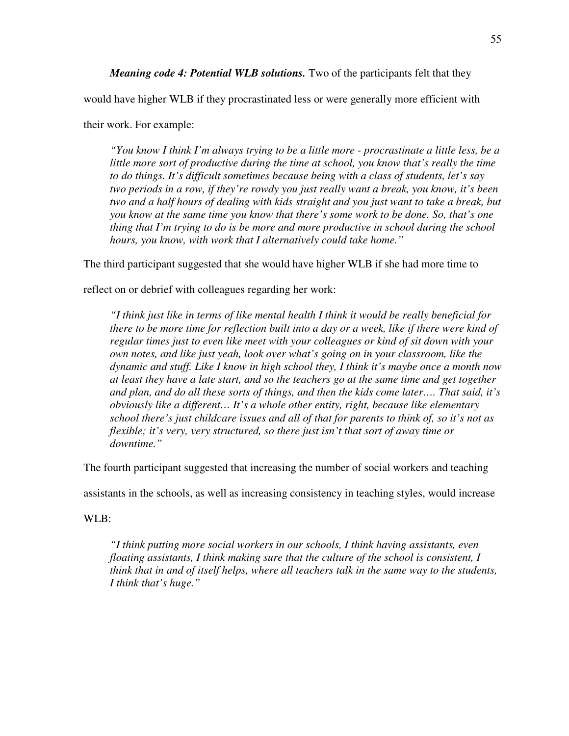***Meaning code 4: Potential WLB solutions.*** Two of the participants felt that they would have higher WLB if they procrastinated less or were generally more efficient with their work. For example:

> *"You know I think I'm always trying to be a little more - procrastinate a little less, be a little more sort of productive during the time at school, you know that's really the time to do things. It's difficult sometimes because being with a class of students, let's say two periods in a row, if they're rowdy you just really want a break, you know, it's been two and a half hours of dealing with kids straight and you just want to take a break, but you know at the same time you know that there's some work to be done. So, that's one thing that I'm trying to do is be more and more productive in school during the school hours, you know, with work that I alternatively could take home."*

The third participant suggested that she would have higher WLB if she had more time to reflect on or debrief with colleagues regarding her work:

> *"I think just like in terms of like mental health I think it would be really beneficial for there to be more time for reflection built into a day or a week, like if there were kind of regular times just to even like meet with your colleagues or kind of sit down with your own notes, and like just yeah, look over what's going on in your classroom, like the dynamic and stuff. Like I know in high school they, I think it's maybe once a month now at least they have a late start, and so the teachers go at the same time and get together and plan, and do all these sorts of things, and then the kids come later…. That said, it's obviously like a different… It's a whole other entity, right, because like elementary school there's just childcare issues and all of that for parents to think of, so it's not as flexible; it's very, very structured, so there just isn't that sort of away time or downtime."*

The fourth participant suggested that increasing the number of social workers and teaching assistants in the schools, as well as increasing consistency in teaching styles, would increase WLB:

> *"I think putting more social workers in our schools, I think having assistants, even floating assistants, I think making sure that the culture of the school is consistent, I think that in and of itself helps, where all teachers talk in the same way to the students, I think that's huge."*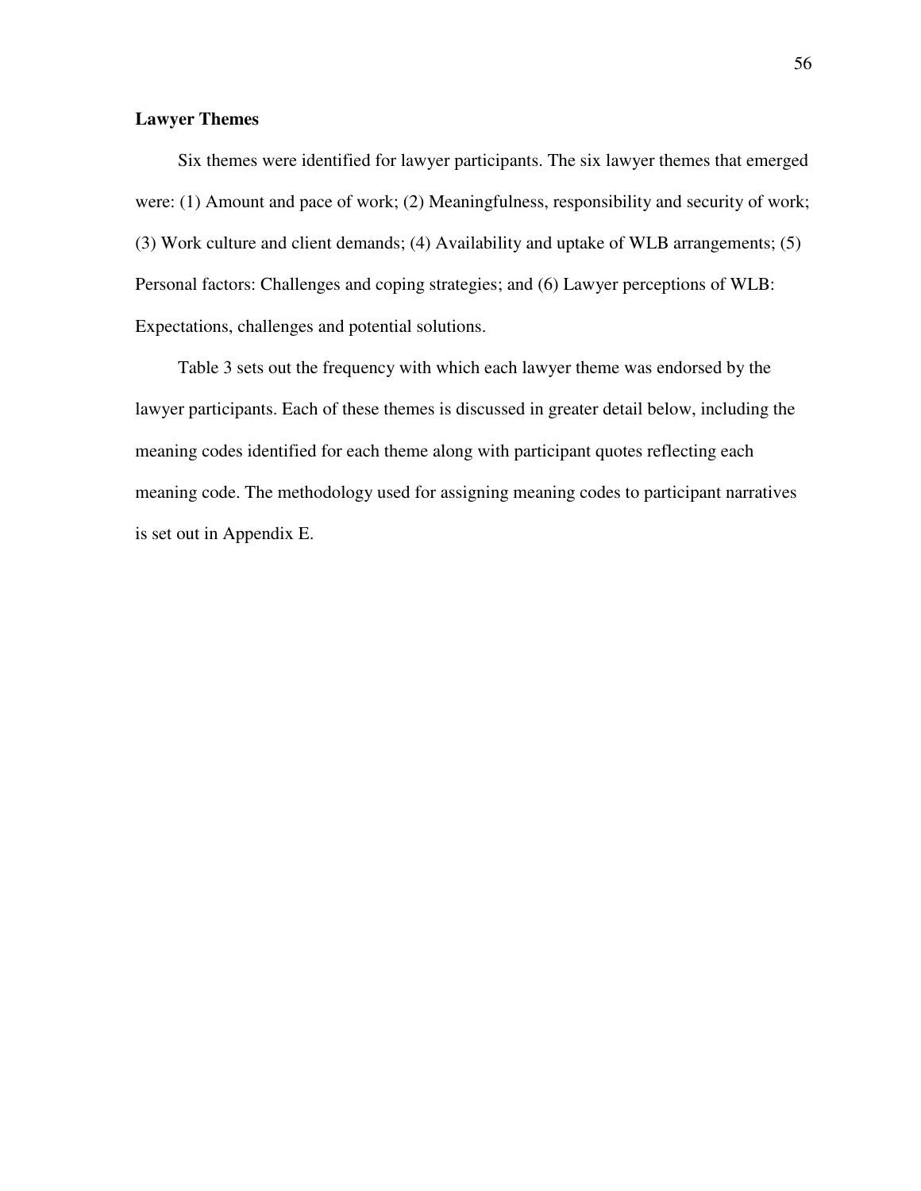**Lawyer Themes**

Six themes were identified for lawyer participants. The six lawyer themes that emerged were: (1) Amount and pace of work; (2) Meaningfulness, responsibility and security of work; (3) Work culture and client demands; (4) Availability and uptake of WLB arrangements; (5) Personal factors: Challenges and coping strategies; and (6) Lawyer perceptions of WLB: Expectations, challenges and potential solutions.

Table 3 sets out the frequency with which each lawyer theme was endorsed by the lawyer participants. Each of these themes is discussed in greater detail below, including the meaning codes identified for each theme along with participant quotes reflecting each meaning code. The methodology used for assigning meaning codes to participant narratives is set out in Appendix E.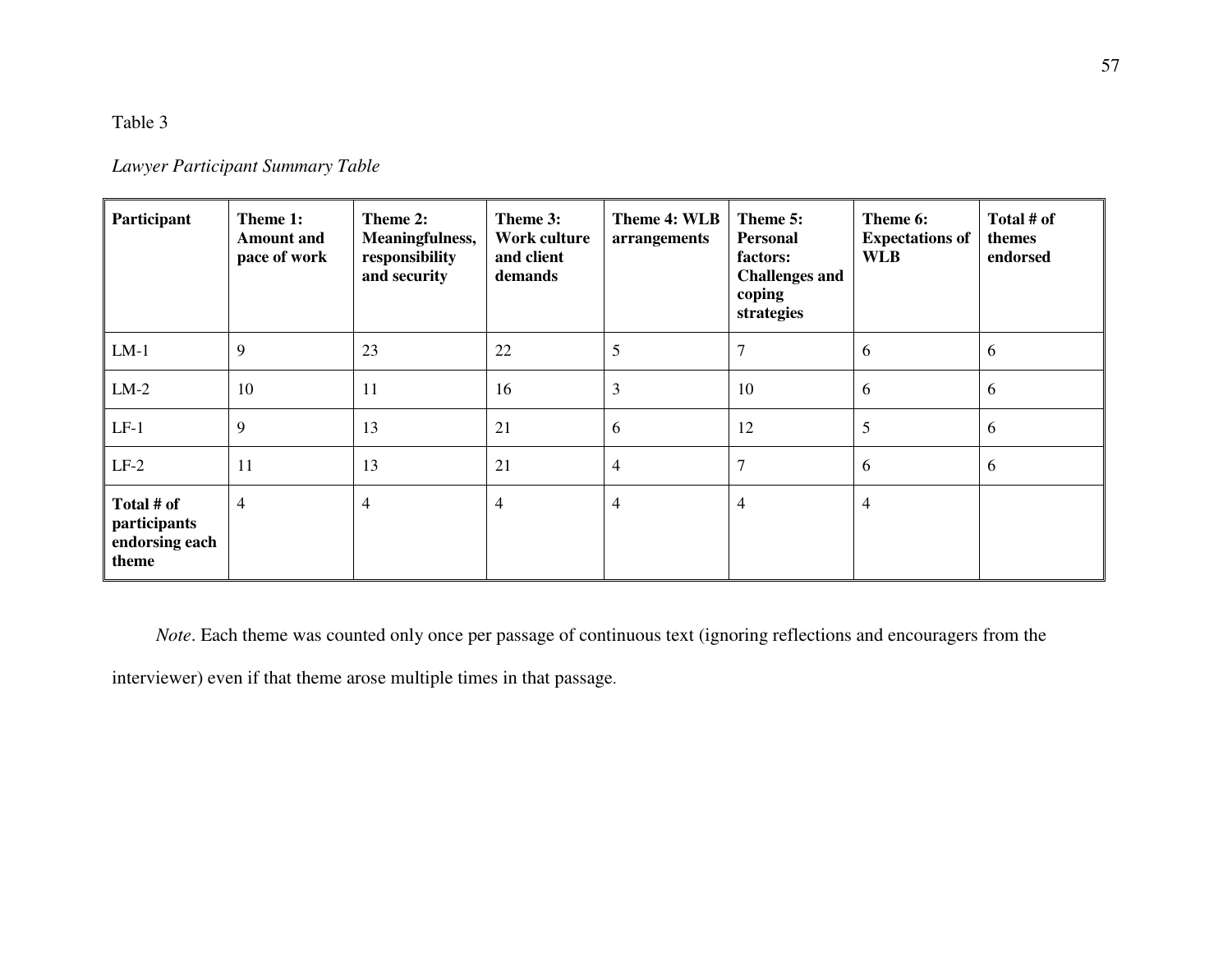Table 3

*Lawyer Participant Summary Table*

| Participant | Theme 1: Amount and pace of work | Theme 2: Meaningfulness, responsibility and security | Theme 3: Work culture and client demands | Theme 4: WLB arrangements | Theme 5: Personal factors: Challenges and coping strategies | Theme 6: Expectations of WLB | Total # of themes endorsed |
|---|---|---|---|---|---|---|---|
| LM-1 | 9 | 23 | 22 | 5 | 7 | 6 | 6 |
| LM-2 | 10 | 11 | 16 | 3 | 10 | 6 | 6 |
| LF-1 | 9 | 13 | 21 | 6 | 12 | 5 | 6 |
| LF-2 | 11 | 13 | 21 | 4 | 7 | 6 | 6 |
| **Total # of participants endorsing each theme** | 4 | 4 | 4 | 4 | 4 | 4 | |

*Note*. Each theme was counted only once per passage of continuous text (ignoring reflections and encouragers from the interviewer) even if that theme arose multiple times in that passage.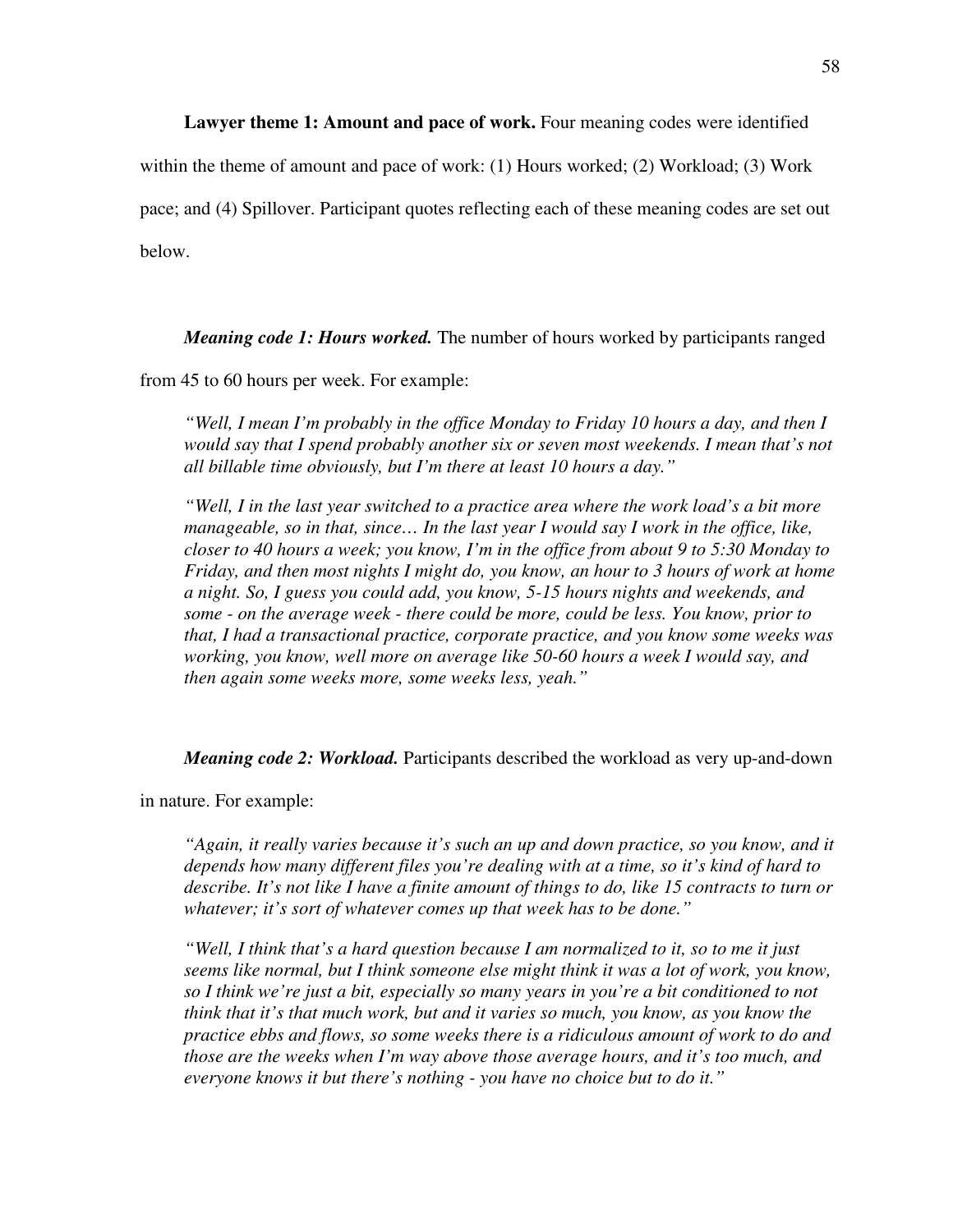**Lawyer theme 1: Amount and pace of work.** Four meaning codes were identified within the theme of amount and pace of work: (1) Hours worked; (2) Workload; (3) Work pace; and (4) Spillover. Participant quotes reflecting each of these meaning codes are set out below.

***Meaning code 1: Hours worked.*** The number of hours worked by participants ranged from 45 to 60 hours per week. For example:

> *"Well, I mean I'm probably in the office Monday to Friday 10 hours a day, and then I would say that I spend probably another six or seven most weekends. I mean that's not all billable time obviously, but I'm there at least 10 hours a day."*

> *"Well, I in the last year switched to a practice area where the work load's a bit more manageable, so in that, since… In the last year I would say I work in the office, like, closer to 40 hours a week; you know, I'm in the office from about 9 to 5:30 Monday to Friday, and then most nights I might do, you know, an hour to 3 hours of work at home a night. So, I guess you could add, you know, 5-15 hours nights and weekends, and some - on the average week - there could be more, could be less. You know, prior to that, I had a transactional practice, corporate practice, and you know some weeks was working, you know, well more on average like 50-60 hours a week I would say, and then again some weeks more, some weeks less, yeah."*

***Meaning code 2: Workload.*** Participants described the workload as very up-and-down in nature. For example:

> *"Again, it really varies because it's such an up and down practice, so you know, and it depends how many different files you're dealing with at a time, so it's kind of hard to describe. It's not like I have a finite amount of things to do, like 15 contracts to turn or whatever; it's sort of whatever comes up that week has to be done."*

> *"Well, I think that's a hard question because I am normalized to it, so to me it just seems like normal, but I think someone else might think it was a lot of work, you know, so I think we're just a bit, especially so many years in you're a bit conditioned to not think that it's that much work, but and it varies so much, you know, as you know the practice ebbs and flows, so some weeks there is a ridiculous amount of work to do and those are the weeks when I'm way above those average hours, and it's too much, and everyone knows it but there's nothing - you have no choice but to do it."*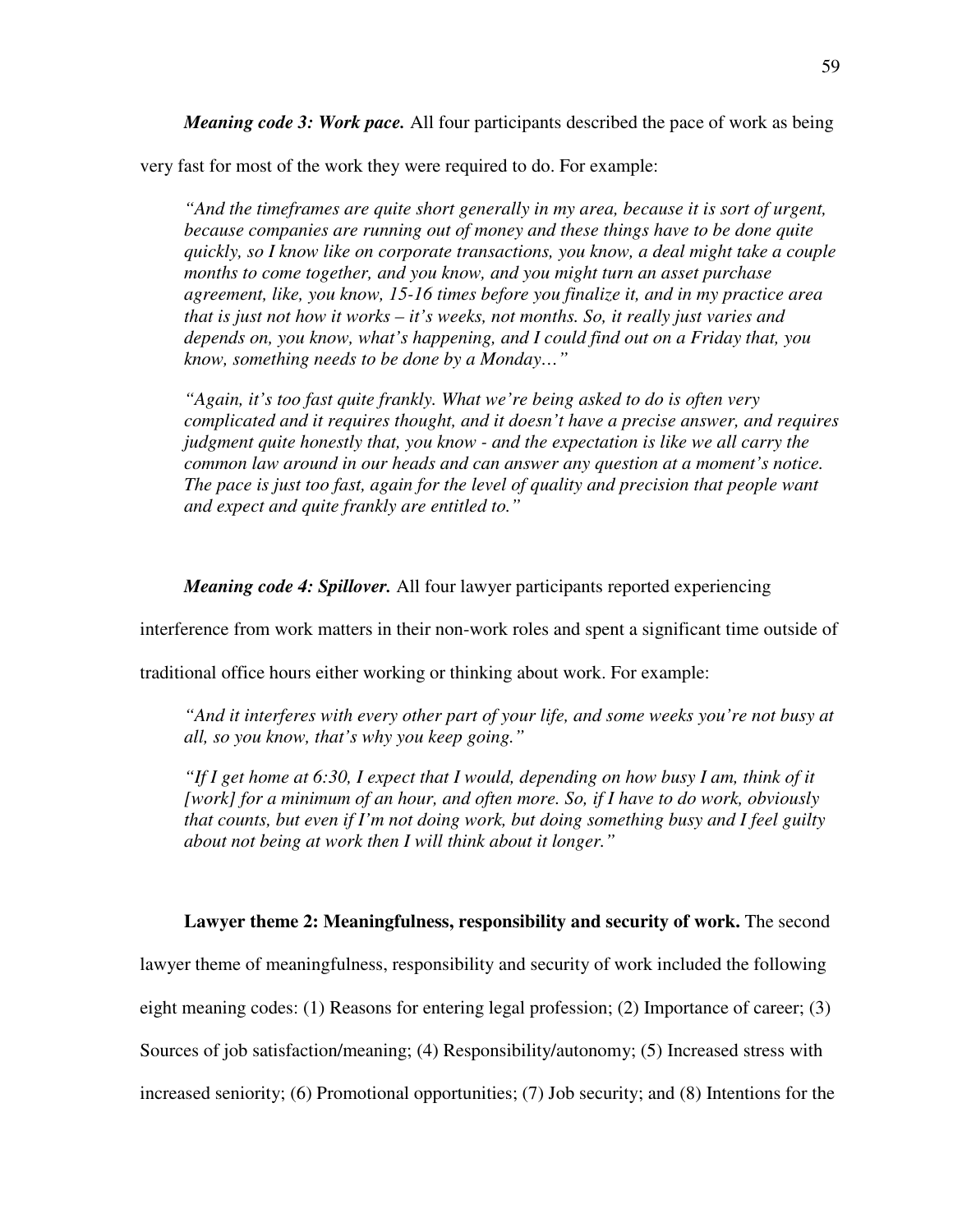***Meaning code 3: Work pace.*** All four participants described the pace of work as being very fast for most of the work they were required to do. For example:

> *"And the timeframes are quite short generally in my area, because it is sort of urgent, because companies are running out of money and these things have to be done quite quickly, so I know like on corporate transactions, you know, a deal might take a couple months to come together, and you know, and you might turn an asset purchase agreement, like, you know, 15-16 times before you finalize it, and in my practice area that is just not how it works – it's weeks, not months. So, it really just varies and depends on, you know, what's happening, and I could find out on a Friday that, you know, something needs to be done by a Monday…"*

> *"Again, it's too fast quite frankly. What we're being asked to do is often very complicated and it requires thought, and it doesn't have a precise answer, and requires judgment quite honestly that, you know - and the expectation is like we all carry the common law around in our heads and can answer any question at a moment's notice. The pace is just too fast, again for the level of quality and precision that people want and expect and quite frankly are entitled to."*

***Meaning code 4: Spillover.*** All four lawyer participants reported experiencing interference from work matters in their non-work roles and spent a significant time outside of traditional office hours either working or thinking about work. For example:

> *"And it interferes with every other part of your life, and some weeks you're not busy at all, so you know, that's why you keep going."*

> *"If I get home at 6:30, I expect that I would, depending on how busy I am, think of it [work] for a minimum of an hour, and often more. So, if I have to do work, obviously that counts, but even if I'm not doing work, but doing something busy and I feel guilty about not being at work then I will think about it longer."*

**Lawyer theme 2: Meaningfulness, responsibility and security of work.** The second lawyer theme of meaningfulness, responsibility and security of work included the following eight meaning codes: (1) Reasons for entering legal profession; (2) Importance of career; (3) Sources of job satisfaction/meaning; (4) Responsibility/autonomy; (5) Increased stress with increased seniority; (6) Promotional opportunities; (7) Job security; and (8) Intentions for the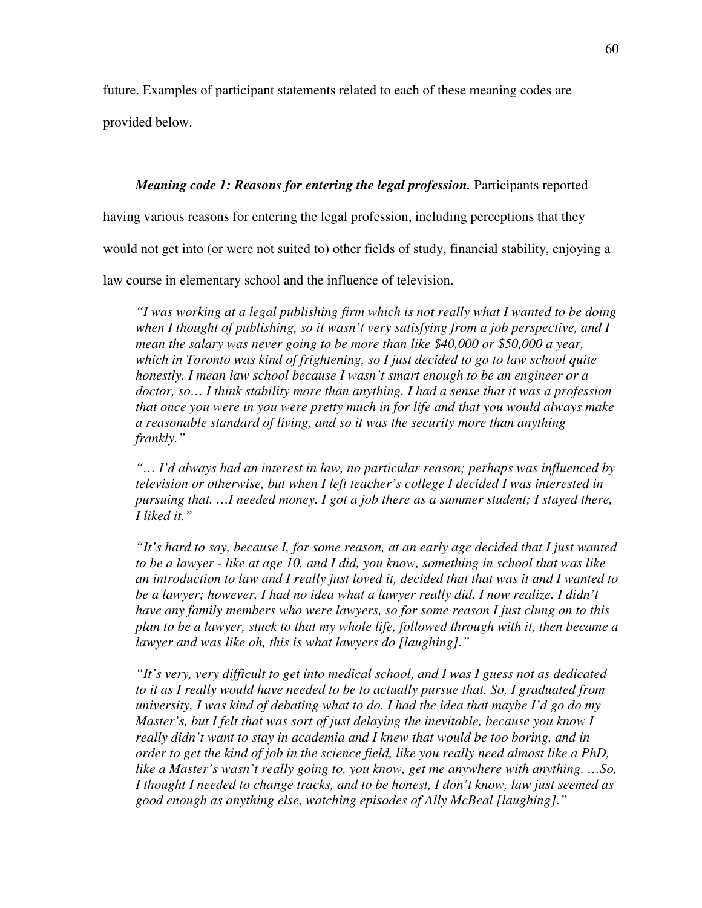future. Examples of participant statements related to each of these meaning codes are provided below.

***Meaning code 1: Reasons for entering the legal profession.*** Participants reported having various reasons for entering the legal profession, including perceptions that they would not get into (or were not suited to) other fields of study, financial stability, enjoying a law course in elementary school and the influence of television.

> *"I was working at a legal publishing firm which is not really what I wanted to be doing when I thought of publishing, so it wasn't very satisfying from a job perspective, and I mean the salary was never going to be more than like $40,000 or $50,000 a year, which in Toronto was kind of frightening, so I just decided to go to law school quite honestly. I mean law school because I wasn't smart enough to be an engineer or a doctor, so… I think stability more than anything. I had a sense that it was a profession that once you were in you were pretty much in for life and that you would always make a reasonable standard of living, and so it was the security more than anything frankly."*

> *"… I'd always had an interest in law, no particular reason; perhaps was influenced by television or otherwise, but when I left teacher's college I decided I was interested in pursuing that. …I needed money. I got a job there as a summer student; I stayed there, I liked it."*

> *"It's hard to say, because I, for some reason, at an early age decided that I just wanted to be a lawyer - like at age 10, and I did, you know, something in school that was like an introduction to law and I really just loved it, decided that that was it and I wanted to be a lawyer; however, I had no idea what a lawyer really did, I now realize. I didn't have any family members who were lawyers, so for some reason I just clung on to this plan to be a lawyer, stuck to that my whole life, followed through with it, then became a lawyer and was like oh, this is what lawyers do [laughing]."*

> *"It's very, very difficult to get into medical school, and I was I guess not as dedicated to it as I really would have needed to be to actually pursue that. So, I graduated from university, I was kind of debating what to do. I had the idea that maybe I'd go do my Master's, but I felt that was sort of just delaying the inevitable, because you know I really didn't want to stay in academia and I knew that would be too boring, and in order to get the kind of job in the science field, like you really need almost like a PhD, like a Master's wasn't really going to, you know, get me anywhere with anything. …So, I thought I needed to change tracks, and to be honest, I don't know, law just seemed as good enough as anything else, watching episodes of Ally McBeal [laughing]."*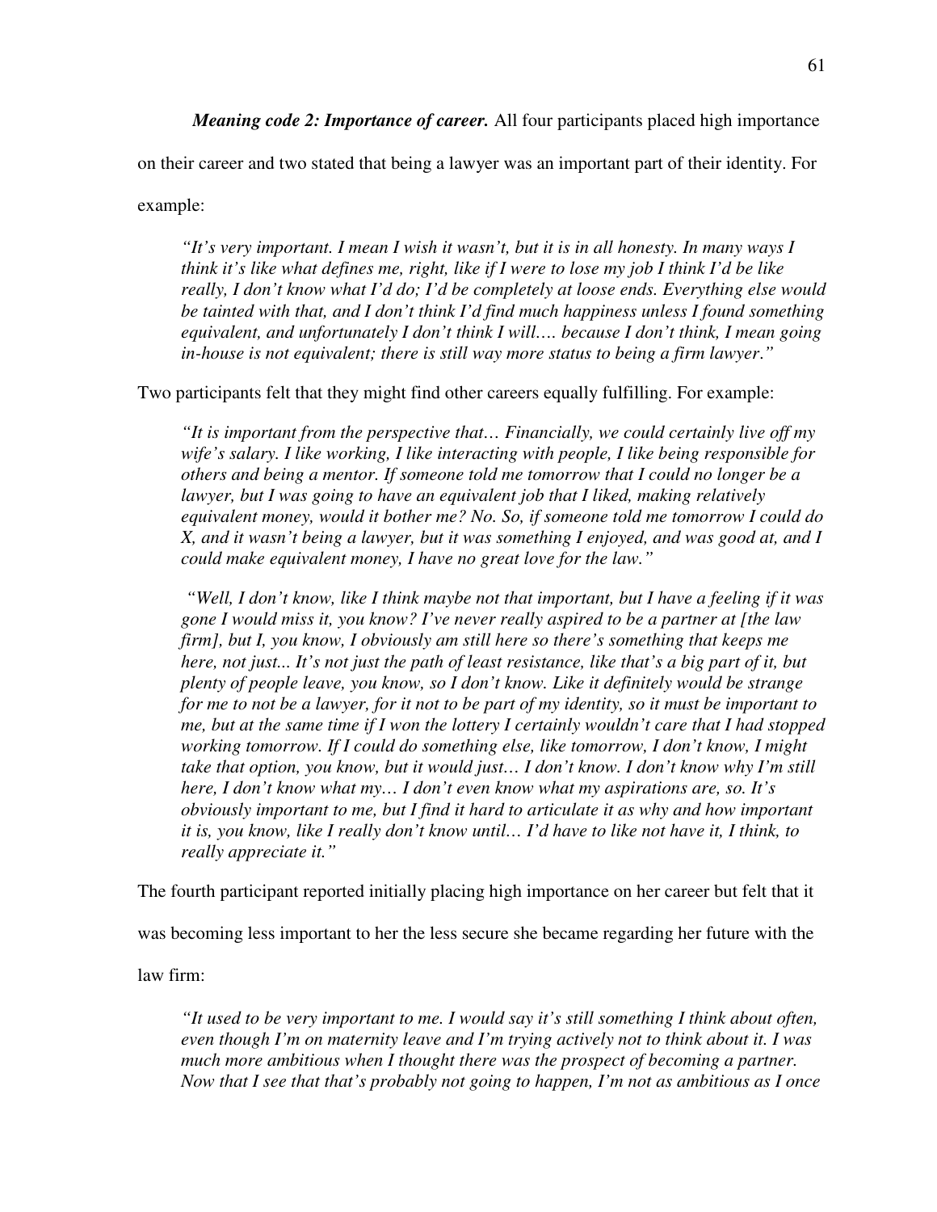***Meaning code 2: Importance of career.*** All four participants placed high importance on their career and two stated that being a lawyer was an important part of their identity. For example:

> *"It's very important. I mean I wish it wasn't, but it is in all honesty. In many ways I think it's like what defines me, right, like if I were to lose my job I think I'd be like really, I don't know what I'd do; I'd be completely at loose ends. Everything else would be tainted with that, and I don't think I'd find much happiness unless I found something equivalent, and unfortunately I don't think I will…. because I don't think, I mean going in-house is not equivalent; there is still way more status to being a firm lawyer."*

Two participants felt that they might find other careers equally fulfilling. For example:

> *"It is important from the perspective that… Financially, we could certainly live off my wife's salary. I like working, I like interacting with people, I like being responsible for others and being a mentor. If someone told me tomorrow that I could no longer be a lawyer, but I was going to have an equivalent job that I liked, making relatively equivalent money, would it bother me? No. So, if someone told me tomorrow I could do X, and it wasn't being a lawyer, but it was something I enjoyed, and was good at, and I could make equivalent money, I have no great love for the law."*

> *"Well, I don't know, like I think maybe not that important, but I have a feeling if it was gone I would miss it, you know? I've never really aspired to be a partner at [the law firm], but I, you know, I obviously am still here so there's something that keeps me here, not just... It's not just the path of least resistance, like that's a big part of it, but plenty of people leave, you know, so I don't know. Like it definitely would be strange for me to not be a lawyer, for it not to be part of my identity, so it must be important to me, but at the same time if I won the lottery I certainly wouldn't care that I had stopped working tomorrow. If I could do something else, like tomorrow, I don't know, I might take that option, you know, but it would just… I don't know. I don't know why I'm still here, I don't know what my… I don't even know what my aspirations are, so. It's obviously important to me, but I find it hard to articulate it as why and how important it is, you know, like I really don't know until… I'd have to like not have it, I think, to really appreciate it."*

The fourth participant reported initially placing high importance on her career but felt that it was becoming less important to her the less secure she became regarding her future with the law firm:

> *"It used to be very important to me. I would say it's still something I think about often, even though I'm on maternity leave and I'm trying actively not to think about it. I was much more ambitious when I thought there was the prospect of becoming a partner. Now that I see that that's probably not going to happen, I'm not as ambitious as I once*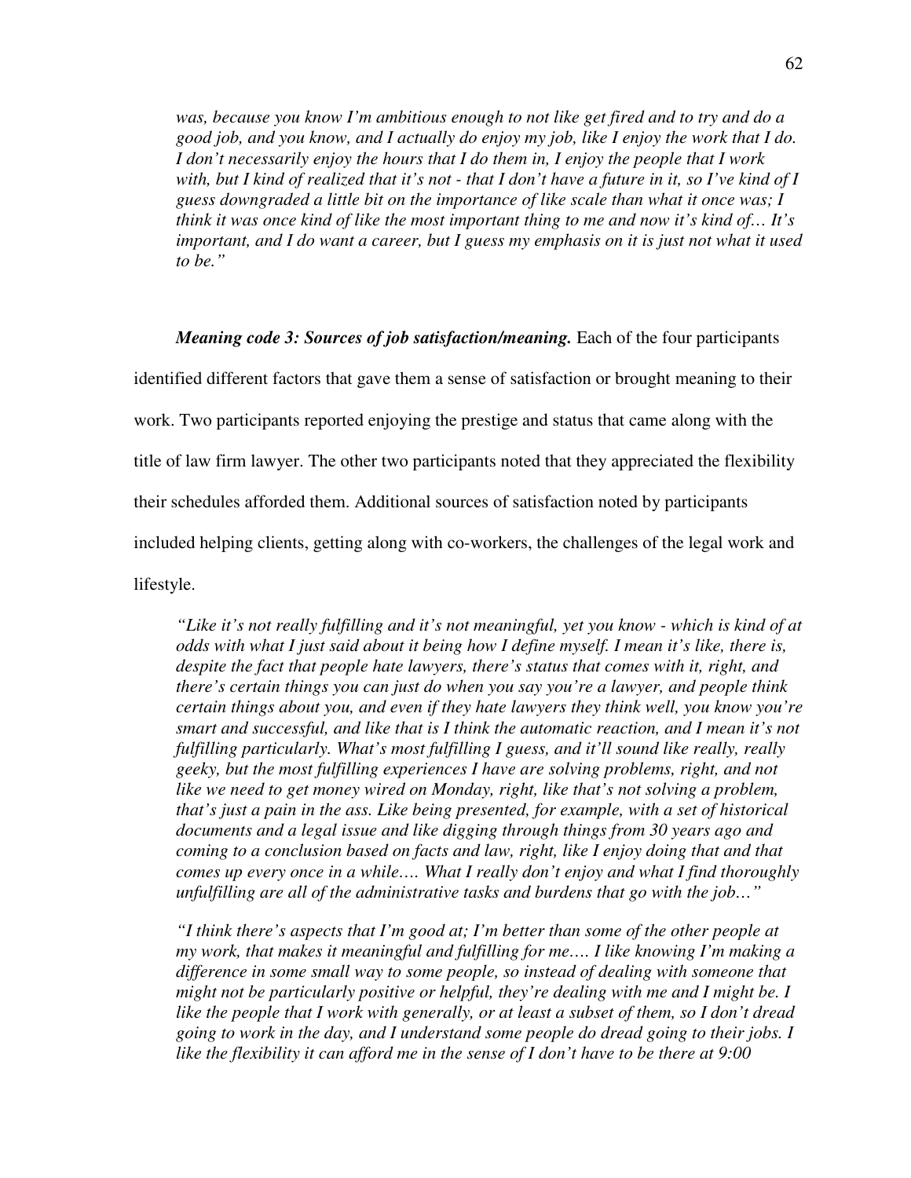*was, because you know I'm ambitious enough to not like get fired and to try and do a good job, and you know, and I actually do enjoy my job, like I enjoy the work that I do. I don't necessarily enjoy the hours that I do them in, I enjoy the people that I work with, but I kind of realized that it's not - that I don't have a future in it, so I've kind of I guess downgraded a little bit on the importance of like scale than what it once was; I think it was once kind of like the most important thing to me and now it's kind of… It's important, and I do want a career, but I guess my emphasis on it is just not what it used to be."*

***Meaning code 3: Sources of job satisfaction/meaning.*** Each of the four participants identified different factors that gave them a sense of satisfaction or brought meaning to their work. Two participants reported enjoying the prestige and status that came along with the title of law firm lawyer. The other two participants noted that they appreciated the flexibility their schedules afforded them. Additional sources of satisfaction noted by participants included helping clients, getting along with co-workers, the challenges of the legal work and lifestyle.

*"Like it's not really fulfilling and it's not meaningful, yet you know - which is kind of at odds with what I just said about it being how I define myself. I mean it's like, there is, despite the fact that people hate lawyers, there's status that comes with it, right, and there's certain things you can just do when you say you're a lawyer, and people think certain things about you, and even if they hate lawyers they think well, you know you're smart and successful, and like that is I think the automatic reaction, and I mean it's not fulfilling particularly. What's most fulfilling I guess, and it'll sound like really, really geeky, but the most fulfilling experiences I have are solving problems, right, and not like we need to get money wired on Monday, right, like that's not solving a problem, that's just a pain in the ass. Like being presented, for example, with a set of historical documents and a legal issue and like digging through things from 30 years ago and coming to a conclusion based on facts and law, right, like I enjoy doing that and that comes up every once in a while…. What I really don't enjoy and what I find thoroughly unfulfilling are all of the administrative tasks and burdens that go with the job…"*

*"I think there's aspects that I'm good at; I'm better than some of the other people at my work, that makes it meaningful and fulfilling for me…. I like knowing I'm making a difference in some small way to some people, so instead of dealing with someone that might not be particularly positive or helpful, they're dealing with me and I might be. I like the people that I work with generally, or at least a subset of them, so I don't dread going to work in the day, and I understand some people do dread going to their jobs. I like the flexibility it can afford me in the sense of I don't have to be there at 9:00*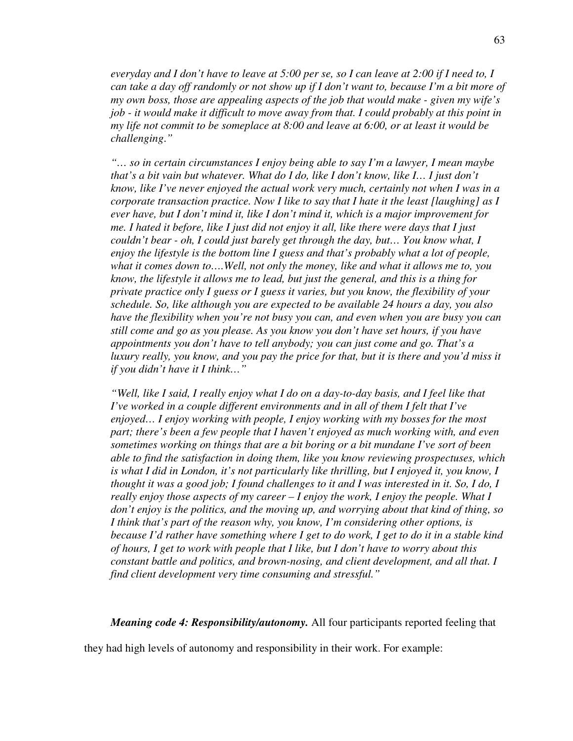*everyday and I don't have to leave at 5:00 per se, so I can leave at 2:00 if I need to, I can take a day off randomly or not show up if I don't want to, because I'm a bit more of my own boss, those are appealing aspects of the job that would make - given my wife's job - it would make it difficult to move away from that. I could probably at this point in my life not commit to be someplace at 8:00 and leave at 6:00, or at least it would be challenging."*

*"… so in certain circumstances I enjoy being able to say I'm a lawyer, I mean maybe that's a bit vain but whatever. What do I do, like I don't know, like I… I just don't know, like I've never enjoyed the actual work very much, certainly not when I was in a corporate transaction practice. Now I like to say that I hate it the least [laughing] as I ever have, but I don't mind it, like I don't mind it, which is a major improvement for me. I hated it before, like I just did not enjoy it all, like there were days that I just couldn't bear - oh, I could just barely get through the day, but… You know what, I enjoy the lifestyle is the bottom line I guess and that's probably what a lot of people, what it comes down to….Well, not only the money, like and what it allows me to, you know, the lifestyle it allows me to lead, but just the general, and this is a thing for private practice only I guess or I guess it varies, but you know, the flexibility of your schedule. So, like although you are expected to be available 24 hours a day, you also have the flexibility when you're not busy you can, and even when you are busy you can still come and go as you please. As you know you don't have set hours, if you have appointments you don't have to tell anybody; you can just come and go. That's a luxury really, you know, and you pay the price for that, but it is there and you'd miss it if you didn't have it I think…"*

*"Well, like I said, I really enjoy what I do on a day-to-day basis, and I feel like that I've worked in a couple different environments and in all of them I felt that I've enjoyed… I enjoy working with people, I enjoy working with my bosses for the most part; there's been a few people that I haven't enjoyed as much working with, and even sometimes working on things that are a bit boring or a bit mundane I've sort of been able to find the satisfaction in doing them, like you know reviewing prospectuses, which is what I did in London, it's not particularly like thrilling, but I enjoyed it, you know, I thought it was a good job; I found challenges to it and I was interested in it. So, I do, I really enjoy those aspects of my career – I enjoy the work, I enjoy the people. What I don't enjoy is the politics, and the moving up, and worrying about that kind of thing, so I think that's part of the reason why, you know, I'm considering other options, is because I'd rather have something where I get to do work, I get to do it in a stable kind of hours, I get to work with people that I like, but I don't have to worry about this constant battle and politics, and brown-nosing, and client development, and all that. I find client development very time consuming and stressful."*

***Meaning code 4: Responsibility/autonomy.*** All four participants reported feeling that they had high levels of autonomy and responsibility in their work. For example: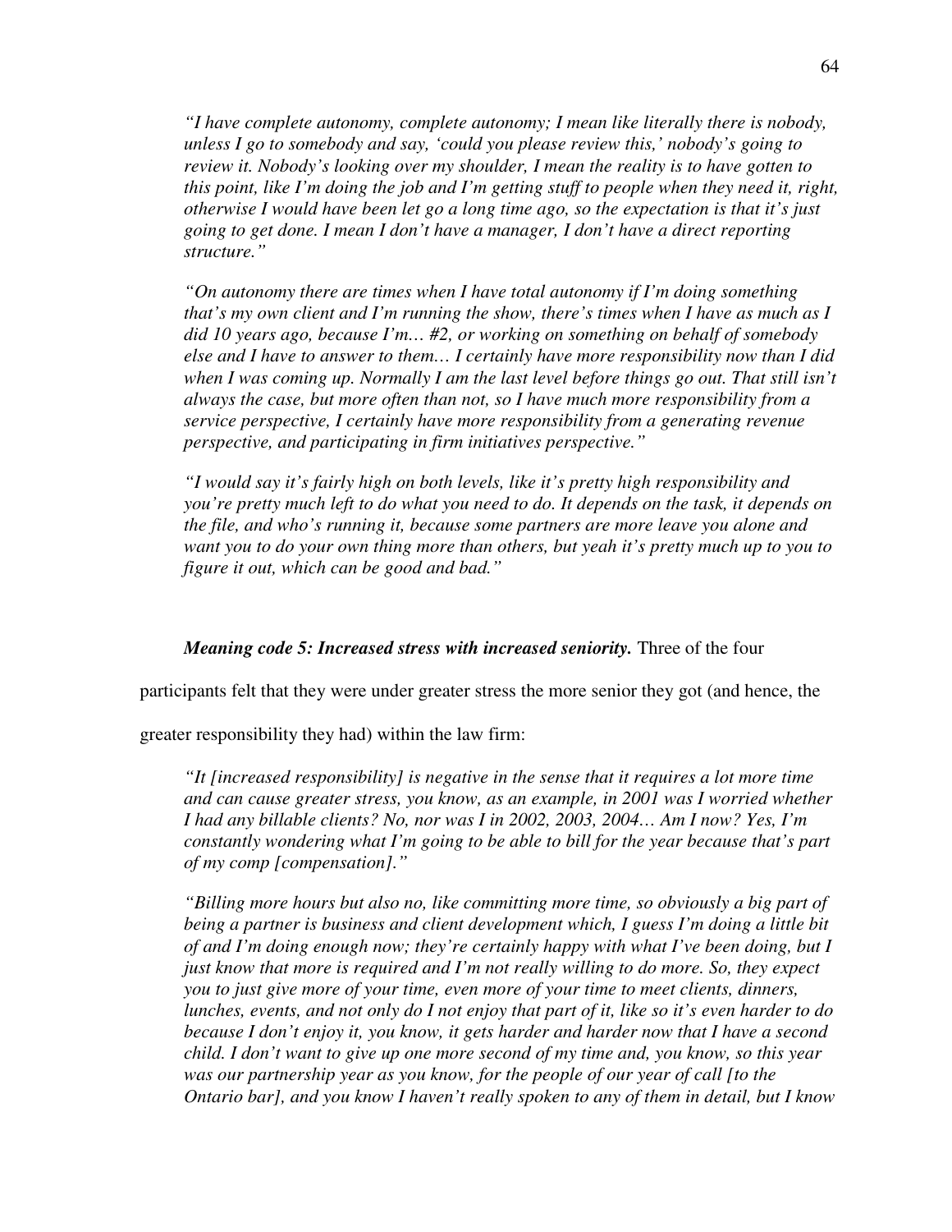*"I have complete autonomy, complete autonomy; I mean like literally there is nobody, unless I go to somebody and say, 'could you please review this,' nobody's going to review it. Nobody's looking over my shoulder, I mean the reality is to have gotten to this point, like I'm doing the job and I'm getting stuff to people when they need it, right, otherwise I would have been let go a long time ago, so the expectation is that it's just going to get done. I mean I don't have a manager, I don't have a direct reporting structure."*

*"On autonomy there are times when I have total autonomy if I'm doing something that's my own client and I'm running the show, there's times when I have as much as I did 10 years ago, because I'm… #2, or working on something on behalf of somebody else and I have to answer to them… I certainly have more responsibility now than I did when I was coming up. Normally I am the last level before things go out. That still isn't always the case, but more often than not, so I have much more responsibility from a service perspective, I certainly have more responsibility from a generating revenue perspective, and participating in firm initiatives perspective."*

*"I would say it's fairly high on both levels, like it's pretty high responsibility and you're pretty much left to do what you need to do. It depends on the task, it depends on the file, and who's running it, because some partners are more leave you alone and want you to do your own thing more than others, but yeah it's pretty much up to you to figure it out, which can be good and bad."*

***Meaning code 5: Increased stress with increased seniority.*** Three of the four participants felt that they were under greater stress the more senior they got (and hence, the greater responsibility they had) within the law firm:

*"It [increased responsibility] is negative in the sense that it requires a lot more time and can cause greater stress, you know, as an example, in 2001 was I worried whether I had any billable clients? No, nor was I in 2002, 2003, 2004… Am I now? Yes, I'm constantly wondering what I'm going to be able to bill for the year because that's part of my comp [compensation]."*

*"Billing more hours but also no, like committing more time, so obviously a big part of being a partner is business and client development which, I guess I'm doing a little bit of and I'm doing enough now; they're certainly happy with what I've been doing, but I just know that more is required and I'm not really willing to do more. So, they expect you to just give more of your time, even more of your time to meet clients, dinners, lunches, events, and not only do I not enjoy that part of it, like so it's even harder to do because I don't enjoy it, you know, it gets harder and harder now that I have a second child. I don't want to give up one more second of my time and, you know, so this year was our partnership year as you know, for the people of our year of call [to the Ontario bar], and you know I haven't really spoken to any of them in detail, but I know*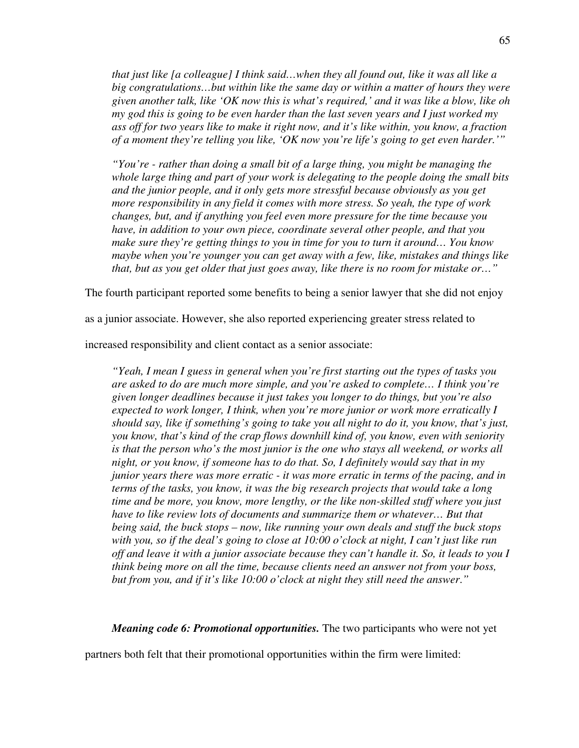*that just like [a colleague] I think said…when they all found out, like it was all like a big congratulations…but within like the same day or within a matter of hours they were given another talk, like 'OK now this is what's required,' and it was like a blow, like oh my god this is going to be even harder than the last seven years and I just worked my ass off for two years like to make it right now, and it's like within, you know, a fraction of a moment they're telling you like, 'OK now you're life's going to get even harder.'"*

*"You're - rather than doing a small bit of a large thing, you might be managing the whole large thing and part of your work is delegating to the people doing the small bits and the junior people, and it only gets more stressful because obviously as you get more responsibility in any field it comes with more stress. So yeah, the type of work changes, but, and if anything you feel even more pressure for the time because you have, in addition to your own piece, coordinate several other people, and that you make sure they're getting things to you in time for you to turn it around… You know maybe when you're younger you can get away with a few, like, mistakes and things like that, but as you get older that just goes away, like there is no room for mistake or…"*

The fourth participant reported some benefits to being a senior lawyer that she did not enjoy as a junior associate. However, she also reported experiencing greater stress related to increased responsibility and client contact as a senior associate:

*"Yeah, I mean I guess in general when you're first starting out the types of tasks you are asked to do are much more simple, and you're asked to complete… I think you're given longer deadlines because it just takes you longer to do things, but you're also expected to work longer, I think, when you're more junior or work more erratically I should say, like if something's going to take you all night to do it, you know, that's just, you know, that's kind of the crap flows downhill kind of, you know, even with seniority is that the person who's the most junior is the one who stays all weekend, or works all night, or you know, if someone has to do that. So, I definitely would say that in my junior years there was more erratic - it was more erratic in terms of the pacing, and in terms of the tasks, you know, it was the big research projects that would take a long time and be more, you know, more lengthy, or the like non-skilled stuff where you just have to like review lots of documents and summarize them or whatever… But that being said, the buck stops – now, like running your own deals and stuff the buck stops with you, so if the deal's going to close at 10:00 o'clock at night, I can't just like run off and leave it with a junior associate because they can't handle it. So, it leads to you I think being more on all the time, because clients need an answer not from your boss, but from you, and if it's like 10:00 o'clock at night they still need the answer."*

***Meaning code 6: Promotional opportunities.*** The two participants who were not yet partners both felt that their promotional opportunities within the firm were limited: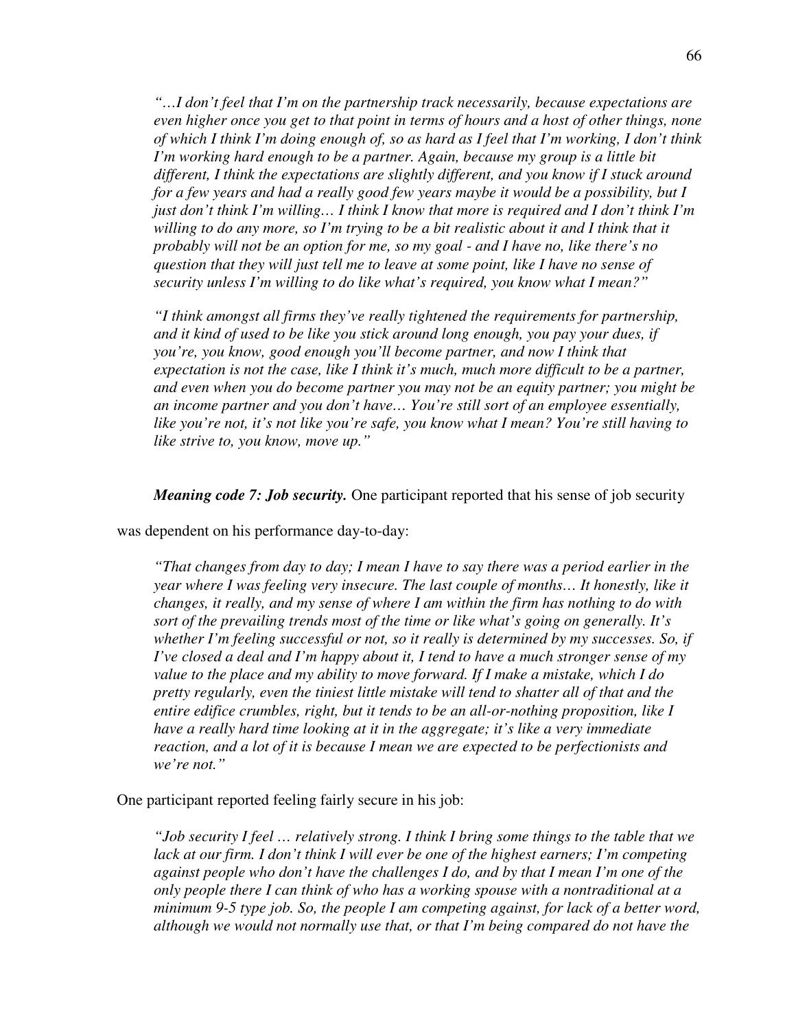*"…I don't feel that I'm on the partnership track necessarily, because expectations are even higher once you get to that point in terms of hours and a host of other things, none of which I think I'm doing enough of, so as hard as I feel that I'm working, I don't think I'm working hard enough to be a partner. Again, because my group is a little bit different, I think the expectations are slightly different, and you know if I stuck around for a few years and had a really good few years maybe it would be a possibility, but I just don't think I'm willing… I think I know that more is required and I don't think I'm willing to do any more, so I'm trying to be a bit realistic about it and I think that it probably will not be an option for me, so my goal - and I have no, like there's no question that they will just tell me to leave at some point, like I have no sense of security unless I'm willing to do like what's required, you know what I mean?"*

*"I think amongst all firms they've really tightened the requirements for partnership, and it kind of used to be like you stick around long enough, you pay your dues, if you're, you know, good enough you'll become partner, and now I think that expectation is not the case, like I think it's much, much more difficult to be a partner, and even when you do become partner you may not be an equity partner; you might be an income partner and you don't have… You're still sort of an employee essentially, like you're not, it's not like you're safe, you know what I mean? You're still having to like strive to, you know, move up."*

***Meaning code 7: Job security.*** One participant reported that his sense of job security was dependent on his performance day-to-day:

*"That changes from day to day; I mean I have to say there was a period earlier in the year where I was feeling very insecure. The last couple of months… It honestly, like it changes, it really, and my sense of where I am within the firm has nothing to do with sort of the prevailing trends most of the time or like what's going on generally. It's whether I'm feeling successful or not, so it really is determined by my successes. So, if I've closed a deal and I'm happy about it, I tend to have a much stronger sense of my value to the place and my ability to move forward. If I make a mistake, which I do pretty regularly, even the tiniest little mistake will tend to shatter all of that and the entire edifice crumbles, right, but it tends to be an all-or-nothing proposition, like I have a really hard time looking at it in the aggregate; it's like a very immediate reaction, and a lot of it is because I mean we are expected to be perfectionists and we're not."*

One participant reported feeling fairly secure in his job:

*"Job security I feel … relatively strong. I think I bring some things to the table that we lack at our firm. I don't think I will ever be one of the highest earners; I'm competing against people who don't have the challenges I do, and by that I mean I'm one of the only people there I can think of who has a working spouse with a nontraditional at a minimum 9-5 type job. So, the people I am competing against, for lack of a better word, although we would not normally use that, or that I'm being compared do not have the*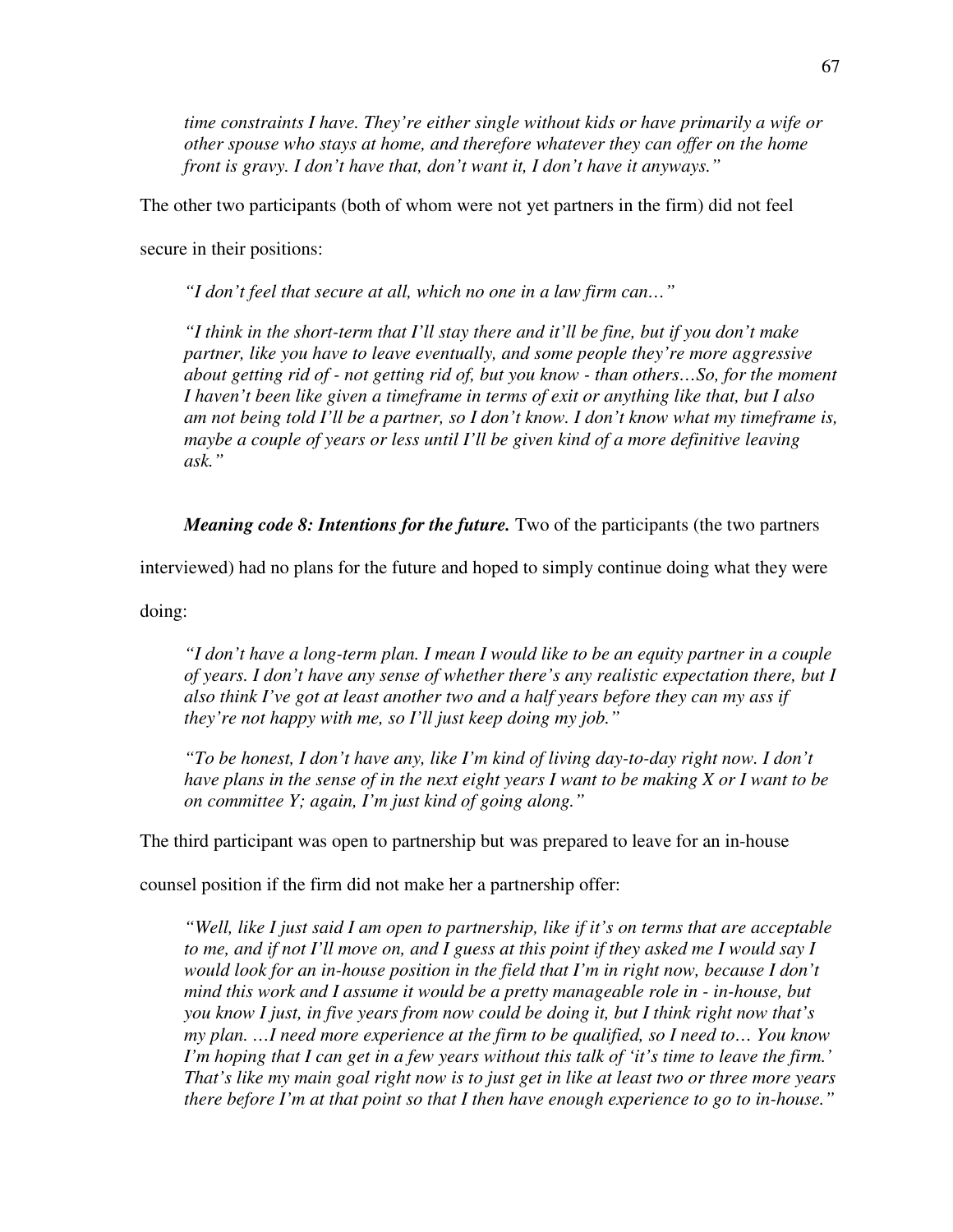*time constraints I have. They're either single without kids or have primarily a wife or other spouse who stays at home, and therefore whatever they can offer on the home front is gravy. I don't have that, don't want it, I don't have it anyways."*

The other two participants (both of whom were not yet partners in the firm) did not feel secure in their positions:

*"I don't feel that secure at all, which no one in a law firm can…"*

*"I think in the short-term that I'll stay there and it'll be fine, but if you don't make partner, like you have to leave eventually, and some people they're more aggressive about getting rid of - not getting rid of, but you know - than others…So, for the moment I haven't been like given a timeframe in terms of exit or anything like that, but I also am not being told I'll be a partner, so I don't know. I don't know what my timeframe is, maybe a couple of years or less until I'll be given kind of a more definitive leaving ask."*

***Meaning code 8: Intentions for the future.*** Two of the participants (the two partners interviewed) had no plans for the future and hoped to simply continue doing what they were doing:

*"I don't have a long-term plan. I mean I would like to be an equity partner in a couple of years. I don't have any sense of whether there's any realistic expectation there, but I also think I've got at least another two and a half years before they can my ass if they're not happy with me, so I'll just keep doing my job."*

*"To be honest, I don't have any, like I'm kind of living day-to-day right now. I don't have plans in the sense of in the next eight years I want to be making X or I want to be on committee Y; again, I'm just kind of going along."*

The third participant was open to partnership but was prepared to leave for an in-house counsel position if the firm did not make her a partnership offer:

*"Well, like I just said I am open to partnership, like if it's on terms that are acceptable to me, and if not I'll move on, and I guess at this point if they asked me I would say I would look for an in-house position in the field that I'm in right now, because I don't mind this work and I assume it would be a pretty manageable role in - in-house, but you know I just, in five years from now could be doing it, but I think right now that's my plan. …I need more experience at the firm to be qualified, so I need to… You know I'm hoping that I can get in a few years without this talk of 'it's time to leave the firm.' That's like my main goal right now is to just get in like at least two or three more years there before I'm at that point so that I then have enough experience to go to in-house."*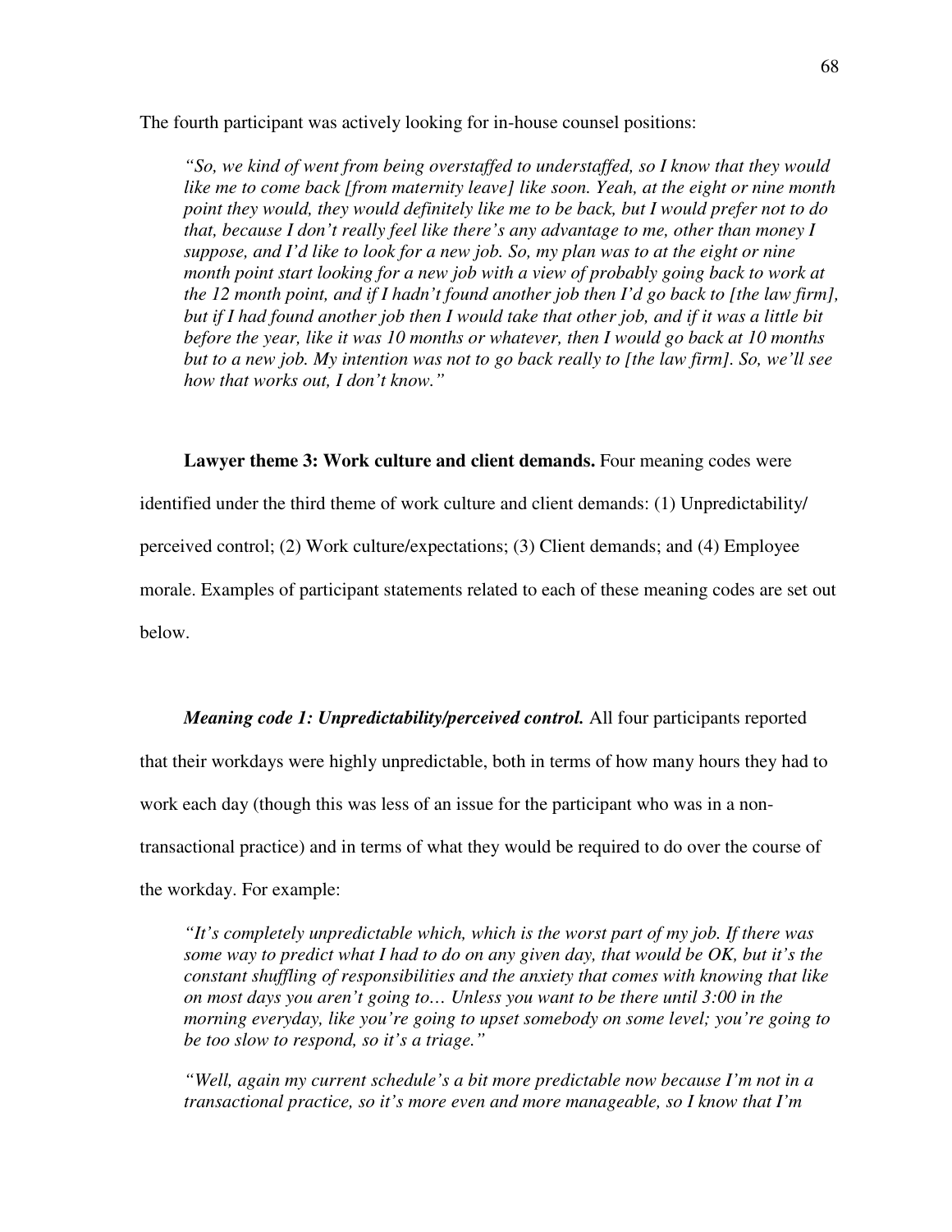The fourth participant was actively looking for in-house counsel positions:

> *"So, we kind of went from being overstaffed to understaffed, so I know that they would like me to come back [from maternity leave] like soon. Yeah, at the eight or nine month point they would, they would definitely like me to be back, but I would prefer not to do that, because I don't really feel like there's any advantage to me, other than money I suppose, and I'd like to look for a new job. So, my plan was to at the eight or nine month point start looking for a new job with a view of probably going back to work at the 12 month point, and if I hadn't found another job then I'd go back to [the law firm], but if I had found another job then I would take that other job, and if it was a little bit before the year, like it was 10 months or whatever, then I would go back at 10 months but to a new job. My intention was not to go back really to [the law firm]. So, we'll see how that works out, I don't know."*

**Lawyer theme 3: Work culture and client demands.** Four meaning codes were identified under the third theme of work culture and client demands: (1) Unpredictability/ perceived control; (2) Work culture/expectations; (3) Client demands; and (4) Employee morale. Examples of participant statements related to each of these meaning codes are set out below.

***Meaning code 1: Unpredictability/perceived control.*** All four participants reported that their workdays were highly unpredictable, both in terms of how many hours they had to work each day (though this was less of an issue for the participant who was in a non-transactional practice) and in terms of what they would be required to do over the course of the workday. For example:

> *"It's completely unpredictable which, which is the worst part of my job. If there was some way to predict what I had to do on any given day, that would be OK, but it's the constant shuffling of responsibilities and the anxiety that comes with knowing that like on most days you aren't going to… Unless you want to be there until 3:00 in the morning everyday, like you're going to upset somebody on some level; you're going to be too slow to respond, so it's a triage."*

> *"Well, again my current schedule's a bit more predictable now because I'm not in a transactional practice, so it's more even and more manageable, so I know that I'm*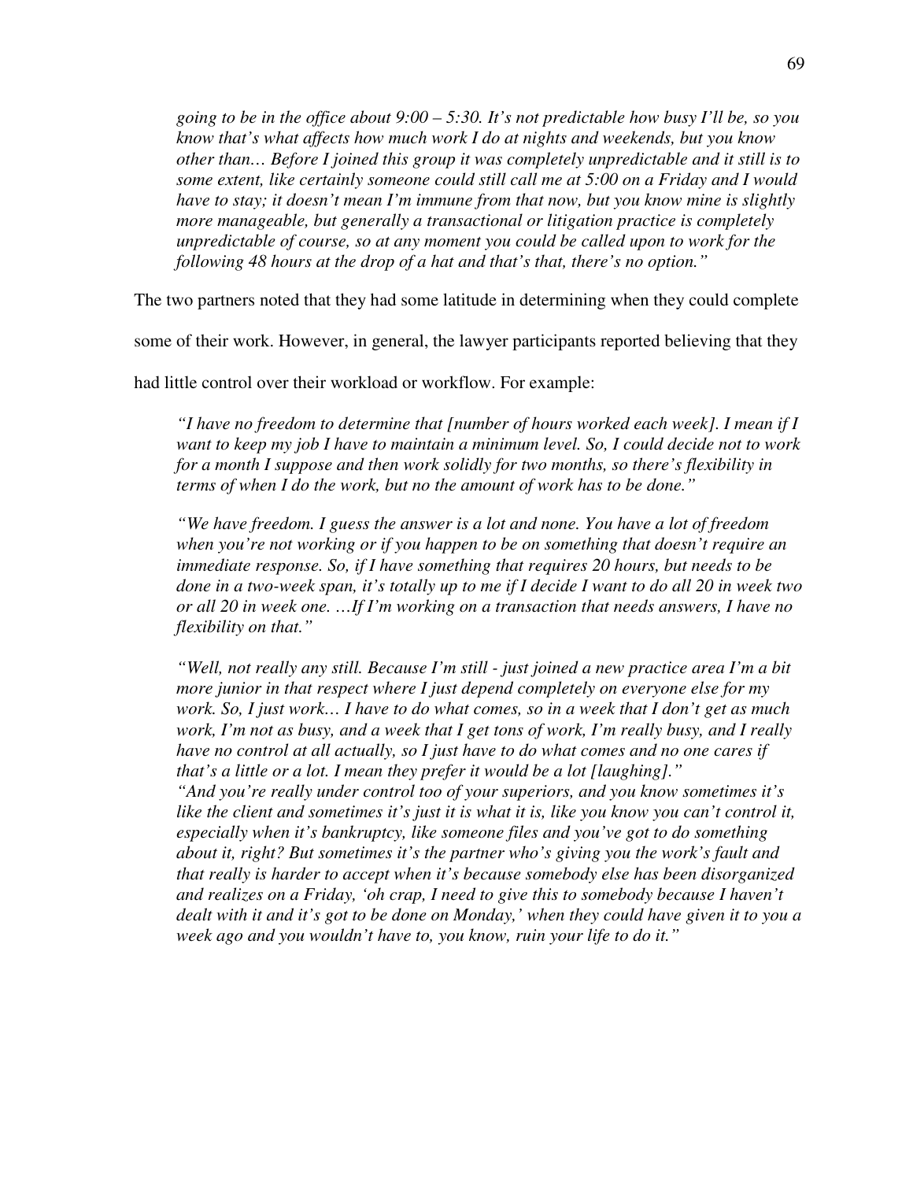*going to be in the office about 9:00 – 5:30. It's not predictable how busy I'll be, so you know that's what affects how much work I do at nights and weekends, but you know other than… Before I joined this group it was completely unpredictable and it still is to some extent, like certainly someone could still call me at 5:00 on a Friday and I would have to stay; it doesn't mean I'm immune from that now, but you know mine is slightly more manageable, but generally a transactional or litigation practice is completely unpredictable of course, so at any moment you could be called upon to work for the following 48 hours at the drop of a hat and that's that, there's no option."*

The two partners noted that they had some latitude in determining when they could complete some of their work. However, in general, the lawyer participants reported believing that they had little control over their workload or workflow. For example:

*"I have no freedom to determine that [number of hours worked each week]. I mean if I want to keep my job I have to maintain a minimum level. So, I could decide not to work for a month I suppose and then work solidly for two months, so there's flexibility in terms of when I do the work, but no the amount of work has to be done."*

*"We have freedom. I guess the answer is a lot and none. You have a lot of freedom when you're not working or if you happen to be on something that doesn't require an immediate response. So, if I have something that requires 20 hours, but needs to be done in a two-week span, it's totally up to me if I decide I want to do all 20 in week two or all 20 in week one. …If I'm working on a transaction that needs answers, I have no flexibility on that."*

*"Well, not really any still. Because I'm still - just joined a new practice area I'm a bit more junior in that respect where I just depend completely on everyone else for my work. So, I just work… I have to do what comes, so in a week that I don't get as much work, I'm not as busy, and a week that I get tons of work, I'm really busy, and I really have no control at all actually, so I just have to do what comes and no one cares if that's a little or a lot. I mean they prefer it would be a lot [laughing]."*
*"And you're really under control too of your superiors, and you know sometimes it's like the client and sometimes it's just it is what it is, like you know you can't control it, especially when it's bankruptcy, like someone files and you've got to do something about it, right? But sometimes it's the partner who's giving you the work's fault and that really is harder to accept when it's because somebody else has been disorganized and realizes on a Friday, 'oh crap, I need to give this to somebody because I haven't dealt with it and it's got to be done on Monday,' when they could have given it to you a week ago and you wouldn't have to, you know, ruin your life to do it."*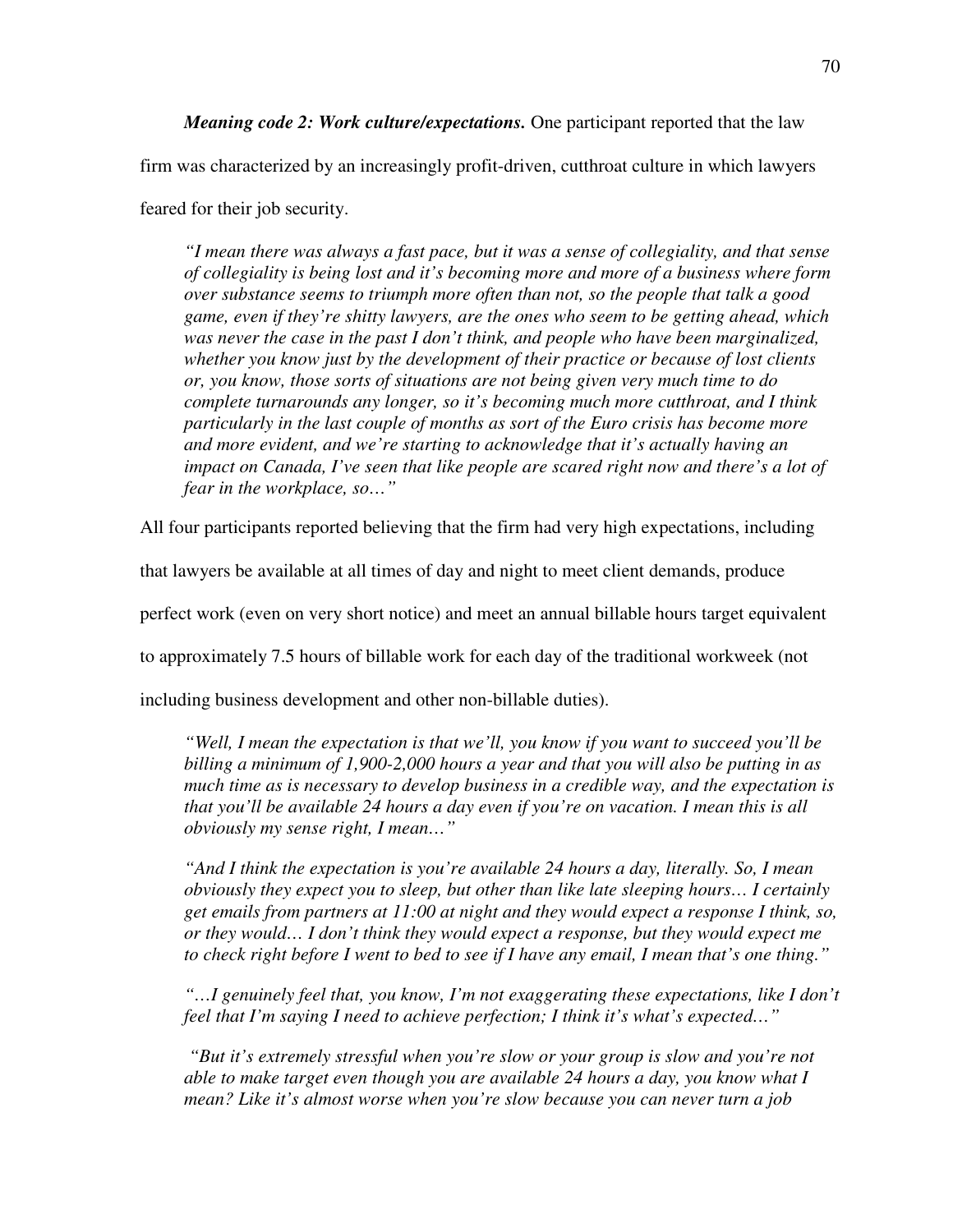***Meaning code 2: Work culture/expectations.*** One participant reported that the law firm was characterized by an increasingly profit-driven, cutthroat culture in which lawyers feared for their job security.

> *"I mean there was always a fast pace, but it was a sense of collegiality, and that sense of collegiality is being lost and it's becoming more and more of a business where form over substance seems to triumph more often than not, so the people that talk a good game, even if they're shitty lawyers, are the ones who seem to be getting ahead, which was never the case in the past I don't think, and people who have been marginalized, whether you know just by the development of their practice or because of lost clients or, you know, those sorts of situations are not being given very much time to do complete turnarounds any longer, so it's becoming much more cutthroat, and I think particularly in the last couple of months as sort of the Euro crisis has become more and more evident, and we're starting to acknowledge that it's actually having an impact on Canada, I've seen that like people are scared right now and there's a lot of fear in the workplace, so…"*

All four participants reported believing that the firm had very high expectations, including that lawyers be available at all times of day and night to meet client demands, produce perfect work (even on very short notice) and meet an annual billable hours target equivalent to approximately 7.5 hours of billable work for each day of the traditional workweek (not including business development and other non-billable duties).

> *"Well, I mean the expectation is that we'll, you know if you want to succeed you'll be billing a minimum of 1,900-2,000 hours a year and that you will also be putting in as much time as is necessary to develop business in a credible way, and the expectation is that you'll be available 24 hours a day even if you're on vacation. I mean this is all obviously my sense right, I mean…"*

> *"And I think the expectation is you're available 24 hours a day, literally. So, I mean obviously they expect you to sleep, but other than like late sleeping hours… I certainly get emails from partners at 11:00 at night and they would expect a response I think, so, or they would… I don't think they would expect a response, but they would expect me to check right before I went to bed to see if I have any email, I mean that's one thing."*

> *"…I genuinely feel that, you know, I'm not exaggerating these expectations, like I don't feel that I'm saying I need to achieve perfection; I think it's what's expected…"*

> *"But it's extremely stressful when you're slow or your group is slow and you're not able to make target even though you are available 24 hours a day, you know what I mean? Like it's almost worse when you're slow because you can never turn a job*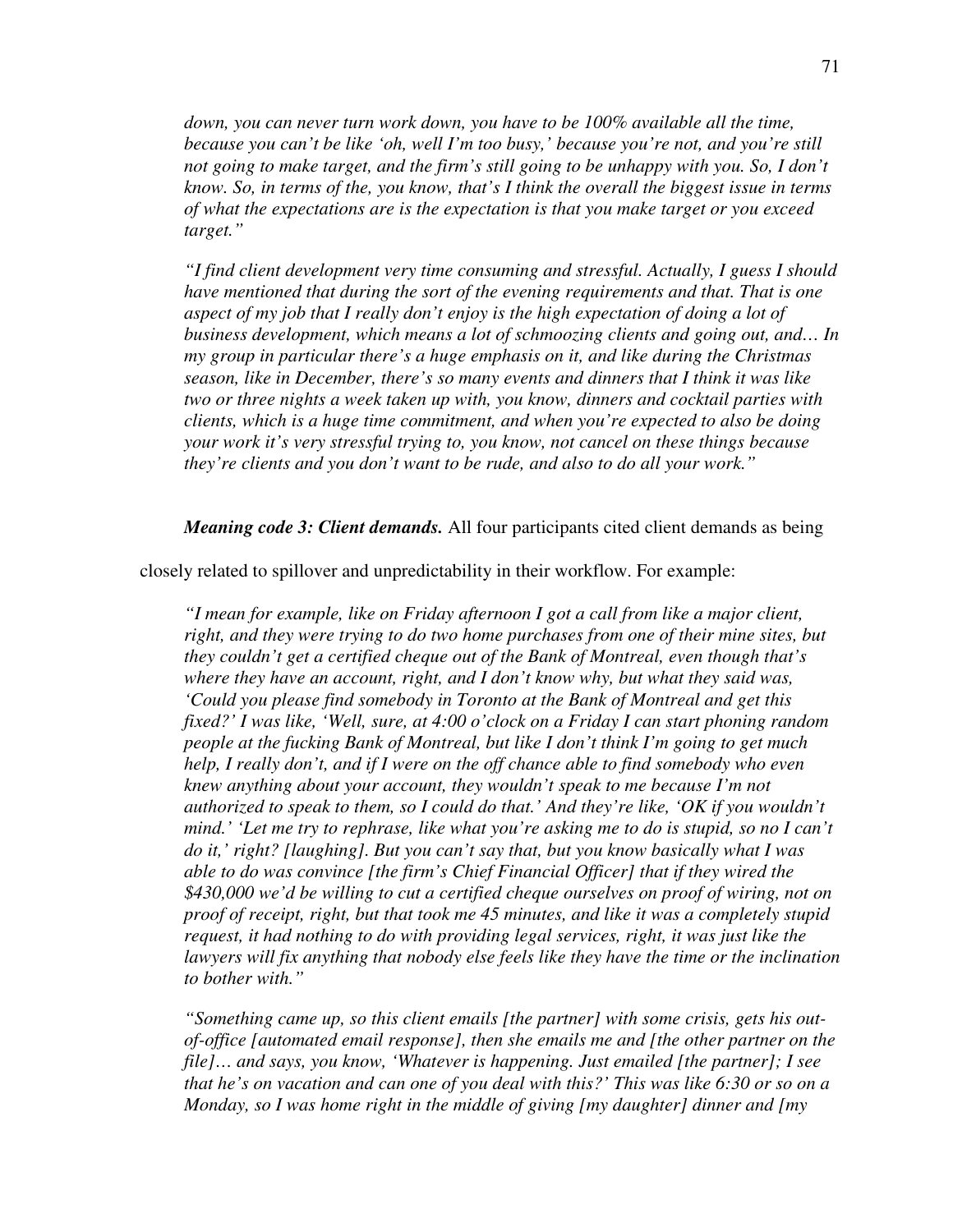*down, you can never turn work down, you have to be 100% available all the time, because you can't be like 'oh, well I'm too busy,' because you're not, and you're still not going to make target, and the firm's still going to be unhappy with you. So, I don't know. So, in terms of the, you know, that's I think the overall the biggest issue in terms of what the expectations are is the expectation is that you make target or you exceed target."*

*"I find client development very time consuming and stressful. Actually, I guess I should have mentioned that during the sort of the evening requirements and that. That is one aspect of my job that I really don't enjoy is the high expectation of doing a lot of business development, which means a lot of schmoozing clients and going out, and… In my group in particular there's a huge emphasis on it, and like during the Christmas season, like in December, there's so many events and dinners that I think it was like two or three nights a week taken up with, you know, dinners and cocktail parties with clients, which is a huge time commitment, and when you're expected to also be doing your work it's very stressful trying to, you know, not cancel on these things because they're clients and you don't want to be rude, and also to do all your work."*

***Meaning code 3: Client demands.*** All four participants cited client demands as being closely related to spillover and unpredictability in their workflow. For example:

*"I mean for example, like on Friday afternoon I got a call from like a major client, right, and they were trying to do two home purchases from one of their mine sites, but they couldn't get a certified cheque out of the Bank of Montreal, even though that's where they have an account, right, and I don't know why, but what they said was, 'Could you please find somebody in Toronto at the Bank of Montreal and get this fixed?' I was like, 'Well, sure, at 4:00 o'clock on a Friday I can start phoning random people at the fucking Bank of Montreal, but like I don't think I'm going to get much help, I really don't, and if I were on the off chance able to find somebody who even knew anything about your account, they wouldn't speak to me because I'm not authorized to speak to them, so I could do that.' And they're like, 'OK if you wouldn't mind.' 'Let me try to rephrase, like what you're asking me to do is stupid, so no I can't do it,' right? [laughing]. But you can't say that, but you know basically what I was able to do was convince [the firm's Chief Financial Officer] that if they wired the $430,000 we'd be willing to cut a certified cheque ourselves on proof of wiring, not on proof of receipt, right, but that took me 45 minutes, and like it was a completely stupid request, it had nothing to do with providing legal services, right, it was just like the lawyers will fix anything that nobody else feels like they have the time or the inclination to bother with."*

*"Something came up, so this client emails [the partner] with some crisis, gets his out-of-office [automated email response], then she emails me and [the other partner on the file]… and says, you know, 'Whatever is happening. Just emailed [the partner]; I see that he's on vacation and can one of you deal with this?' This was like 6:30 or so on a Monday, so I was home right in the middle of giving [my daughter] dinner and [my*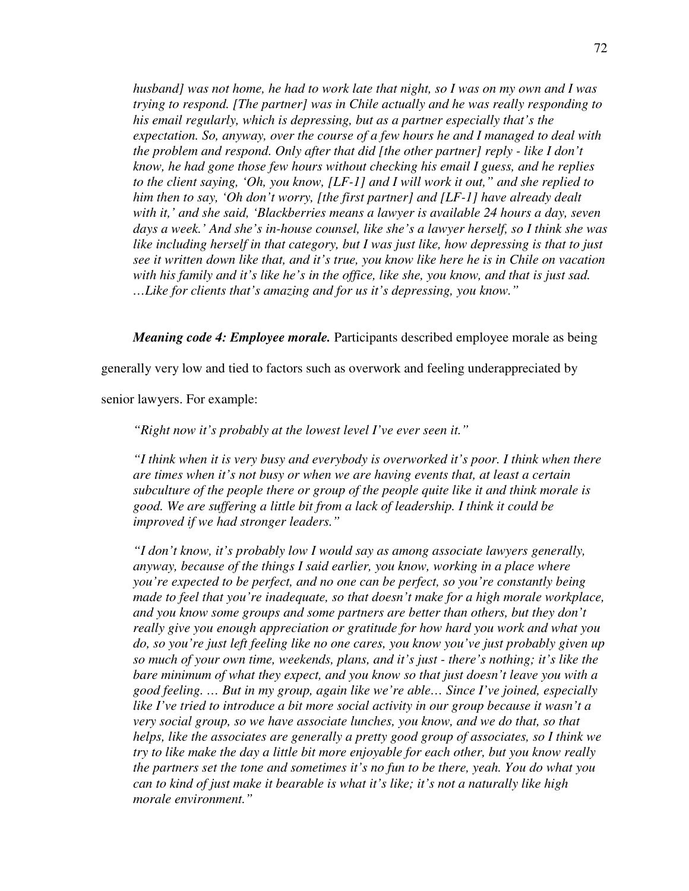*husband] was not home, he had to work late that night, so I was on my own and I was trying to respond. [The partner] was in Chile actually and he was really responding to his email regularly, which is depressing, but as a partner especially that's the expectation. So, anyway, over the course of a few hours he and I managed to deal with the problem and respond. Only after that did [the other partner] reply - like I don't know, he had gone those few hours without checking his email I guess, and he replies to the client saying, 'Oh, you know, [LF-1] and I will work it out," and she replied to him then to say, 'Oh don't worry, [the first partner] and [LF-1] have already dealt with it,' and she said, 'Blackberries means a lawyer is available 24 hours a day, seven days a week.' And she's in-house counsel, like she's a lawyer herself, so I think she was like including herself in that category, but I was just like, how depressing is that to just see it written down like that, and it's true, you know like here he is in Chile on vacation with his family and it's like he's in the office, like she, you know, and that is just sad. …Like for clients that's amazing and for us it's depressing, you know."*

***Meaning code 4: Employee morale.*** Participants described employee morale as being generally very low and tied to factors such as overwork and feeling underappreciated by senior lawyers. For example:

*"Right now it's probably at the lowest level I've ever seen it."*

*"I think when it is very busy and everybody is overworked it's poor. I think when there are times when it's not busy or when we are having events that, at least a certain subculture of the people there or group of the people quite like it and think morale is good. We are suffering a little bit from a lack of leadership. I think it could be improved if we had stronger leaders."*

*"I don't know, it's probably low I would say as among associate lawyers generally, anyway, because of the things I said earlier, you know, working in a place where you're expected to be perfect, and no one can be perfect, so you're constantly being made to feel that you're inadequate, so that doesn't make for a high morale workplace, and you know some groups and some partners are better than others, but they don't really give you enough appreciation or gratitude for how hard you work and what you do, so you're just left feeling like no one cares, you know you've just probably given up so much of your own time, weekends, plans, and it's just - there's nothing; it's like the bare minimum of what they expect, and you know so that just doesn't leave you with a good feeling. … But in my group, again like we're able… Since I've joined, especially like I've tried to introduce a bit more social activity in our group because it wasn't a very social group, so we have associate lunches, you know, and we do that, so that helps, like the associates are generally a pretty good group of associates, so I think we try to like make the day a little bit more enjoyable for each other, but you know really the partners set the tone and sometimes it's no fun to be there, yeah. You do what you can to kind of just make it bearable is what it's like; it's not a naturally like high morale environment."*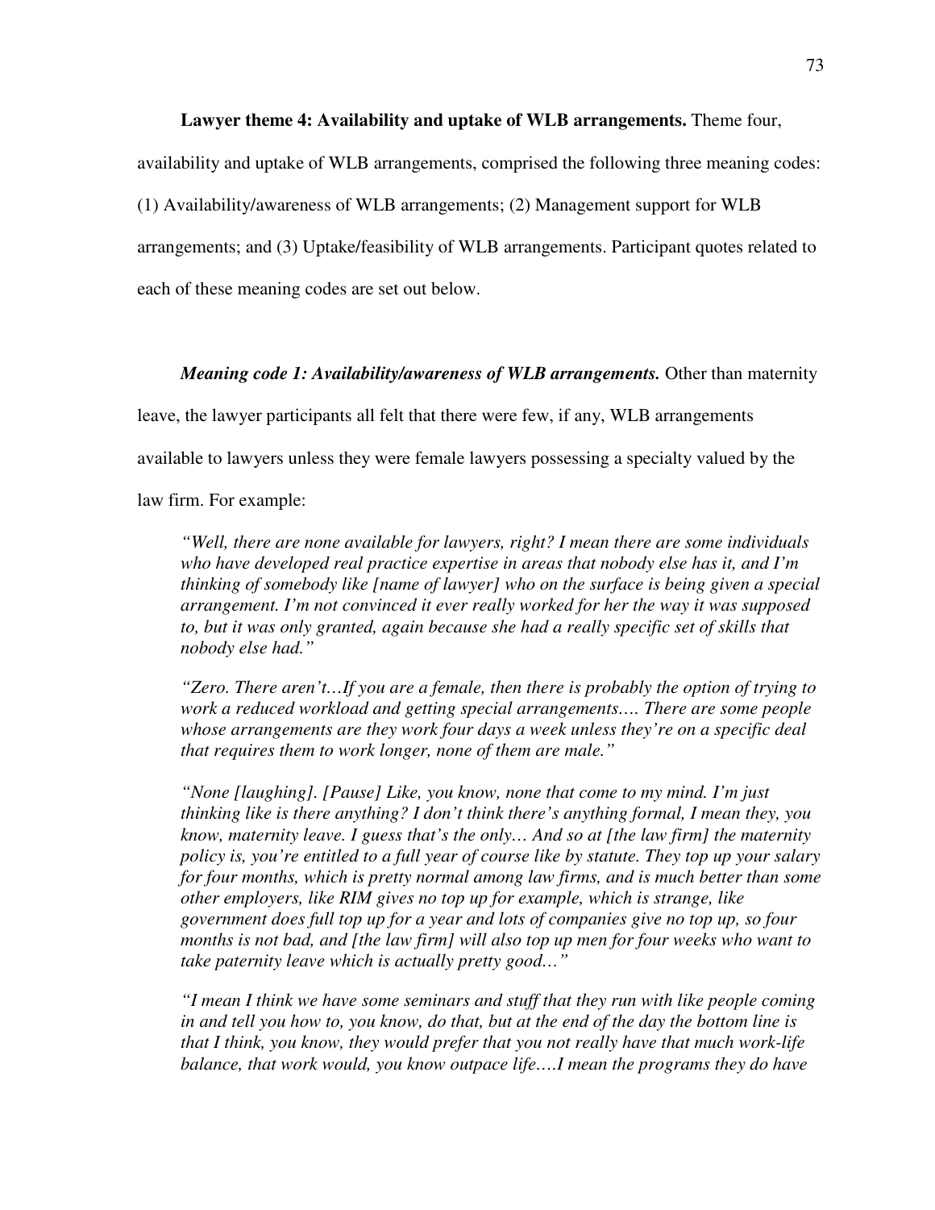**Lawyer theme 4: Availability and uptake of WLB arrangements.** Theme four, availability and uptake of WLB arrangements, comprised the following three meaning codes: (1) Availability/awareness of WLB arrangements; (2) Management support for WLB arrangements; and (3) Uptake/feasibility of WLB arrangements. Participant quotes related to each of these meaning codes are set out below.

***Meaning code 1: Availability/awareness of WLB arrangements.*** Other than maternity leave, the lawyer participants all felt that there were few, if any, WLB arrangements available to lawyers unless they were female lawyers possessing a specialty valued by the law firm. For example:

> *"Well, there are none available for lawyers, right? I mean there are some individuals who have developed real practice expertise in areas that nobody else has it, and I'm thinking of somebody like [name of lawyer] who on the surface is being given a special arrangement. I'm not convinced it ever really worked for her the way it was supposed to, but it was only granted, again because she had a really specific set of skills that nobody else had."*

> *"Zero. There aren't…If you are a female, then there is probably the option of trying to work a reduced workload and getting special arrangements…. There are some people whose arrangements are they work four days a week unless they're on a specific deal that requires them to work longer, none of them are male."*

> *"None [laughing]. [Pause] Like, you know, none that come to my mind. I'm just thinking like is there anything? I don't think there's anything formal, I mean they, you know, maternity leave. I guess that's the only… And so at [the law firm] the maternity policy is, you're entitled to a full year of course like by statute. They top up your salary for four months, which is pretty normal among law firms, and is much better than some other employers, like RIM gives no top up for example, which is strange, like government does full top up for a year and lots of companies give no top up, so four months is not bad, and [the law firm] will also top up men for four weeks who want to take paternity leave which is actually pretty good…"*

> *"I mean I think we have some seminars and stuff that they run with like people coming in and tell you how to, you know, do that, but at the end of the day the bottom line is that I think, you know, they would prefer that you not really have that much work-life balance, that work would, you know outpace life….I mean the programs they do have*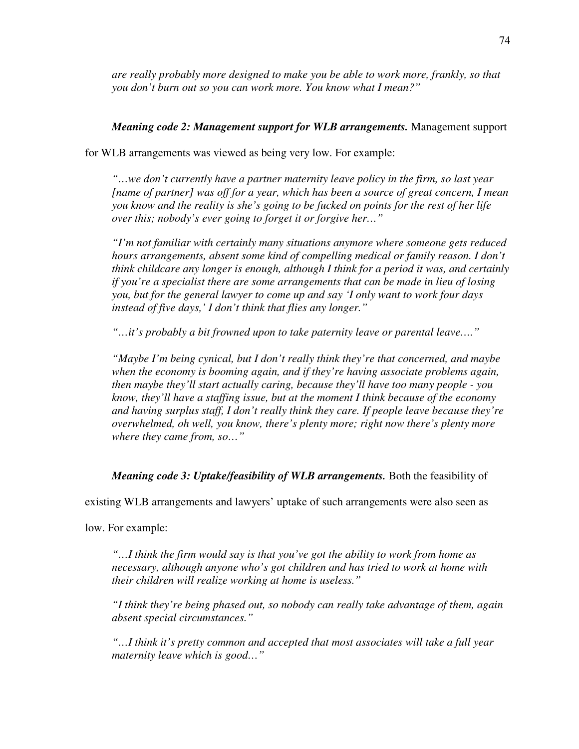*are really probably more designed to make you be able to work more, frankly, so that you don't burn out so you can work more. You know what I mean?"*

***Meaning code 2: Management support for WLB arrangements.*** Management support for WLB arrangements was viewed as being very low. For example:

> *"…we don't currently have a partner maternity leave policy in the firm, so last year [name of partner] was off for a year, which has been a source of great concern, I mean you know and the reality is she's going to be fucked on points for the rest of her life over this; nobody's ever going to forget it or forgive her…"*

> *"I'm not familiar with certainly many situations anymore where someone gets reduced hours arrangements, absent some kind of compelling medical or family reason. I don't think childcare any longer is enough, although I think for a period it was, and certainly if you're a specialist there are some arrangements that can be made in lieu of losing you, but for the general lawyer to come up and say 'I only want to work four days instead of five days,' I don't think that flies any longer."*

> *"…it's probably a bit frowned upon to take paternity leave or parental leave…."*

> *"Maybe I'm being cynical, but I don't really think they're that concerned, and maybe when the economy is booming again, and if they're having associate problems again, then maybe they'll start actually caring, because they'll have too many people - you know, they'll have a staffing issue, but at the moment I think because of the economy and having surplus staff, I don't really think they care. If people leave because they're overwhelmed, oh well, you know, there's plenty more; right now there's plenty more where they came from, so…"*

***Meaning code 3: Uptake/feasibility of WLB arrangements.*** Both the feasibility of existing WLB arrangements and lawyers' uptake of such arrangements were also seen as low. For example:

> *"…I think the firm would say is that you've got the ability to work from home as necessary, although anyone who's got children and has tried to work at home with their children will realize working at home is useless."*

> *"I think they're being phased out, so nobody can really take advantage of them, again absent special circumstances."*

> *"…I think it's pretty common and accepted that most associates will take a full year maternity leave which is good…"*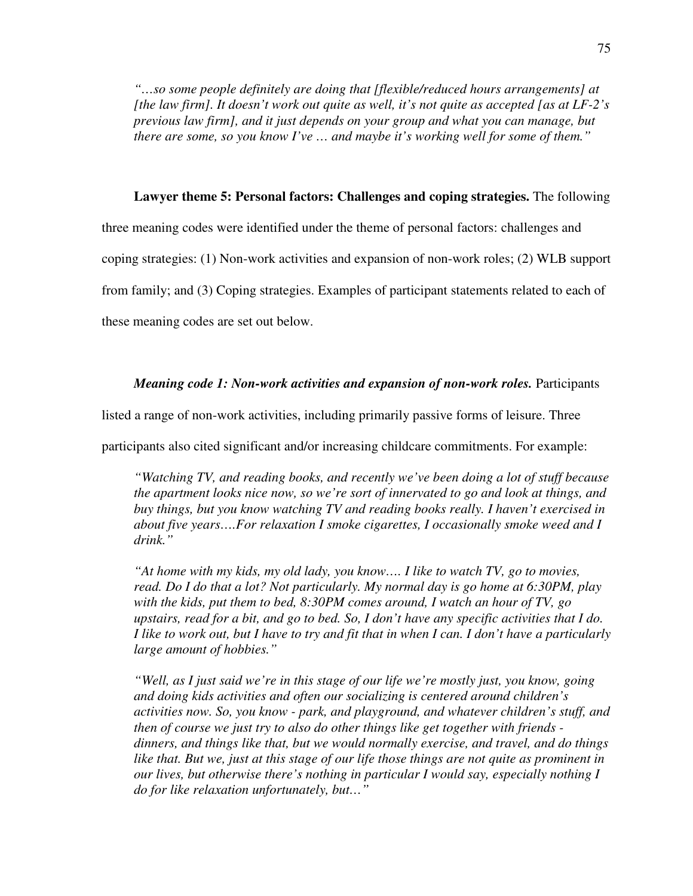*"…so some people definitely are doing that [flexible/reduced hours arrangements] at [the law firm]. It doesn't work out quite as well, it's not quite as accepted [as at LF-2's previous law firm], and it just depends on your group and what you can manage, but there are some, so you know I've … and maybe it's working well for some of them."*

**Lawyer theme 5: Personal factors: Challenges and coping strategies.** The following three meaning codes were identified under the theme of personal factors: challenges and coping strategies: (1) Non-work activities and expansion of non-work roles; (2) WLB support from family; and (3) Coping strategies. Examples of participant statements related to each of these meaning codes are set out below.

***Meaning code 1: Non-work activities and expansion of non-work roles.*** Participants listed a range of non-work activities, including primarily passive forms of leisure. Three participants also cited significant and/or increasing childcare commitments. For example:

*"Watching TV, and reading books, and recently we've been doing a lot of stuff because the apartment looks nice now, so we're sort of innervated to go and look at things, and buy things, but you know watching TV and reading books really. I haven't exercised in about five years….For relaxation I smoke cigarettes, I occasionally smoke weed and I drink."*

*"At home with my kids, my old lady, you know…. I like to watch TV, go to movies, read. Do I do that a lot? Not particularly. My normal day is go home at 6:30PM, play with the kids, put them to bed, 8:30PM comes around, I watch an hour of TV, go upstairs, read for a bit, and go to bed. So, I don't have any specific activities that I do. I like to work out, but I have to try and fit that in when I can. I don't have a particularly large amount of hobbies."*

*"Well, as I just said we're in this stage of our life we're mostly just, you know, going and doing kids activities and often our socializing is centered around children's activities now. So, you know - park, and playground, and whatever children's stuff, and then of course we just try to also do other things like get together with friends - dinners, and things like that, but we would normally exercise, and travel, and do things like that. But we, just at this stage of our life those things are not quite as prominent in our lives, but otherwise there's nothing in particular I would say, especially nothing I do for like relaxation unfortunately, but…"*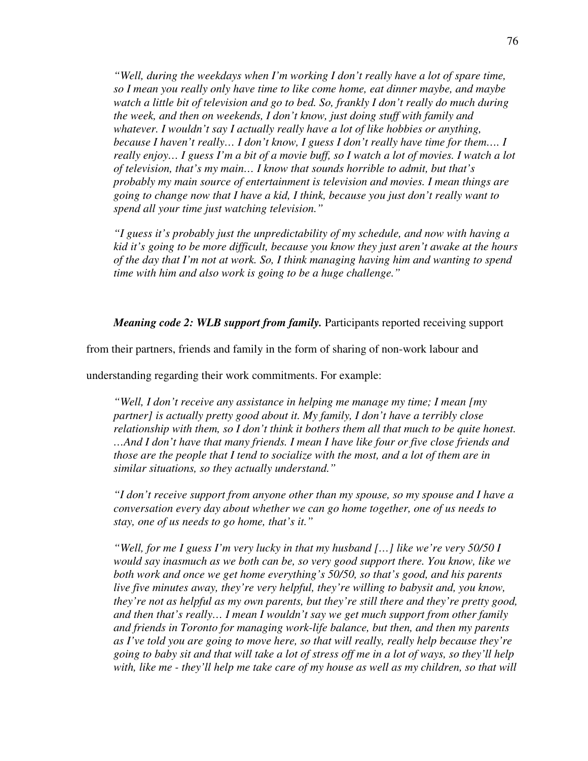*"Well, during the weekdays when I'm working I don't really have a lot of spare time, so I mean you really only have time to like come home, eat dinner maybe, and maybe watch a little bit of television and go to bed. So, frankly I don't really do much during the week, and then on weekends, I don't know, just doing stuff with family and whatever. I wouldn't say I actually really have a lot of like hobbies or anything, because I haven't really… I don't know, I guess I don't really have time for them.… I really enjoy… I guess I'm a bit of a movie buff, so I watch a lot of movies. I watch a lot of television, that's my main… I know that sounds horrible to admit, but that's probably my main source of entertainment is television and movies. I mean things are going to change now that I have a kid, I think, because you just don't really want to spend all your time just watching television."*

*"I guess it's probably just the unpredictability of my schedule, and now with having a kid it's going to be more difficult, because you know they just aren't awake at the hours of the day that I'm not at work. So, I think managing having him and wanting to spend time with him and also work is going to be a huge challenge."*

***Meaning code 2: WLB support from family.*** Participants reported receiving support from their partners, friends and family in the form of sharing of non-work labour and understanding regarding their work commitments. For example:

*"Well, I don't receive any assistance in helping me manage my time; I mean [my partner] is actually pretty good about it. My family, I don't have a terribly close relationship with them, so I don't think it bothers them all that much to be quite honest. …And I don't have that many friends. I mean I have like four or five close friends and those are the people that I tend to socialize with the most, and a lot of them are in similar situations, so they actually understand."*

*"I don't receive support from anyone other than my spouse, so my spouse and I have a conversation every day about whether we can go home together, one of us needs to stay, one of us needs to go home, that's it."*

*"Well, for me I guess I'm very lucky in that my husband […] like we're very 50/50 I would say inasmuch as we both can be, so very good support there. You know, like we both work and once we get home everything's 50/50, so that's good, and his parents live five minutes away, they're very helpful, they're willing to babysit and, you know, they're not as helpful as my own parents, but they're still there and they're pretty good, and then that's really… I mean I wouldn't say we get much support from other family and friends in Toronto for managing work-life balance, but then, and then my parents as I've told you are going to move here, so that will really, really help because they're going to baby sit and that will take a lot of stress off me in a lot of ways, so they'll help with, like me - they'll help me take care of my house as well as my children, so that will*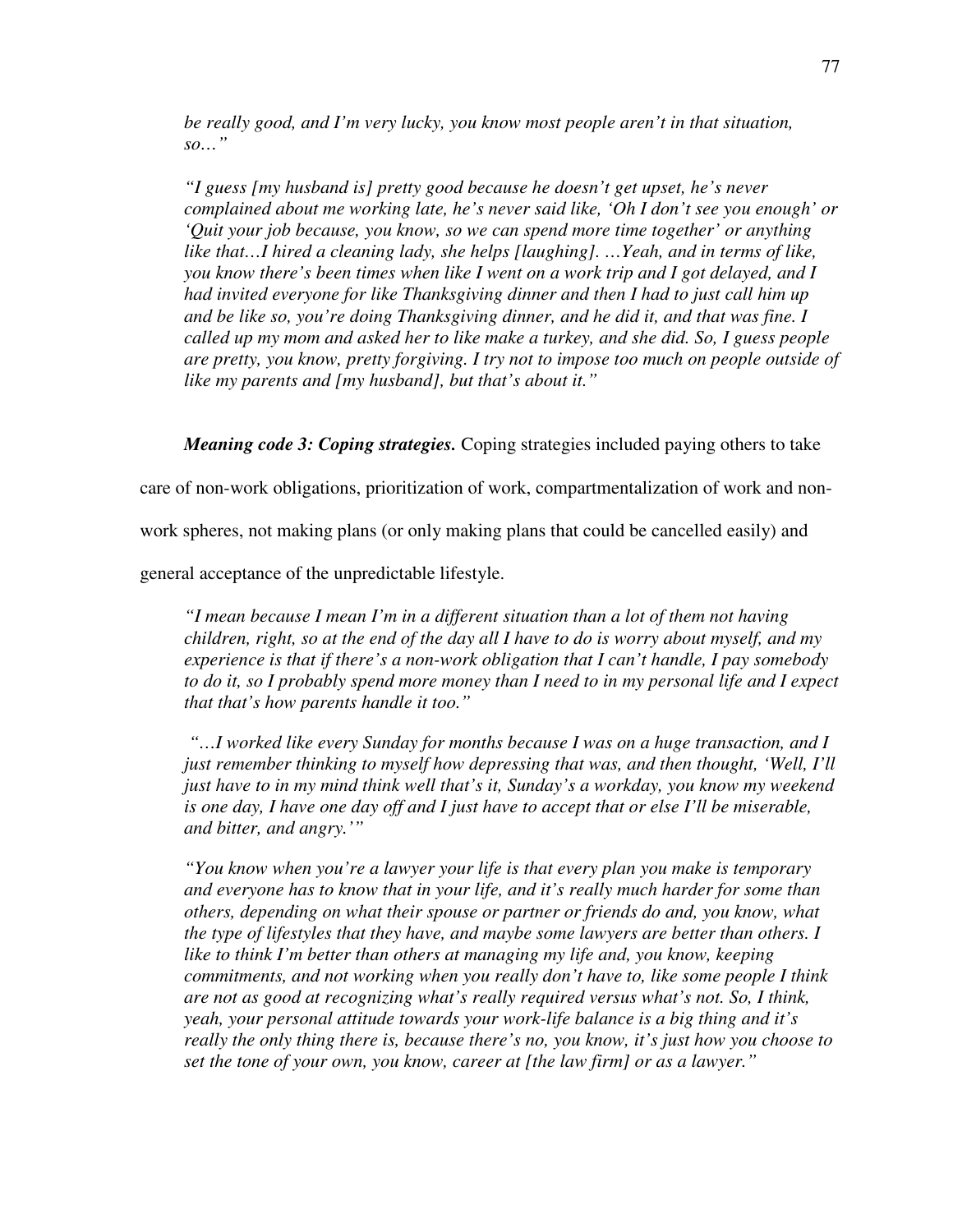*be really good, and I'm very lucky, you know most people aren't in that situation, so…"*

*"I guess [my husband is] pretty good because he doesn't get upset, he's never complained about me working late, he's never said like, 'Oh I don't see you enough' or 'Quit your job because, you know, so we can spend more time together' or anything like that…I hired a cleaning lady, she helps [laughing]. …Yeah, and in terms of like, you know there's been times when like I went on a work trip and I got delayed, and I had invited everyone for like Thanksgiving dinner and then I had to just call him up and be like so, you're doing Thanksgiving dinner, and he did it, and that was fine. I called up my mom and asked her to like make a turkey, and she did. So, I guess people are pretty, you know, pretty forgiving. I try not to impose too much on people outside of like my parents and [my husband], but that's about it."*

***Meaning code 3: Coping strategies.*** Coping strategies included paying others to take care of non-work obligations, prioritization of work, compartmentalization of work and non-work spheres, not making plans (or only making plans that could be cancelled easily) and general acceptance of the unpredictable lifestyle.

*"I mean because I mean I'm in a different situation than a lot of them not having children, right, so at the end of the day all I have to do is worry about myself, and my experience is that if there's a non-work obligation that I can't handle, I pay somebody to do it, so I probably spend more money than I need to in my personal life and I expect that that's how parents handle it too."*

*"…I worked like every Sunday for months because I was on a huge transaction, and I just remember thinking to myself how depressing that was, and then thought, 'Well, I'll just have to in my mind think well that's it, Sunday's a workday, you know my weekend is one day, I have one day off and I just have to accept that or else I'll be miserable, and bitter, and angry.'"*

*"You know when you're a lawyer your life is that every plan you make is temporary and everyone has to know that in your life, and it's really much harder for some than others, depending on what their spouse or partner or friends do and, you know, what the type of lifestyles that they have, and maybe some lawyers are better than others. I like to think I'm better than others at managing my life and, you know, keeping commitments, and not working when you really don't have to, like some people I think are not as good at recognizing what's really required versus what's not. So, I think, yeah, your personal attitude towards your work-life balance is a big thing and it's really the only thing there is, because there's no, you know, it's just how you choose to set the tone of your own, you know, career at [the law firm] or as a lawyer."*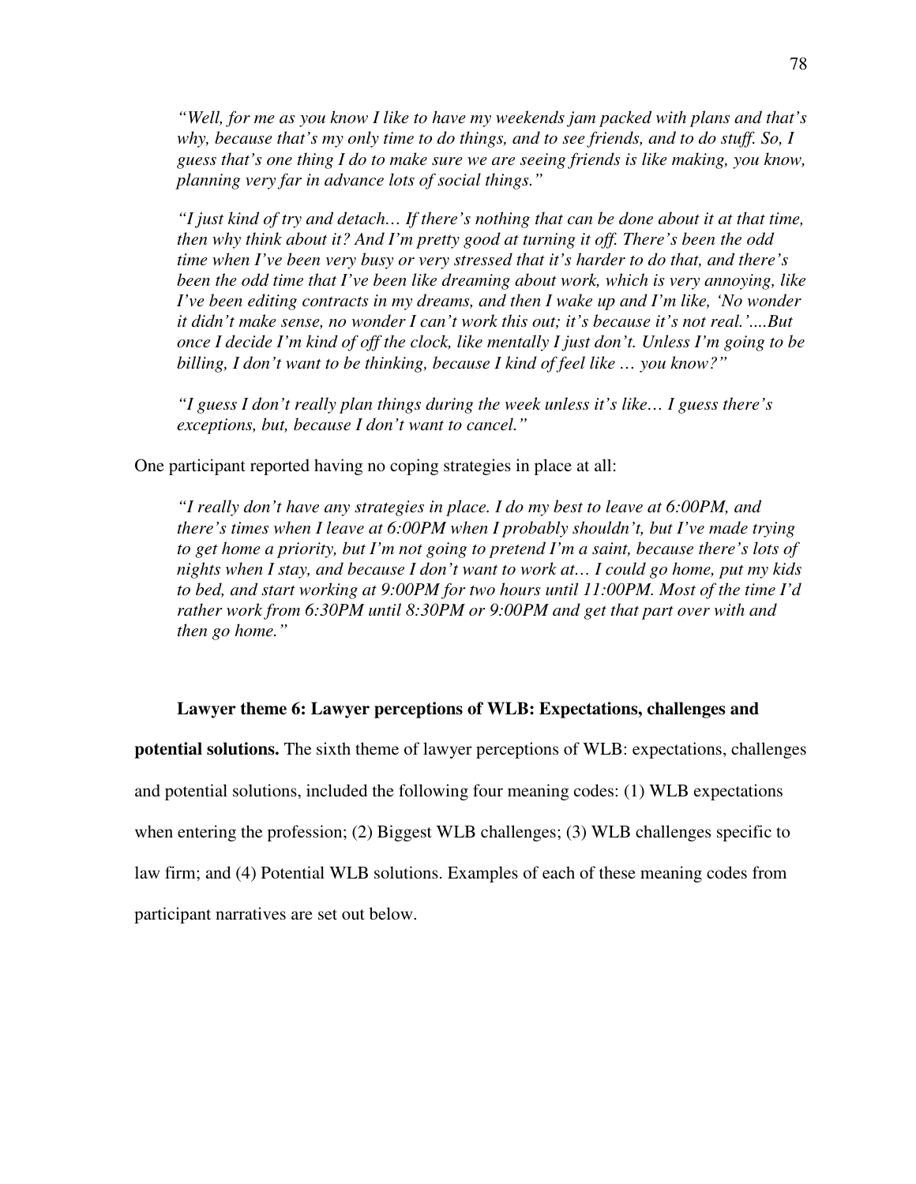> *"Well, for me as you know I like to have my weekends jam packed with plans and that's why, because that's my only time to do things, and to see friends, and to do stuff. So, I guess that's one thing I do to make sure we are seeing friends is like making, you know, planning very far in advance lots of social things."*

> *"I just kind of try and detach… If there's nothing that can be done about it at that time, then why think about it? And I'm pretty good at turning it off. There's been the odd time when I've been very busy or very stressed that it's harder to do that, and there's been the odd time that I've been like dreaming about work, which is very annoying, like I've been editing contracts in my dreams, and then I wake up and I'm like, 'No wonder it didn't make sense, no wonder I can't work this out; it's because it's not real.'....But once I decide I'm kind of off the clock, like mentally I just don't. Unless I'm going to be billing, I don't want to be thinking, because I kind of feel like … you know?"*

> *"I guess I don't really plan things during the week unless it's like… I guess there's exceptions, but, because I don't want to cancel."*

One participant reported having no coping strategies in place at all:

> *"I really don't have any strategies in place. I do my best to leave at 6:00PM, and there's times when I leave at 6:00PM when I probably shouldn't, but I've made trying to get home a priority, but I'm not going to pretend I'm a saint, because there's lots of nights when I stay, and because I don't want to work at… I could go home, put my kids to bed, and start working at 9:00PM for two hours until 11:00PM. Most of the time I'd rather work from 6:30PM until 8:30PM or 9:00PM and get that part over with and then go home."*

**Lawyer theme 6: Lawyer perceptions of WLB: Expectations, challenges and potential solutions.** The sixth theme of lawyer perceptions of WLB: expectations, challenges and potential solutions, included the following four meaning codes: (1) WLB expectations when entering the profession; (2) Biggest WLB challenges; (3) WLB challenges specific to law firm; and (4) Potential WLB solutions. Examples of each of these meaning codes from participant narratives are set out below.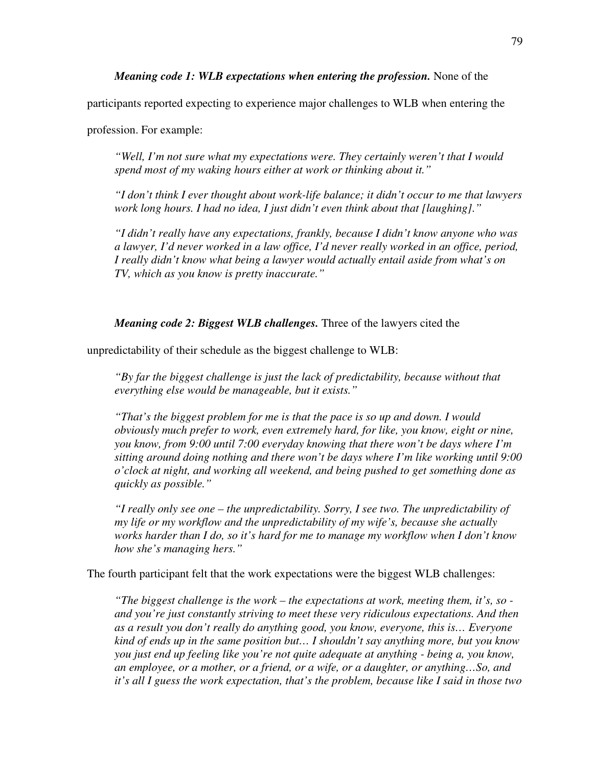***Meaning code 1: WLB expectations when entering the profession.*** None of the participants reported expecting to experience major challenges to WLB when entering the profession. For example:

> *"Well, I'm not sure what my expectations were. They certainly weren't that I would spend most of my waking hours either at work or thinking about it."*
>
> *"I don't think I ever thought about work-life balance; it didn't occur to me that lawyers work long hours. I had no idea, I just didn't even think about that [laughing]."*
>
> *"I didn't really have any expectations, frankly, because I didn't know anyone who was a lawyer, I'd never worked in a law office, I'd never really worked in an office, period, I really didn't know what being a lawyer would actually entail aside from what's on TV, which as you know is pretty inaccurate."*

***Meaning code 2: Biggest WLB challenges.*** Three of the lawyers cited the unpredictability of their schedule as the biggest challenge to WLB:

> *"By far the biggest challenge is just the lack of predictability, because without that everything else would be manageable, but it exists."*
>
> *"That's the biggest problem for me is that the pace is so up and down. I would obviously much prefer to work, even extremely hard, for like, you know, eight or nine, you know, from 9:00 until 7:00 everyday knowing that there won't be days where I'm sitting around doing nothing and there won't be days where I'm like working until 9:00 o'clock at night, and working all weekend, and being pushed to get something done as quickly as possible."*
>
> *"I really only see one – the unpredictability. Sorry, I see two. The unpredictability of my life or my workflow and the unpredictability of my wife's, because she actually works harder than I do, so it's hard for me to manage my workflow when I don't know how she's managing hers."*

The fourth participant felt that the work expectations were the biggest WLB challenges:

> *"The biggest challenge is the work – the expectations at work, meeting them, it's, so - and you're just constantly striving to meet these very ridiculous expectations. And then as a result you don't really do anything good, you know, everyone, this is… Everyone kind of ends up in the same position but… I shouldn't say anything more, but you know you just end up feeling like you're not quite adequate at anything - being a, you know, an employee, or a mother, or a friend, or a wife, or a daughter, or anything…So, and it's all I guess the work expectation, that's the problem, because like I said in those two*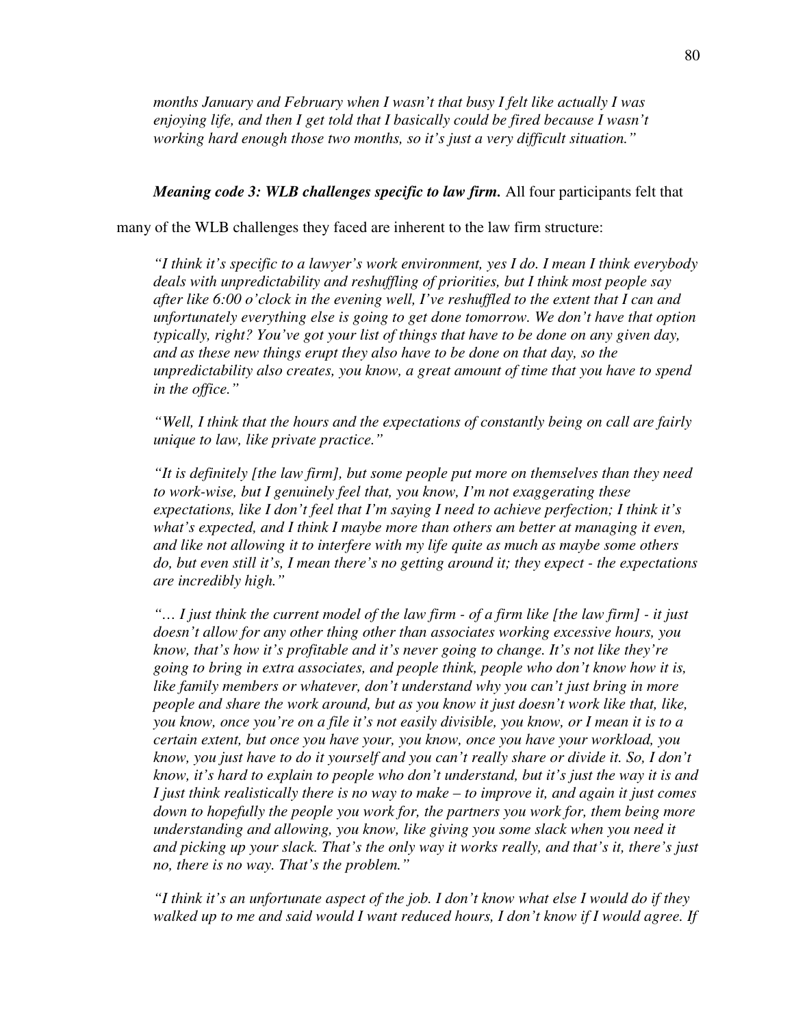*months January and February when I wasn't that busy I felt like actually I was enjoying life, and then I get told that I basically could be fired because I wasn't working hard enough those two months, so it's just a very difficult situation."*

***Meaning code 3: WLB challenges specific to law firm.*** All four participants felt that many of the WLB challenges they faced are inherent to the law firm structure:

> *"I think it's specific to a lawyer's work environment, yes I do. I mean I think everybody deals with unpredictability and reshuffling of priorities, but I think most people say after like 6:00 o'clock in the evening well, I've reshuffled to the extent that I can and unfortunately everything else is going to get done tomorrow. We don't have that option typically, right? You've got your list of things that have to be done on any given day, and as these new things erupt they also have to be done on that day, so the unpredictability also creates, you know, a great amount of time that you have to spend in the office."*

> *"Well, I think that the hours and the expectations of constantly being on call are fairly unique to law, like private practice."*

> *"It is definitely [the law firm], but some people put more on themselves than they need to work-wise, but I genuinely feel that, you know, I'm not exaggerating these expectations, like I don't feel that I'm saying I need to achieve perfection; I think it's what's expected, and I think I maybe more than others am better at managing it even, and like not allowing it to interfere with my life quite as much as maybe some others do, but even still it's, I mean there's no getting around it; they expect - the expectations are incredibly high."*

> *"… I just think the current model of the law firm - of a firm like [the law firm] - it just doesn't allow for any other thing other than associates working excessive hours, you know, that's how it's profitable and it's never going to change. It's not like they're going to bring in extra associates, and people think, people who don't know how it is, like family members or whatever, don't understand why you can't just bring in more people and share the work around, but as you know it just doesn't work like that, like, you know, once you're on a file it's not easily divisible, you know, or I mean it is to a certain extent, but once you have your, you know, once you have your workload, you know, you just have to do it yourself and you can't really share or divide it. So, I don't know, it's hard to explain to people who don't understand, but it's just the way it is and I just think realistically there is no way to make – to improve it, and again it just comes down to hopefully the people you work for, the partners you work for, them being more understanding and allowing, you know, like giving you some slack when you need it and picking up your slack. That's the only way it works really, and that's it, there's just no, there is no way. That's the problem."*

> *"I think it's an unfortunate aspect of the job. I don't know what else I would do if they walked up to me and said would I want reduced hours, I don't know if I would agree. If*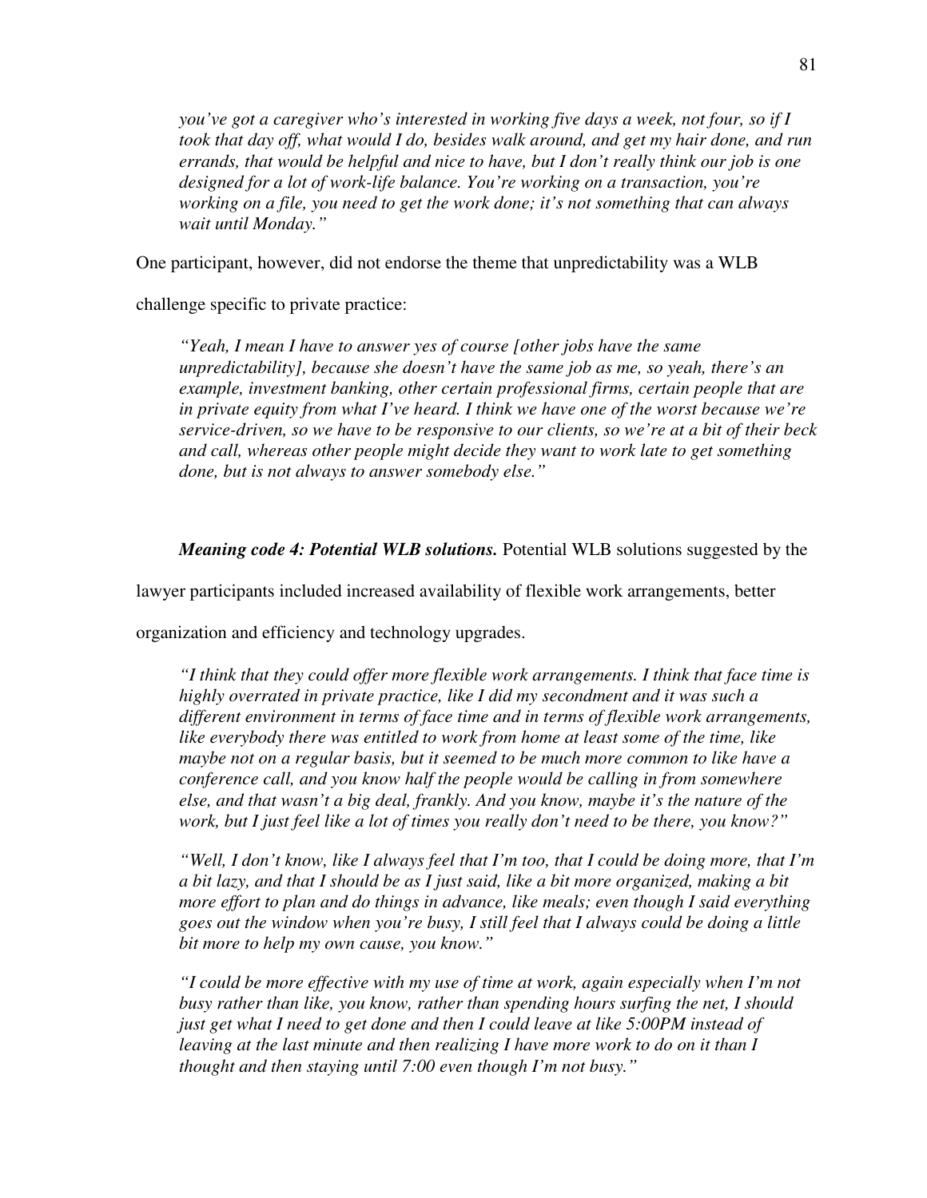*you've got a caregiver who's interested in working five days a week, not four, so if I took that day off, what would I do, besides walk around, and get my hair done, and run errands, that would be helpful and nice to have, but I don't really think our job is one designed for a lot of work-life balance. You're working on a transaction, you're working on a file, you need to get the work done; it's not something that can always wait until Monday."*

One participant, however, did not endorse the theme that unpredictability was a WLB challenge specific to private practice:

> *"Yeah, I mean I have to answer yes of course [other jobs have the same unpredictability], because she doesn't have the same job as me, so yeah, there's an example, investment banking, other certain professional firms, certain people that are in private equity from what I've heard. I think we have one of the worst because we're service-driven, so we have to be responsive to our clients, so we're at a bit of their beck and call, whereas other people might decide they want to work late to get something done, but is not always to answer somebody else."*

***Meaning code 4: Potential WLB solutions.*** Potential WLB solutions suggested by the lawyer participants included increased availability of flexible work arrangements, better organization and efficiency and technology upgrades.

> *"I think that they could offer more flexible work arrangements. I think that face time is highly overrated in private practice, like I did my secondment and it was such a different environment in terms of face time and in terms of flexible work arrangements, like everybody there was entitled to work from home at least some of the time, like maybe not on a regular basis, but it seemed to be much more common to like have a conference call, and you know half the people would be calling in from somewhere else, and that wasn't a big deal, frankly. And you know, maybe it's the nature of the work, but I just feel like a lot of times you really don't need to be there, you know?"*

> *"Well, I don't know, like I always feel that I'm too, that I could be doing more, that I'm a bit lazy, and that I should be as I just said, like a bit more organized, making a bit more effort to plan and do things in advance, like meals; even though I said everything goes out the window when you're busy, I still feel that I always could be doing a little bit more to help my own cause, you know."*

> *"I could be more effective with my use of time at work, again especially when I'm not busy rather than like, you know, rather than spending hours surfing the net, I should just get what I need to get done and then I could leave at like 5:00PM instead of leaving at the last minute and then realizing I have more work to do on it than I thought and then staying until 7:00 even though I'm not busy."*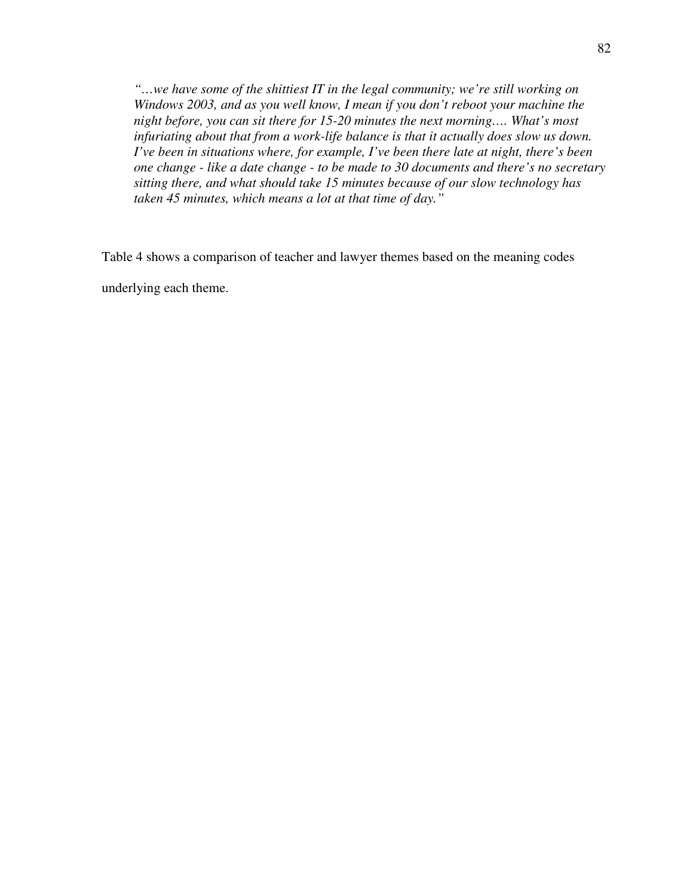> *"…we have some of the shittiest IT in the legal community; we're still working on Windows 2003, and as you well know, I mean if you don't reboot your machine the night before, you can sit there for 15-20 minutes the next morning…. What's most infuriating about that from a work-life balance is that it actually does slow us down. I've been in situations where, for example, I've been there late at night, there's been one change - like a date change - to be made to 30 documents and there's no secretary sitting there, and what should take 15 minutes because of our slow technology has taken 45 minutes, which means a lot at that time of day."*

Table 4 shows a comparison of teacher and lawyer themes based on the meaning codes underlying each theme.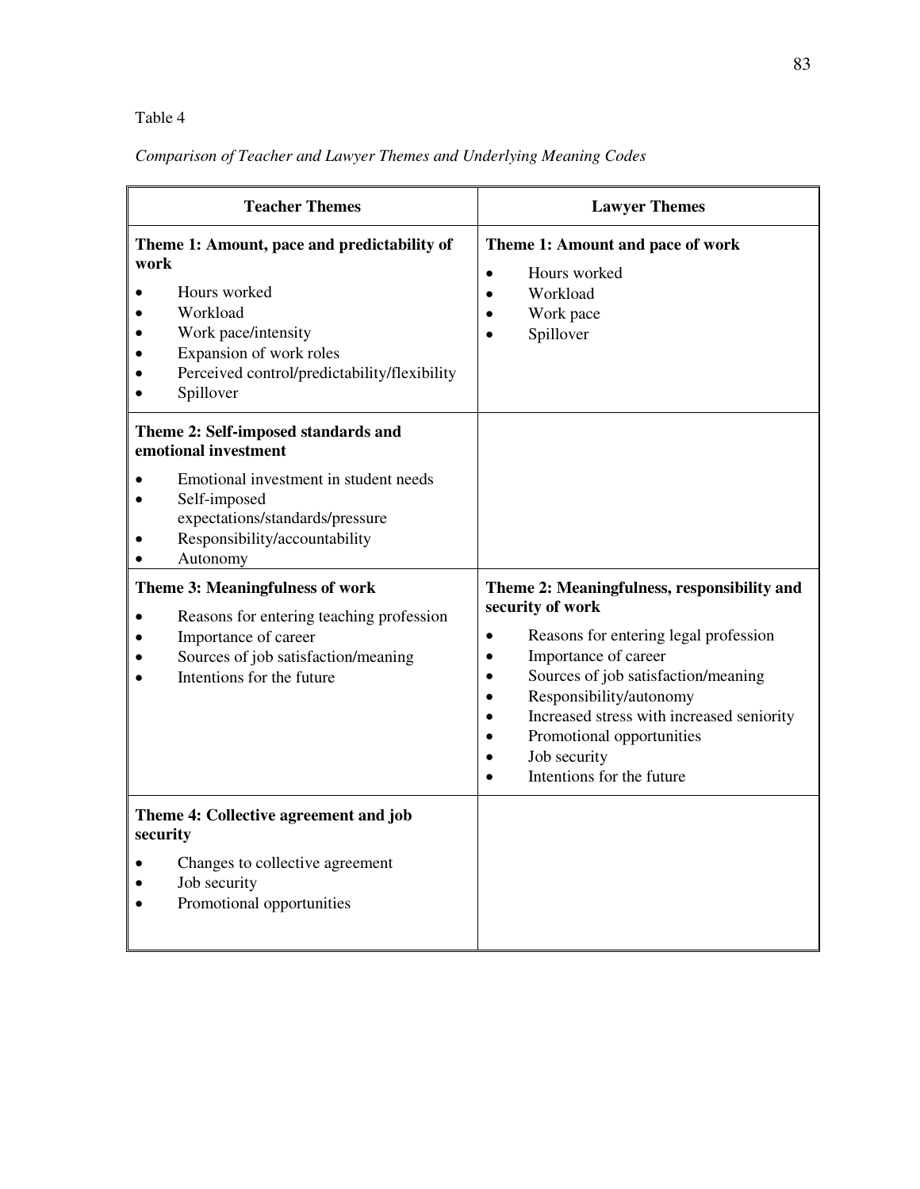Table 4

*Comparison of Teacher and Lawyer Themes and Underlying Meaning Codes*

| Teacher Themes | Lawyer Themes |
|---|---|
| **Theme 1: Amount, pace and predictability of work**<br>• Hours worked<br>• Workload<br>• Work pace/intensity<br>• Expansion of work roles<br>• Perceived control/predictability/flexibility<br>• Spillover | **Theme 1: Amount and pace of work**<br>• Hours worked<br>• Workload<br>• Work pace<br>• Spillover |
| **Theme 2: Self-imposed standards and emotional investment**<br>• Emotional investment in student needs<br>• Self-imposed expectations/standards/pressure<br>• Responsibility/accountability<br>• Autonomy | |
| **Theme 3: Meaningfulness of work**<br>• Reasons for entering teaching profession<br>• Importance of career<br>• Sources of job satisfaction/meaning<br>• Intentions for the future | **Theme 2: Meaningfulness, responsibility and security of work**<br>• Reasons for entering legal profession<br>• Importance of career<br>• Sources of job satisfaction/meaning<br>• Responsibility/autonomy<br>• Increased stress with increased seniority<br>• Promotional opportunities<br>• Job security<br>• Intentions for the future |
| **Theme 4: Collective agreement and job security**<br>• Changes to collective agreement<br>• Job security<br>• Promotional opportunities | |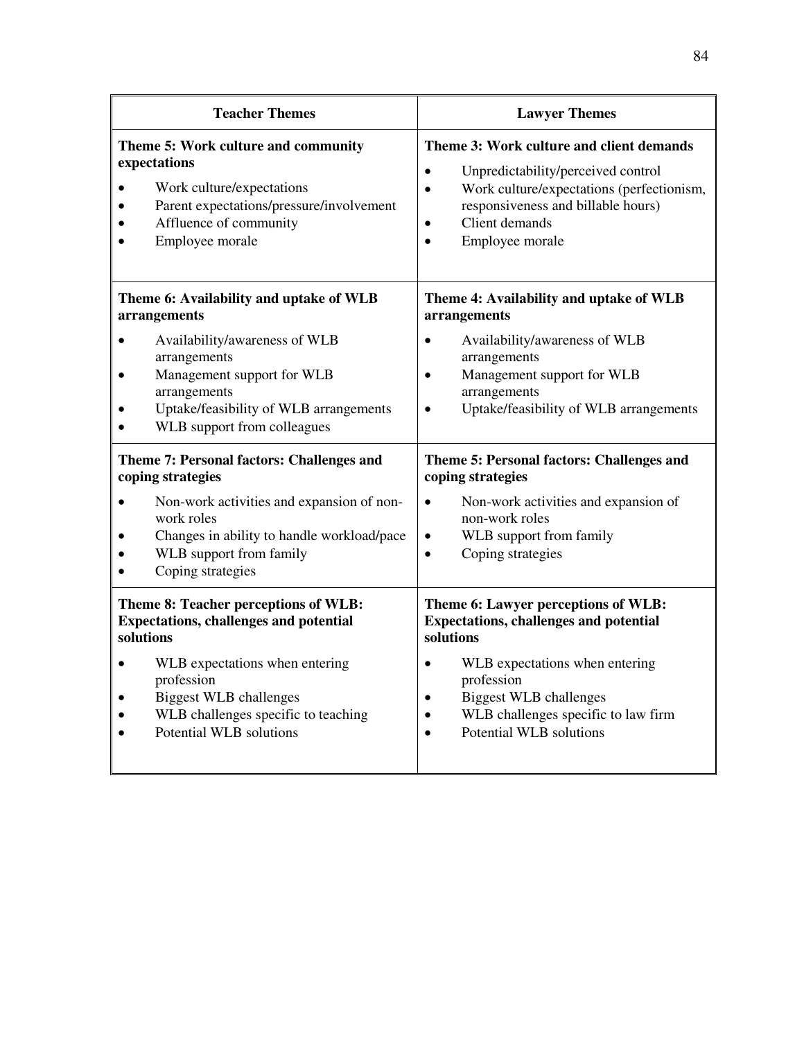| Teacher Themes | Lawyer Themes |
|---|---|
| **Theme 5: Work culture and community expectations**<br>• Work culture/expectations<br>• Parent expectations/pressure/involvement<br>• Affluence of community<br>• Employee morale | **Theme 3: Work culture and client demands**<br>• Unpredictability/perceived control<br>• Work culture/expectations (perfectionism, responsiveness and billable hours)<br>• Client demands<br>• Employee morale |
| **Theme 6: Availability and uptake of WLB arrangements**<br>• Availability/awareness of WLB arrangements<br>• Management support for WLB arrangements<br>• Uptake/feasibility of WLB arrangements<br>• WLB support from colleagues | **Theme 4: Availability and uptake of WLB arrangements**<br>• Availability/awareness of WLB arrangements<br>• Management support for WLB arrangements<br>• Uptake/feasibility of WLB arrangements |
| **Theme 7: Personal factors: Challenges and coping strategies**<br>• Non-work activities and expansion of non-work roles<br>• Changes in ability to handle workload/pace<br>• WLB support from family<br>• Coping strategies | **Theme 5: Personal factors: Challenges and coping strategies**<br>• Non-work activities and expansion of non-work roles<br>• WLB support from family<br>• Coping strategies |
| **Theme 8: Teacher perceptions of WLB: Expectations, challenges and potential solutions**<br>• WLB expectations when entering profession<br>• Biggest WLB challenges<br>• WLB challenges specific to teaching<br>• Potential WLB solutions | **Theme 6: Lawyer perceptions of WLB: Expectations, challenges and potential solutions**<br>• WLB expectations when entering profession<br>• Biggest WLB challenges<br>• WLB challenges specific to law firm<br>• Potential WLB solutions |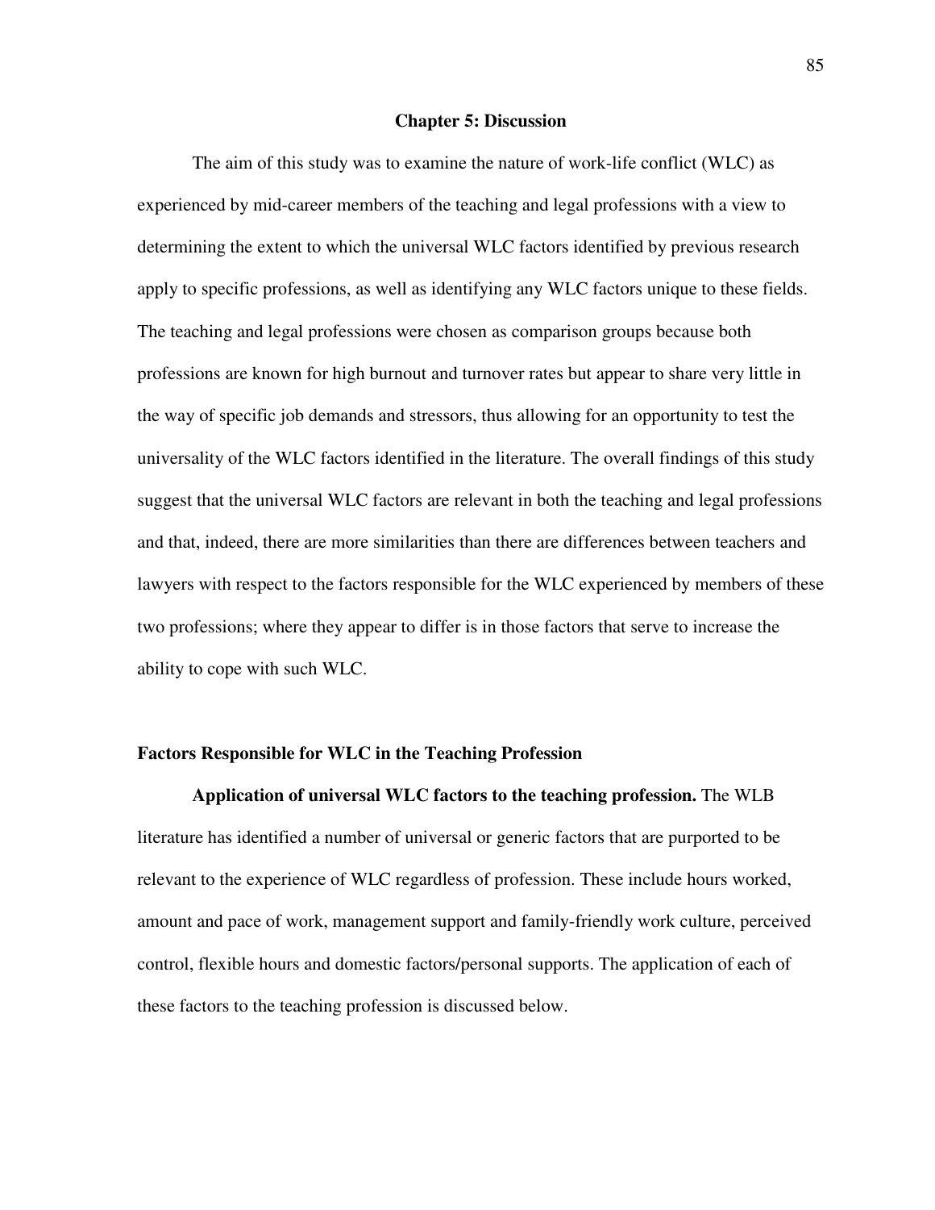# Chapter 5: Discussion

The aim of this study was to examine the nature of work-life conflict (WLC) as experienced by mid-career members of the teaching and legal professions with a view to determining the extent to which the universal WLC factors identified by previous research apply to specific professions, as well as identifying any WLC factors unique to these fields. The teaching and legal professions were chosen as comparison groups because both professions are known for high burnout and turnover rates but appear to share very little in the way of specific job demands and stressors, thus allowing for an opportunity to test the universality of the WLC factors identified in the literature. The overall findings of this study suggest that the universal WLC factors are relevant in both the teaching and legal professions and that, indeed, there are more similarities than there are differences between teachers and lawyers with respect to the factors responsible for the WLC experienced by members of these two professions; where they appear to differ is in those factors that serve to increase the ability to cope with such WLC.

## Factors Responsible for WLC in the Teaching Profession

**Application of universal WLC factors to the teaching profession.** The WLB literature has identified a number of universal or generic factors that are purported to be relevant to the experience of WLC regardless of profession. These include hours worked, amount and pace of work, management support and family-friendly work culture, perceived control, flexible hours and domestic factors/personal supports. The application of each of these factors to the teaching profession is discussed below.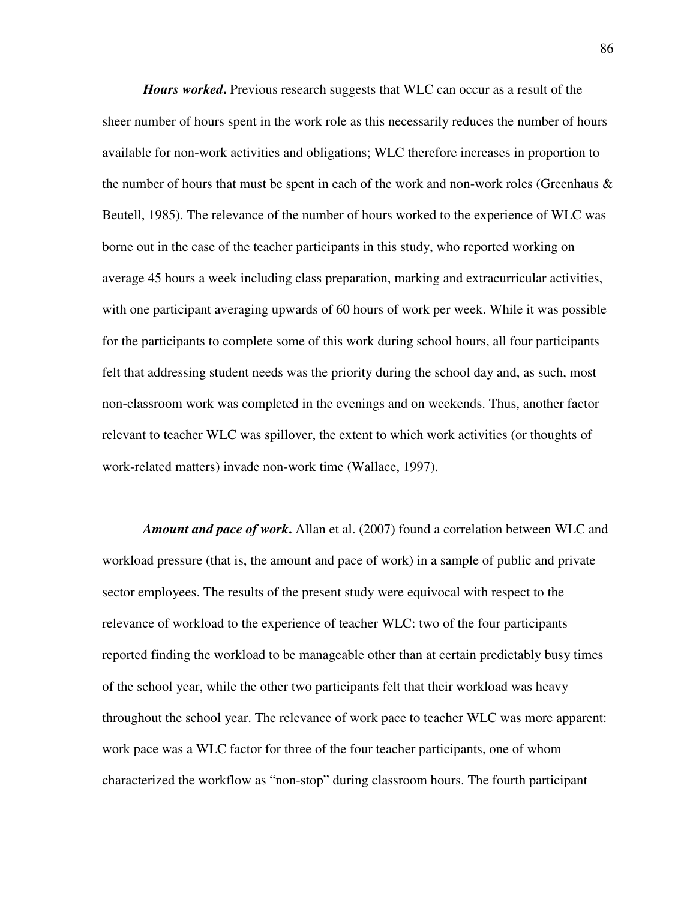***Hours worked*.** Previous research suggests that WLC can occur as a result of the sheer number of hours spent in the work role as this necessarily reduces the number of hours available for non-work activities and obligations; WLC therefore increases in proportion to the number of hours that must be spent in each of the work and non-work roles (Greenhaus & Beutell, 1985). The relevance of the number of hours worked to the experience of WLC was borne out in the case of the teacher participants in this study, who reported working on average 45 hours a week including class preparation, marking and extracurricular activities, with one participant averaging upwards of 60 hours of work per week. While it was possible for the participants to complete some of this work during school hours, all four participants felt that addressing student needs was the priority during the school day and, as such, most non-classroom work was completed in the evenings and on weekends. Thus, another factor relevant to teacher WLC was spillover, the extent to which work activities (or thoughts of work-related matters) invade non-work time (Wallace, 1997).

***Amount and pace of work*.** Allan et al. (2007) found a correlation between WLC and workload pressure (that is, the amount and pace of work) in a sample of public and private sector employees. The results of the present study were equivocal with respect to the relevance of workload to the experience of teacher WLC: two of the four participants reported finding the workload to be manageable other than at certain predictably busy times of the school year, while the other two participants felt that their workload was heavy throughout the school year. The relevance of work pace to teacher WLC was more apparent: work pace was a WLC factor for three of the four teacher participants, one of whom characterized the workflow as "non-stop" during classroom hours. The fourth participant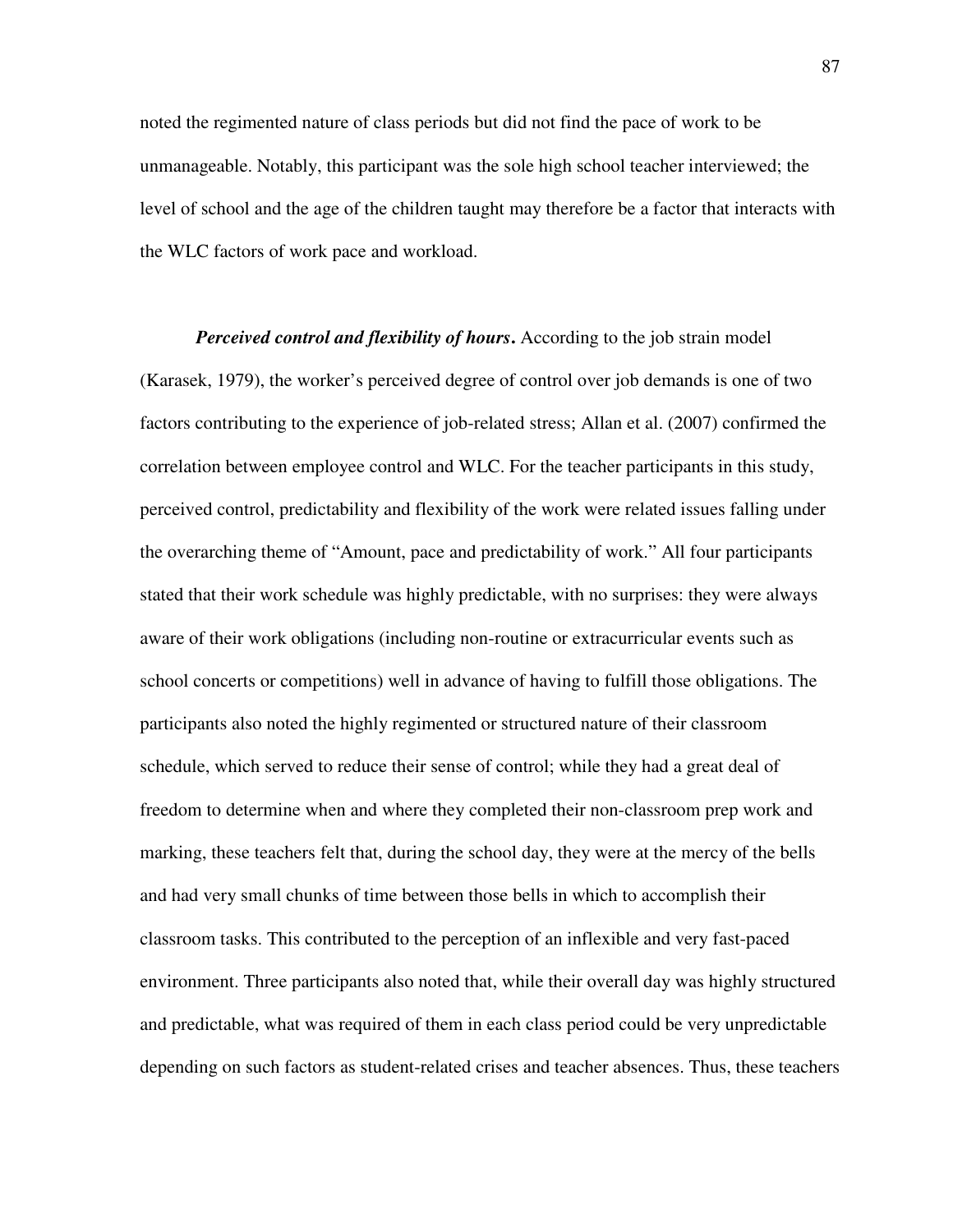noted the regimented nature of class periods but did not find the pace of work to be unmanageable. Notably, this participant was the sole high school teacher interviewed; the level of school and the age of the children taught may therefore be a factor that interacts with the WLC factors of work pace and workload.

***Perceived control and flexibility of hours*.** According to the job strain model (Karasek, 1979), the worker's perceived degree of control over job demands is one of two factors contributing to the experience of job-related stress; Allan et al. (2007) confirmed the correlation between employee control and WLC. For the teacher participants in this study, perceived control, predictability and flexibility of the work were related issues falling under the overarching theme of "Amount, pace and predictability of work." All four participants stated that their work schedule was highly predictable, with no surprises: they were always aware of their work obligations (including non-routine or extracurricular events such as school concerts or competitions) well in advance of having to fulfill those obligations. The participants also noted the highly regimented or structured nature of their classroom schedule, which served to reduce their sense of control; while they had a great deal of freedom to determine when and where they completed their non-classroom prep work and marking, these teachers felt that, during the school day, they were at the mercy of the bells and had very small chunks of time between those bells in which to accomplish their classroom tasks. This contributed to the perception of an inflexible and very fast-paced environment. Three participants also noted that, while their overall day was highly structured and predictable, what was required of them in each class period could be very unpredictable depending on such factors as student-related crises and teacher absences. Thus, these teachers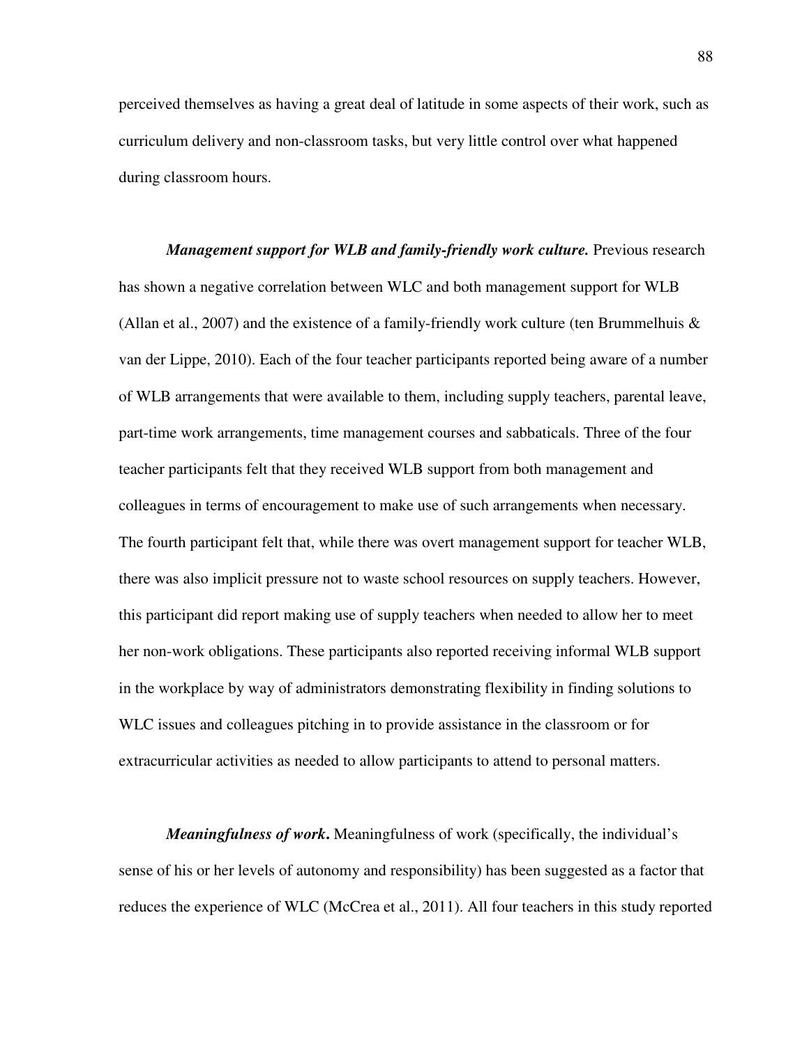perceived themselves as having a great deal of latitude in some aspects of their work, such as curriculum delivery and non-classroom tasks, but very little control over what happened during classroom hours.

***Management support for WLB and family-friendly work culture.*** Previous research has shown a negative correlation between WLC and both management support for WLB (Allan et al., 2007) and the existence of a family-friendly work culture (ten Brummelhuis & van der Lippe, 2010). Each of the four teacher participants reported being aware of a number of WLB arrangements that were available to them, including supply teachers, parental leave, part-time work arrangements, time management courses and sabbaticals. Three of the four teacher participants felt that they received WLB support from both management and colleagues in terms of encouragement to make use of such arrangements when necessary. The fourth participant felt that, while there was overt management support for teacher WLB, there was also implicit pressure not to waste school resources on supply teachers. However, this participant did report making use of supply teachers when needed to allow her to meet her non-work obligations. These participants also reported receiving informal WLB support in the workplace by way of administrators demonstrating flexibility in finding solutions to WLC issues and colleagues pitching in to provide assistance in the classroom or for extracurricular activities as needed to allow participants to attend to personal matters.

***Meaningfulness of work.*** Meaningfulness of work (specifically, the individual's sense of his or her levels of autonomy and responsibility) has been suggested as a factor that reduces the experience of WLC (McCrea et al., 2011). All four teachers in this study reported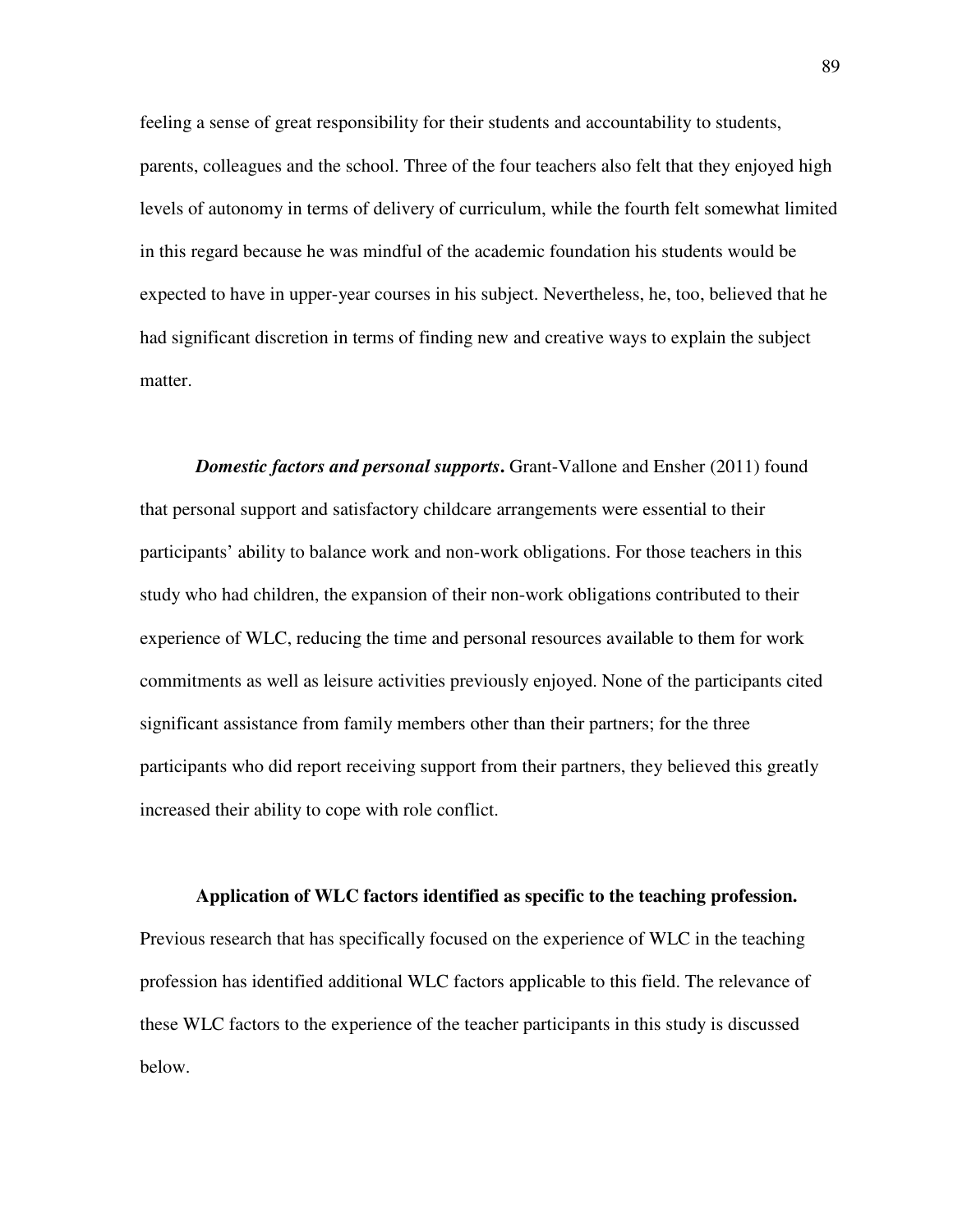feeling a sense of great responsibility for their students and accountability to students, parents, colleagues and the school. Three of the four teachers also felt that they enjoyed high levels of autonomy in terms of delivery of curriculum, while the fourth felt somewhat limited in this regard because he was mindful of the academic foundation his students would be expected to have in upper-year courses in his subject. Nevertheless, he, too, believed that he had significant discretion in terms of finding new and creative ways to explain the subject matter.

***Domestic factors and personal supports*.** Grant-Vallone and Ensher (2011) found that personal support and satisfactory childcare arrangements were essential to their participants' ability to balance work and non-work obligations. For those teachers in this study who had children, the expansion of their non-work obligations contributed to their experience of WLC, reducing the time and personal resources available to them for work commitments as well as leisure activities previously enjoyed. None of the participants cited significant assistance from family members other than their partners; for the three participants who did report receiving support from their partners, they believed this greatly increased their ability to cope with role conflict.

**Application of WLC factors identified as specific to the teaching profession.** Previous research that has specifically focused on the experience of WLC in the teaching profession has identified additional WLC factors applicable to this field. The relevance of these WLC factors to the experience of the teacher participants in this study is discussed below.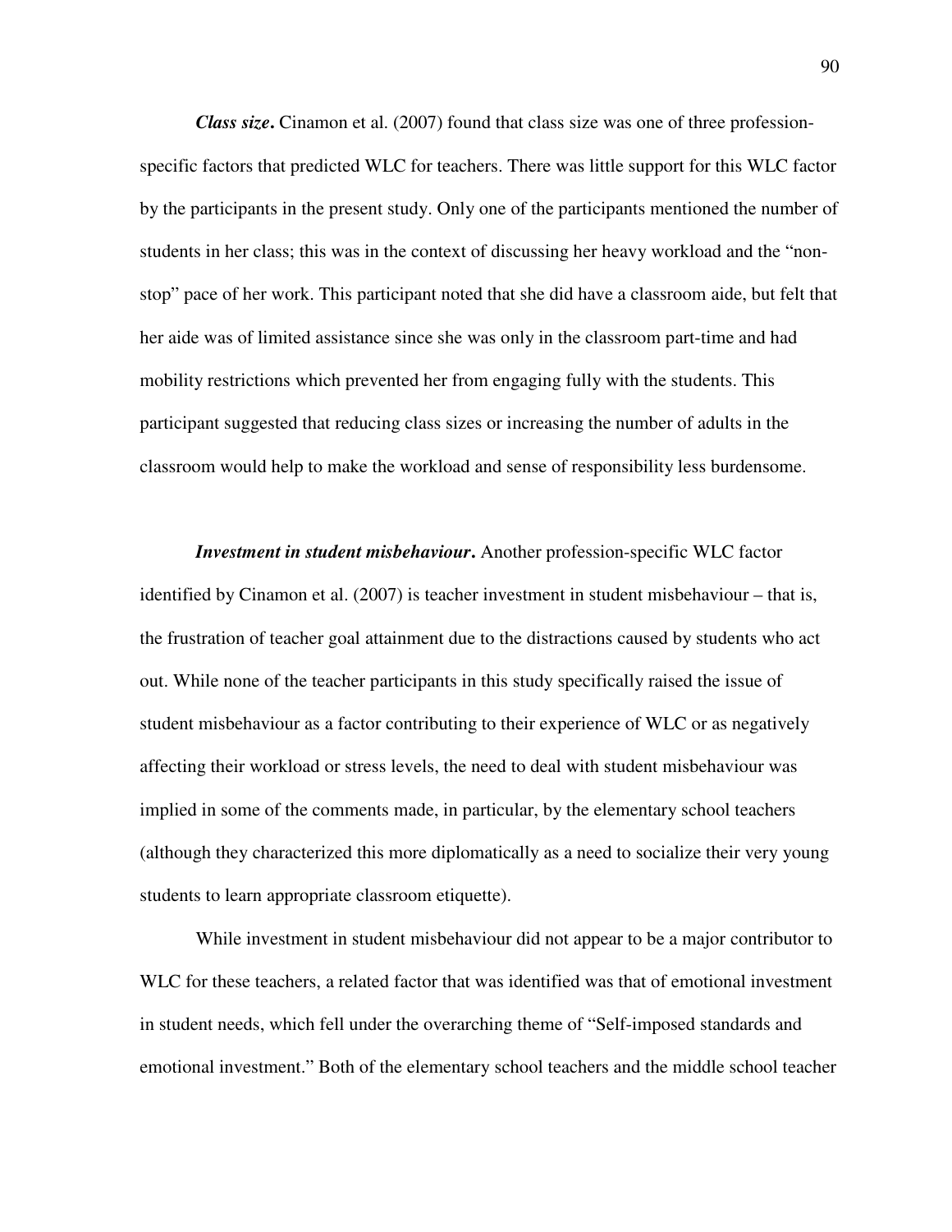***Class size*.** Cinamon et al. (2007) found that class size was one of three profession-specific factors that predicted WLC for teachers. There was little support for this WLC factor by the participants in the present study. Only one of the participants mentioned the number of students in her class; this was in the context of discussing her heavy workload and the "non-stop" pace of her work. This participant noted that she did have a classroom aide, but felt that her aide was of limited assistance since she was only in the classroom part-time and had mobility restrictions which prevented her from engaging fully with the students. This participant suggested that reducing class sizes or increasing the number of adults in the classroom would help to make the workload and sense of responsibility less burdensome.

***Investment in student misbehaviour*.** Another profession-specific WLC factor identified by Cinamon et al. (2007) is teacher investment in student misbehaviour – that is, the frustration of teacher goal attainment due to the distractions caused by students who act out. While none of the teacher participants in this study specifically raised the issue of student misbehaviour as a factor contributing to their experience of WLC or as negatively affecting their workload or stress levels, the need to deal with student misbehaviour was implied in some of the comments made, in particular, by the elementary school teachers (although they characterized this more diplomatically as a need to socialize their very young students to learn appropriate classroom etiquette).

While investment in student misbehaviour did not appear to be a major contributor to WLC for these teachers, a related factor that was identified was that of emotional investment in student needs, which fell under the overarching theme of "Self-imposed standards and emotional investment." Both of the elementary school teachers and the middle school teacher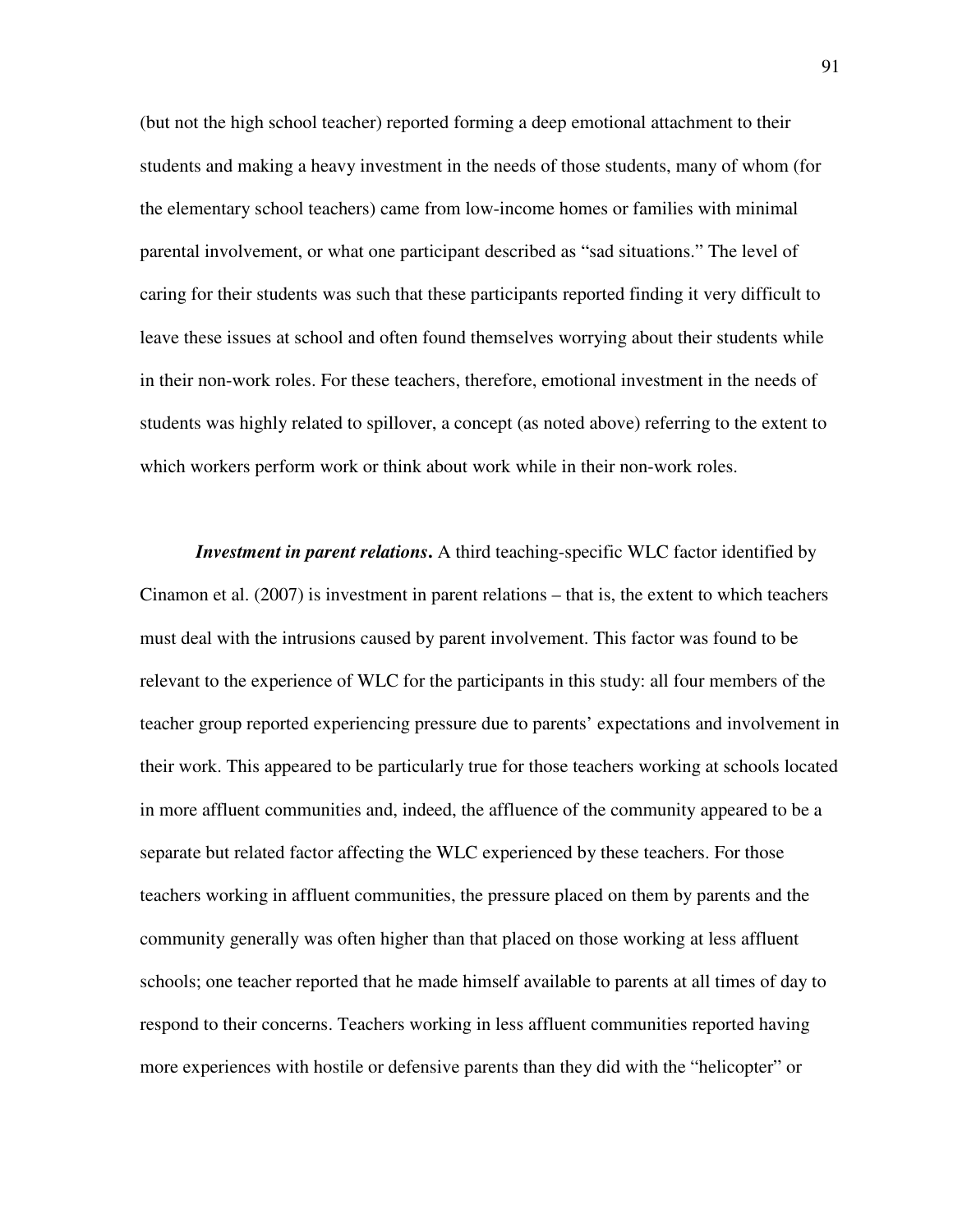(but not the high school teacher) reported forming a deep emotional attachment to their students and making a heavy investment in the needs of those students, many of whom (for the elementary school teachers) came from low-income homes or families with minimal parental involvement, or what one participant described as "sad situations." The level of caring for their students was such that these participants reported finding it very difficult to leave these issues at school and often found themselves worrying about their students while in their non-work roles. For these teachers, therefore, emotional investment in the needs of students was highly related to spillover, a concept (as noted above) referring to the extent to which workers perform work or think about work while in their non-work roles.

***Investment in parent relations*.** A third teaching-specific WLC factor identified by Cinamon et al. (2007) is investment in parent relations – that is, the extent to which teachers must deal with the intrusions caused by parent involvement. This factor was found to be relevant to the experience of WLC for the participants in this study: all four members of the teacher group reported experiencing pressure due to parents' expectations and involvement in their work. This appeared to be particularly true for those teachers working at schools located in more affluent communities and, indeed, the affluence of the community appeared to be a separate but related factor affecting the WLC experienced by these teachers. For those teachers working in affluent communities, the pressure placed on them by parents and the community generally was often higher than that placed on those working at less affluent schools; one teacher reported that he made himself available to parents at all times of day to respond to their concerns. Teachers working in less affluent communities reported having more experiences with hostile or defensive parents than they did with the "helicopter" or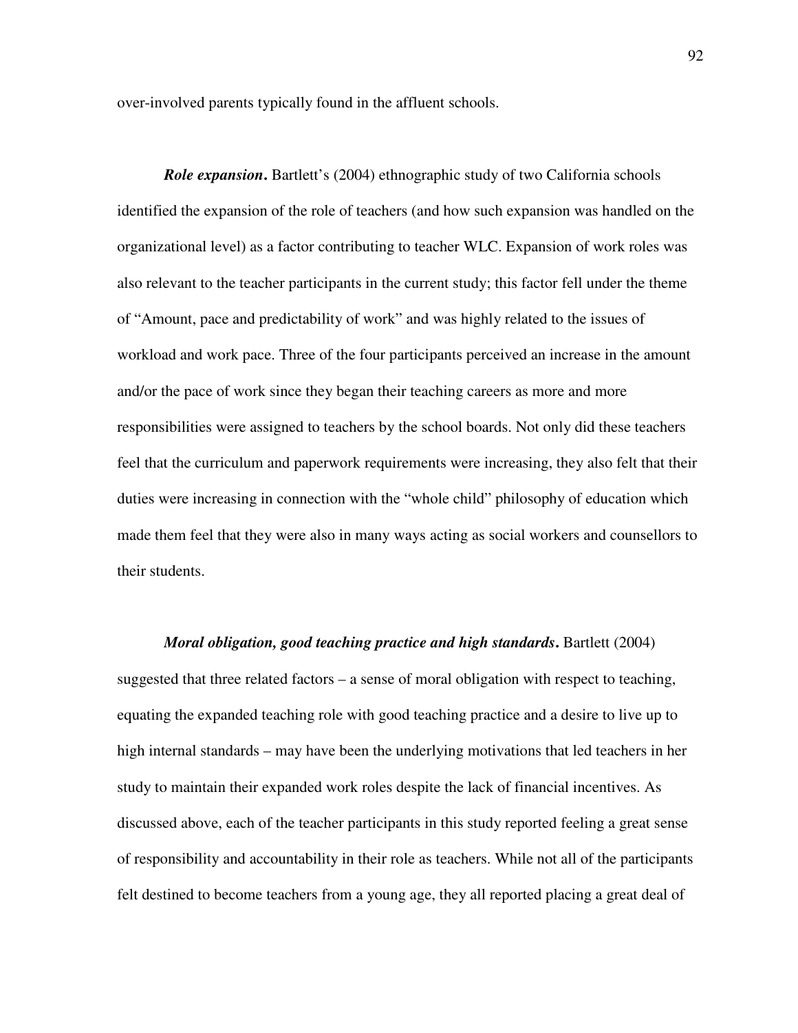over-involved parents typically found in the affluent schools.

***Role expansion*.** Bartlett's (2004) ethnographic study of two California schools identified the expansion of the role of teachers (and how such expansion was handled on the organizational level) as a factor contributing to teacher WLC. Expansion of work roles was also relevant to the teacher participants in the current study; this factor fell under the theme of "Amount, pace and predictability of work" and was highly related to the issues of workload and work pace. Three of the four participants perceived an increase in the amount and/or the pace of work since they began their teaching careers as more and more responsibilities were assigned to teachers by the school boards. Not only did these teachers feel that the curriculum and paperwork requirements were increasing, they also felt that their duties were increasing in connection with the "whole child" philosophy of education which made them feel that they were also in many ways acting as social workers and counsellors to their students.

***Moral obligation, good teaching practice and high standards*.** Bartlett (2004) suggested that three related factors – a sense of moral obligation with respect to teaching, equating the expanded teaching role with good teaching practice and a desire to live up to high internal standards – may have been the underlying motivations that led teachers in her study to maintain their expanded work roles despite the lack of financial incentives. As discussed above, each of the teacher participants in this study reported feeling a great sense of responsibility and accountability in their role as teachers. While not all of the participants felt destined to become teachers from a young age, they all reported placing a great deal of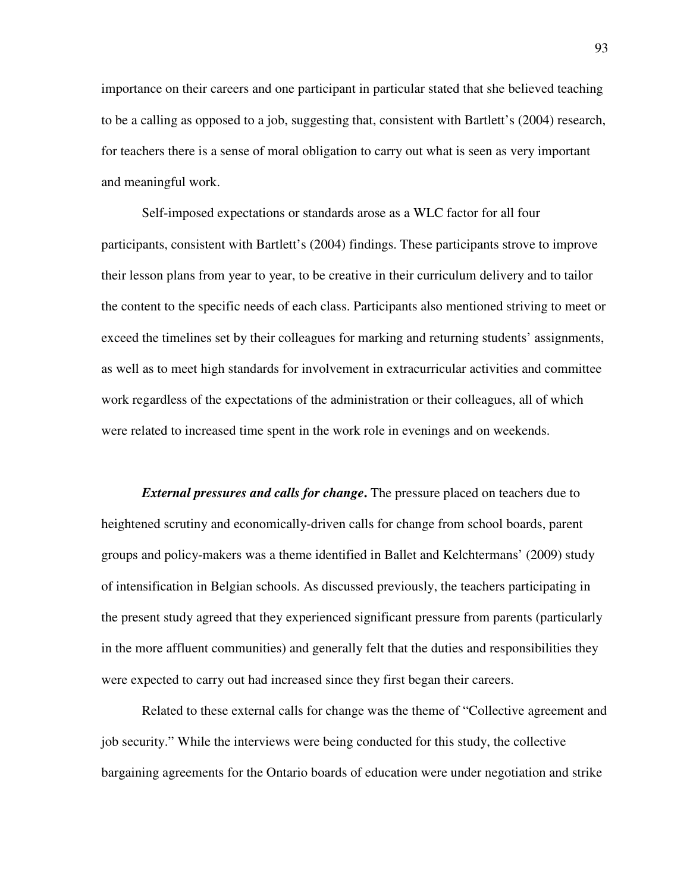importance on their careers and one participant in particular stated that she believed teaching to be a calling as opposed to a job, suggesting that, consistent with Bartlett's (2004) research, for teachers there is a sense of moral obligation to carry out what is seen as very important and meaningful work.

Self-imposed expectations or standards arose as a WLC factor for all four participants, consistent with Bartlett's (2004) findings. These participants strove to improve their lesson plans from year to year, to be creative in their curriculum delivery and to tailor the content to the specific needs of each class. Participants also mentioned striving to meet or exceed the timelines set by their colleagues for marking and returning students' assignments, as well as to meet high standards for involvement in extracurricular activities and committee work regardless of the expectations of the administration or their colleagues, all of which were related to increased time spent in the work role in evenings and on weekends.

***External pressures and calls for change*.** The pressure placed on teachers due to heightened scrutiny and economically-driven calls for change from school boards, parent groups and policy-makers was a theme identified in Ballet and Kelchtermans' (2009) study of intensification in Belgian schools. As discussed previously, the teachers participating in the present study agreed that they experienced significant pressure from parents (particularly in the more affluent communities) and generally felt that the duties and responsibilities they were expected to carry out had increased since they first began their careers.

Related to these external calls for change was the theme of "Collective agreement and job security." While the interviews were being conducted for this study, the collective bargaining agreements for the Ontario boards of education were under negotiation and strike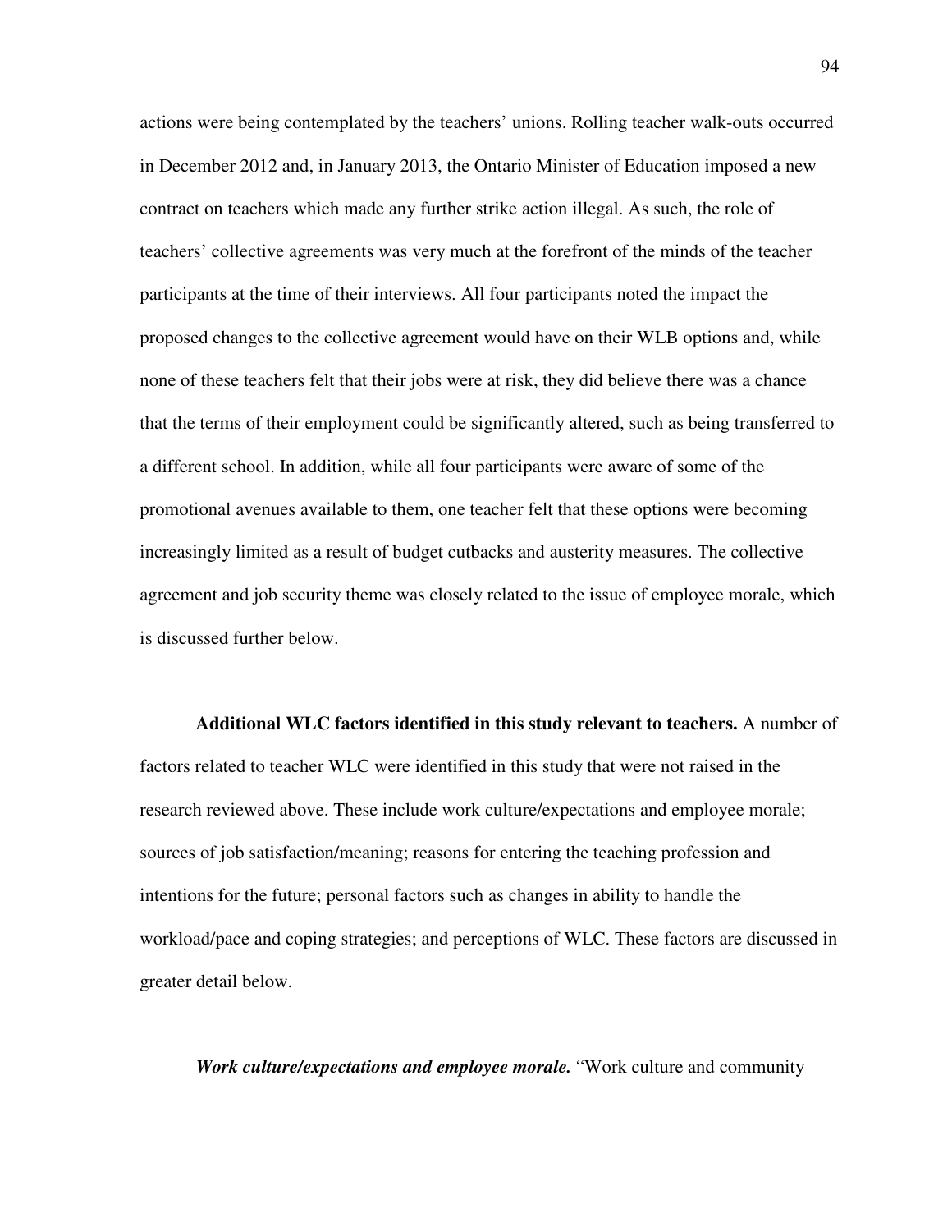actions were being contemplated by the teachers' unions. Rolling teacher walk-outs occurred in December 2012 and, in January 2013, the Ontario Minister of Education imposed a new contract on teachers which made any further strike action illegal. As such, the role of teachers' collective agreements was very much at the forefront of the minds of the teacher participants at the time of their interviews. All four participants noted the impact the proposed changes to the collective agreement would have on their WLB options and, while none of these teachers felt that their jobs were at risk, they did believe there was a chance that the terms of their employment could be significantly altered, such as being transferred to a different school. In addition, while all four participants were aware of some of the promotional avenues available to them, one teacher felt that these options were becoming increasingly limited as a result of budget cutbacks and austerity measures. The collective agreement and job security theme was closely related to the issue of employee morale, which is discussed further below.

**Additional WLC factors identified in this study relevant to teachers.** A number of factors related to teacher WLC were identified in this study that were not raised in the research reviewed above. These include work culture/expectations and employee morale; sources of job satisfaction/meaning; reasons for entering the teaching profession and intentions for the future; personal factors such as changes in ability to handle the workload/pace and coping strategies; and perceptions of WLC. These factors are discussed in greater detail below.

***Work culture/expectations and employee morale.*** "Work culture and community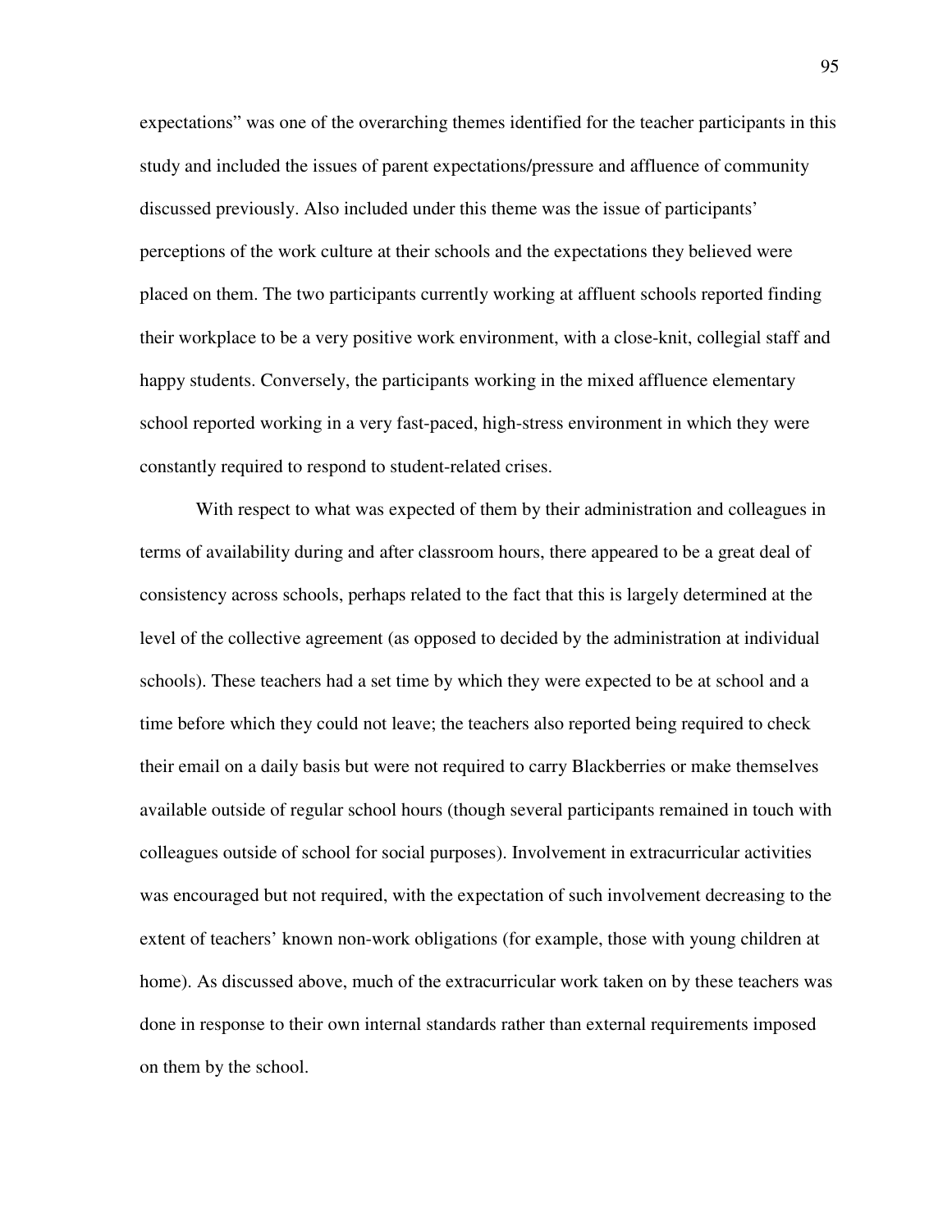expectations" was one of the overarching themes identified for the teacher participants in this study and included the issues of parent expectations/pressure and affluence of community discussed previously. Also included under this theme was the issue of participants' perceptions of the work culture at their schools and the expectations they believed were placed on them. The two participants currently working at affluent schools reported finding their workplace to be a very positive work environment, with a close-knit, collegial staff and happy students. Conversely, the participants working in the mixed affluence elementary school reported working in a very fast-paced, high-stress environment in which they were constantly required to respond to student-related crises.

With respect to what was expected of them by their administration and colleagues in terms of availability during and after classroom hours, there appeared to be a great deal of consistency across schools, perhaps related to the fact that this is largely determined at the level of the collective agreement (as opposed to decided by the administration at individual schools). These teachers had a set time by which they were expected to be at school and a time before which they could not leave; the teachers also reported being required to check their email on a daily basis but were not required to carry Blackberries or make themselves available outside of regular school hours (though several participants remained in touch with colleagues outside of school for social purposes). Involvement in extracurricular activities was encouraged but not required, with the expectation of such involvement decreasing to the extent of teachers' known non-work obligations (for example, those with young children at home). As discussed above, much of the extracurricular work taken on by these teachers was done in response to their own internal standards rather than external requirements imposed on them by the school.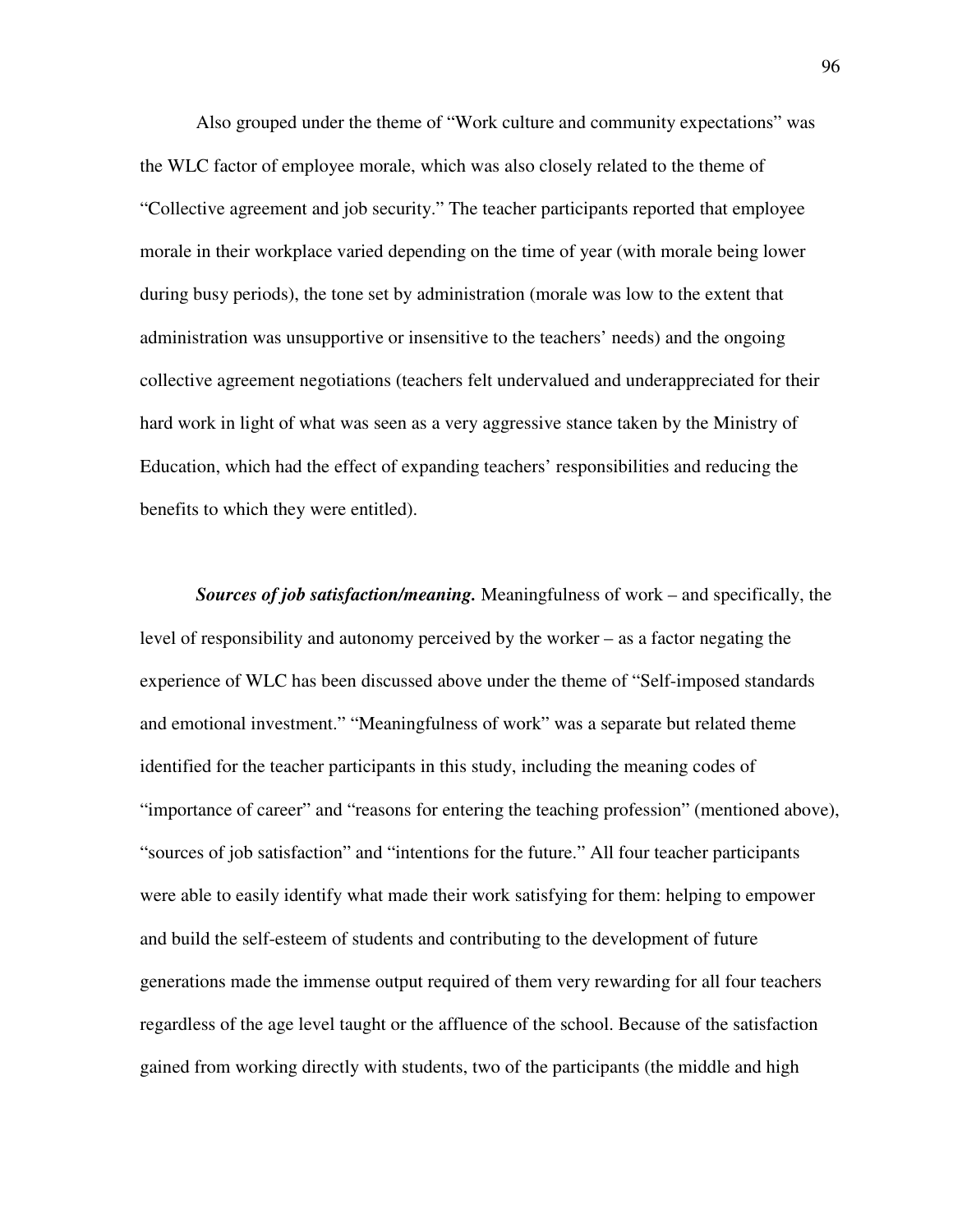Also grouped under the theme of "Work culture and community expectations" was the WLC factor of employee morale, which was also closely related to the theme of "Collective agreement and job security." The teacher participants reported that employee morale in their workplace varied depending on the time of year (with morale being lower during busy periods), the tone set by administration (morale was low to the extent that administration was unsupportive or insensitive to the teachers' needs) and the ongoing collective agreement negotiations (teachers felt undervalued and underappreciated for their hard work in light of what was seen as a very aggressive stance taken by the Ministry of Education, which had the effect of expanding teachers' responsibilities and reducing the benefits to which they were entitled).

***Sources of job satisfaction/meaning.*** Meaningfulness of work – and specifically, the level of responsibility and autonomy perceived by the worker – as a factor negating the experience of WLC has been discussed above under the theme of "Self-imposed standards and emotional investment." "Meaningfulness of work" was a separate but related theme identified for the teacher participants in this study, including the meaning codes of "importance of career" and "reasons for entering the teaching profession" (mentioned above), "sources of job satisfaction" and "intentions for the future." All four teacher participants were able to easily identify what made their work satisfying for them: helping to empower and build the self-esteem of students and contributing to the development of future generations made the immense output required of them very rewarding for all four teachers regardless of the age level taught or the affluence of the school. Because of the satisfaction gained from working directly with students, two of the participants (the middle and high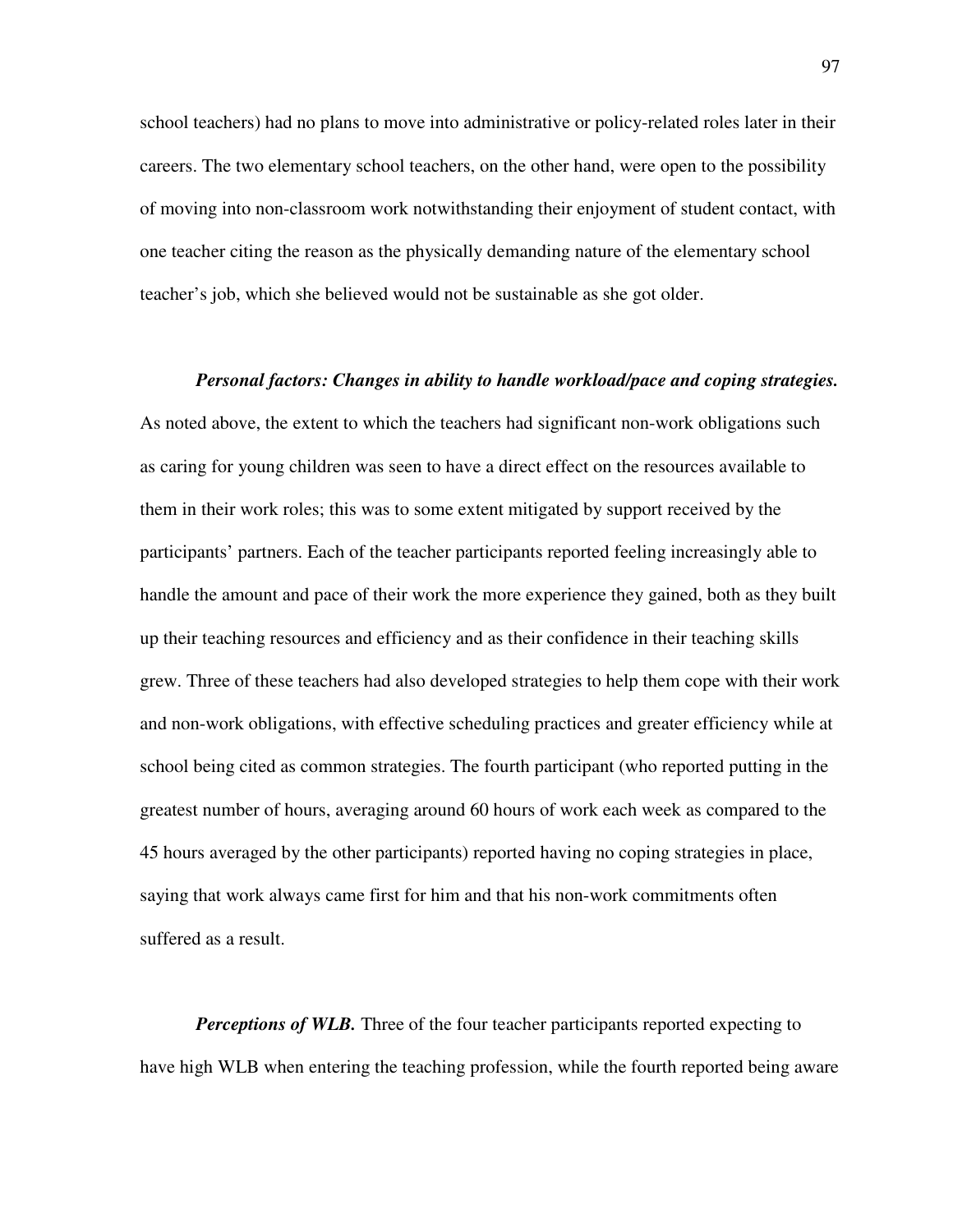school teachers) had no plans to move into administrative or policy-related roles later in their careers. The two elementary school teachers, on the other hand, were open to the possibility of moving into non-classroom work notwithstanding their enjoyment of student contact, with one teacher citing the reason as the physically demanding nature of the elementary school teacher's job, which she believed would not be sustainable as she got older.

***Personal factors: Changes in ability to handle workload/pace and coping strategies.*** As noted above, the extent to which the teachers had significant non-work obligations such as caring for young children was seen to have a direct effect on the resources available to them in their work roles; this was to some extent mitigated by support received by the participants' partners. Each of the teacher participants reported feeling increasingly able to handle the amount and pace of their work the more experience they gained, both as they built up their teaching resources and efficiency and as their confidence in their teaching skills grew. Three of these teachers had also developed strategies to help them cope with their work and non-work obligations, with effective scheduling practices and greater efficiency while at school being cited as common strategies. The fourth participant (who reported putting in the greatest number of hours, averaging around 60 hours of work each week as compared to the 45 hours averaged by the other participants) reported having no coping strategies in place, saying that work always came first for him and that his non-work commitments often suffered as a result.

***Perceptions of WLB.*** Three of the four teacher participants reported expecting to have high WLB when entering the teaching profession, while the fourth reported being aware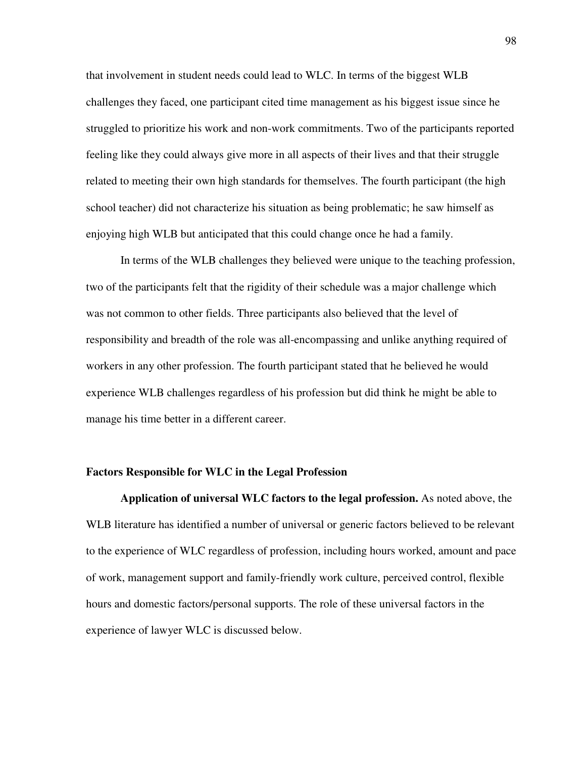that involvement in student needs could lead to WLC. In terms of the biggest WLB challenges they faced, one participant cited time management as his biggest issue since he struggled to prioritize his work and non-work commitments. Two of the participants reported feeling like they could always give more in all aspects of their lives and that their struggle related to meeting their own high standards for themselves. The fourth participant (the high school teacher) did not characterize his situation as being problematic; he saw himself as enjoying high WLB but anticipated that this could change once he had a family.

In terms of the WLB challenges they believed were unique to the teaching profession, two of the participants felt that the rigidity of their schedule was a major challenge which was not common to other fields. Three participants also believed that the level of responsibility and breadth of the role was all-encompassing and unlike anything required of workers in any other profession. The fourth participant stated that he believed he would experience WLB challenges regardless of his profession but did think he might be able to manage his time better in a different career.

## Factors Responsible for WLC in the Legal Profession

**Application of universal WLC factors to the legal profession.** As noted above, the WLB literature has identified a number of universal or generic factors believed to be relevant to the experience of WLC regardless of profession, including hours worked, amount and pace of work, management support and family-friendly work culture, perceived control, flexible hours and domestic factors/personal supports. The role of these universal factors in the experience of lawyer WLC is discussed below.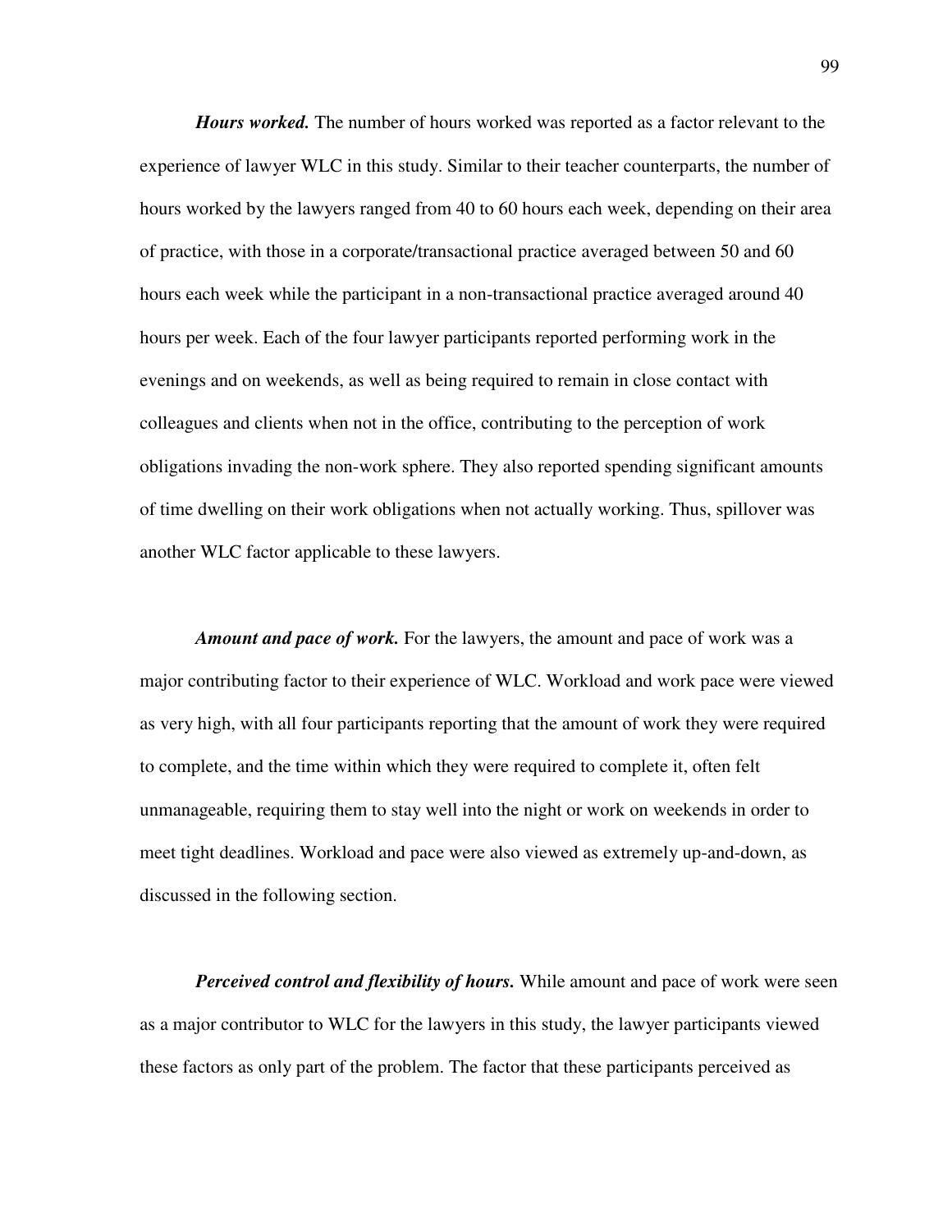***Hours worked.*** The number of hours worked was reported as a factor relevant to the experience of lawyer WLC in this study. Similar to their teacher counterparts, the number of hours worked by the lawyers ranged from 40 to 60 hours each week, depending on their area of practice, with those in a corporate/transactional practice averaged between 50 and 60 hours each week while the participant in a non-transactional practice averaged around 40 hours per week. Each of the four lawyer participants reported performing work in the evenings and on weekends, as well as being required to remain in close contact with colleagues and clients when not in the office, contributing to the perception of work obligations invading the non-work sphere. They also reported spending significant amounts of time dwelling on their work obligations when not actually working. Thus, spillover was another WLC factor applicable to these lawyers.

***Amount and pace of work.*** For the lawyers, the amount and pace of work was a major contributing factor to their experience of WLC. Workload and work pace were viewed as very high, with all four participants reporting that the amount of work they were required to complete, and the time within which they were required to complete it, often felt unmanageable, requiring them to stay well into the night or work on weekends in order to meet tight deadlines. Workload and pace were also viewed as extremely up-and-down, as discussed in the following section.

***Perceived control and flexibility of hours.*** While amount and pace of work were seen as a major contributor to WLC for the lawyers in this study, the lawyer participants viewed these factors as only part of the problem. The factor that these participants perceived as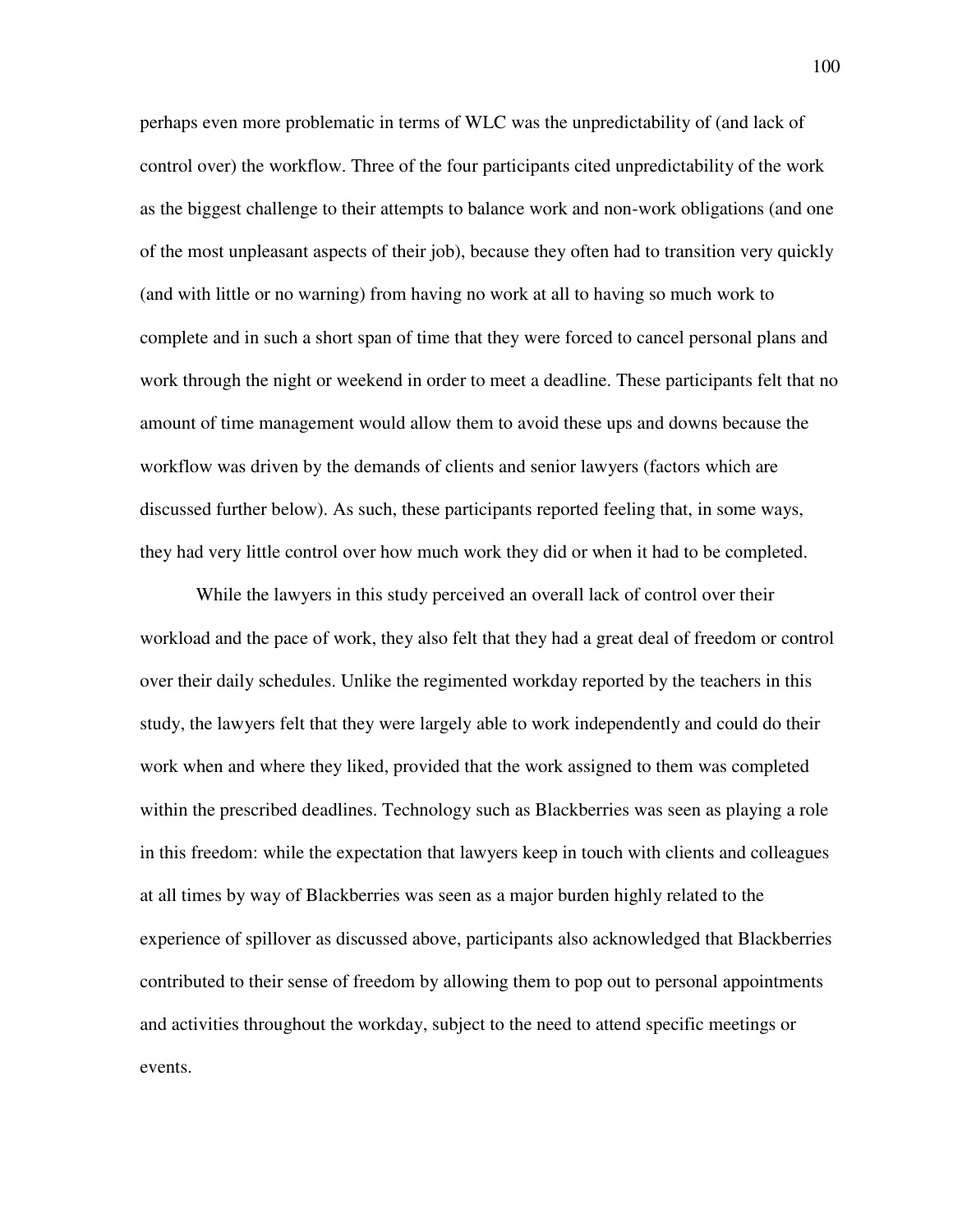perhaps even more problematic in terms of WLC was the unpredictability of (and lack of control over) the workflow. Three of the four participants cited unpredictability of the work as the biggest challenge to their attempts to balance work and non-work obligations (and one of the most unpleasant aspects of their job), because they often had to transition very quickly (and with little or no warning) from having no work at all to having so much work to complete and in such a short span of time that they were forced to cancel personal plans and work through the night or weekend in order to meet a deadline. These participants felt that no amount of time management would allow them to avoid these ups and downs because the workflow was driven by the demands of clients and senior lawyers (factors which are discussed further below). As such, these participants reported feeling that, in some ways, they had very little control over how much work they did or when it had to be completed.

While the lawyers in this study perceived an overall lack of control over their workload and the pace of work, they also felt that they had a great deal of freedom or control over their daily schedules. Unlike the regimented workday reported by the teachers in this study, the lawyers felt that they were largely able to work independently and could do their work when and where they liked, provided that the work assigned to them was completed within the prescribed deadlines. Technology such as Blackberries was seen as playing a role in this freedom: while the expectation that lawyers keep in touch with clients and colleagues at all times by way of Blackberries was seen as a major burden highly related to the experience of spillover as discussed above, participants also acknowledged that Blackberries contributed to their sense of freedom by allowing them to pop out to personal appointments and activities throughout the workday, subject to the need to attend specific meetings or events.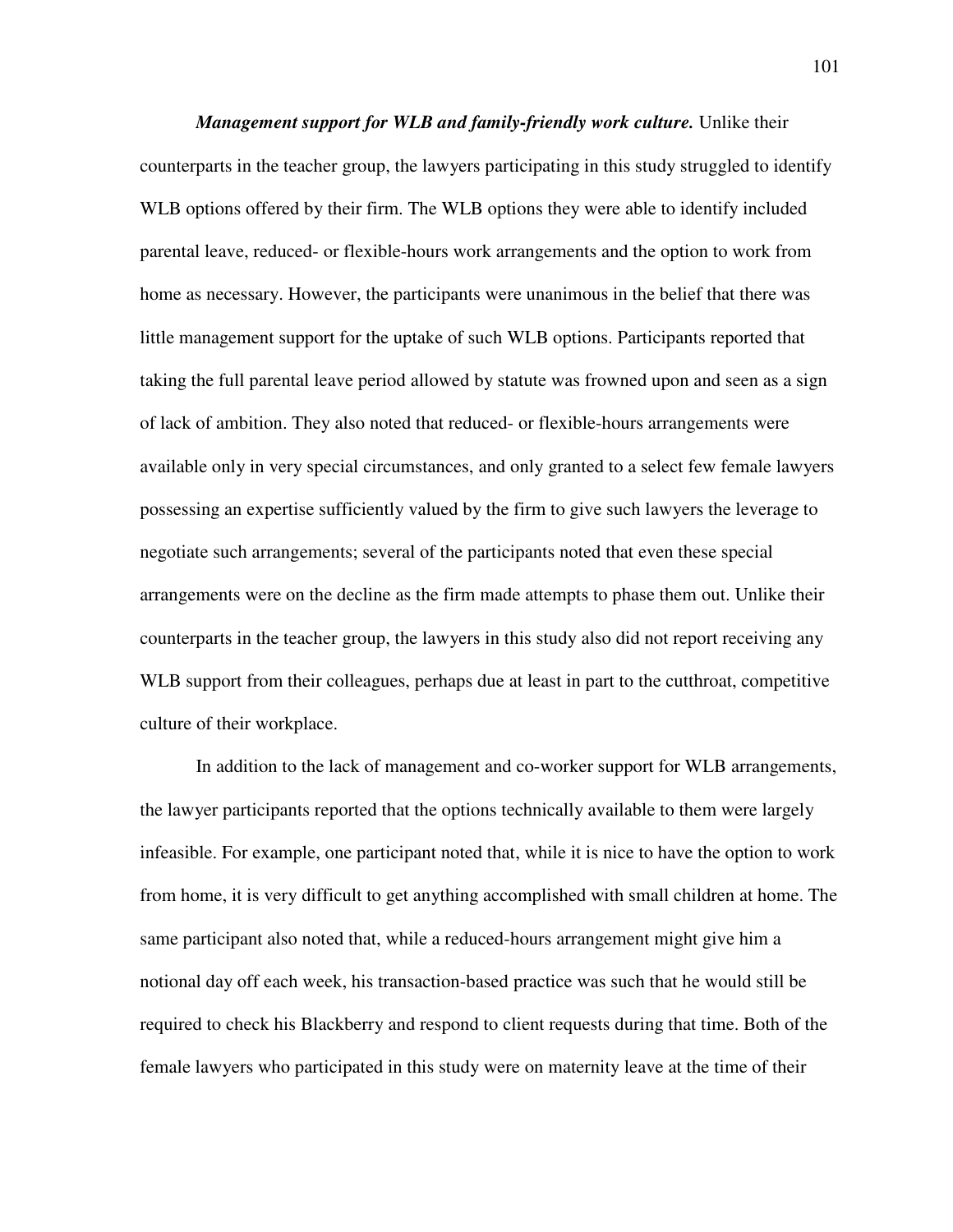***Management support for WLB and family-friendly work culture.*** Unlike their counterparts in the teacher group, the lawyers participating in this study struggled to identify WLB options offered by their firm. The WLB options they were able to identify included parental leave, reduced- or flexible-hours work arrangements and the option to work from home as necessary. However, the participants were unanimous in the belief that there was little management support for the uptake of such WLB options. Participants reported that taking the full parental leave period allowed by statute was frowned upon and seen as a sign of lack of ambition. They also noted that reduced- or flexible-hours arrangements were available only in very special circumstances, and only granted to a select few female lawyers possessing an expertise sufficiently valued by the firm to give such lawyers the leverage to negotiate such arrangements; several of the participants noted that even these special arrangements were on the decline as the firm made attempts to phase them out. Unlike their counterparts in the teacher group, the lawyers in this study also did not report receiving any WLB support from their colleagues, perhaps due at least in part to the cutthroat, competitive culture of their workplace.

In addition to the lack of management and co-worker support for WLB arrangements, the lawyer participants reported that the options technically available to them were largely infeasible. For example, one participant noted that, while it is nice to have the option to work from home, it is very difficult to get anything accomplished with small children at home. The same participant also noted that, while a reduced-hours arrangement might give him a notional day off each week, his transaction-based practice was such that he would still be required to check his Blackberry and respond to client requests during that time. Both of the female lawyers who participated in this study were on maternity leave at the time of their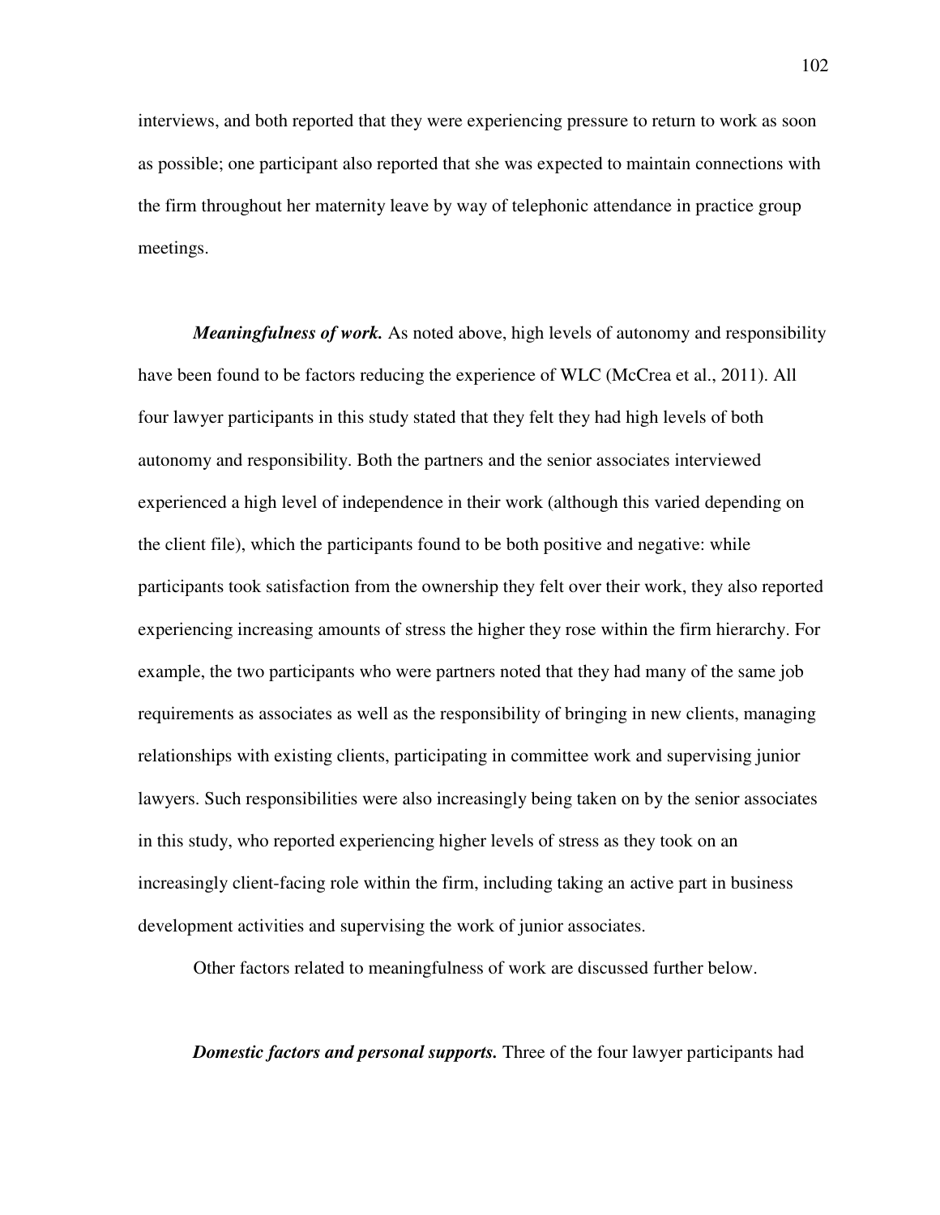interviews, and both reported that they were experiencing pressure to return to work as soon as possible; one participant also reported that she was expected to maintain connections with the firm throughout her maternity leave by way of telephonic attendance in practice group meetings.

***Meaningfulness of work.*** As noted above, high levels of autonomy and responsibility have been found to be factors reducing the experience of WLC (McCrea et al., 2011). All four lawyer participants in this study stated that they felt they had high levels of both autonomy and responsibility. Both the partners and the senior associates interviewed experienced a high level of independence in their work (although this varied depending on the client file), which the participants found to be both positive and negative: while participants took satisfaction from the ownership they felt over their work, they also reported experiencing increasing amounts of stress the higher they rose within the firm hierarchy. For example, the two participants who were partners noted that they had many of the same job requirements as associates as well as the responsibility of bringing in new clients, managing relationships with existing clients, participating in committee work and supervising junior lawyers. Such responsibilities were also increasingly being taken on by the senior associates in this study, who reported experiencing higher levels of stress as they took on an increasingly client-facing role within the firm, including taking an active part in business development activities and supervising the work of junior associates.

Other factors related to meaningfulness of work are discussed further below.

***Domestic factors and personal supports.*** Three of the four lawyer participants had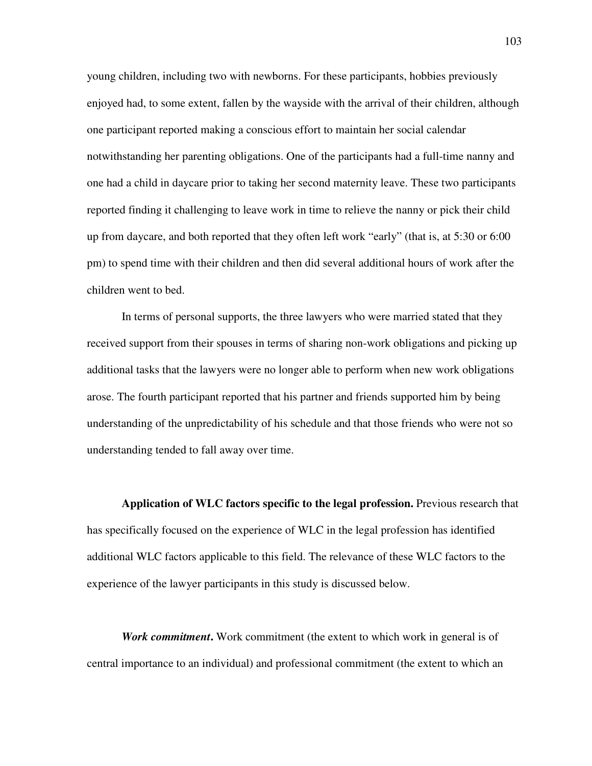young children, including two with newborns. For these participants, hobbies previously enjoyed had, to some extent, fallen by the wayside with the arrival of their children, although one participant reported making a conscious effort to maintain her social calendar notwithstanding her parenting obligations. One of the participants had a full-time nanny and one had a child in daycare prior to taking her second maternity leave. These two participants reported finding it challenging to leave work in time to relieve the nanny or pick their child up from daycare, and both reported that they often left work "early" (that is, at 5:30 or 6:00 pm) to spend time with their children and then did several additional hours of work after the children went to bed.

In terms of personal supports, the three lawyers who were married stated that they received support from their spouses in terms of sharing non-work obligations and picking up additional tasks that the lawyers were no longer able to perform when new work obligations arose. The fourth participant reported that his partner and friends supported him by being understanding of the unpredictability of his schedule and that those friends who were not so understanding tended to fall away over time.

**Application of WLC factors specific to the legal profession.** Previous research that has specifically focused on the experience of WLC in the legal profession has identified additional WLC factors applicable to this field. The relevance of these WLC factors to the experience of the lawyer participants in this study is discussed below.

***Work commitment*.** Work commitment (the extent to which work in general is of central importance to an individual) and professional commitment (the extent to which an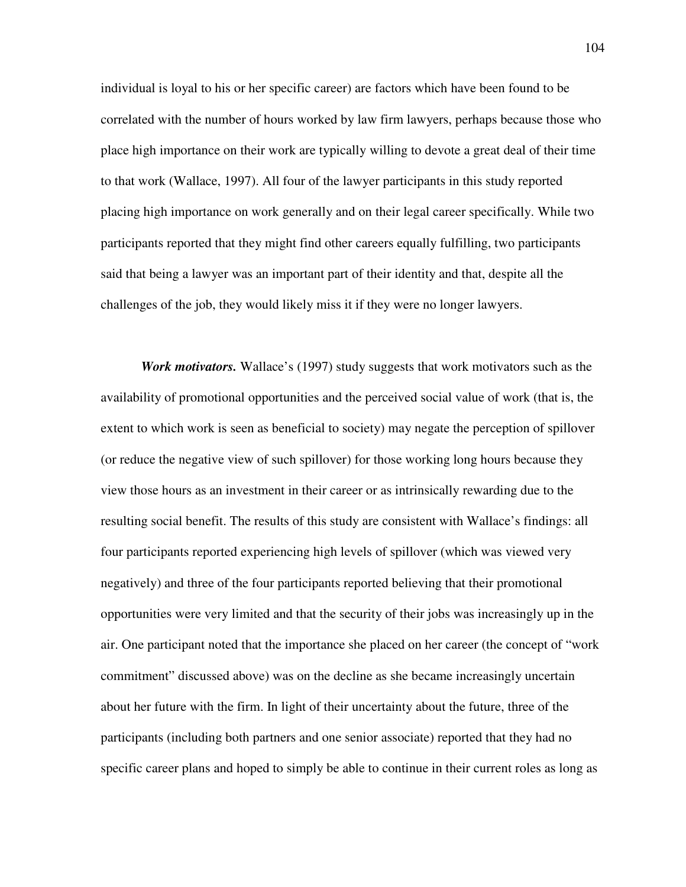individual is loyal to his or her specific career) are factors which have been found to be correlated with the number of hours worked by law firm lawyers, perhaps because those who place high importance on their work are typically willing to devote a great deal of their time to that work (Wallace, 1997). All four of the lawyer participants in this study reported placing high importance on work generally and on their legal career specifically. While two participants reported that they might find other careers equally fulfilling, two participants said that being a lawyer was an important part of their identity and that, despite all the challenges of the job, they would likely miss it if they were no longer lawyers.

***Work motivators.*** Wallace's (1997) study suggests that work motivators such as the availability of promotional opportunities and the perceived social value of work (that is, the extent to which work is seen as beneficial to society) may negate the perception of spillover (or reduce the negative view of such spillover) for those working long hours because they view those hours as an investment in their career or as intrinsically rewarding due to the resulting social benefit. The results of this study are consistent with Wallace's findings: all four participants reported experiencing high levels of spillover (which was viewed very negatively) and three of the four participants reported believing that their promotional opportunities were very limited and that the security of their jobs was increasingly up in the air. One participant noted that the importance she placed on her career (the concept of "work commitment" discussed above) was on the decline as she became increasingly uncertain about her future with the firm. In light of their uncertainty about the future, three of the participants (including both partners and one senior associate) reported that they had no specific career plans and hoped to simply be able to continue in their current roles as long as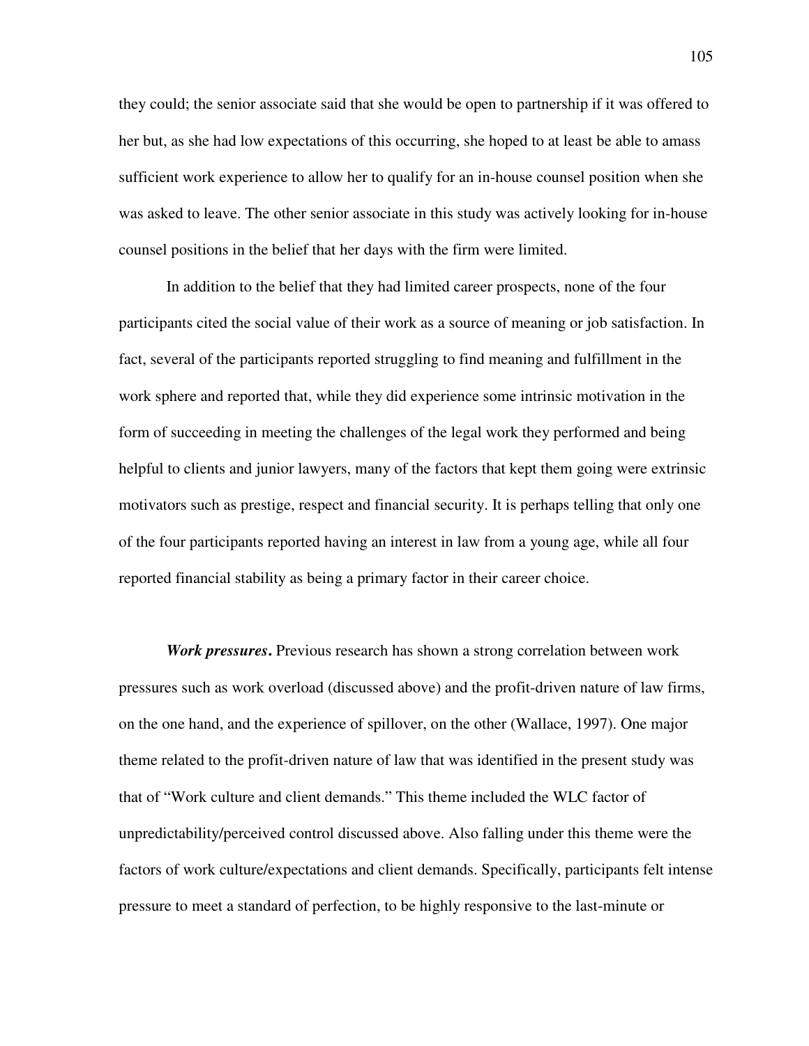they could; the senior associate said that she would be open to partnership if it was offered to her but, as she had low expectations of this occurring, she hoped to at least be able to amass sufficient work experience to allow her to qualify for an in-house counsel position when she was asked to leave. The other senior associate in this study was actively looking for in-house counsel positions in the belief that her days with the firm were limited.

In addition to the belief that they had limited career prospects, none of the four participants cited the social value of their work as a source of meaning or job satisfaction. In fact, several of the participants reported struggling to find meaning and fulfillment in the work sphere and reported that, while they did experience some intrinsic motivation in the form of succeeding in meeting the challenges of the legal work they performed and being helpful to clients and junior lawyers, many of the factors that kept them going were extrinsic motivators such as prestige, respect and financial security. It is perhaps telling that only one of the four participants reported having an interest in law from a young age, while all four reported financial stability as being a primary factor in their career choice.

***Work pressures*.** Previous research has shown a strong correlation between work pressures such as work overload (discussed above) and the profit-driven nature of law firms, on the one hand, and the experience of spillover, on the other (Wallace, 1997). One major theme related to the profit-driven nature of law that was identified in the present study was that of "Work culture and client demands." This theme included the WLC factor of unpredictability/perceived control discussed above. Also falling under this theme were the factors of work culture/expectations and client demands. Specifically, participants felt intense pressure to meet a standard of perfection, to be highly responsive to the last-minute or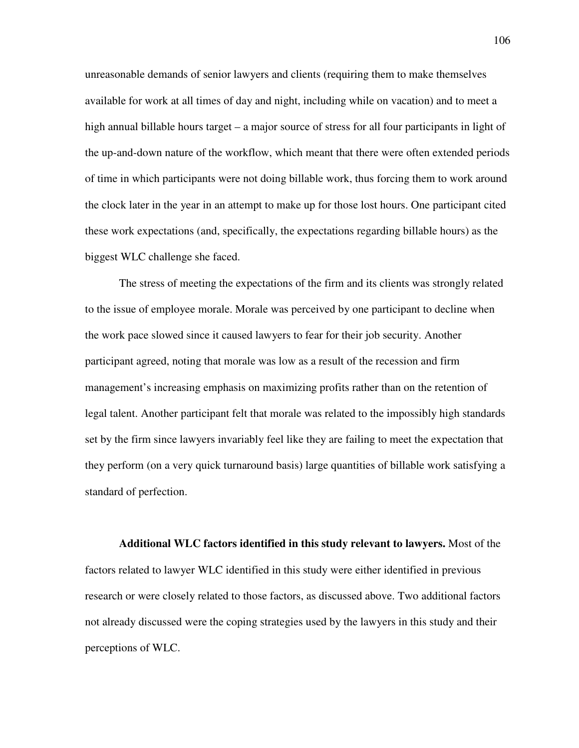unreasonable demands of senior lawyers and clients (requiring them to make themselves available for work at all times of day and night, including while on vacation) and to meet a high annual billable hours target – a major source of stress for all four participants in light of the up-and-down nature of the workflow, which meant that there were often extended periods of time in which participants were not doing billable work, thus forcing them to work around the clock later in the year in an attempt to make up for those lost hours. One participant cited these work expectations (and, specifically, the expectations regarding billable hours) as the biggest WLC challenge she faced.

The stress of meeting the expectations of the firm and its clients was strongly related to the issue of employee morale. Morale was perceived by one participant to decline when the work pace slowed since it caused lawyers to fear for their job security. Another participant agreed, noting that morale was low as a result of the recession and firm management's increasing emphasis on maximizing profits rather than on the retention of legal talent. Another participant felt that morale was related to the impossibly high standards set by the firm since lawyers invariably feel like they are failing to meet the expectation that they perform (on a very quick turnaround basis) large quantities of billable work satisfying a standard of perfection.

**Additional WLC factors identified in this study relevant to lawyers.** Most of the factors related to lawyer WLC identified in this study were either identified in previous research or were closely related to those factors, as discussed above. Two additional factors not already discussed were the coping strategies used by the lawyers in this study and their perceptions of WLC.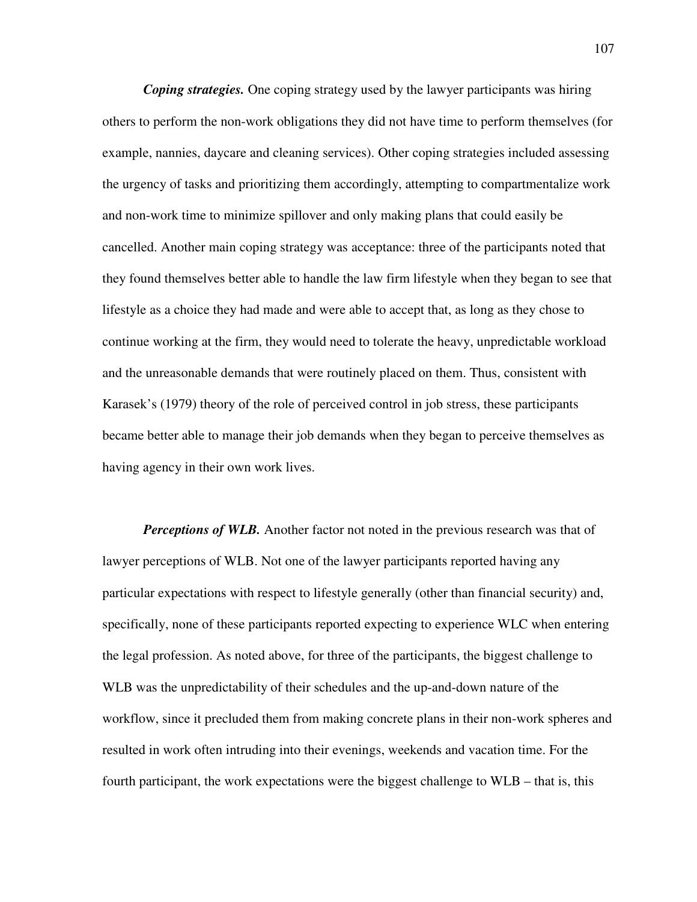***Coping strategies.*** One coping strategy used by the lawyer participants was hiring others to perform the non-work obligations they did not have time to perform themselves (for example, nannies, daycare and cleaning services). Other coping strategies included assessing the urgency of tasks and prioritizing them accordingly, attempting to compartmentalize work and non-work time to minimize spillover and only making plans that could easily be cancelled. Another main coping strategy was acceptance: three of the participants noted that they found themselves better able to handle the law firm lifestyle when they began to see that lifestyle as a choice they had made and were able to accept that, as long as they chose to continue working at the firm, they would need to tolerate the heavy, unpredictable workload and the unreasonable demands that were routinely placed on them. Thus, consistent with Karasek's (1979) theory of the role of perceived control in job stress, these participants became better able to manage their job demands when they began to perceive themselves as having agency in their own work lives.

***Perceptions of WLB.*** Another factor not noted in the previous research was that of lawyer perceptions of WLB. Not one of the lawyer participants reported having any particular expectations with respect to lifestyle generally (other than financial security) and, specifically, none of these participants reported expecting to experience WLC when entering the legal profession. As noted above, for three of the participants, the biggest challenge to WLB was the unpredictability of their schedules and the up-and-down nature of the workflow, since it precluded them from making concrete plans in their non-work spheres and resulted in work often intruding into their evenings, weekends and vacation time. For the fourth participant, the work expectations were the biggest challenge to WLB – that is, this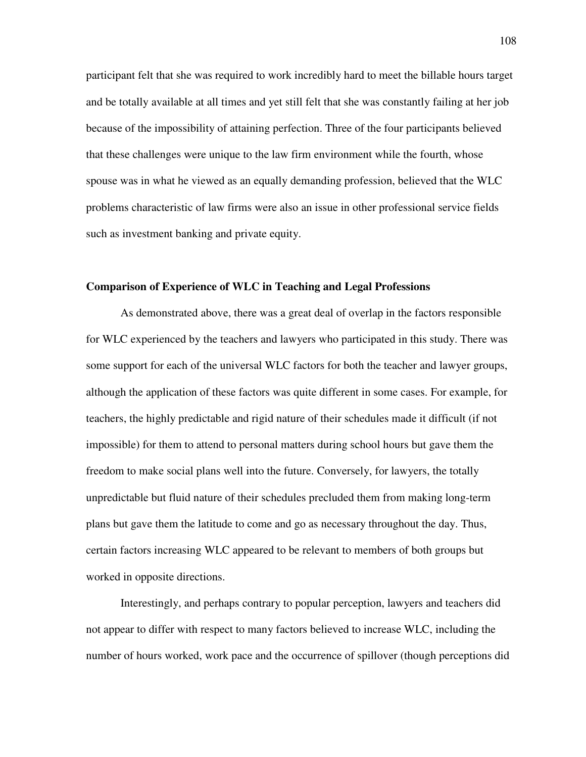participant felt that she was required to work incredibly hard to meet the billable hours target and be totally available at all times and yet still felt that she was constantly failing at her job because of the impossibility of attaining perfection. Three of the four participants believed that these challenges were unique to the law firm environment while the fourth, whose spouse was in what he viewed as an equally demanding profession, believed that the WLC problems characteristic of law firms were also an issue in other professional service fields such as investment banking and private equity.

### Comparison of Experience of WLC in Teaching and Legal Professions

As demonstrated above, there was a great deal of overlap in the factors responsible for WLC experienced by the teachers and lawyers who participated in this study. There was some support for each of the universal WLC factors for both the teacher and lawyer groups, although the application of these factors was quite different in some cases. For example, for teachers, the highly predictable and rigid nature of their schedules made it difficult (if not impossible) for them to attend to personal matters during school hours but gave them the freedom to make social plans well into the future. Conversely, for lawyers, the totally unpredictable but fluid nature of their schedules precluded them from making long-term plans but gave them the latitude to come and go as necessary throughout the day. Thus, certain factors increasing WLC appeared to be relevant to members of both groups but worked in opposite directions.

Interestingly, and perhaps contrary to popular perception, lawyers and teachers did not appear to differ with respect to many factors believed to increase WLC, including the number of hours worked, work pace and the occurrence of spillover (though perceptions did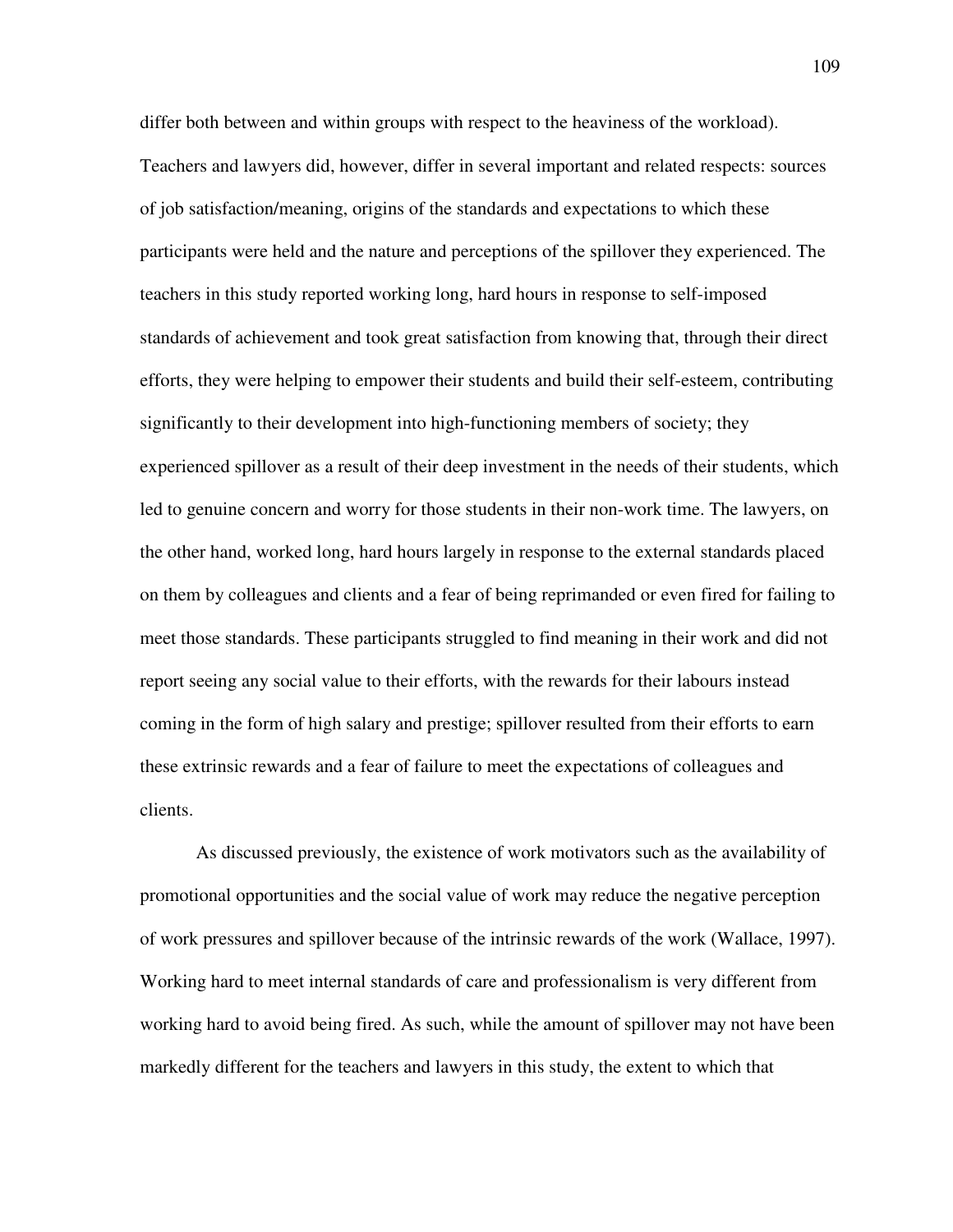differ both between and within groups with respect to the heaviness of the workload). Teachers and lawyers did, however, differ in several important and related respects: sources of job satisfaction/meaning, origins of the standards and expectations to which these participants were held and the nature and perceptions of the spillover they experienced. The teachers in this study reported working long, hard hours in response to self-imposed standards of achievement and took great satisfaction from knowing that, through their direct efforts, they were helping to empower their students and build their self-esteem, contributing significantly to their development into high-functioning members of society; they experienced spillover as a result of their deep investment in the needs of their students, which led to genuine concern and worry for those students in their non-work time. The lawyers, on the other hand, worked long, hard hours largely in response to the external standards placed on them by colleagues and clients and a fear of being reprimanded or even fired for failing to meet those standards. These participants struggled to find meaning in their work and did not report seeing any social value to their efforts, with the rewards for their labours instead coming in the form of high salary and prestige; spillover resulted from their efforts to earn these extrinsic rewards and a fear of failure to meet the expectations of colleagues and clients.

As discussed previously, the existence of work motivators such as the availability of promotional opportunities and the social value of work may reduce the negative perception of work pressures and spillover because of the intrinsic rewards of the work (Wallace, 1997). Working hard to meet internal standards of care and professionalism is very different from working hard to avoid being fired. As such, while the amount of spillover may not have been markedly different for the teachers and lawyers in this study, the extent to which that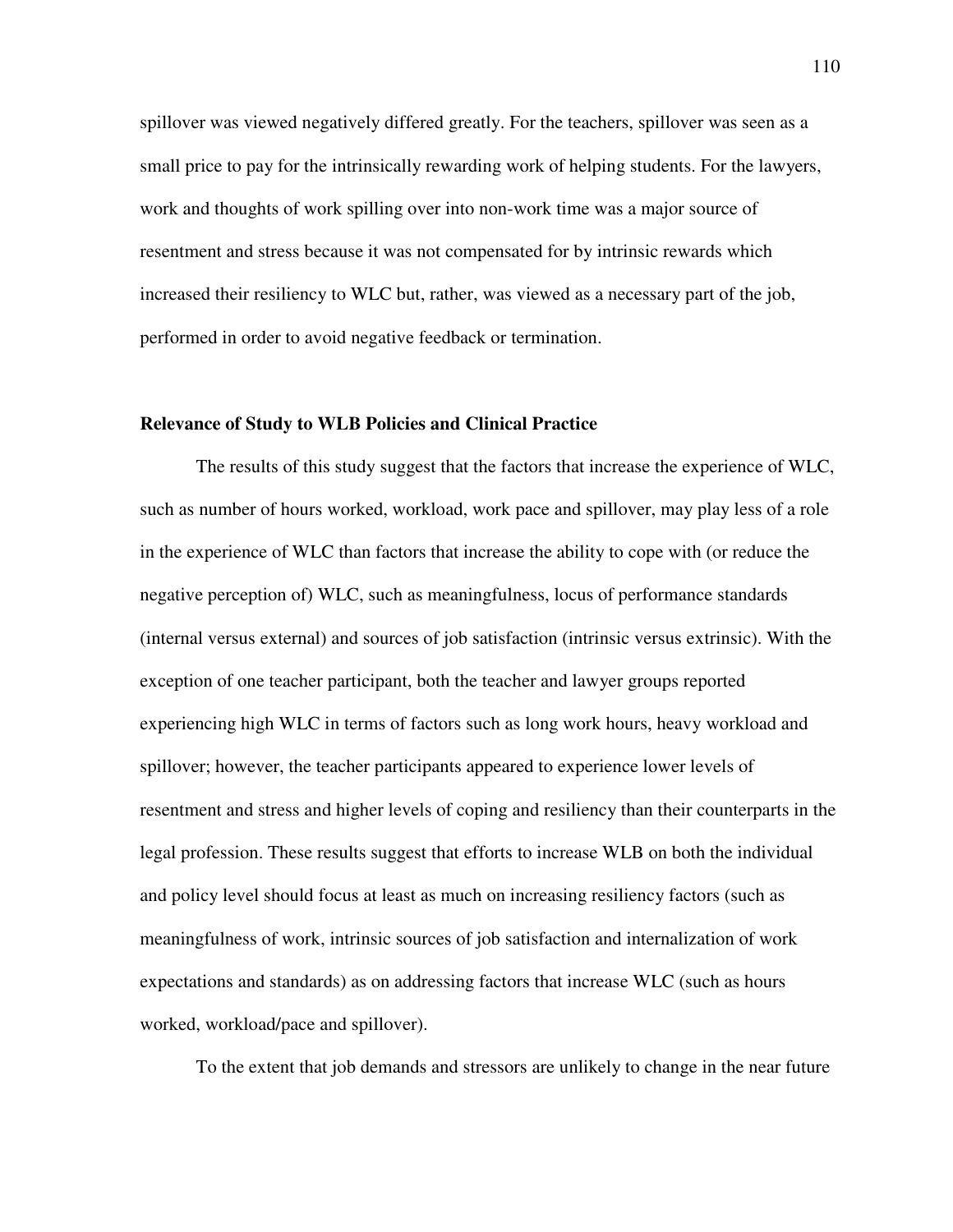spillover was viewed negatively differed greatly. For the teachers, spillover was seen as a small price to pay for the intrinsically rewarding work of helping students. For the lawyers, work and thoughts of work spilling over into non-work time was a major source of resentment and stress because it was not compensated for by intrinsic rewards which increased their resiliency to WLC but, rather, was viewed as a necessary part of the job, performed in order to avoid negative feedback or termination.

**Relevance of Study to WLB Policies and Clinical Practice**

The results of this study suggest that the factors that increase the experience of WLC, such as number of hours worked, workload, work pace and spillover, may play less of a role in the experience of WLC than factors that increase the ability to cope with (or reduce the negative perception of) WLC, such as meaningfulness, locus of performance standards (internal versus external) and sources of job satisfaction (intrinsic versus extrinsic). With the exception of one teacher participant, both the teacher and lawyer groups reported experiencing high WLC in terms of factors such as long work hours, heavy workload and spillover; however, the teacher participants appeared to experience lower levels of resentment and stress and higher levels of coping and resiliency than their counterparts in the legal profession. These results suggest that efforts to increase WLB on both the individual and policy level should focus at least as much on increasing resiliency factors (such as meaningfulness of work, intrinsic sources of job satisfaction and internalization of work expectations and standards) as on addressing factors that increase WLC (such as hours worked, workload/pace and spillover).

To the extent that job demands and stressors are unlikely to change in the near future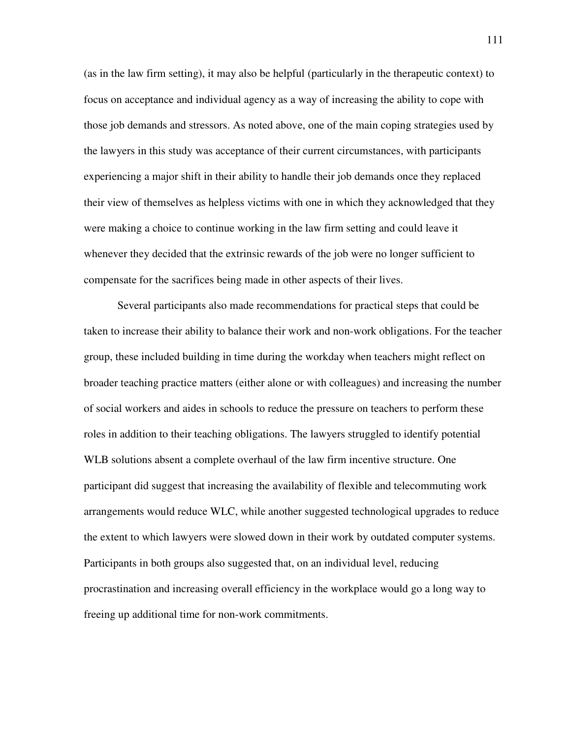(as in the law firm setting), it may also be helpful (particularly in the therapeutic context) to focus on acceptance and individual agency as a way of increasing the ability to cope with those job demands and stressors. As noted above, one of the main coping strategies used by the lawyers in this study was acceptance of their current circumstances, with participants experiencing a major shift in their ability to handle their job demands once they replaced their view of themselves as helpless victims with one in which they acknowledged that they were making a choice to continue working in the law firm setting and could leave it whenever they decided that the extrinsic rewards of the job were no longer sufficient to compensate for the sacrifices being made in other aspects of their lives.

Several participants also made recommendations for practical steps that could be taken to increase their ability to balance their work and non-work obligations. For the teacher group, these included building in time during the workday when teachers might reflect on broader teaching practice matters (either alone or with colleagues) and increasing the number of social workers and aides in schools to reduce the pressure on teachers to perform these roles in addition to their teaching obligations. The lawyers struggled to identify potential WLB solutions absent a complete overhaul of the law firm incentive structure. One participant did suggest that increasing the availability of flexible and telecommuting work arrangements would reduce WLC, while another suggested technological upgrades to reduce the extent to which lawyers were slowed down in their work by outdated computer systems. Participants in both groups also suggested that, on an individual level, reducing procrastination and increasing overall efficiency in the workplace would go a long way to freeing up additional time for non-work commitments.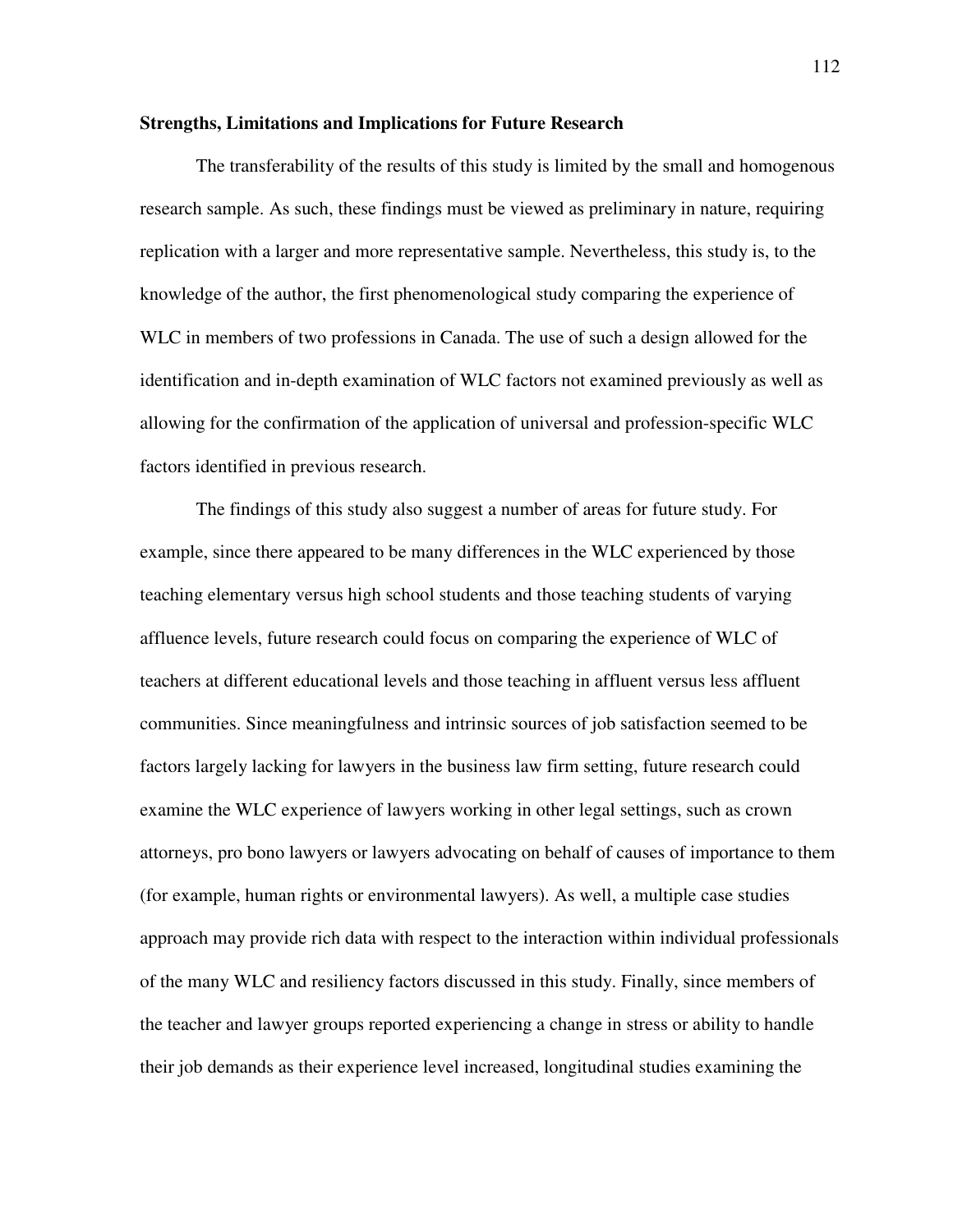**Strengths, Limitations and Implications for Future Research**

The transferability of the results of this study is limited by the small and homogenous research sample. As such, these findings must be viewed as preliminary in nature, requiring replication with a larger and more representative sample. Nevertheless, this study is, to the knowledge of the author, the first phenomenological study comparing the experience of WLC in members of two professions in Canada. The use of such a design allowed for the identification and in-depth examination of WLC factors not examined previously as well as allowing for the confirmation of the application of universal and profession-specific WLC factors identified in previous research.

The findings of this study also suggest a number of areas for future study. For example, since there appeared to be many differences in the WLC experienced by those teaching elementary versus high school students and those teaching students of varying affluence levels, future research could focus on comparing the experience of WLC of teachers at different educational levels and those teaching in affluent versus less affluent communities. Since meaningfulness and intrinsic sources of job satisfaction seemed to be factors largely lacking for lawyers in the business law firm setting, future research could examine the WLC experience of lawyers working in other legal settings, such as crown attorneys, pro bono lawyers or lawyers advocating on behalf of causes of importance to them (for example, human rights or environmental lawyers). As well, a multiple case studies approach may provide rich data with respect to the interaction within individual professionals of the many WLC and resiliency factors discussed in this study. Finally, since members of the teacher and lawyer groups reported experiencing a change in stress or ability to handle their job demands as their experience level increased, longitudinal studies examining the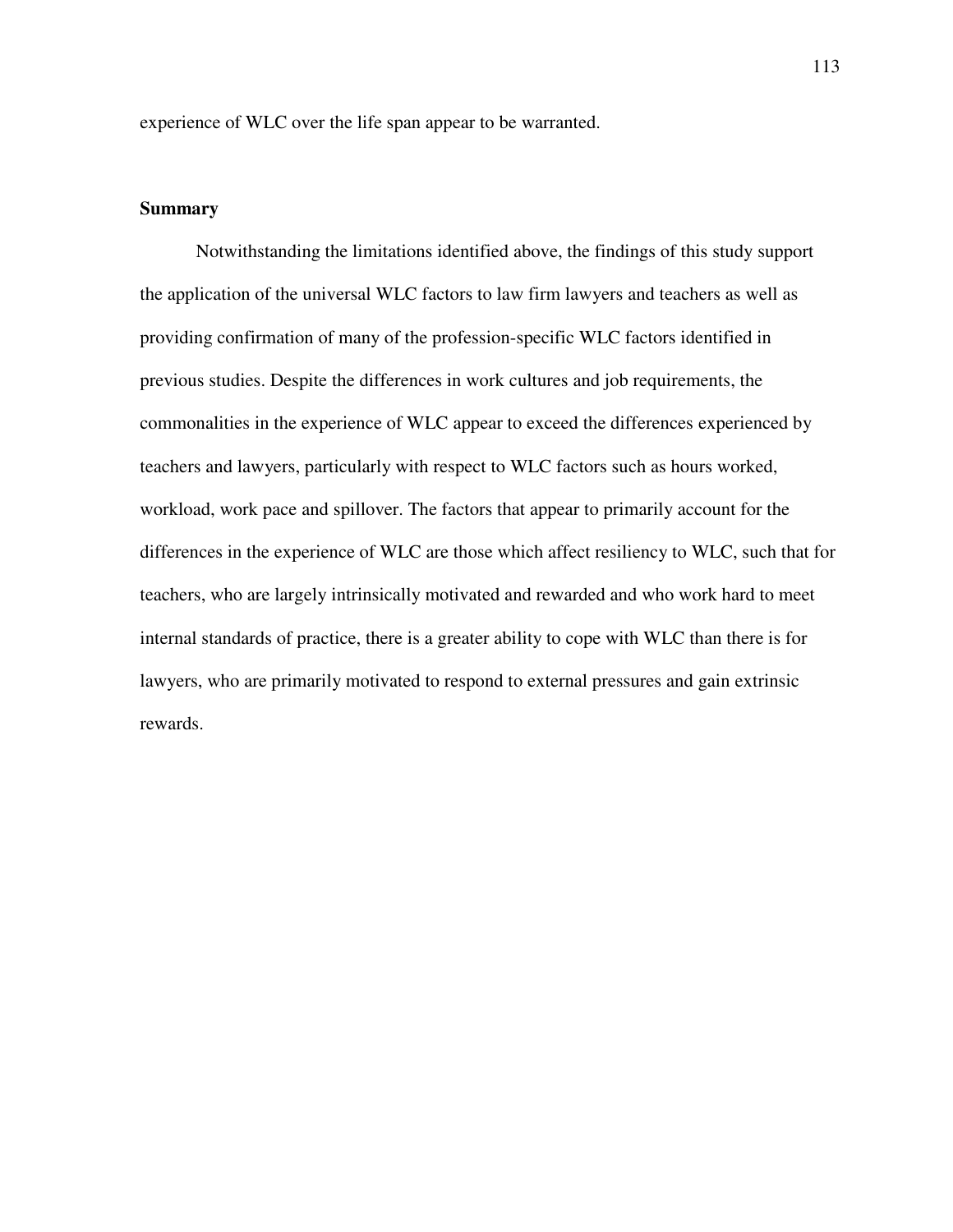experience of WLC over the life span appear to be warranted.

**Summary**

Notwithstanding the limitations identified above, the findings of this study support the application of the universal WLC factors to law firm lawyers and teachers as well as providing confirmation of many of the profession-specific WLC factors identified in previous studies. Despite the differences in work cultures and job requirements, the commonalities in the experience of WLC appear to exceed the differences experienced by teachers and lawyers, particularly with respect to WLC factors such as hours worked, workload, work pace and spillover. The factors that appear to primarily account for the differences in the experience of WLC are those which affect resiliency to WLC, such that for teachers, who are largely intrinsically motivated and rewarded and who work hard to meet internal standards of practice, there is a greater ability to cope with WLC than there is for lawyers, who are primarily motivated to respond to external pressures and gain extrinsic rewards.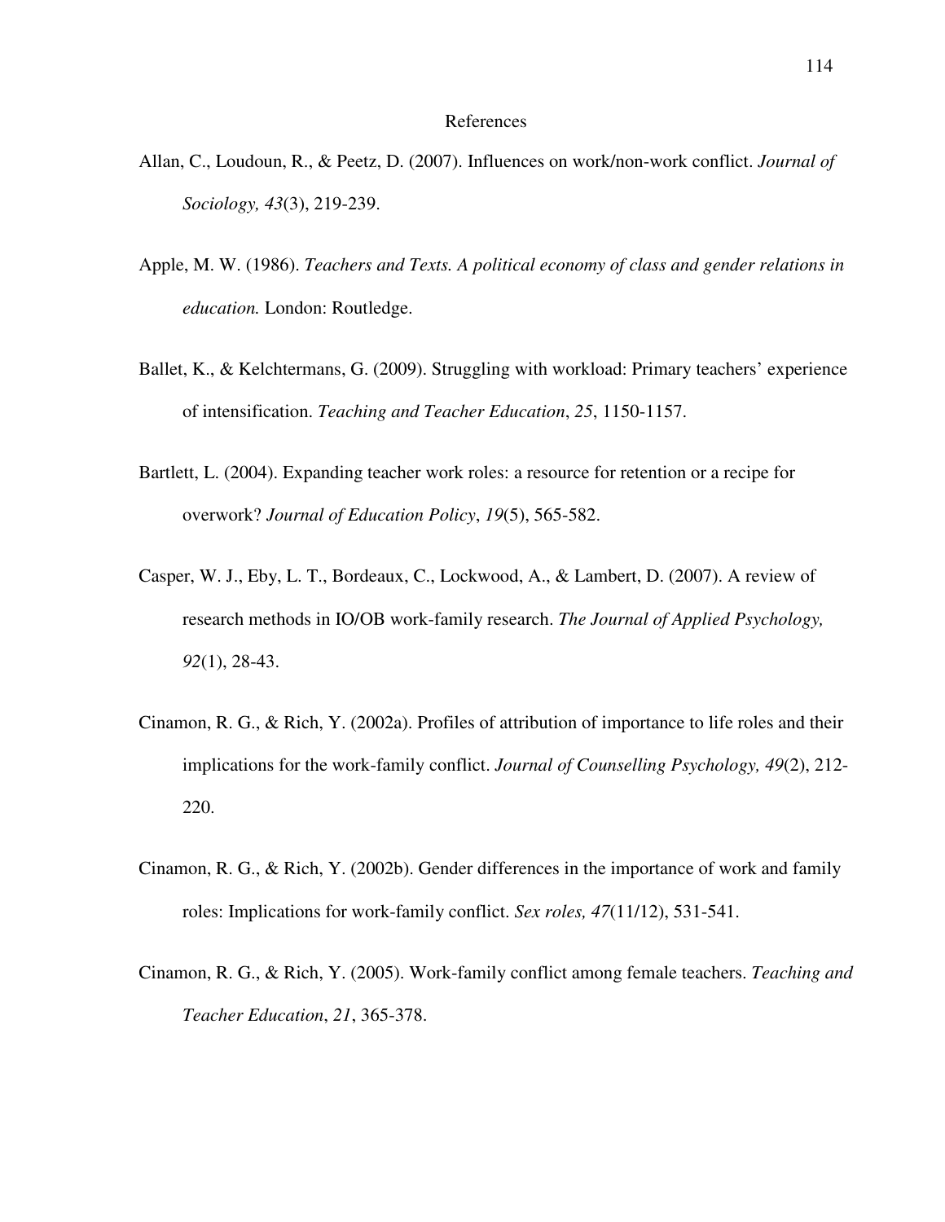# References

Allan, C., Loudoun, R., & Peetz, D. (2007). Influences on work/non-work conflict. *Journal of Sociology, 43*(3), 219-239.

Apple, M. W. (1986). *Teachers and Texts. A political economy of class and gender relations in education.* London: Routledge.

Ballet, K., & Kelchtermans, G. (2009). Struggling with workload: Primary teachers' experience of intensification. *Teaching and Teacher Education*, *25*, 1150-1157.

Bartlett, L. (2004). Expanding teacher work roles: a resource for retention or a recipe for overwork? *Journal of Education Policy*, *19*(5), 565-582.

Casper, W. J., Eby, L. T., Bordeaux, C., Lockwood, A., & Lambert, D. (2007). A review of research methods in IO/OB work-family research. *The Journal of Applied Psychology, 92*(1), 28-43.

Cinamon, R. G., & Rich, Y. (2002a). Profiles of attribution of importance to life roles and their implications for the work-family conflict. *Journal of Counselling Psychology, 49*(2), 212-220.

Cinamon, R. G., & Rich, Y. (2002b). Gender differences in the importance of work and family roles: Implications for work-family conflict. *Sex roles, 47*(11/12), 531-541.

Cinamon, R. G., & Rich, Y. (2005). Work-family conflict among female teachers. *Teaching and Teacher Education*, *21*, 365-378.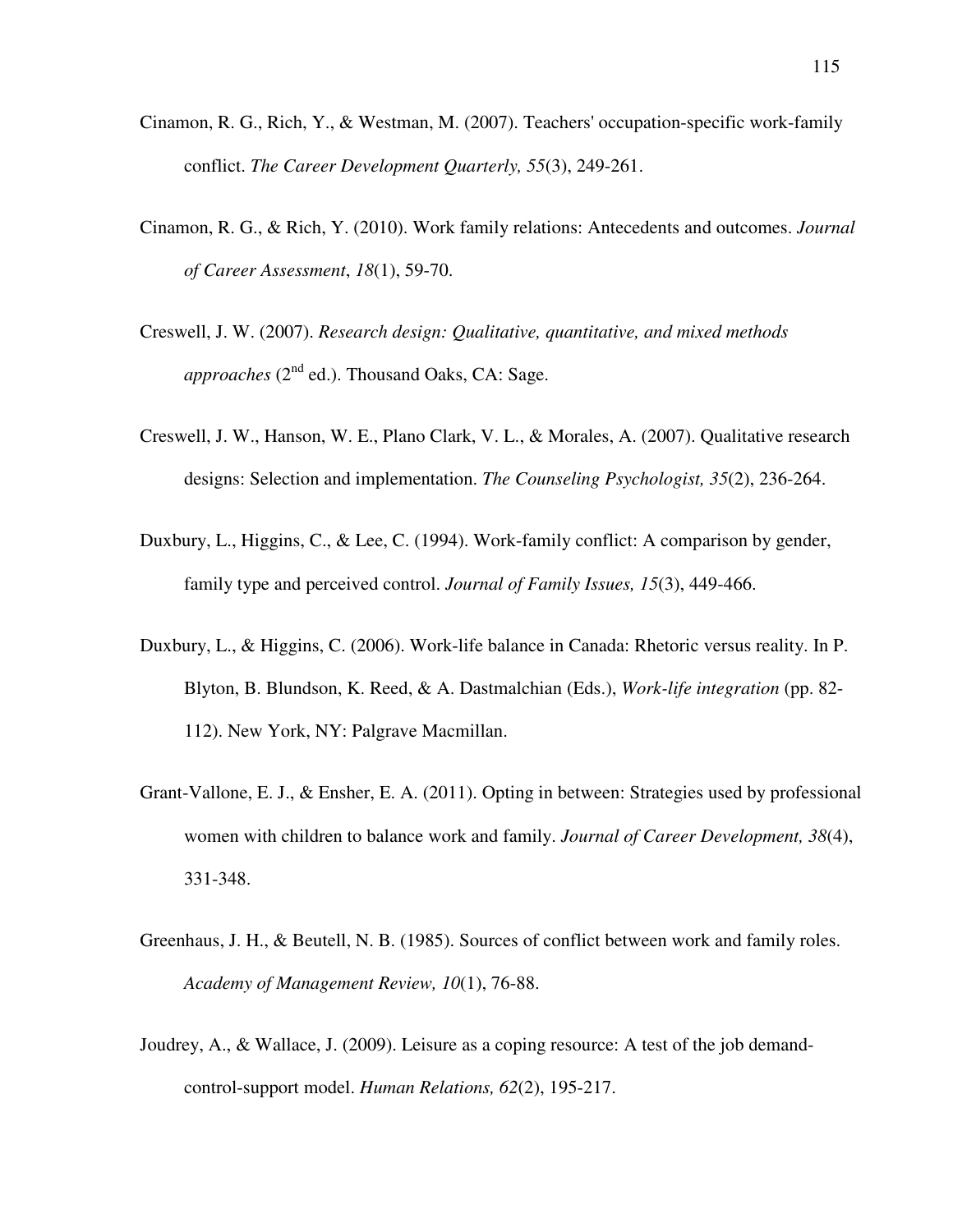Cinamon, R. G., Rich, Y., & Westman, M. (2007). Teachers' occupation-specific work-family conflict. *The Career Development Quarterly, 55*(3), 249-261.

Cinamon, R. G., & Rich, Y. (2010). Work family relations: Antecedents and outcomes. *Journal of Career Assessment*, *18*(1), 59-70.

Creswell, J. W. (2007). *Research design: Qualitative, quantitative, and mixed methods approaches* (2nd ed.). Thousand Oaks, CA: Sage.

Creswell, J. W., Hanson, W. E., Plano Clark, V. L., & Morales, A. (2007). Qualitative research designs: Selection and implementation. *The Counseling Psychologist, 35*(2), 236-264.

Duxbury, L., Higgins, C., & Lee, C. (1994). Work-family conflict: A comparison by gender, family type and perceived control. *Journal of Family Issues, 15*(3), 449-466.

Duxbury, L., & Higgins, C. (2006). Work-life balance in Canada: Rhetoric versus reality. In P. Blyton, B. Blundson, K. Reed, & A. Dastmalchian (Eds.), *Work-life integration* (pp. 82-112). New York, NY: Palgrave Macmillan.

Grant-Vallone, E. J., & Ensher, E. A. (2011). Opting in between: Strategies used by professional women with children to balance work and family. *Journal of Career Development, 38*(4), 331-348.

Greenhaus, J. H., & Beutell, N. B. (1985). Sources of conflict between work and family roles. *Academy of Management Review, 10*(1), 76-88.

Joudrey, A., & Wallace, J. (2009). Leisure as a coping resource: A test of the job demand-control-support model. *Human Relations, 62*(2), 195-217.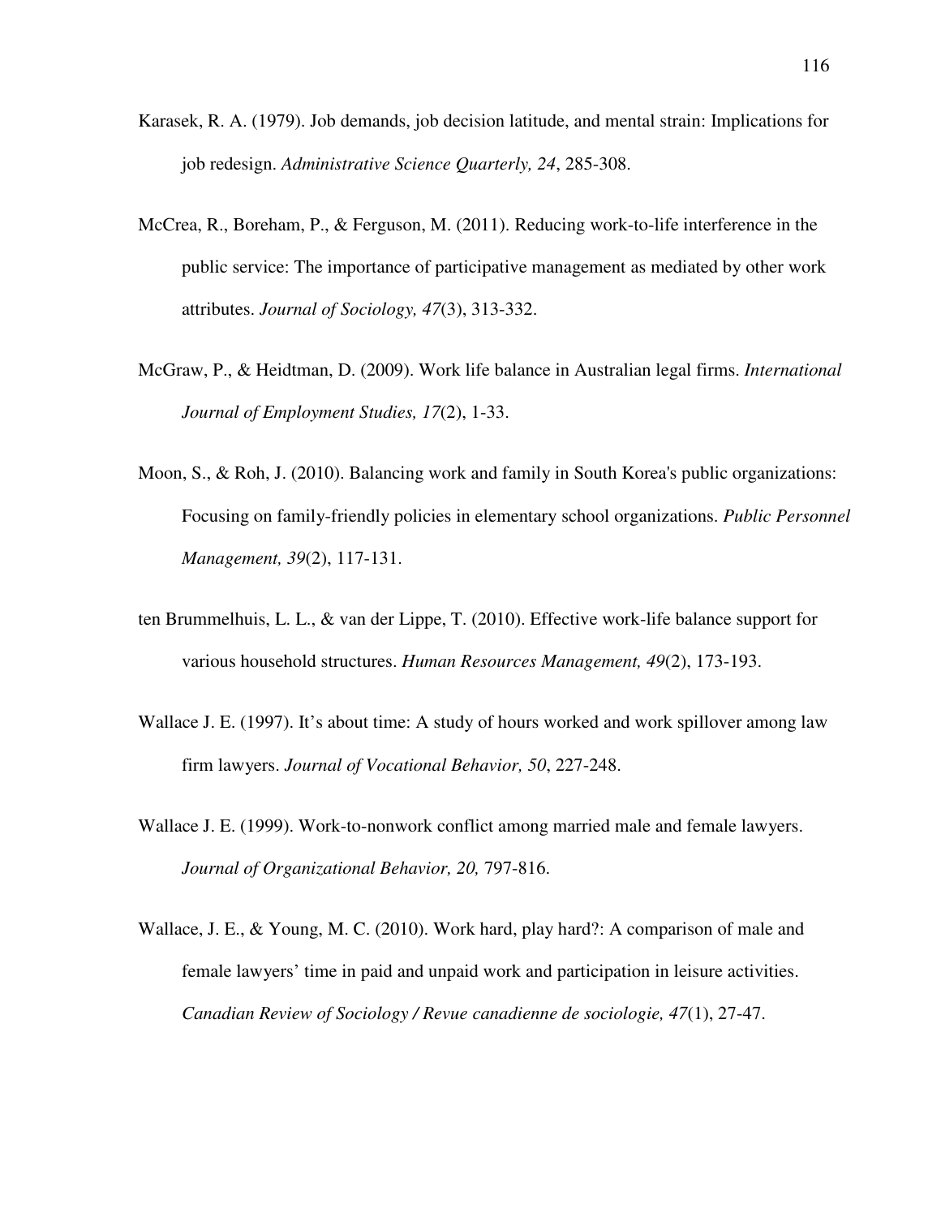Karasek, R. A. (1979). Job demands, job decision latitude, and mental strain: Implications for job redesign. *Administrative Science Quarterly, 24*, 285-308.

McCrea, R., Boreham, P., & Ferguson, M. (2011). Reducing work-to-life interference in the public service: The importance of participative management as mediated by other work attributes. *Journal of Sociology, 47*(3), 313-332.

McGraw, P., & Heidtman, D. (2009). Work life balance in Australian legal firms. *International Journal of Employment Studies, 17*(2), 1-33.

Moon, S., & Roh, J. (2010). Balancing work and family in South Korea's public organizations: Focusing on family-friendly policies in elementary school organizations. *Public Personnel Management, 39*(2), 117-131.

ten Brummelhuis, L. L., & van der Lippe, T. (2010). Effective work-life balance support for various household structures. *Human Resources Management, 49*(2), 173-193.

Wallace J. E. (1997). It's about time: A study of hours worked and work spillover among law firm lawyers. *Journal of Vocational Behavior, 50*, 227-248.

Wallace J. E. (1999). Work-to-nonwork conflict among married male and female lawyers. *Journal of Organizational Behavior, 20,* 797-816.

Wallace, J. E., & Young, M. C. (2010). Work hard, play hard?: A comparison of male and female lawyers' time in paid and unpaid work and participation in leisure activities. *Canadian Review of Sociology / Revue canadienne de sociologie, 47*(1), 27-47.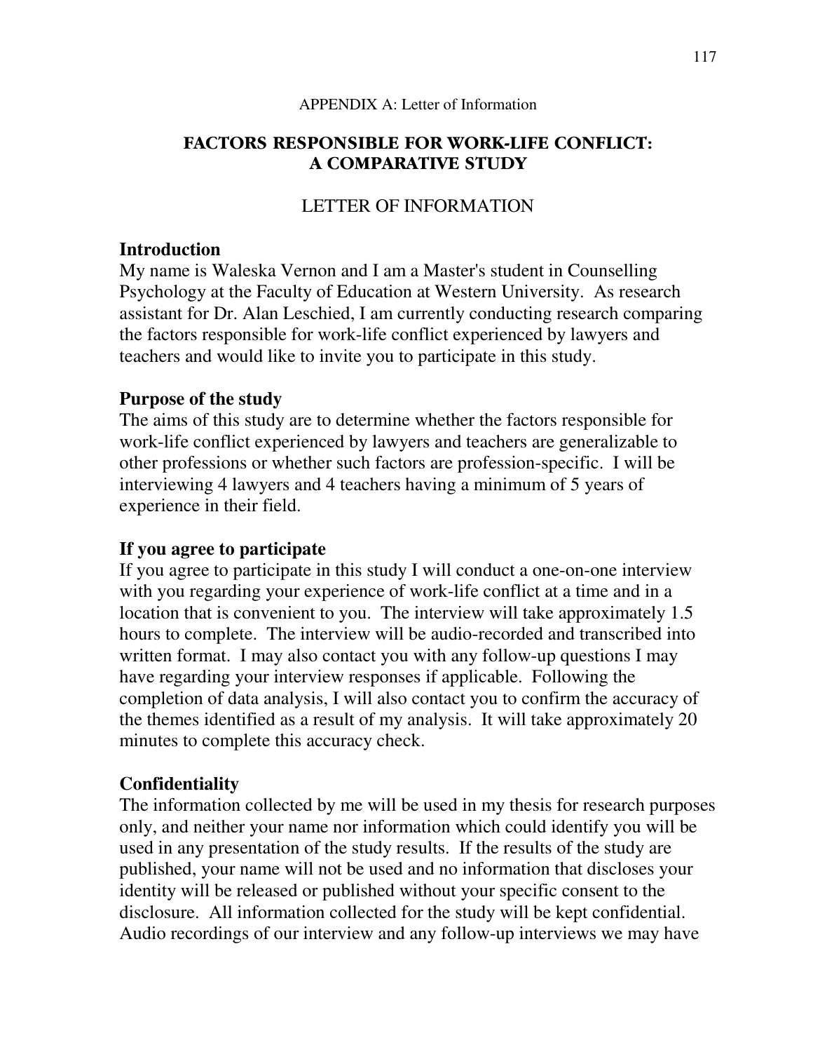APPENDIX A: Letter of Information

## FACTORS RESPONSIBLE FOR WORK-LIFE CONFLICT: A COMPARATIVE STUDY

LETTER OF INFORMATION

### Introduction

My name is Waleska Vernon and I am a Master's student in Counselling Psychology at the Faculty of Education at Western University. As research assistant for Dr. Alan Leschied, I am currently conducting research comparing the factors responsible for work-life conflict experienced by lawyers and teachers and would like to invite you to participate in this study.

### Purpose of the study

The aims of this study are to determine whether the factors responsible for work-life conflict experienced by lawyers and teachers are generalizable to other professions or whether such factors are profession-specific. I will be interviewing 4 lawyers and 4 teachers having a minimum of 5 years of experience in their field.

### If you agree to participate

If you agree to participate in this study I will conduct a one-on-one interview with you regarding your experience of work-life conflict at a time and in a location that is convenient to you. The interview will take approximately 1.5 hours to complete. The interview will be audio-recorded and transcribed into written format. I may also contact you with any follow-up questions I may have regarding your interview responses if applicable. Following the completion of data analysis, I will also contact you to confirm the accuracy of the themes identified as a result of my analysis. It will take approximately 20 minutes to complete this accuracy check.

### Confidentiality

The information collected by me will be used in my thesis for research purposes only, and neither your name nor information which could identify you will be used in any presentation of the study results. If the results of the study are published, your name will not be used and no information that discloses your identity will be released or published without your specific consent to the disclosure. All information collected for the study will be kept confidential. Audio recordings of our interview and any follow-up interviews we may have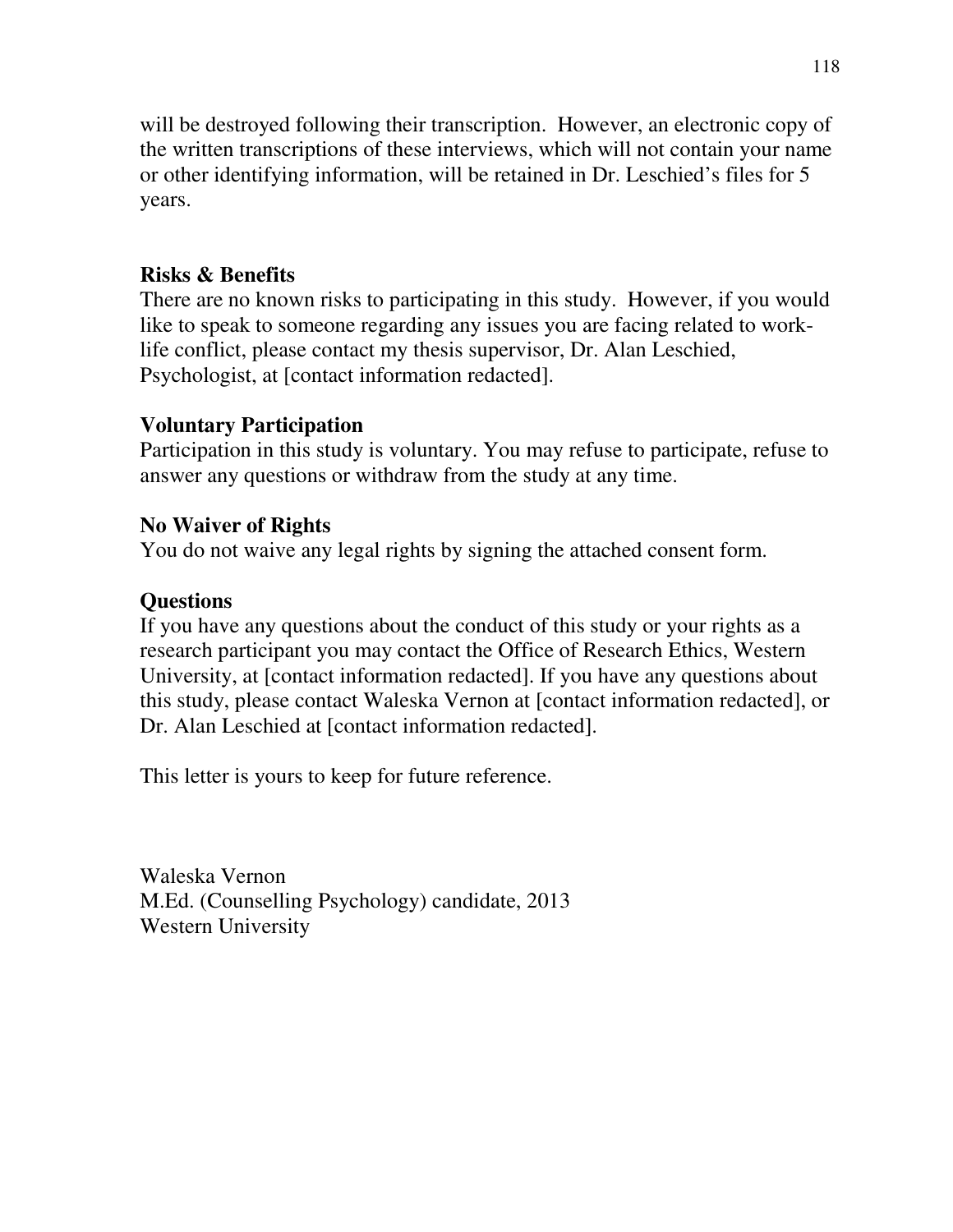will be destroyed following their transcription. However, an electronic copy of the written transcriptions of these interviews, which will not contain your name or other identifying information, will be retained in Dr. Leschied's files for 5 years.

**Risks & Benefits**

There are no known risks to participating in this study. However, if you would like to speak to someone regarding any issues you are facing related to work-life conflict, please contact my thesis supervisor, Dr. Alan Leschied, Psychologist, at [contact information redacted].

**Voluntary Participation**

Participation in this study is voluntary. You may refuse to participate, refuse to answer any questions or withdraw from the study at any time.

**No Waiver of Rights**

You do not waive any legal rights by signing the attached consent form.

**Questions**

If you have any questions about the conduct of this study or your rights as a research participant you may contact the Office of Research Ethics, Western University, at [contact information redacted]. If you have any questions about this study, please contact Waleska Vernon at [contact information redacted], or Dr. Alan Leschied at [contact information redacted].

This letter is yours to keep for future reference.

Waleska Vernon
M.Ed. (Counselling Psychology) candidate, 2013
Western University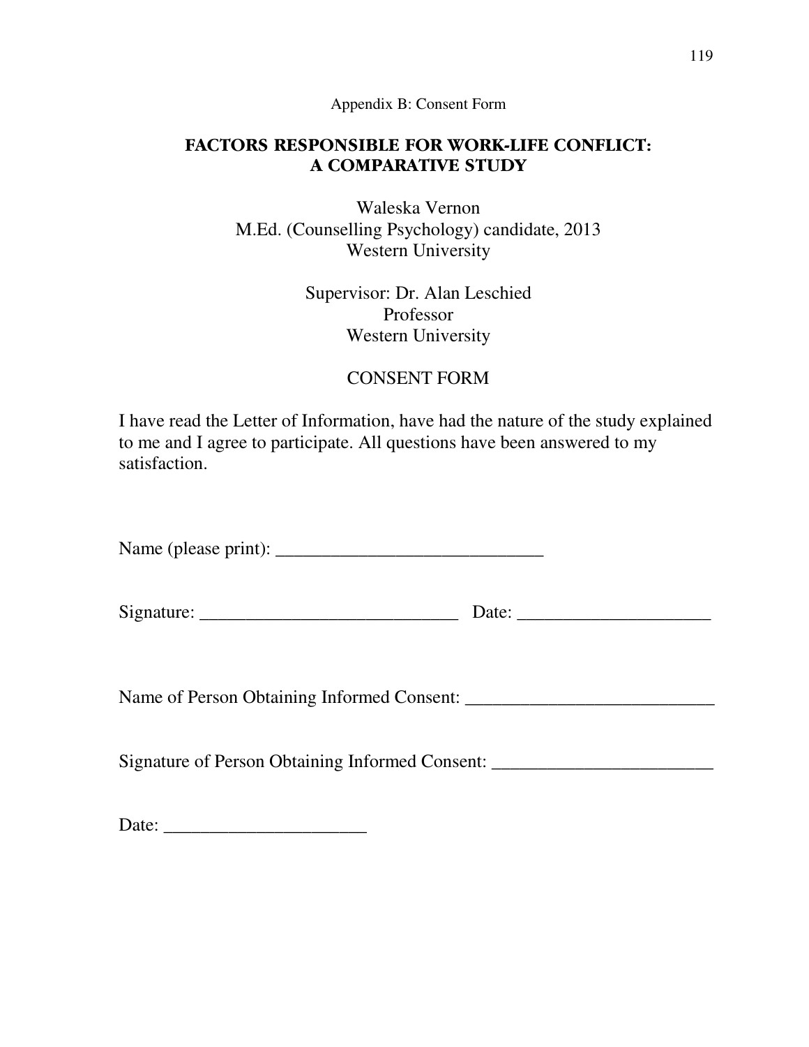Appendix B: Consent Form

# FACTORS RESPONSIBLE FOR WORK-LIFE CONFLICT: A COMPARATIVE STUDY

Waleska Vernon
M.Ed. (Counselling Psychology) candidate, 2013
Western University

Supervisor: Dr. Alan Leschied
Professor
Western University

## CONSENT FORM

I have read the Letter of Information, have had the nature of the study explained to me and I agree to participate. All questions have been answered to my satisfaction.

Name (please print): _____________________________

Signature: ____________________________ Date: _____________________

Name of Person Obtaining Informed Consent: ___________________________

Signature of Person Obtaining Informed Consent: ________________________

Date: ______________________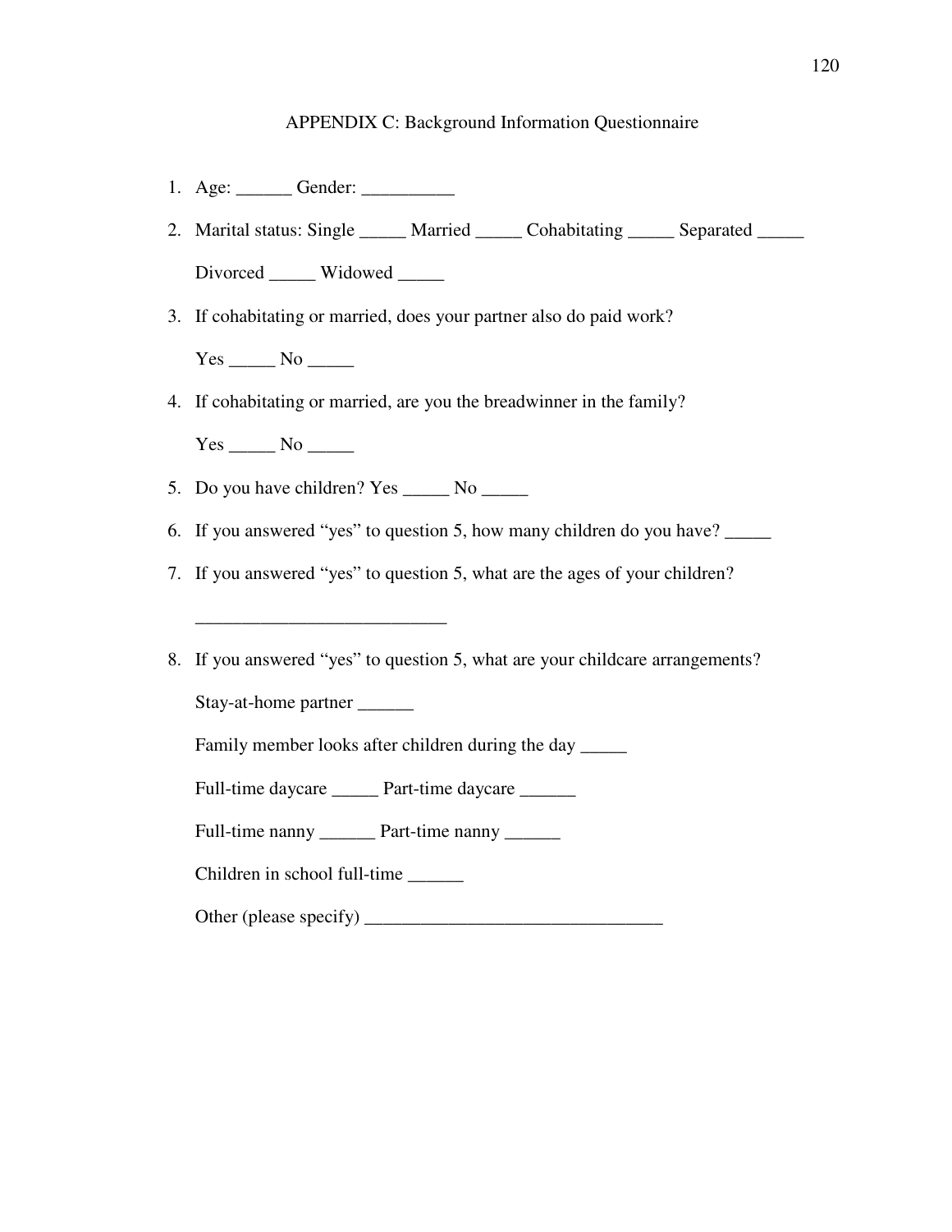# APPENDIX C: Background Information Questionnaire

1. Age: ______ Gender: __________
2. Marital status: Single _____ Married _____ Cohabitating _____ Separated _____

   Divorced _____ Widowed _____
3. If cohabitating or married, does your partner also do paid work?

   Yes _____ No _____
4. If cohabitating or married, are you the breadwinner in the family?

   Yes _____ No _____
5. Do you have children? Yes _____ No _____
6. If you answered "yes" to question 5, how many children do you have? _____
7. If you answered "yes" to question 5, what are the ages of your children?

   ___________________________
8. If you answered "yes" to question 5, what are your childcare arrangements?

   Stay-at-home partner ______

   Family member looks after children during the day _____

   Full-time daycare _____ Part-time daycare ______

   Full-time nanny ______ Part-time nanny ______

   Children in school full-time ______

   Other (please specify) ________________________________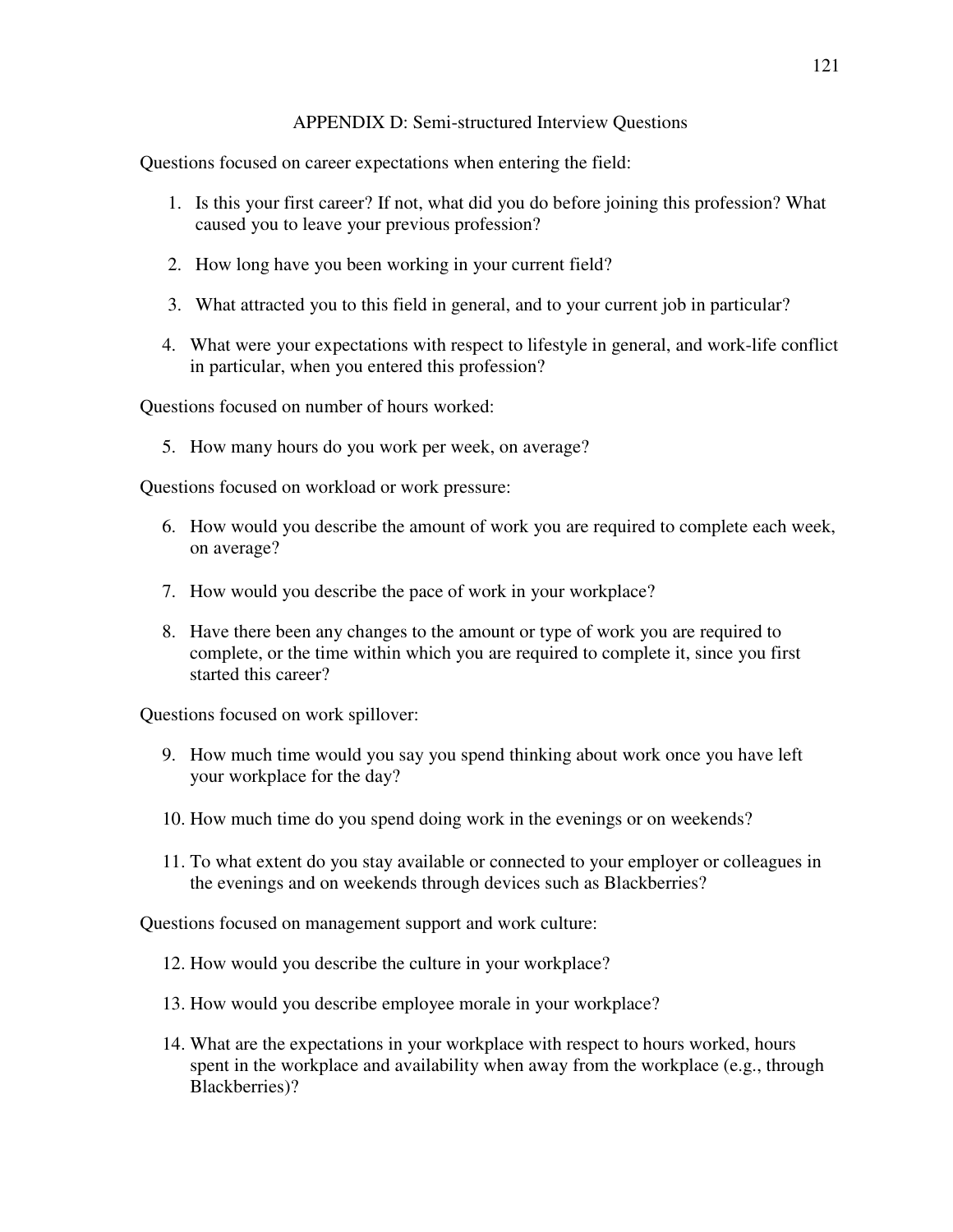# APPENDIX D: Semi-structured Interview Questions

Questions focused on career expectations when entering the field:

1. Is this your first career? If not, what did you do before joining this profession? What caused you to leave your previous profession?

2. How long have you been working in your current field?

3. What attracted you to this field in general, and to your current job in particular?

4. What were your expectations with respect to lifestyle in general, and work-life conflict in particular, when you entered this profession?

Questions focused on number of hours worked:

5. How many hours do you work per week, on average?

Questions focused on workload or work pressure:

6. How would you describe the amount of work you are required to complete each week, on average?

7. How would you describe the pace of work in your workplace?

8. Have there been any changes to the amount or type of work you are required to complete, or the time within which you are required to complete it, since you first started this career?

Questions focused on work spillover:

9. How much time would you say you spend thinking about work once you have left your workplace for the day?

10. How much time do you spend doing work in the evenings or on weekends?

11. To what extent do you stay available or connected to your employer or colleagues in the evenings and on weekends through devices such as Blackberries?

Questions focused on management support and work culture:

12. How would you describe the culture in your workplace?

13. How would you describe employee morale in your workplace?

14. What are the expectations in your workplace with respect to hours worked, hours spent in the workplace and availability when away from the workplace (e.g., through Blackberries)?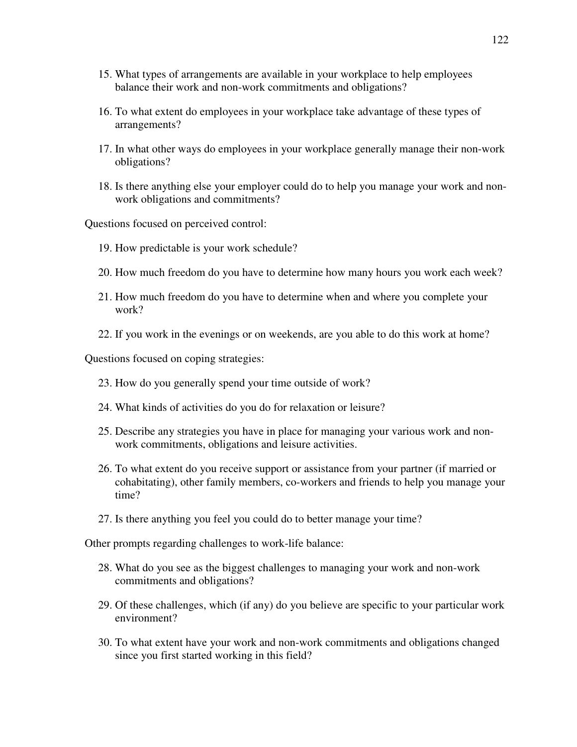15. What types of arrangements are available in your workplace to help employees balance their work and non-work commitments and obligations?

16. To what extent do employees in your workplace take advantage of these types of arrangements?

17. In what other ways do employees in your workplace generally manage their non-work obligations?

18. Is there anything else your employer could do to help you manage your work and non-work obligations and commitments?

Questions focused on perceived control:

19. How predictable is your work schedule?

20. How much freedom do you have to determine how many hours you work each week?

21. How much freedom do you have to determine when and where you complete your work?

22. If you work in the evenings or on weekends, are you able to do this work at home?

Questions focused on coping strategies:

23. How do you generally spend your time outside of work?

24. What kinds of activities do you do for relaxation or leisure?

25. Describe any strategies you have in place for managing your various work and non-work commitments, obligations and leisure activities.

26. To what extent do you receive support or assistance from your partner (if married or cohabitating), other family members, co-workers and friends to help you manage your time?

27. Is there anything you feel you could do to better manage your time?

Other prompts regarding challenges to work-life balance:

28. What do you see as the biggest challenges to managing your work and non-work commitments and obligations?

29. Of these challenges, which (if any) do you believe are specific to your particular work environment?

30. To what extent have your work and non-work commitments and obligations changed since you first started working in this field?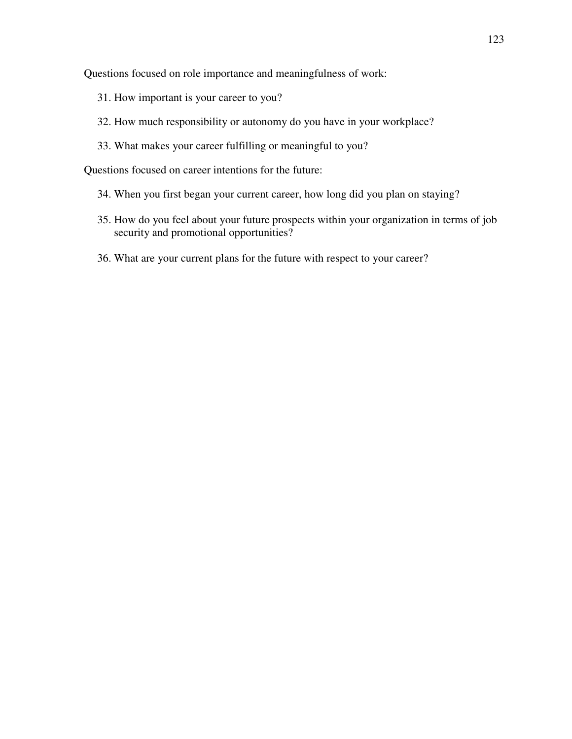Questions focused on role importance and meaningfulness of work:

31. How important is your career to you?

32. How much responsibility or autonomy do you have in your workplace?

33. What makes your career fulfilling or meaningful to you?

Questions focused on career intentions for the future:

34. When you first began your current career, how long did you plan on staying?

35. How do you feel about your future prospects within your organization in terms of job security and promotional opportunities?

36. What are your current plans for the future with respect to your career?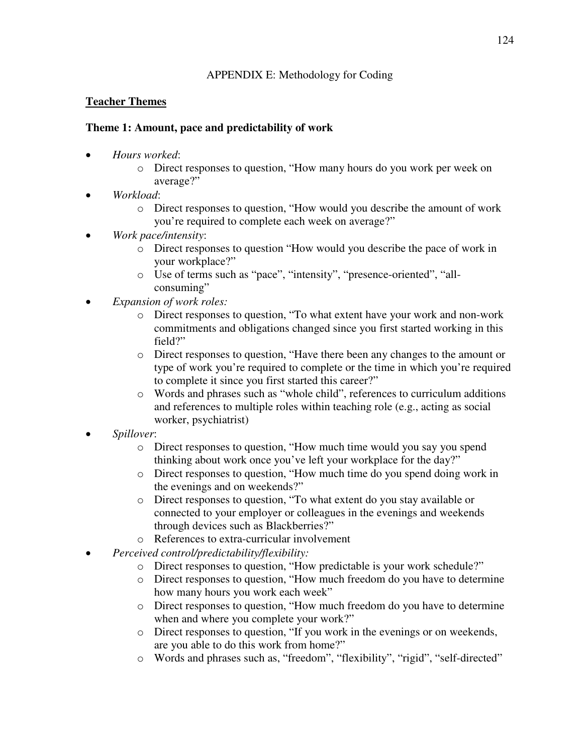# APPENDIX E: Methodology for Coding

## **Teacher Themes**

### Theme 1: Amount, pace and predictability of work

- *Hours worked*:
  - Direct responses to question, “How many hours do you work per week on average?”
- *Workload*:
  - Direct responses to question, “How would you describe the amount of work you’re required to complete each week on average?”
- *Work pace/intensity*:
  - Direct responses to question “How would you describe the pace of work in your workplace?”
  - Use of terms such as “pace”, “intensity”, “presence-oriented”, “all-consuming”
- *Expansion of work roles:*
  - Direct responses to question, “To what extent have your work and non-work commitments and obligations changed since you first started working in this field?”
  - Direct responses to question, “Have there been any changes to the amount or type of work you’re required to complete or the time in which you’re required to complete it since you first started this career?”
  - Words and phrases such as “whole child”, references to curriculum additions and references to multiple roles within teaching role (e.g., acting as social worker, psychiatrist)
- *Spillover*:
  - Direct responses to question, “How much time would you say you spend thinking about work once you’ve left your workplace for the day?”
  - Direct responses to question, “How much time do you spend doing work in the evenings and on weekends?”
  - Direct responses to question, “To what extent do you stay available or connected to your employer or colleagues in the evenings and weekends through devices such as Blackberries?”
  - References to extra-curricular involvement
- *Perceived control/predictability/flexibility:*
  - Direct responses to question, “How predictable is your work schedule?”
  - Direct responses to question, “How much freedom do you have to determine how many hours you work each week”
  - Direct responses to question, “How much freedom do you have to determine when and where you complete your work?”
  - Direct responses to question, “If you work in the evenings or on weekends, are you able to do this work from home?”
  - Words and phrases such as, “freedom”, “flexibility”, “rigid”, “self-directed”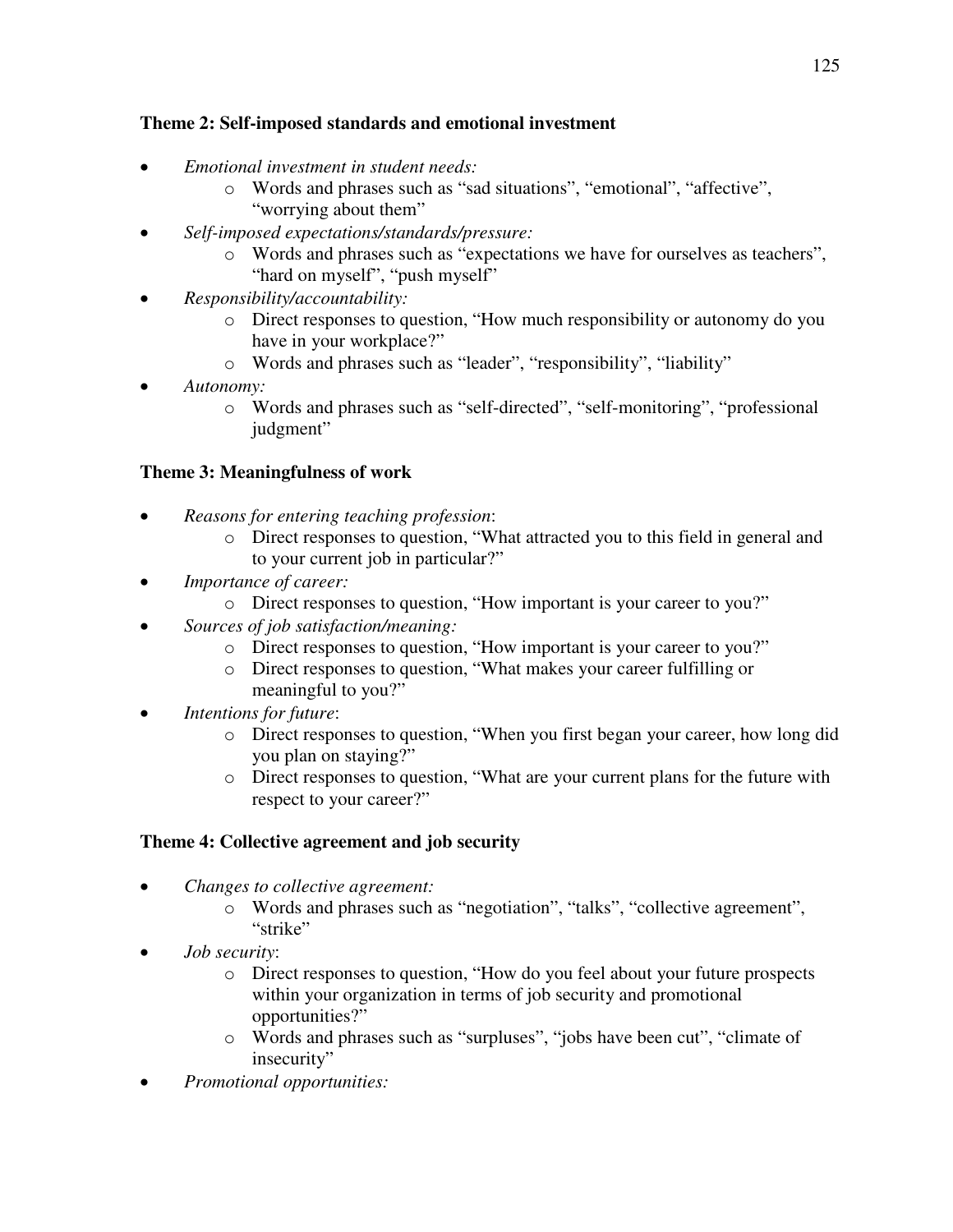**Theme 2: Self-imposed standards and emotional investment**

- *Emotional investment in student needs:*
  - Words and phrases such as "sad situations", "emotional", "affective", "worrying about them"
- *Self-imposed expectations/standards/pressure:*
  - Words and phrases such as "expectations we have for ourselves as teachers", "hard on myself", "push myself"
- *Responsibility/accountability:*
  - Direct responses to question, "How much responsibility or autonomy do you have in your workplace?"
  - Words and phrases such as "leader", "responsibility", "liability"
- *Autonomy:*
  - Words and phrases such as "self-directed", "self-monitoring", "professional judgment"

**Theme 3: Meaningfulness of work**

- *Reasons for entering teaching profession*:
  - Direct responses to question, "What attracted you to this field in general and to your current job in particular?"
- *Importance of career:*
  - Direct responses to question, "How important is your career to you?"
- *Sources of job satisfaction/meaning:*
  - Direct responses to question, "How important is your career to you?"
  - Direct responses to question, "What makes your career fulfilling or meaningful to you?"
- *Intentions for future*:
  - Direct responses to question, "When you first began your career, how long did you plan on staying?"
  - Direct responses to question, "What are your current plans for the future with respect to your career?"

**Theme 4: Collective agreement and job security**

- *Changes to collective agreement:*
  - Words and phrases such as "negotiation", "talks", "collective agreement", "strike"
- *Job security*:
  - Direct responses to question, "How do you feel about your future prospects within your organization in terms of job security and promotional opportunities?"
  - Words and phrases such as "surpluses", "jobs have been cut", "climate of insecurity"
- *Promotional opportunities:*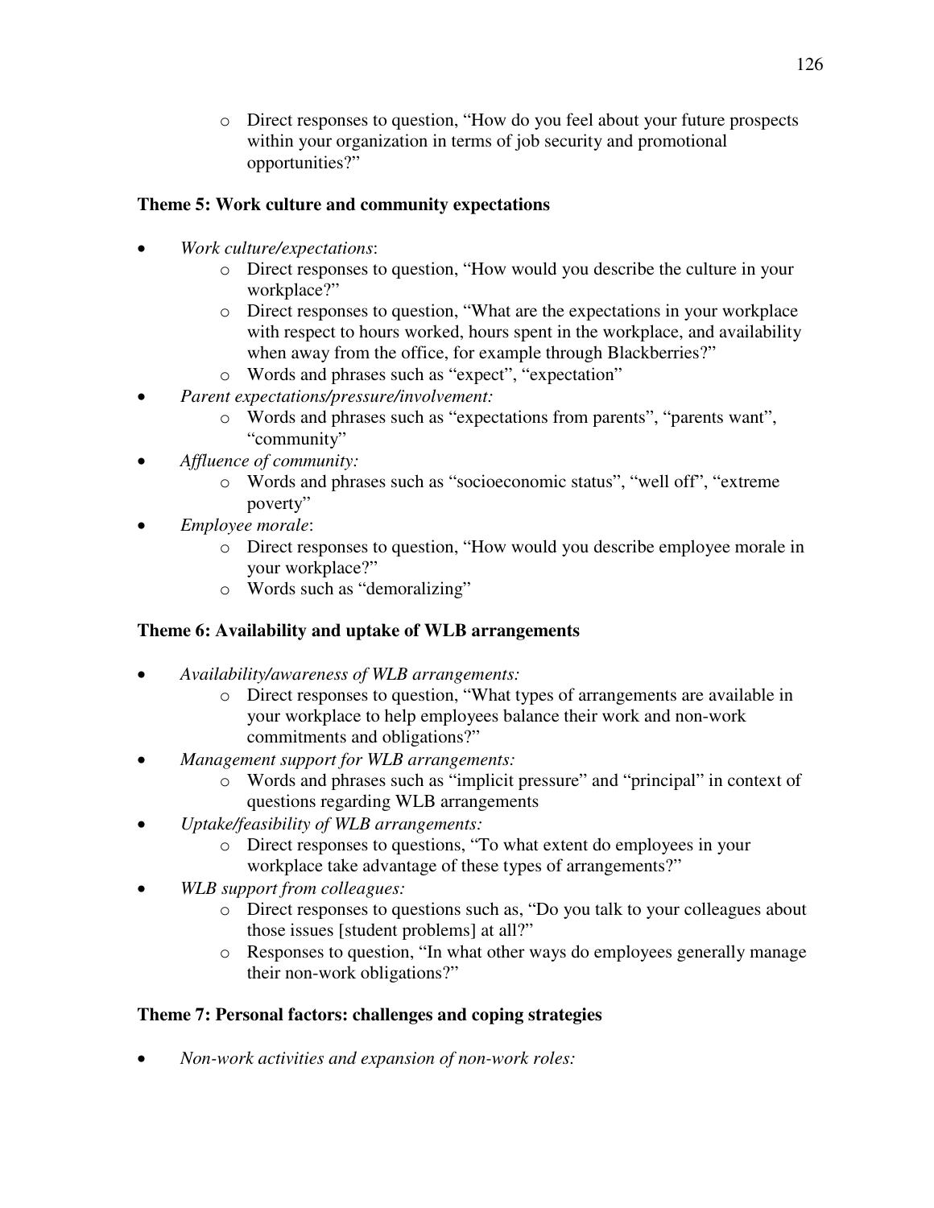- Direct responses to question, "How do you feel about your future prospects within your organization in terms of job security and promotional opportunities?"

**Theme 5: Work culture and community expectations**

- *Work culture/expectations*:
    - Direct responses to question, "How would you describe the culture in your workplace?"
    - Direct responses to question, "What are the expectations in your workplace with respect to hours worked, hours spent in the workplace, and availability when away from the office, for example through Blackberries?"
    - Words and phrases such as "expect", "expectation"
- *Parent expectations/pressure/involvement:*
    - Words and phrases such as "expectations from parents", "parents want", "community"
- *Affluence of community:*
    - Words and phrases such as "socioeconomic status", "well off", "extreme poverty"
- *Employee morale*:
    - Direct responses to question, "How would you describe employee morale in your workplace?"
    - Words such as "demoralizing"

**Theme 6: Availability and uptake of WLB arrangements**

- *Availability/awareness of WLB arrangements:*
    - Direct responses to question, "What types of arrangements are available in your workplace to help employees balance their work and non-work commitments and obligations?"
- *Management support for WLB arrangements:*
    - Words and phrases such as "implicit pressure" and "principal" in context of questions regarding WLB arrangements
- *Uptake/feasibility of WLB arrangements:*
    - Direct responses to questions, "To what extent do employees in your workplace take advantage of these types of arrangements?"
- *WLB support from colleagues:*
    - Direct responses to questions such as, "Do you talk to your colleagues about those issues [student problems] at all?"
    - Responses to question, "In what other ways do employees generally manage their non-work obligations?"

**Theme 7: Personal factors: challenges and coping strategies**

- *Non-work activities and expansion of non-work roles:*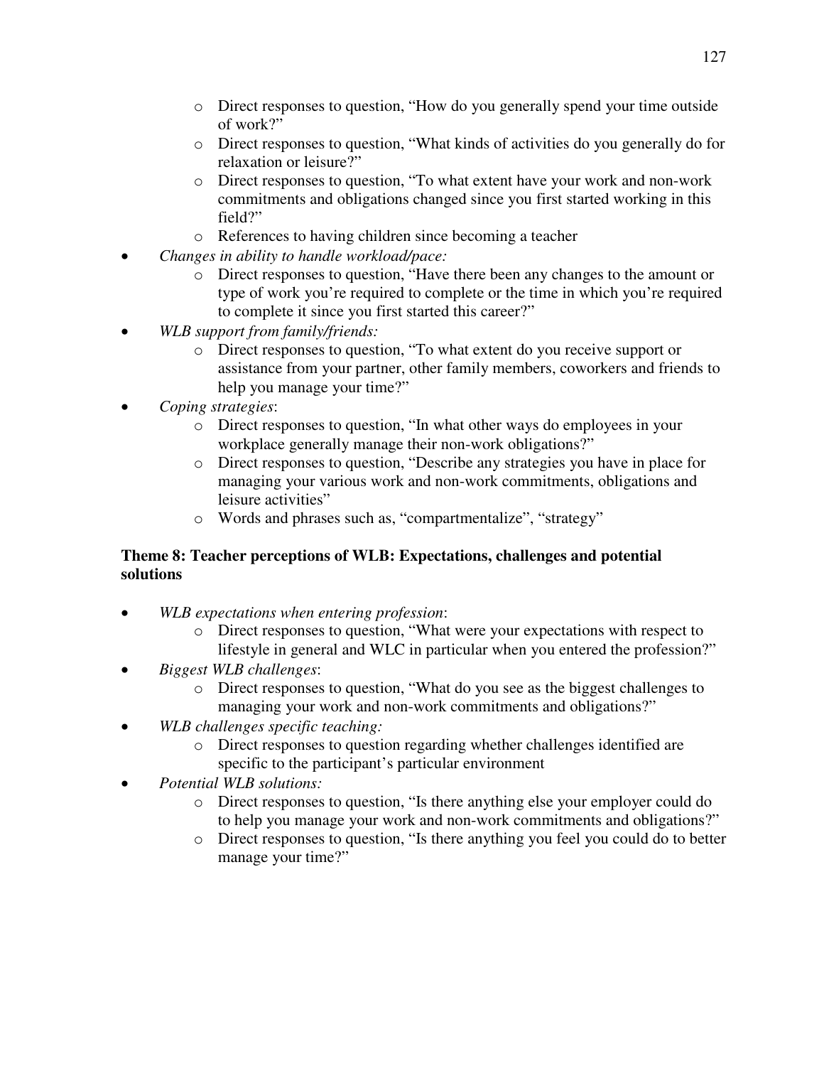- Direct responses to question, "How do you generally spend your time outside of work?"
  - Direct responses to question, "What kinds of activities do you generally do for relaxation or leisure?"
  - Direct responses to question, "To what extent have your work and non-work commitments and obligations changed since you first started working in this field?"
  - References to having children since becoming a teacher
- *Changes in ability to handle workload/pace:*
  - Direct responses to question, "Have there been any changes to the amount or type of work you're required to complete or the time in which you're required to complete it since you first started this career?"
- *WLB support from family/friends:*
  - Direct responses to question, "To what extent do you receive support or assistance from your partner, other family members, coworkers and friends to help you manage your time?"
- *Coping strategies*:
  - Direct responses to question, "In what other ways do employees in your workplace generally manage their non-work obligations?"
  - Direct responses to question, "Describe any strategies you have in place for managing your various work and non-work commitments, obligations and leisure activities"
  - Words and phrases such as, "compartmentalize", "strategy"

**Theme 8: Teacher perceptions of WLB: Expectations, challenges and potential solutions**

- *WLB expectations when entering profession*:
  - Direct responses to question, "What were your expectations with respect to lifestyle in general and WLC in particular when you entered the profession?"
- *Biggest WLB challenges*:
  - Direct responses to question, "What do you see as the biggest challenges to managing your work and non-work commitments and obligations?"
- *WLB challenges specific teaching:*
  - Direct responses to question regarding whether challenges identified are specific to the participant's particular environment
- *Potential WLB solutions:*
  - Direct responses to question, "Is there anything else your employer could do to help you manage your work and non-work commitments and obligations?"
  - Direct responses to question, "Is there anything you feel you could do to better manage your time?"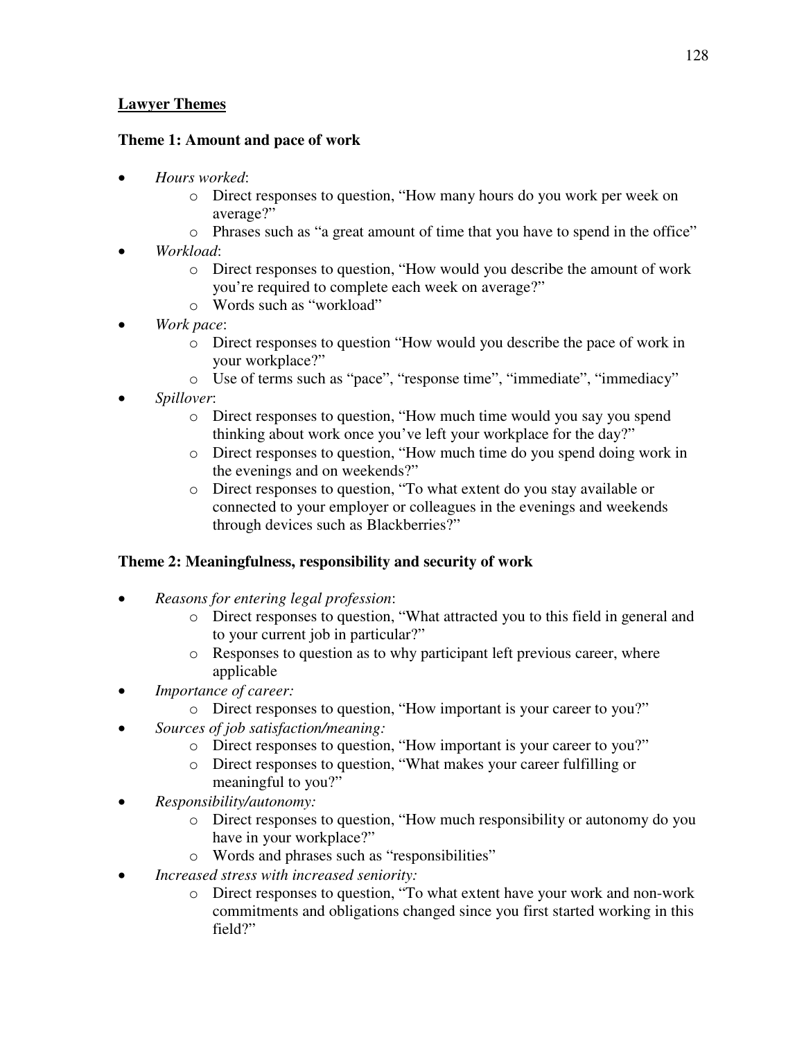**Lawyer Themes**

**Theme 1: Amount and pace of work**

- *Hours worked*:
    - Direct responses to question, “How many hours do you work per week on average?”
    - Phrases such as “a great amount of time that you have to spend in the office”
- *Workload*:
    - Direct responses to question, “How would you describe the amount of work you’re required to complete each week on average?”
    - Words such as “workload”
- *Work pace*:
    - Direct responses to question “How would you describe the pace of work in your workplace?”
    - Use of terms such as “pace”, “response time”, “immediate”, “immediacy”
- *Spillover*:
    - Direct responses to question, “How much time would you say you spend thinking about work once you’ve left your workplace for the day?”
    - Direct responses to question, “How much time do you spend doing work in the evenings and on weekends?”
    - Direct responses to question, “To what extent do you stay available or connected to your employer or colleagues in the evenings and weekends through devices such as Blackberries?”

**Theme 2: Meaningfulness, responsibility and security of work**

- *Reasons for entering legal profession*:
    - Direct responses to question, “What attracted you to this field in general and to your current job in particular?”
    - Responses to question as to why participant left previous career, where applicable
- *Importance of career:*
    - Direct responses to question, “How important is your career to you?”
- *Sources of job satisfaction/meaning:*
    - Direct responses to question, “How important is your career to you?”
    - Direct responses to question, “What makes your career fulfilling or meaningful to you?”
- *Responsibility/autonomy:*
    - Direct responses to question, “How much responsibility or autonomy do you have in your workplace?”
    - Words and phrases such as “responsibilities”
- *Increased stress with increased seniority:*
    - Direct responses to question, “To what extent have your work and non-work commitments and obligations changed since you first started working in this field?”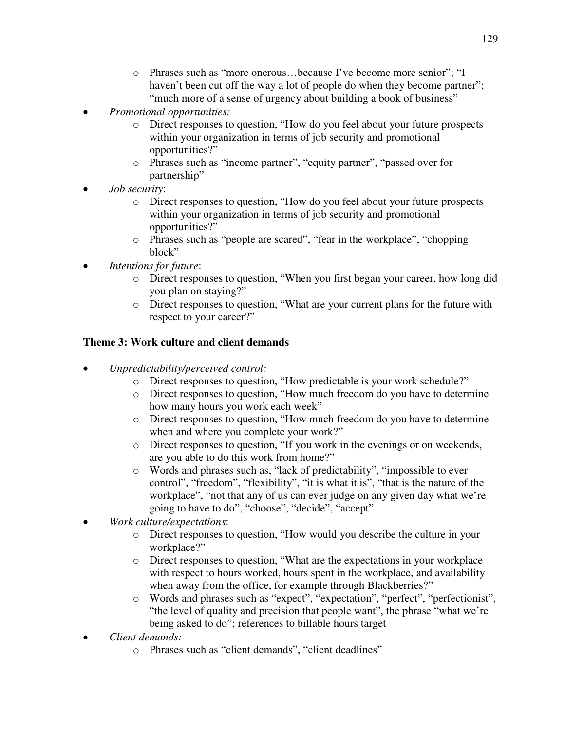- Phrases such as "more onerous…because I've become more senior"; "I haven't been cut off the way a lot of people do when they become partner"; "much more of a sense of urgency about building a book of business"
- *Promotional opportunities:*
  - Direct responses to question, "How do you feel about your future prospects within your organization in terms of job security and promotional opportunities?"
  - Phrases such as "income partner", "equity partner", "passed over for partnership"
- *Job security*:
  - Direct responses to question, "How do you feel about your future prospects within your organization in terms of job security and promotional opportunities?"
  - Phrases such as "people are scared", "fear in the workplace", "chopping block"
- *Intentions for future*:
  - Direct responses to question, "When you first began your career, how long did you plan on staying?"
  - Direct responses to question, "What are your current plans for the future with respect to your career?"

**Theme 3: Work culture and client demands**

- *Unpredictability/perceived control:*
  - Direct responses to question, "How predictable is your work schedule?"
  - Direct responses to question, "How much freedom do you have to determine how many hours you work each week"
  - Direct responses to question, "How much freedom do you have to determine when and where you complete your work?"
  - Direct responses to question, "If you work in the evenings or on weekends, are you able to do this work from home?"
  - Words and phrases such as, "lack of predictability", "impossible to ever control", "freedom", "flexibility", "it is what it is", "that is the nature of the workplace", "not that any of us can ever judge on any given day what we're going to have to do", "choose", "decide", "accept"
- *Work culture/expectations*:
  - Direct responses to question, "How would you describe the culture in your workplace?"
  - Direct responses to question, "What are the expectations in your workplace with respect to hours worked, hours spent in the workplace, and availability when away from the office, for example through Blackberries?"
  - Words and phrases such as "expect", "expectation", "perfect", "perfectionist", "the level of quality and precision that people want", the phrase "what we're being asked to do"; references to billable hours target
- *Client demands:*
  - Phrases such as "client demands", "client deadlines"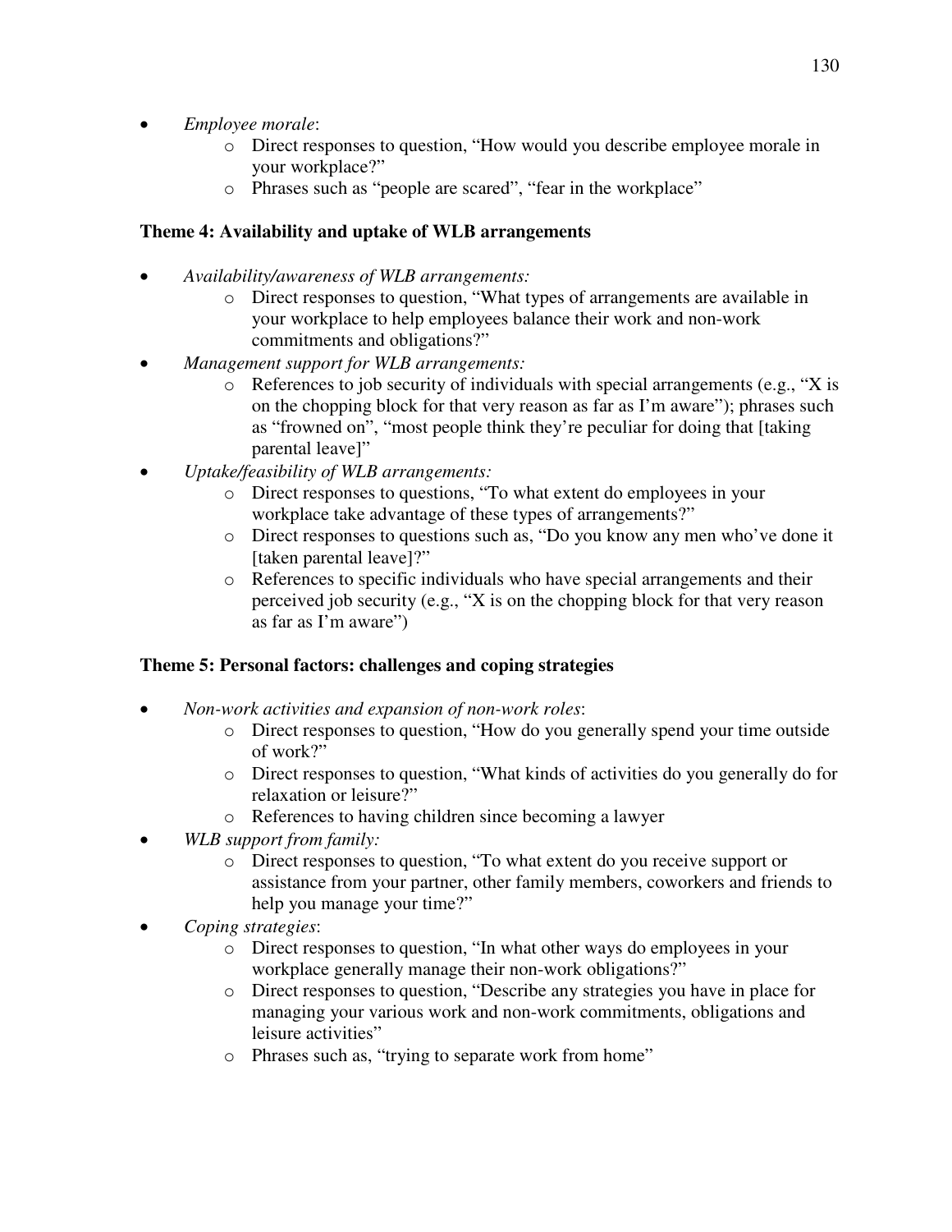- *Employee morale*:
    - Direct responses to question, "How would you describe employee morale in your workplace?"
    - Phrases such as "people are scared", "fear in the workplace"

**Theme 4: Availability and uptake of WLB arrangements**

- *Availability/awareness of WLB arrangements:*
    - Direct responses to question, "What types of arrangements are available in your workplace to help employees balance their work and non-work commitments and obligations?"
- *Management support for WLB arrangements:*
    - References to job security of individuals with special arrangements (e.g., "X is on the chopping block for that very reason as far as I'm aware"); phrases such as "frowned on", "most people think they're peculiar for doing that [taking parental leave]"
- *Uptake/feasibility of WLB arrangements:*
    - Direct responses to questions, "To what extent do employees in your workplace take advantage of these types of arrangements?"
    - Direct responses to questions such as, "Do you know any men who've done it [taken parental leave]?"
    - References to specific individuals who have special arrangements and their perceived job security (e.g., "X is on the chopping block for that very reason as far as I'm aware")

**Theme 5: Personal factors: challenges and coping strategies**

- *Non-work activities and expansion of non-work roles*:
    - Direct responses to question, "How do you generally spend your time outside of work?"
    - Direct responses to question, "What kinds of activities do you generally do for relaxation or leisure?"
    - References to having children since becoming a lawyer
- *WLB support from family:*
    - Direct responses to question, "To what extent do you receive support or assistance from your partner, other family members, coworkers and friends to help you manage your time?"
- *Coping strategies*:
    - Direct responses to question, "In what other ways do employees in your workplace generally manage their non-work obligations?"
    - Direct responses to question, "Describe any strategies you have in place for managing your various work and non-work commitments, obligations and leisure activities"
    - Phrases such as, "trying to separate work from home"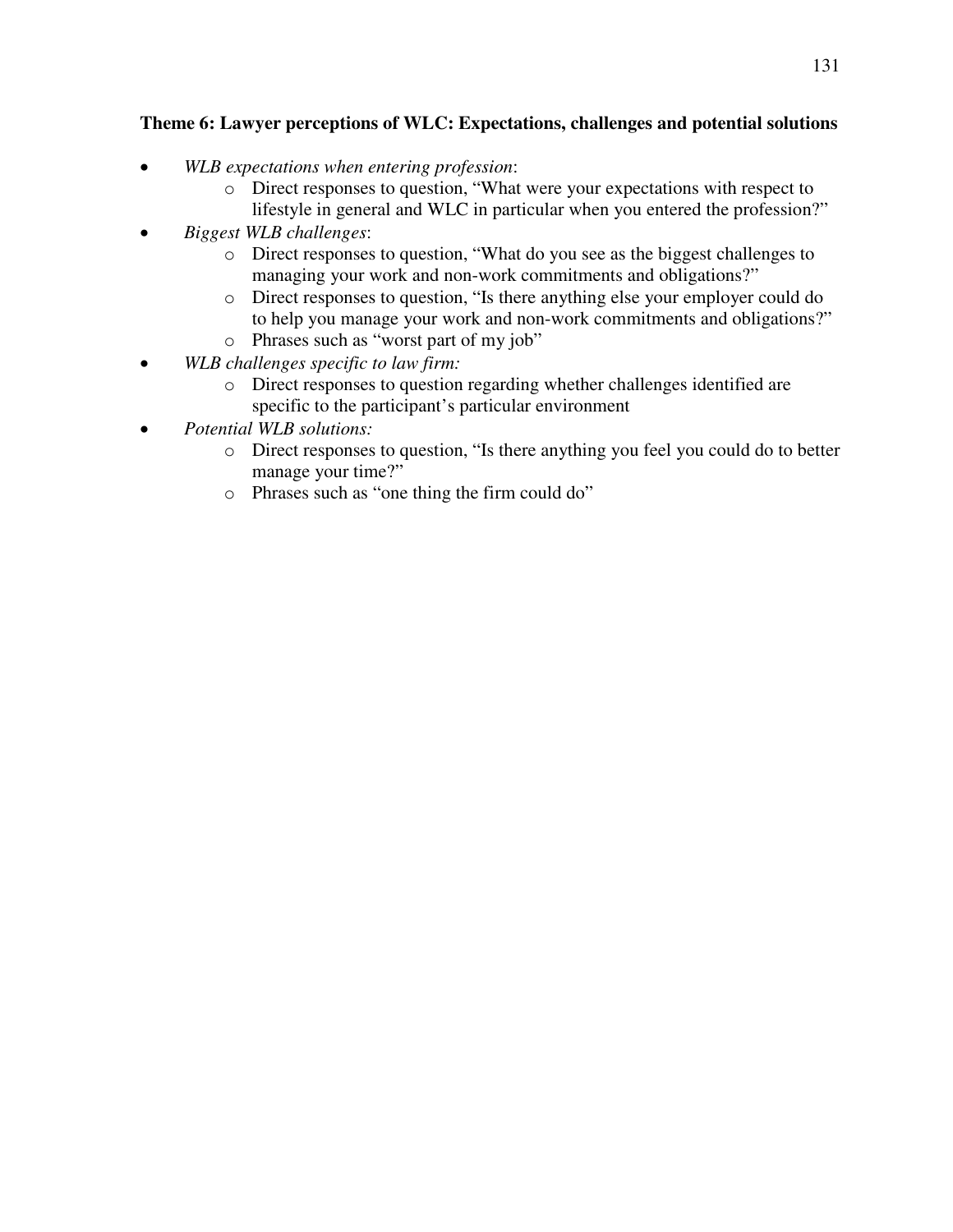**Theme 6: Lawyer perceptions of WLC: Expectations, challenges and potential solutions**

- *WLB expectations when entering profession*:
  - Direct responses to question, "What were your expectations with respect to lifestyle in general and WLC in particular when you entered the profession?"
- *Biggest WLB challenges*:
  - Direct responses to question, "What do you see as the biggest challenges to managing your work and non-work commitments and obligations?"
  - Direct responses to question, "Is there anything else your employer could do to help you manage your work and non-work commitments and obligations?"
  - Phrases such as "worst part of my job"
- *WLB challenges specific to law firm:*
  - Direct responses to question regarding whether challenges identified are specific to the participant's particular environment
- *Potential WLB solutions:*
  - Direct responses to question, "Is there anything you feel you could do to better manage your time?"
  - Phrases such as "one thing the firm could do"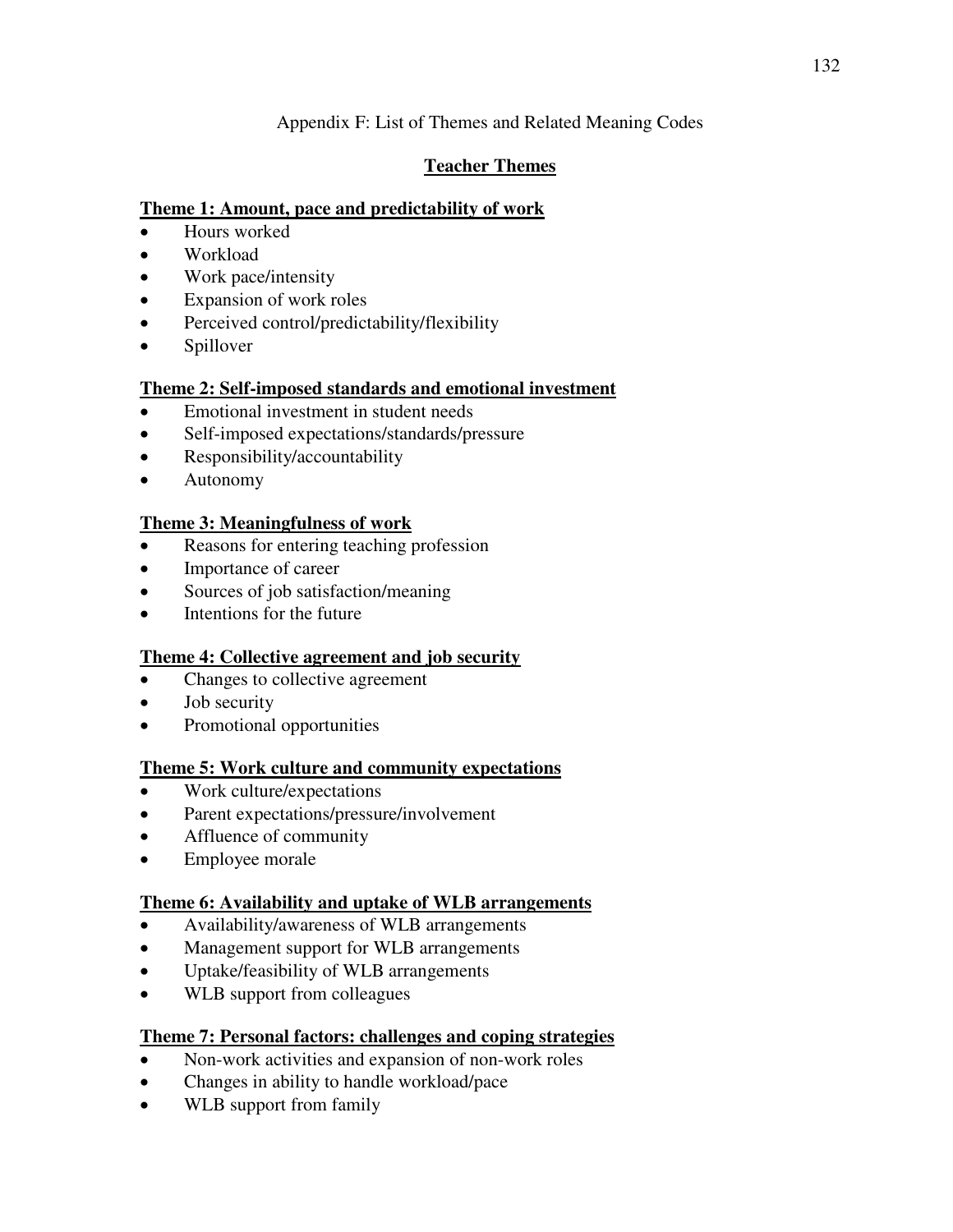# Appendix F: List of Themes and Related Meaning Codes

## Teacher Themes

### Theme 1: Amount, pace and predictability of work

- Hours worked
- Workload
- Work pace/intensity
- Expansion of work roles
- Perceived control/predictability/flexibility
- Spillover

### Theme 2: Self-imposed standards and emotional investment

- Emotional investment in student needs
- Self-imposed expectations/standards/pressure
- Responsibility/accountability
- Autonomy

### Theme 3: Meaningfulness of work

- Reasons for entering teaching profession
- Importance of career
- Sources of job satisfaction/meaning
- Intentions for the future

### Theme 4: Collective agreement and job security

- Changes to collective agreement
- Job security
- Promotional opportunities

### Theme 5: Work culture and community expectations

- Work culture/expectations
- Parent expectations/pressure/involvement
- Affluence of community
- Employee morale

### Theme 6: Availability and uptake of WLB arrangements

- Availability/awareness of WLB arrangements
- Management support for WLB arrangements
- Uptake/feasibility of WLB arrangements
- WLB support from colleagues

### Theme 7: Personal factors: challenges and coping strategies

- Non-work activities and expansion of non-work roles
- Changes in ability to handle workload/pace
- WLB support from family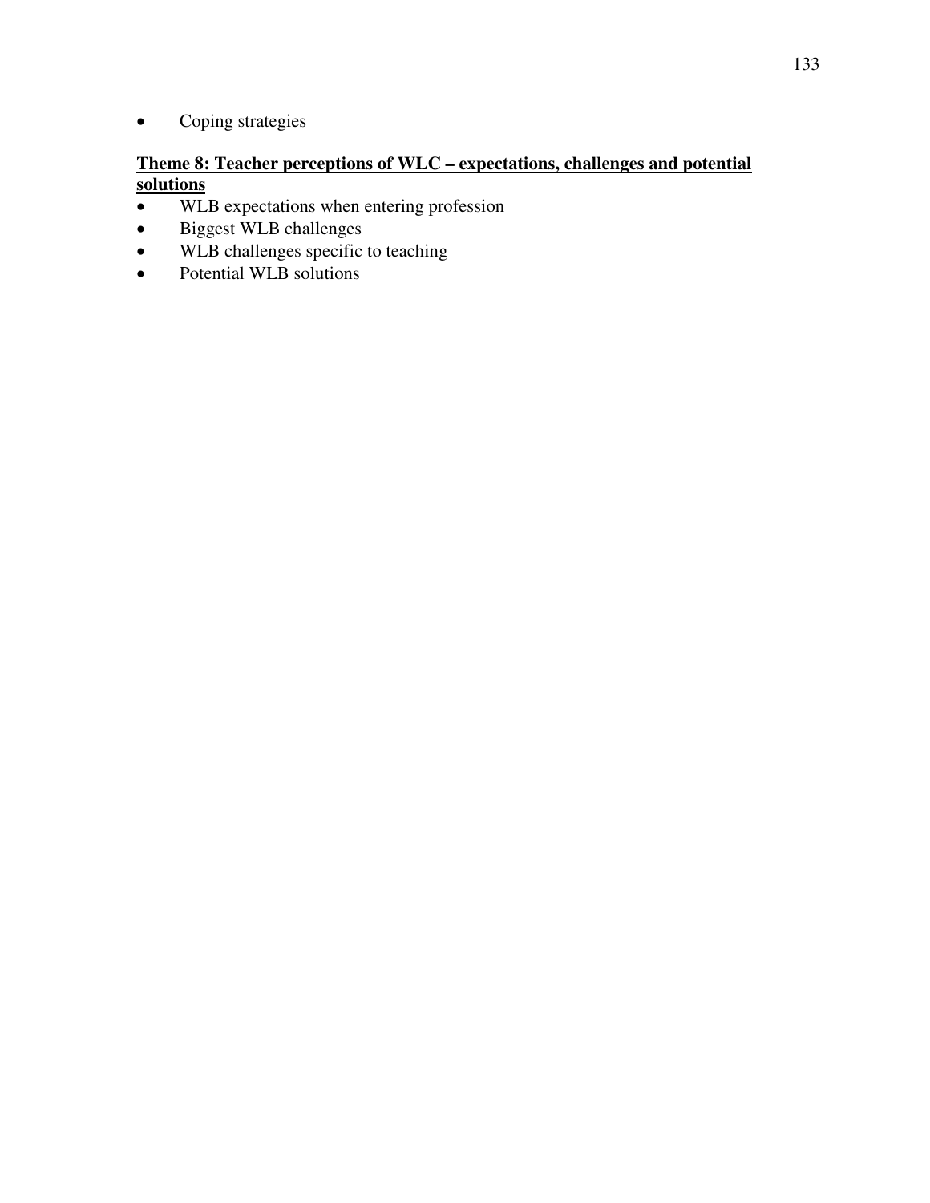- Coping strategies

**Theme 8: Teacher perceptions of WLC – expectations, challenges and potential solutions**

- WLB expectations when entering profession
- Biggest WLB challenges
- WLB challenges specific to teaching
- Potential WLB solutions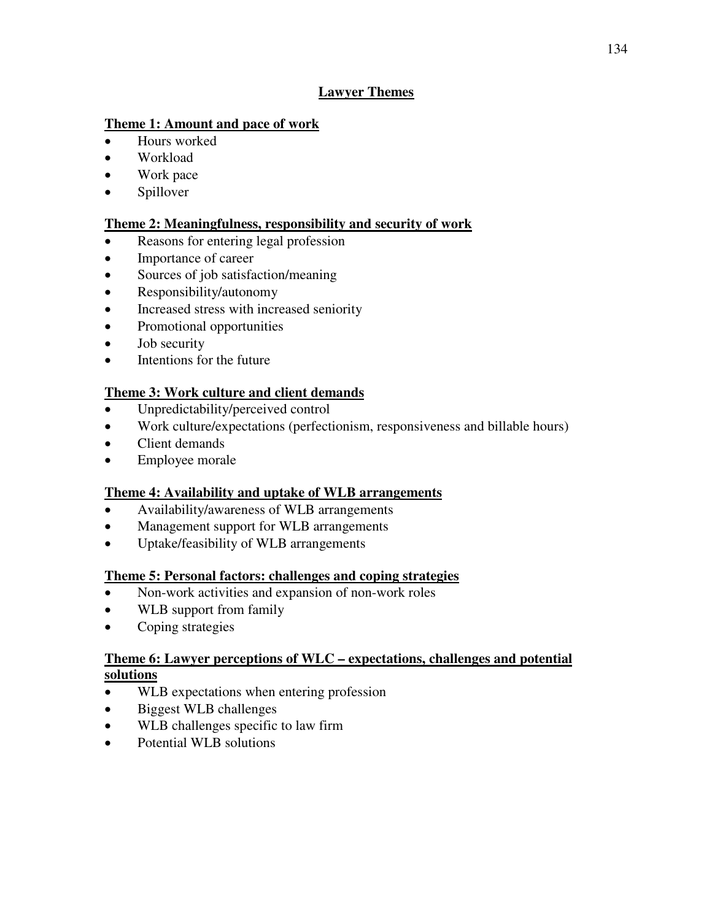## Lawyer Themes

### Theme 1: Amount and pace of work

- Hours worked
- Workload
- Work pace
- Spillover

### Theme 2: Meaningfulness, responsibility and security of work

- Reasons for entering legal profession
- Importance of career
- Sources of job satisfaction/meaning
- Responsibility/autonomy
- Increased stress with increased seniority
- Promotional opportunities
- Job security
- Intentions for the future

### Theme 3: Work culture and client demands

- Unpredictability/perceived control
- Work culture/expectations (perfectionism, responsiveness and billable hours)
- Client demands
- Employee morale

### Theme 4: Availability and uptake of WLB arrangements

- Availability/awareness of WLB arrangements
- Management support for WLB arrangements
- Uptake/feasibility of WLB arrangements

### Theme 5: Personal factors: challenges and coping strategies

- Non-work activities and expansion of non-work roles
- WLB support from family
- Coping strategies

### Theme 6: Lawyer perceptions of WLC – expectations, challenges and potential solutions

- WLB expectations when entering profession
- Biggest WLB challenges
- WLB challenges specific to law firm
- Potential WLB solutions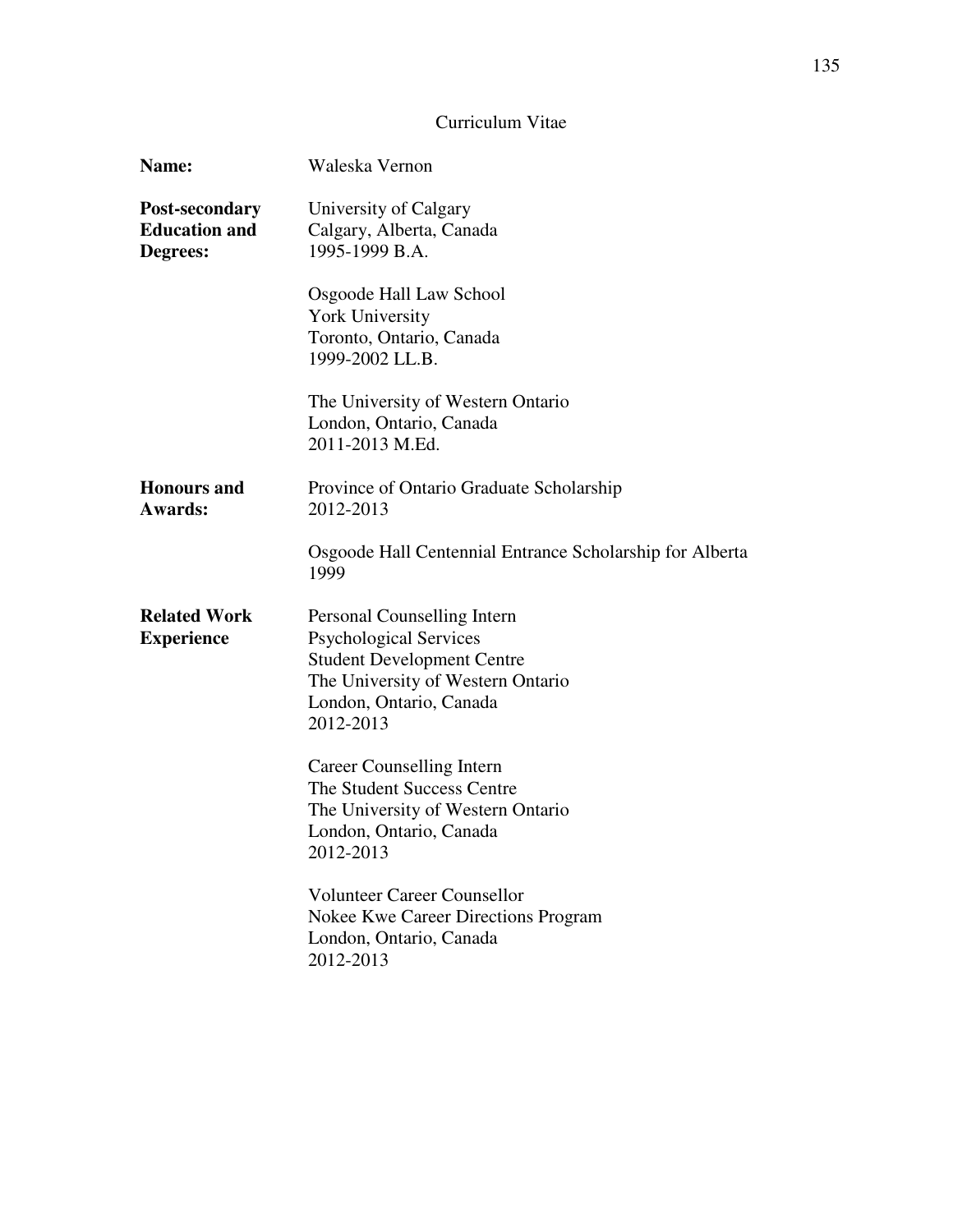# Curriculum Vitae

| | |
|---|---|
| **Name:** | Waleska Vernon |
| **Post-secondary Education and Degrees:** | University of Calgary<br>Calgary, Alberta, Canada<br>1995-1999 B.A. |
| | Osgoode Hall Law School<br>York University<br>Toronto, Ontario, Canada<br>1999-2002 LL.B. |
| | The University of Western Ontario<br>London, Ontario, Canada<br>2011-2013 M.Ed. |
| **Honours and Awards:** | Province of Ontario Graduate Scholarship<br>2012-2013 |
| | Osgoode Hall Centennial Entrance Scholarship for Alberta<br>1999 |
| **Related Work Experience** | Personal Counselling Intern<br>Psychological Services<br>Student Development Centre<br>The University of Western Ontario<br>London, Ontario, Canada<br>2012-2013 |
| | Career Counselling Intern<br>The Student Success Centre<br>The University of Western Ontario<br>London, Ontario, Canada<br>2012-2013 |
| | Volunteer Career Counsellor<br>Nokee Kwe Career Directions Program<br>London, Ontario, Canada<br>2012-2013 |